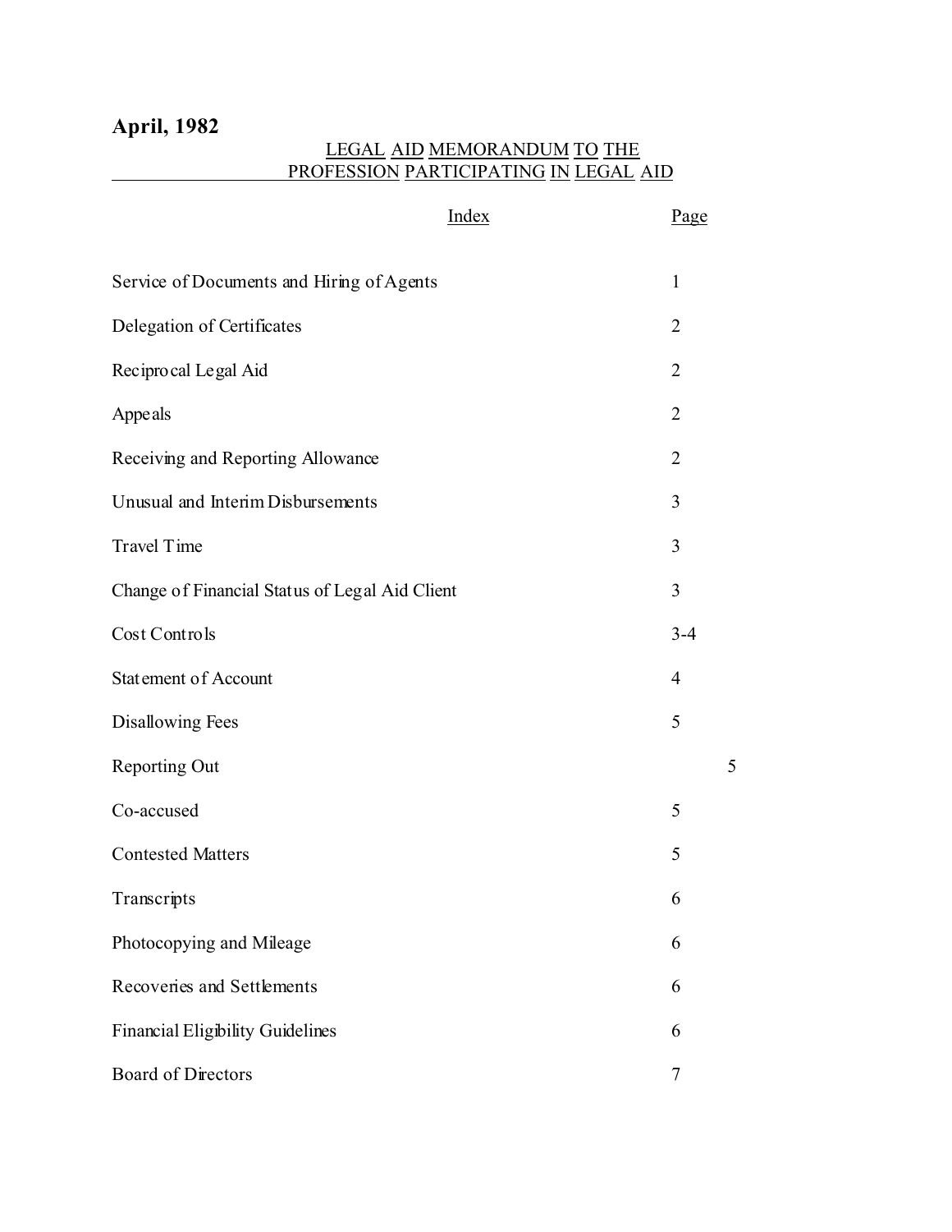**April, 1982**

# LEGAL AID MEMORANDUM TO THE PROFESSION PARTICIPATING IN LEGAL AID

| Index | Page |
|---|---|
| Service of Documents and Hiring of Agents | 1 |
| Delegation of Certificates | 2 |
| Reciprocal Legal Aid | 2 |
| Appeals | 2 |
| Receiving and Reporting Allowance | 2 |
| Unusual and Interim Disbursements | 3 |
| Travel Time | 3 |
| Change of Financial Status of Legal Aid Client | 3 |
| Cost Controls | 3-4 |
| Statement of Account | 4 |
| Disallowing Fees | 5 |
| Reporting Out | 5 |
| Co-accused | 5 |
| Contested Matters | 5 |
| Transcripts | 6 |
| Photocopying and Mileage | 6 |
| Recoveries and Settlements | 6 |
| Financial Eligibility Guidelines | 6 |
| Board of Directors | 7 |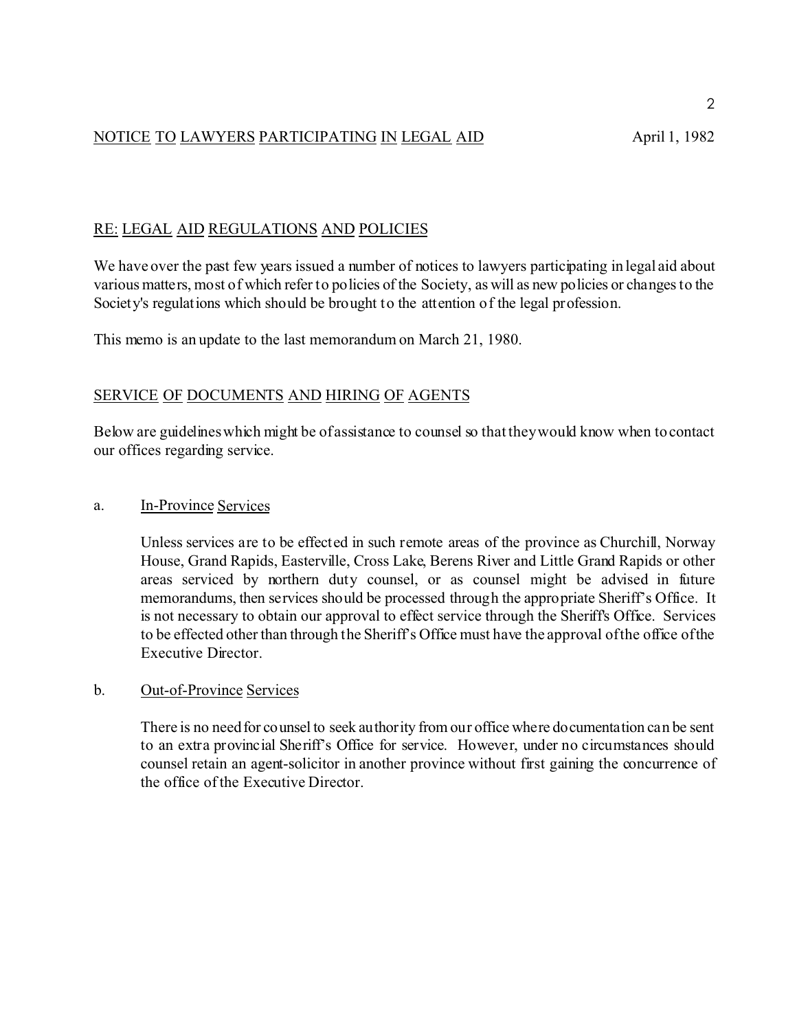NOTICE TO LAWYERS PARTICIPATING IN LEGAL AID April 1, 1982

## RE: LEGAL AID REGULATIONS AND POLICIES

We have over the past few years issued a number of notices to lawyers participating in legal aid about various matters, most of which refer to policies of the Society, as will as new policies or changes to the Society's regulations which should be brought to the attention of the legal profession.

This memo is an update to the last memorandum on March 21, 1980.

## SERVICE OF DOCUMENTS AND HIRING OF AGENTS

Below are guidelines which might be of assistance to counsel so that they would know when to contact our offices regarding service.

a. In-Province Services

Unless services are to be effected in such remote areas of the province as Churchill, Norway House, Grand Rapids, Easterville, Cross Lake, Berens River and Little Grand Rapids or other areas serviced by northern duty counsel, or as counsel might be advised in future memorandums, then services should be processed through the appropriate Sheriff's Office. It is not necessary to obtain our approval to effect service through the Sheriff's Office. Services to be effected other than through the Sheriff's Office must have the approval of the office of the Executive Director.

b. Out-of-Province Services

There is no need for counsel to seek authority from our office where documentation can be sent to an extra provincial Sheriff's Office for service. However, under no circumstances should counsel retain an agent-solicitor in another province without first gaining the concurrence of the office of the Executive Director.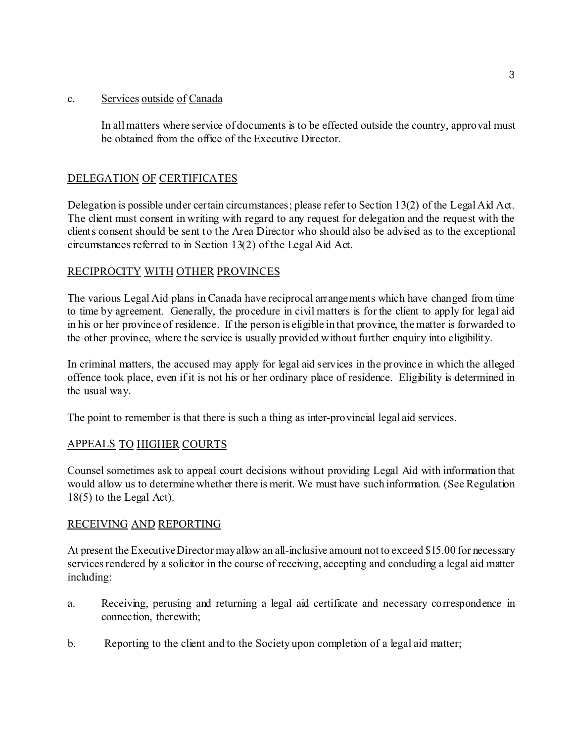c. <u>Services outside of Canada</u>

   In all matters where service of documents is to be effected outside the country, approval must be obtained from the office of the Executive Director.

## <u>DELEGATION OF CERTIFICATES</u>

Delegation is possible under certain circumstances; please refer to Section 13(2) of the Legal Aid Act. The client must consent in writing with regard to any request for delegation and the request with the clients consent should be sent to the Area Director who should also be advised as to the exceptional circumstances referred to in Section 13(2) of the Legal Aid Act.

## <u>RECIPROCITY WITH OTHER PROVINCES</u>

The various Legal Aid plans in Canada have reciprocal arrangements which have changed from time to time by agreement. Generally, the procedure in civil matters is for the client to apply for legal aid in his or her province of residence. If the person is eligible in that province, the matter is forwarded to the other province, where the service is usually provided without further enquiry into eligibility.

In criminal matters, the accused may apply for legal aid services in the province in which the alleged offence took place, even if it is not his or her ordinary place of residence. Eligibility is determined in the usual way.

The point to remember is that there is such a thing as inter-provincial legal aid services.

## <u>APPEALS TO HIGHER COURTS</u>

Counsel sometimes ask to appeal court decisions without providing Legal Aid with information that would allow us to determine whether there is merit. We must have such information. (See Regulation 18(5) to the Legal Act).

## <u>RECEIVING AND REPORTING</u>

At present the Executive Director may allow an all-inclusive amount not to exceed $15.00 for necessary services rendered by a solicitor in the course of receiving, accepting and concluding a legal aid matter including:

a. Receiving, perusing and returning a legal aid certificate and necessary correspondence in connection, therewith;

b. Reporting to the client and to the Society upon completion of a legal aid matter;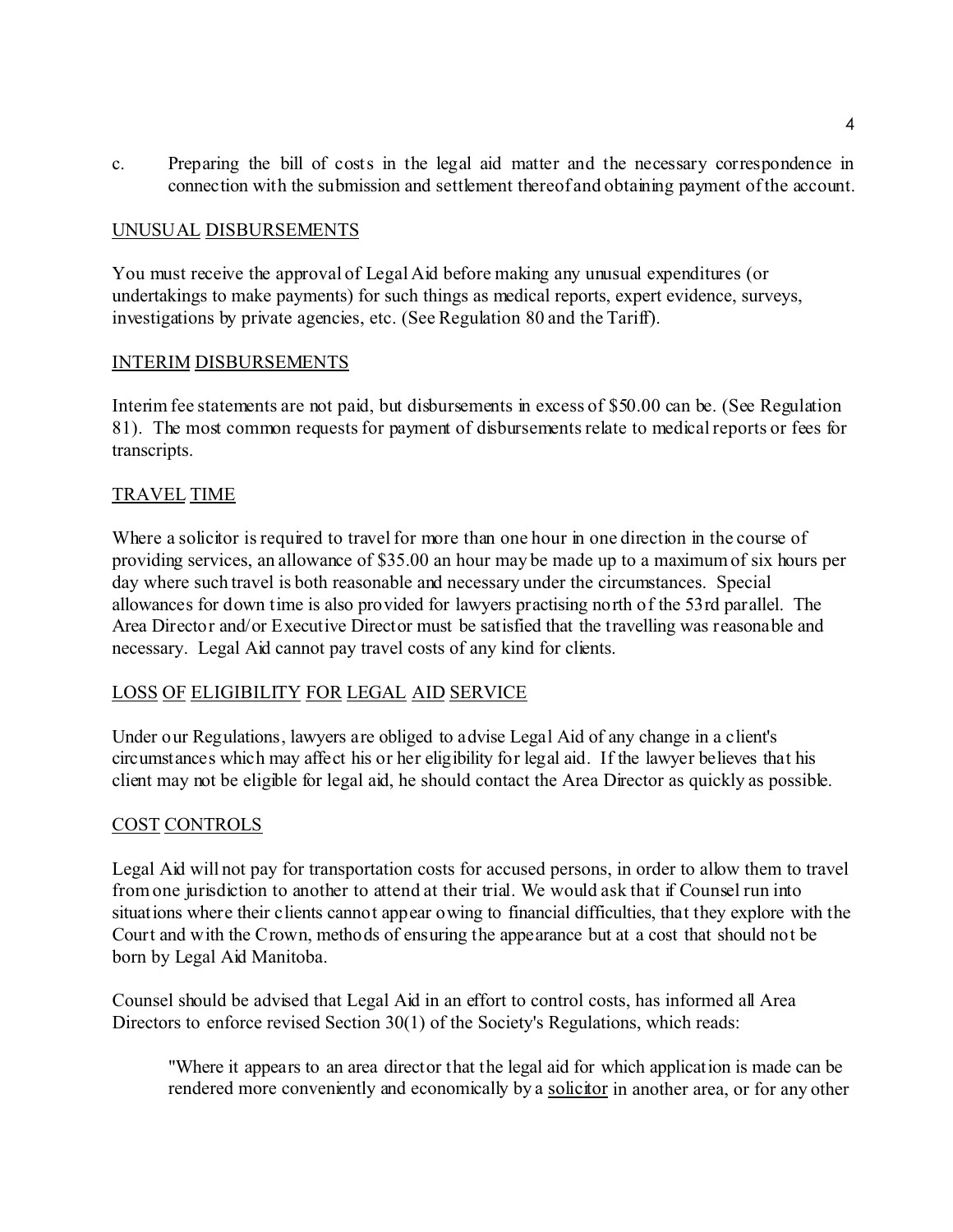c. Preparing the bill of costs in the legal aid matter and the necessary correspondence in connection with the submission and settlement thereof and obtaining payment of the account.

<u>UNUSUAL</u> <u>DISBURSEMENTS</u>

You must receive the approval of Legal Aid before making any unusual expenditures (or undertakings to make payments) for such things as medical reports, expert evidence, surveys, investigations by private agencies, etc. (See Regulation 80 and the Tariff).

<u>INTERIM</u> <u>DISBURSEMENTS</u>

Interim fee statements are not paid, but disbursements in excess of $50.00 can be. (See Regulation 81). The most common requests for payment of disbursements relate to medical reports or fees for transcripts.

<u>TRAVEL</u> <u>TIME</u>

Where a solicitor is required to travel for more than one hour in one direction in the course of providing services, an allowance of $35.00 an hour may be made up to a maximum of six hours per day where such travel is both reasonable and necessary under the circumstances. Special allowances for down time is also provided for lawyers practising north of the 53rd parallel. The Area Director and/or Executive Director must be satisfied that the travelling was reasonable and necessary. Legal Aid cannot pay travel costs of any kind for clients.

<u>LOSS</u> <u>OF</u> <u>ELIGIBILITY</u> <u>FOR</u> <u>LEGAL</u> <u>AID</u> <u>SERVICE</u>

Under our Regulations, lawyers are obliged to advise Legal Aid of any change in a client's circumstances which may affect his or her eligibility for legal aid. If the lawyer believes that his client may not be eligible for legal aid, he should contact the Area Director as quickly as possible.

<u>COST</u> <u>CONTROLS</u>

Legal Aid will not pay for transportation costs for accused persons, in order to allow them to travel from one jurisdiction to another to attend at their trial. We would ask that if Counsel run into situations where their clients cannot appear owing to financial difficulties, that they explore with the Court and with the Crown, methods of ensuring the appearance but at a cost that should not be born by Legal Aid Manitoba.

Counsel should be advised that Legal Aid in an effort to control costs, has informed all Area Directors to enforce revised Section 30(1) of the Society's Regulations, which reads:

> "Where it appears to an area director that the legal aid for which application is made can be rendered more conveniently and economically by a <u>solicitor</u> in another area, or for any other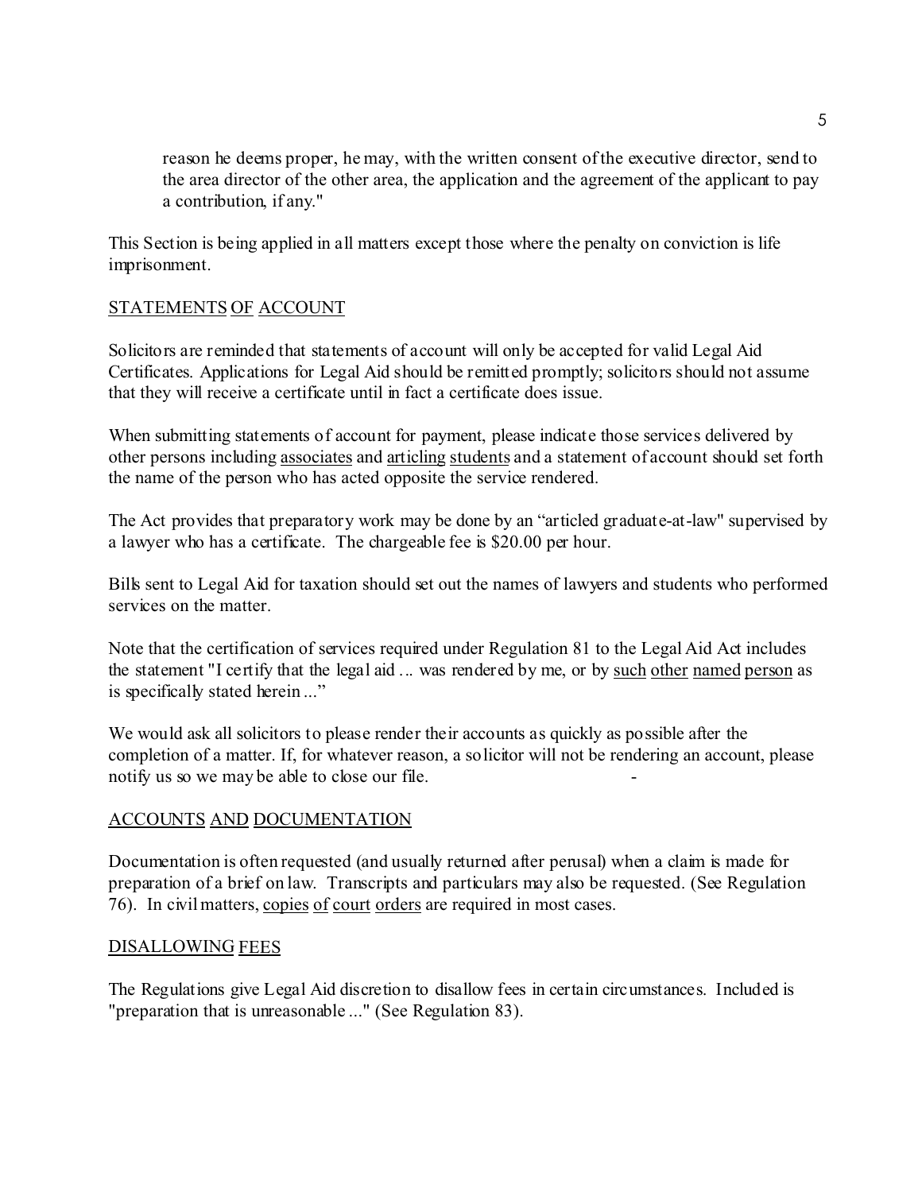> reason he deems proper, he may, with the written consent of the executive director, send to the area director of the other area, the application and the agreement of the applicant to pay a contribution, if any."

This Section is being applied in all matters except those where the penalty on conviction is life imprisonment.

## STATEMENTS OF ACCOUNT

Solicitors are reminded that statements of account will only be accepted for valid Legal Aid Certificates. Applications for Legal Aid should be remitted promptly; solicitors should not assume that they will receive a certificate until in fact a certificate does issue.

When submitting statements of account for payment, please indicate those services delivered by other persons including associates and articling students and a statement of account should set forth the name of the person who has acted opposite the service rendered.

The Act provides that preparatory work may be done by an "articled graduate-at-law" supervised by a lawyer who has a certificate. The chargeable fee is $20.00 per hour.

Bills sent to Legal Aid for taxation should set out the names of lawyers and students who performed services on the matter.

Note that the certification of services required under Regulation 81 to the Legal Aid Act includes the statement "I certify that the legal aid ... was rendered by me, or by such other named person as is specifically stated herein ..."

We would ask all solicitors to please render their accounts as quickly as possible after the completion of a matter. If, for whatever reason, a solicitor will not be rendering an account, please notify us so we may be able to close our file.

## ACCOUNTS AND DOCUMENTATION

Documentation is often requested (and usually returned after perusal) when a claim is made for preparation of a brief on law. Transcripts and particulars may also be requested. (See Regulation 76). In civil matters, copies of court orders are required in most cases.

## DISALLOWING FEES

The Regulations give Legal Aid discretion to disallow fees in certain circumstances. Included is "preparation that is unreasonable ..." (See Regulation 83).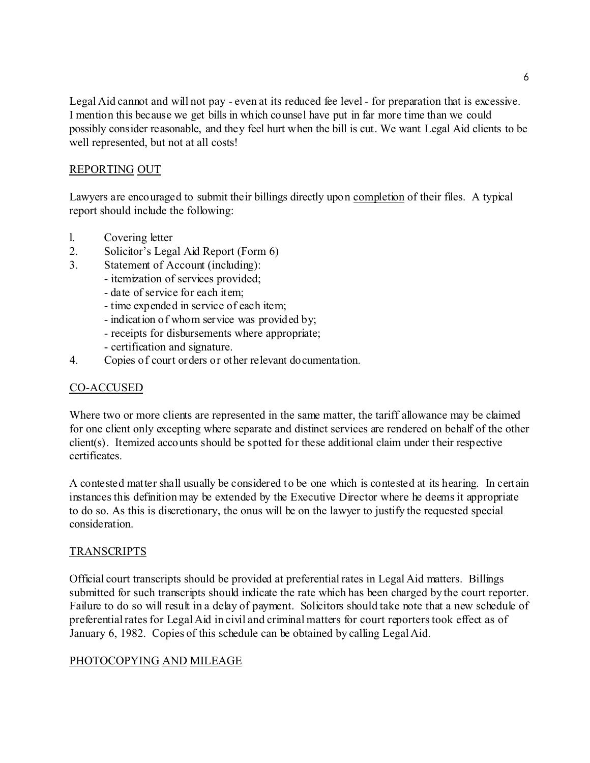Legal Aid cannot and will not pay - even at its reduced fee level - for preparation that is excessive. I mention this because we get bills in which counsel have put in far more time than we could possibly consider reasonable, and they feel hurt when the bill is cut. We want Legal Aid clients to be well represented, but not at all costs!

## REPORTING OUT

Lawyers are encouraged to submit their billings directly upon completion of their files. A typical report should include the following:

1. Covering letter
2. Solicitor's Legal Aid Report (Form 6)
3. Statement of Account (including):
   - itemization of services provided;
   - date of service for each item;
   - time expended in service of each item;
   - indication of whom service was provided by;
   - receipts for disbursements where appropriate;
   - certification and signature.
4. Copies of court orders or other relevant documentation.

## CO-ACCUSED

Where two or more clients are represented in the same matter, the tariff allowance may be claimed for one client only excepting where separate and distinct services are rendered on behalf of the other client(s). Itemized accounts should be spotted for these additional claim under their respective certificates.

A contested matter shall usually be considered to be one which is contested at its hearing. In certain instances this definition may be extended by the Executive Director where he deems it appropriate to do so. As this is discretionary, the onus will be on the lawyer to justify the requested special consideration.

## TRANSCRIPTS

Official court transcripts should be provided at preferential rates in Legal Aid matters. Billings submitted for such transcripts should indicate the rate which has been charged by the court reporter. Failure to do so will result in a delay of payment. Solicitors should take note that a new schedule of preferential rates for Legal Aid in civil and criminal matters for court reporters took effect as of January 6, 1982. Copies of this schedule can be obtained by calling Legal Aid.

## PHOTOCOPYING AND MILEAGE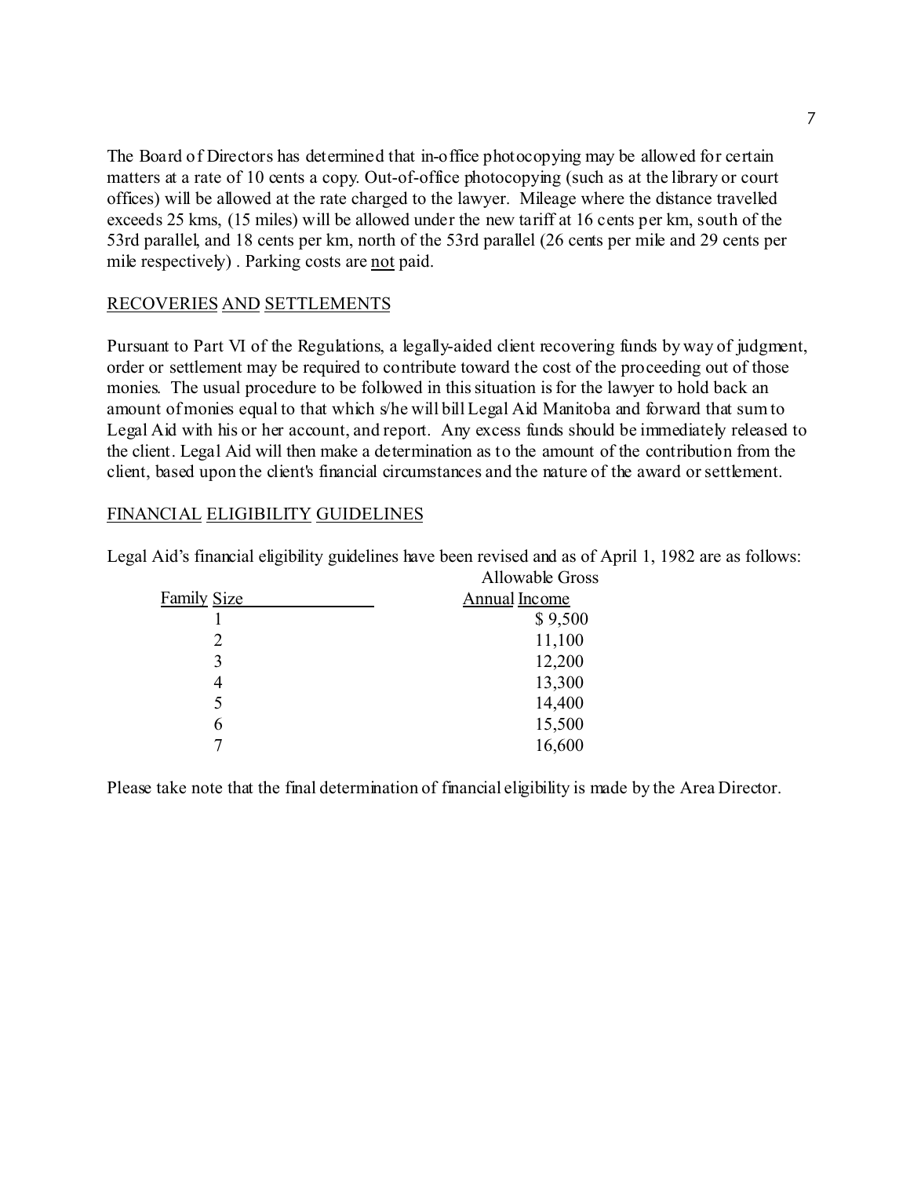The Board of Directors has determined that in-office photocopying may be allowed for certain matters at a rate of 10 cents a copy. Out-of-office photocopying (such as at the library or court offices) will be allowed at the rate charged to the lawyer. Mileage where the distance travelled exceeds 25 kms, (15 miles) will be allowed under the new tariff at 16 cents per km, south of the 53rd parallel, and 18 cents per km, north of the 53rd parallel (26 cents per mile and 29 cents per mile respectively) . Parking costs are not paid.

## RECOVERIES AND SETTLEMENTS

Pursuant to Part VI of the Regulations, a legally-aided client recovering funds by way of judgment, order or settlement may be required to contribute toward the cost of the proceeding out of those monies. The usual procedure to be followed in this situation is for the lawyer to hold back an amount of monies equal to that which s/he will bill Legal Aid Manitoba and forward that sum to Legal Aid with his or her account, and report. Any excess funds should be immediately released to the client. Legal Aid will then make a determination as to the amount of the contribution from the client, based upon the client's financial circumstances and the nature of the award or settlement.

## FINANCIAL ELIGIBILITY GUIDELINES

Legal Aid's financial eligibility guidelines have been revised and as of April 1, 1982 are as follows:

| Family Size | Allowable Gross Annual Income |
|---|---|
| 1 | $ 9,500 |
| 2 | 11,100 |
| 3 | 12,200 |
| 4 | 13,300 |
| 5 | 14,400 |
| 6 | 15,500 |
| 7 | 16,600 |

Please take note that the final determination of financial eligibility is made by the Area Director.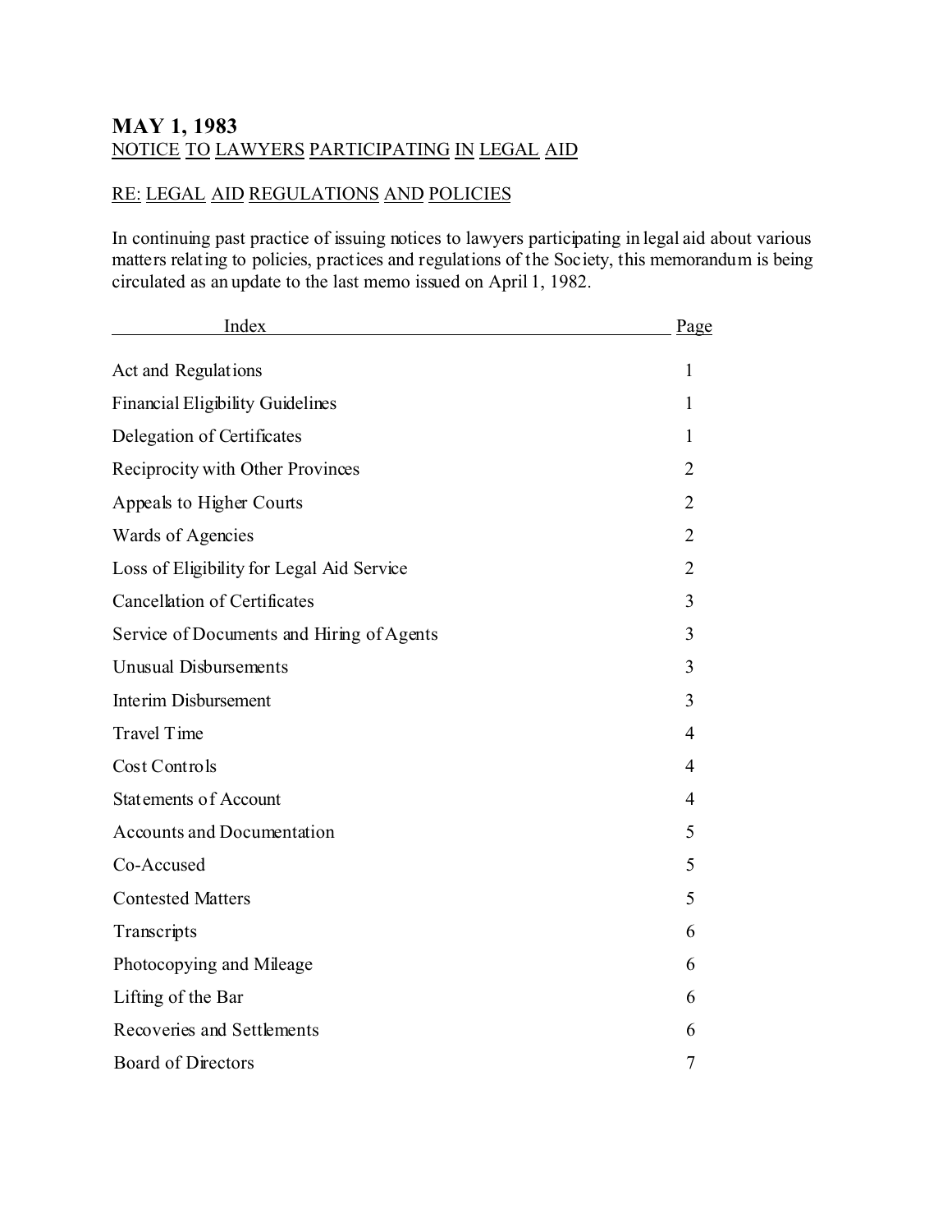## MAY 1, 1983

NOTICE TO LAWYERS PARTICIPATING IN LEGAL AID

RE: LEGAL AID REGULATIONS AND POLICIES

In continuing past practice of issuing notices to lawyers participating in legal aid about various matters relating to policies, practices and regulations of the Society, this memorandum is being circulated as an update to the last memo issued on April 1, 1982.

| Index | Page |
|---|---|
| Act and Regulations | 1 |
| Financial Eligibility Guidelines | 1 |
| Delegation of Certificates | 1 |
| Reciprocity with Other Provinces | 2 |
| Appeals to Higher Courts | 2 |
| Wards of Agencies | 2 |
| Loss of Eligibility for Legal Aid Service | 2 |
| Cancellation of Certificates | 3 |
| Service of Documents and Hiring of Agents | 3 |
| Unusual Disbursements | 3 |
| Interim Disbursement | 3 |
| Travel Time | 4 |
| Cost Controls | 4 |
| Statements of Account | 4 |
| Accounts and Documentation | 5 |
| Co-Accused | 5 |
| Contested Matters | 5 |
| Transcripts | 6 |
| Photocopying and Mileage | 6 |
| Lifting of the Bar | 6 |
| Recoveries and Settlements | 6 |
| Board of Directors | 7 |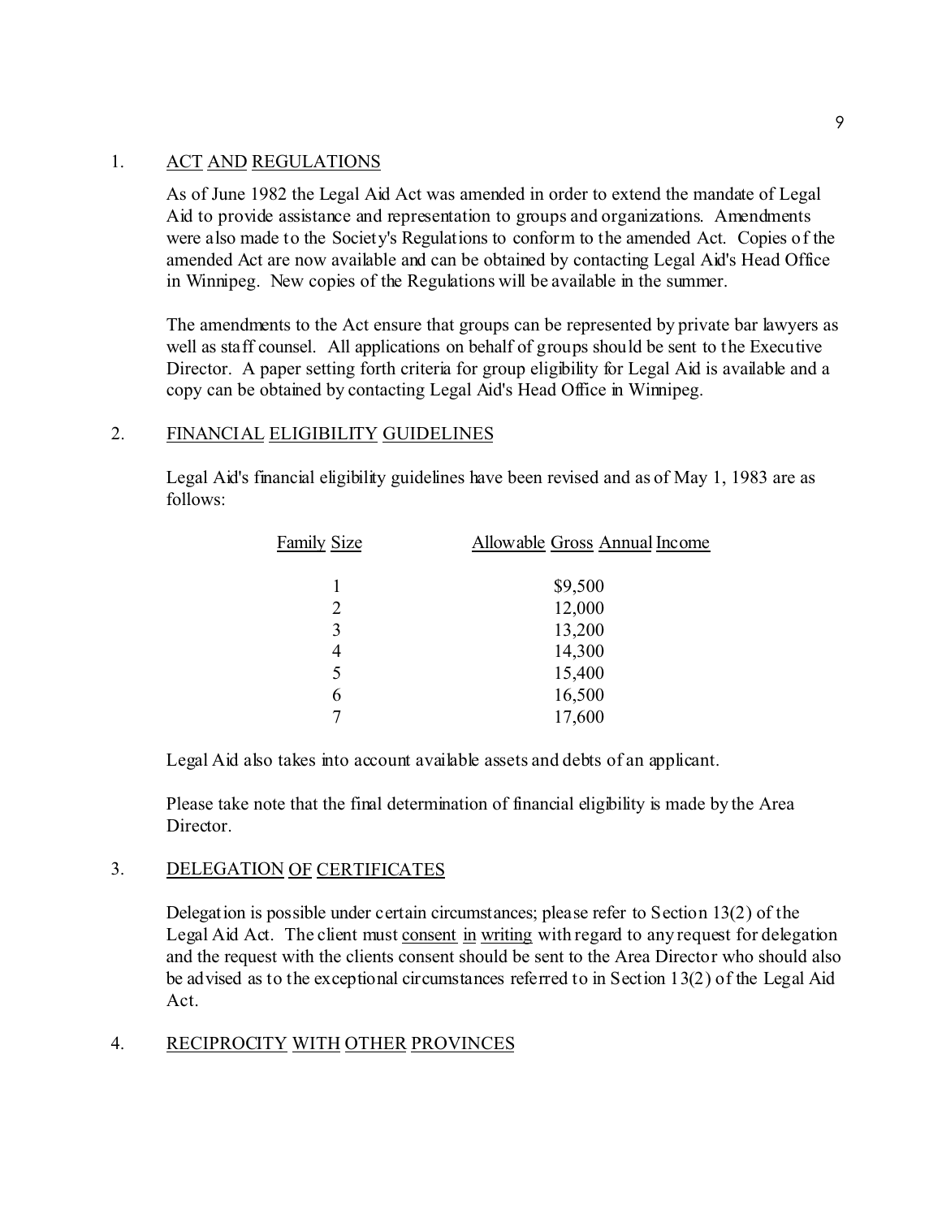## 1. ACT AND REGULATIONS

As of June 1982 the Legal Aid Act was amended in order to extend the mandate of Legal Aid to provide assistance and representation to groups and organizations. Amendments were also made to the Society's Regulations to conform to the amended Act. Copies of the amended Act are now available and can be obtained by contacting Legal Aid's Head Office in Winnipeg. New copies of the Regulations will be available in the summer.

The amendments to the Act ensure that groups can be represented by private bar lawyers as well as staff counsel. All applications on behalf of groups should be sent to the Executive Director. A paper setting forth criteria for group eligibility for Legal Aid is available and a copy can be obtained by contacting Legal Aid's Head Office in Winnipeg.

## 2. FINANCIAL ELIGIBILITY GUIDELINES

Legal Aid's financial eligibility guidelines have been revised and as of May 1, 1983 are as follows:

| Family Size | Allowable Gross Annual Income |
|---|---|
| 1 | $9,500 |
| 2 | 12,000 |
| 3 | 13,200 |
| 4 | 14,300 |
| 5 | 15,400 |
| 6 | 16,500 |
| 7 | 17,600 |

Legal Aid also takes into account available assets and debts of an applicant.

Please take note that the final determination of financial eligibility is made by the Area Director.

## 3. DELEGATION OF CERTIFICATES

Delegation is possible under certain circumstances; please refer to Section 13(2) of the Legal Aid Act. The client must consent in writing with regard to any request for delegation and the request with the clients consent should be sent to the Area Director who should also be advised as to the exceptional circumstances referred to in Section 13(2) of the Legal Aid Act.

## 4. RECIPROCITY WITH OTHER PROVINCES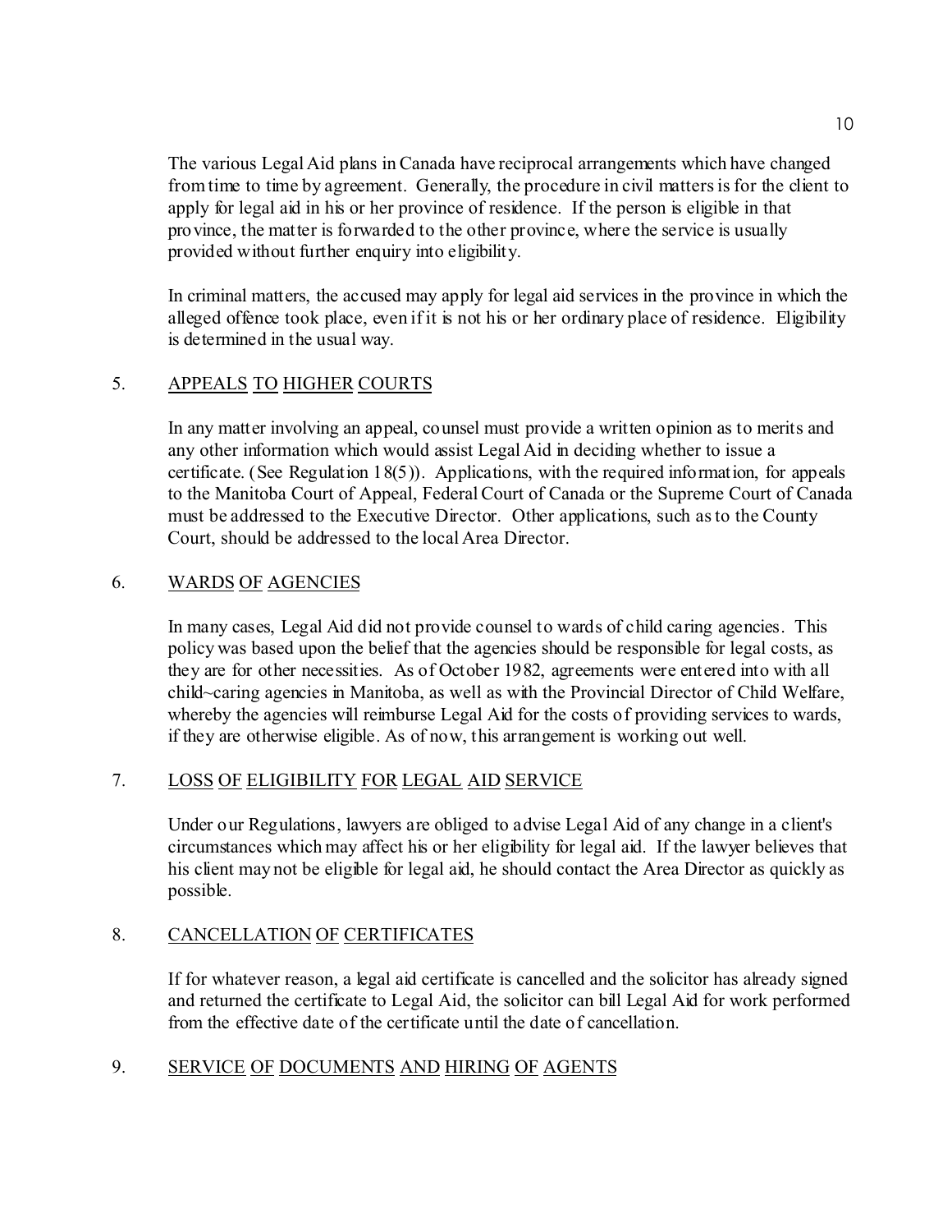The various Legal Aid plans in Canada have reciprocal arrangements which have changed from time to time by agreement. Generally, the procedure in civil matters is for the client to apply for legal aid in his or her province of residence. If the person is eligible in that province, the matter is forwarded to the other province, where the service is usually provided without further enquiry into eligibility.

In criminal matters, the accused may apply for legal aid services in the province in which the alleged offence took place, even if it is not his or her ordinary place of residence. Eligibility is determined in the usual way.

## 5. APPEALS TO HIGHER COURTS

In any matter involving an appeal, counsel must provide a written opinion as to merits and any other information which would assist Legal Aid in deciding whether to issue a certificate. (See Regulation 18(5)). Applications, with the required information, for appeals to the Manitoba Court of Appeal, Federal Court of Canada or the Supreme Court of Canada must be addressed to the Executive Director. Other applications, such as to the County Court, should be addressed to the local Area Director.

## 6. WARDS OF AGENCIES

In many cases, Legal Aid did not provide counsel to wards of child caring agencies. This policy was based upon the belief that the agencies should be responsible for legal costs, as they are for other necessities. As of October 1982, agreements were entered into with all child~caring agencies in Manitoba, as well as with the Provincial Director of Child Welfare, whereby the agencies will reimburse Legal Aid for the costs of providing services to wards, if they are otherwise eligible. As of now, this arrangement is working out well.

## 7. LOSS OF ELIGIBILITY FOR LEGAL AID SERVICE

Under our Regulations, lawyers are obliged to advise Legal Aid of any change in a client's circumstances which may affect his or her eligibility for legal aid. If the lawyer believes that his client may not be eligible for legal aid, he should contact the Area Director as quickly as possible.

## 8. CANCELLATION OF CERTIFICATES

If for whatever reason, a legal aid certificate is cancelled and the solicitor has already signed and returned the certificate to Legal Aid, the solicitor can bill Legal Aid for work performed from the effective date of the certificate until the date of cancellation.

## 9. SERVICE OF DOCUMENTS AND HIRING OF AGENTS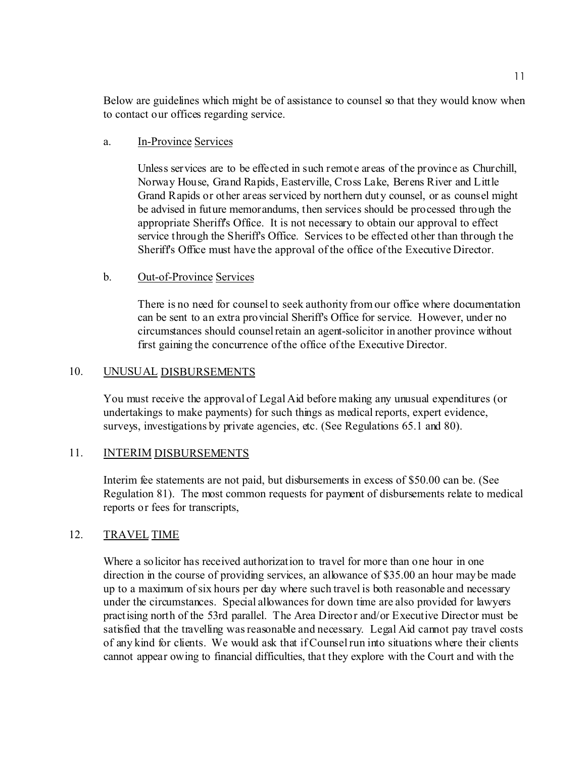Below are guidelines which might be of assistance to counsel so that they would know when to contact our offices regarding service.

a. <u>In-Province</u> <u>Services</u>

Unless services are to be effected in such remote areas of the province as Churchill, Norway House, Grand Rapids, Easterville, Cross Lake, Berens River and Little Grand Rapids or other areas serviced by northern duty counsel, or as counsel might be advised in future memorandums, then services should be processed through the appropriate Sheriff's Office. It is not necessary to obtain our approval to effect service through the Sheriff's Office. Services to be effected other than through the Sheriff's Office must have the approval of the office of the Executive Director.

b. <u>Out-of-Province</u> <u>Services</u>

There is no need for counsel to seek authority from our office where documentation can be sent to an extra provincial Sheriff's Office for service. However, under no circumstances should counsel retain an agent-solicitor in another province without first gaining the concurrence of the office of the Executive Director.

## 10. <u>UNUSUAL</u> <u>DISBURSEMENTS</u>

You must receive the approval of Legal Aid before making any unusual expenditures (or undertakings to make payments) for such things as medical reports, expert evidence, surveys, investigations by private agencies, etc. (See Regulations 65.1 and 80).

## 11. <u>INTERIM</u> <u>DISBURSEMENTS</u>

Interim fee statements are not paid, but disbursements in excess of $50.00 can be. (See Regulation 81). The most common requests for payment of disbursements relate to medical reports or fees for transcripts,

## 12. <u>TRAVEL</u> <u>TIME</u>

Where a solicitor has received authorization to travel for more than one hour in one direction in the course of providing services, an allowance of $35.00 an hour may be made up to a maximum of six hours per day where such travel is both reasonable and necessary under the circumstances. Special allowances for down time are also provided for lawyers practising north of the 53rd parallel. The Area Director and/or Executive Director must be satisfied that the travelling was reasonable and necessary. Legal Aid cannot pay travel costs of any kind for clients. We would ask that if Counsel run into situations where their clients cannot appear owing to financial difficulties, that they explore with the Court and with the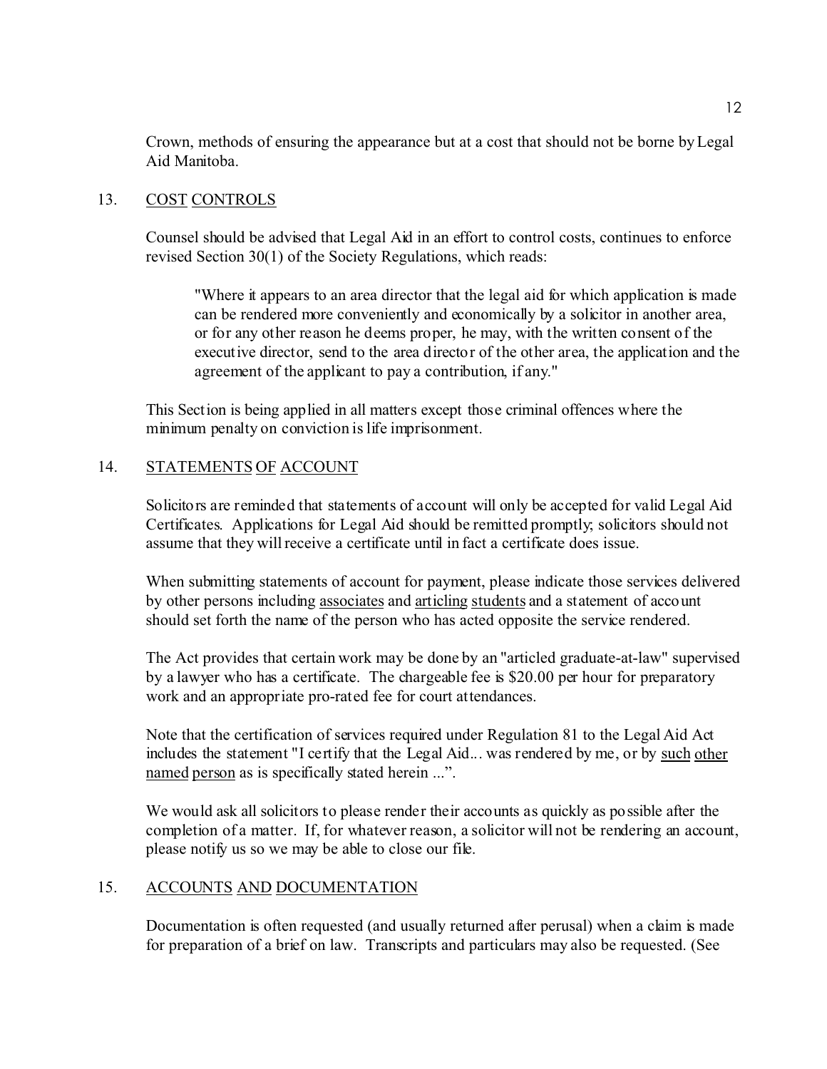Crown, methods of ensuring the appearance but at a cost that should not be borne by Legal Aid Manitoba.

## 13. COST CONTROLS

Counsel should be advised that Legal Aid in an effort to control costs, continues to enforce revised Section 30(1) of the Society Regulations, which reads:

> "Where it appears to an area director that the legal aid for which application is made can be rendered more conveniently and economically by a solicitor in another area, or for any other reason he deems proper, he may, with the written consent of the executive director, send to the area director of the other area, the application and the agreement of the applicant to pay a contribution, if any."

This Section is being applied in all matters except those criminal offences where the minimum penalty on conviction is life imprisonment.

## 14. STATEMENTS OF ACCOUNT

Solicitors are reminded that statements of account will only be accepted for valid Legal Aid Certificates. Applications for Legal Aid should be remitted promptly; solicitors should not assume that they will receive a certificate until in fact a certificate does issue.

When submitting statements of account for payment, please indicate those services delivered by other persons including <u>associates</u> and <u>articling students</u> and a statement of account should set forth the name of the person who has acted opposite the service rendered.

The Act provides that certain work may be done by an "articled graduate-at-law" supervised by a lawyer who has a certificate. The chargeable fee is $20.00 per hour for preparatory work and an appropriate pro-rated fee for court attendances.

Note that the certification of services required under Regulation 81 to the Legal Aid Act includes the statement "I certify that the Legal Aid... was rendered by me, or by <u>such other named person</u> as is specifically stated herein ...".

We would ask all solicitors to please render their accounts as quickly as possible after the completion of a matter. If, for whatever reason, a solicitor will not be rendering an account, please notify us so we may be able to close our file.

## 15. ACCOUNTS AND DOCUMENTATION

Documentation is often requested (and usually returned after perusal) when a claim is made for preparation of a brief on law. Transcripts and particulars may also be requested. (See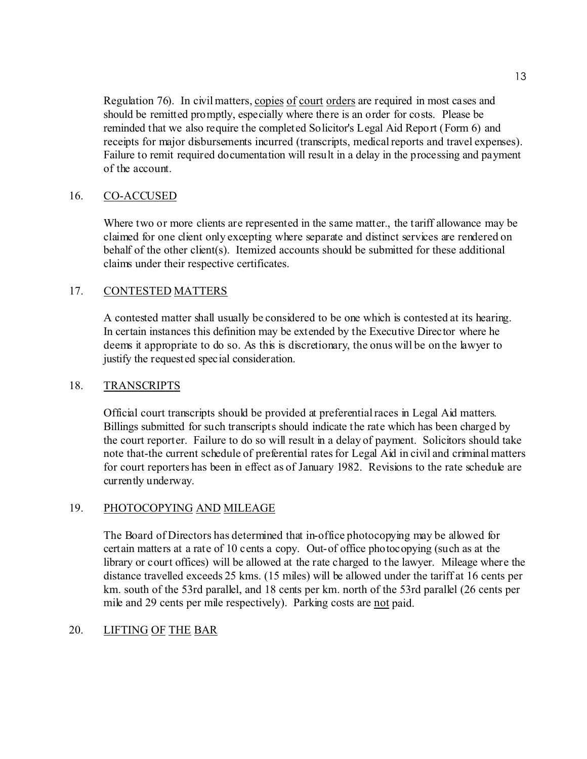Regulation 76). In civil matters, copies of court orders are required in most cases and should be remitted promptly, especially where there is an order for costs. Please be reminded that we also require the completed Solicitor's Legal Aid Report (Form 6) and receipts for major disbursements incurred (transcripts, medical reports and travel expenses). Failure to remit required documentation will result in a delay in the processing and payment of the account.

16. CO-ACCUSED

Where two or more clients are represented in the same matter., the tariff allowance may be claimed for one client only excepting where separate and distinct services are rendered on behalf of the other client(s). Itemized accounts should be submitted for these additional claims under their respective certificates.

17. CONTESTED MATTERS

A contested matter shall usually be considered to be one which is contested at its hearing. In certain instances this definition may be extended by the Executive Director where he deems it appropriate to do so. As this is discretionary, the onus will be on the lawyer to justify the requested special consideration.

18. TRANSCRIPTS

Official court transcripts should be provided at preferential races in Legal Aid matters. Billings submitted for such transcripts should indicate the rate which has been charged by the court reporter. Failure to do so will result in a delay of payment. Solicitors should take note that-the current schedule of preferential rates for Legal Aid in civil and criminal matters for court reporters has been in effect as of January 1982. Revisions to the rate schedule are currently underway.

19. PHOTOCOPYING AND MILEAGE

The Board of Directors has determined that in-office photocopying may be allowed for certain matters at a rate of 10 cents a copy. Out-of office photocopying (such as at the library or court offices) will be allowed at the rate charged to the lawyer. Mileage where the distance travelled exceeds 25 kms. (15 miles) will be allowed under the tariff at 16 cents per km. south of the 53rd parallel, and 18 cents per km. north of the 53rd parallel (26 cents per mile and 29 cents per mile respectively). Parking costs are not paid.

20. LIFTING OF THE BAR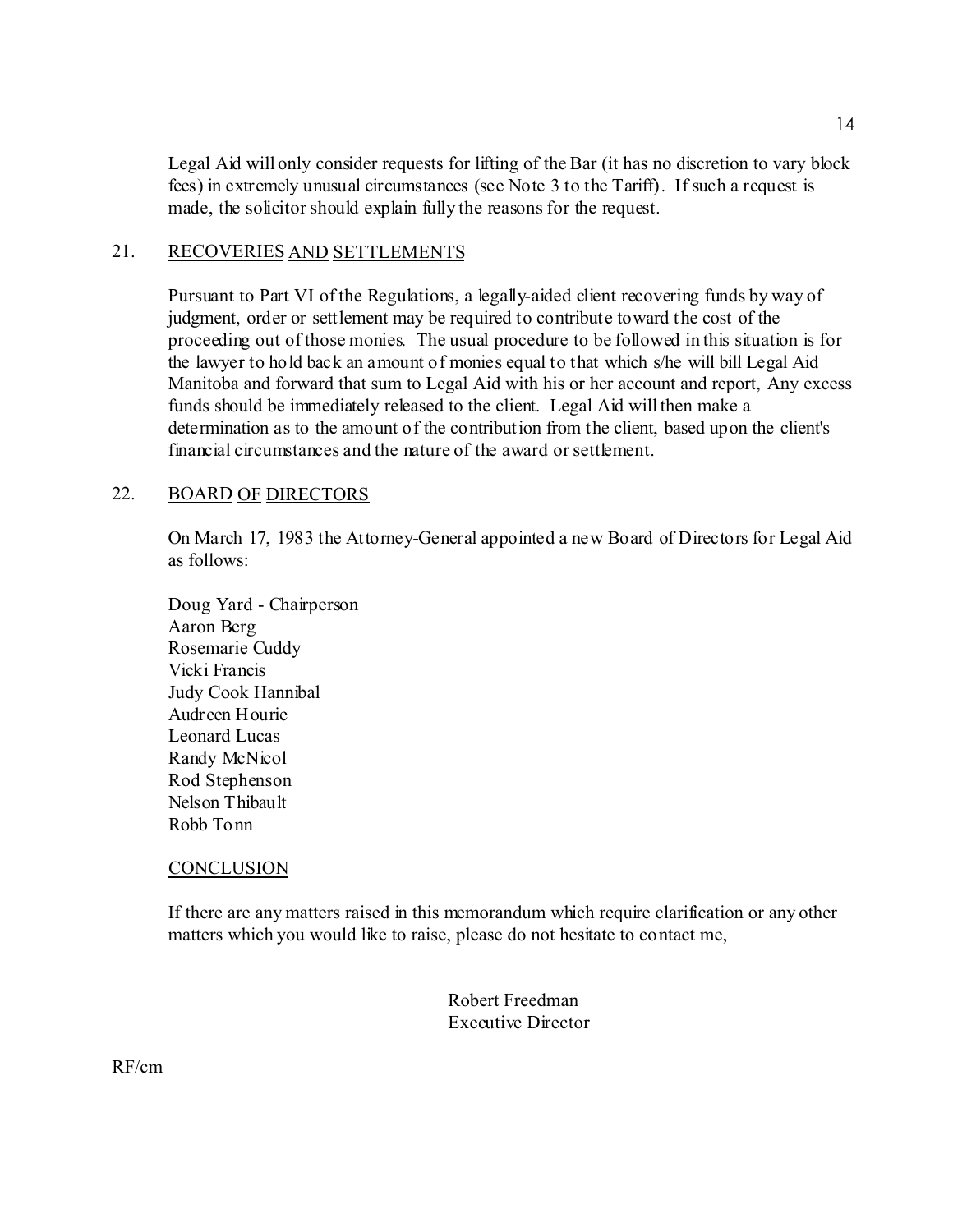Legal Aid will only consider requests for lifting of the Bar (it has no discretion to vary block fees) in extremely unusual circumstances (see Note 3 to the Tariff). If such a request is made, the solicitor should explain fully the reasons for the request.

## 21. RECOVERIES AND SETTLEMENTS

Pursuant to Part VI of the Regulations, a legally-aided client recovering funds by way of judgment, order or settlement may be required to contribute toward the cost of the proceeding out of those monies. The usual procedure to be followed in this situation is for the lawyer to hold back an amount of monies equal to that which s/he will bill Legal Aid Manitoba and forward that sum to Legal Aid with his or her account and report, Any excess funds should be immediately released to the client. Legal Aid will then make a determination as to the amount of the contribution from the client, based upon the client's financial circumstances and the nature of the award or settlement.

## 22. BOARD OF DIRECTORS

On March 17, 1983 the Attorney-General appointed a new Board of Directors for Legal Aid as follows:

Doug Yard - Chairperson
Aaron Berg
Rosemarie Cuddy
Vicki Francis
Judy Cook Hannibal
Audreen Hourie
Leonard Lucas
Randy McNicol
Rod Stephenson
Nelson Thibault
Robb Tonn

## CONCLUSION

If there are any matters raised in this memorandum which require clarification or any other matters which you would like to raise, please do not hesitate to contact me,

Robert Freedman
Executive Director

RF/cm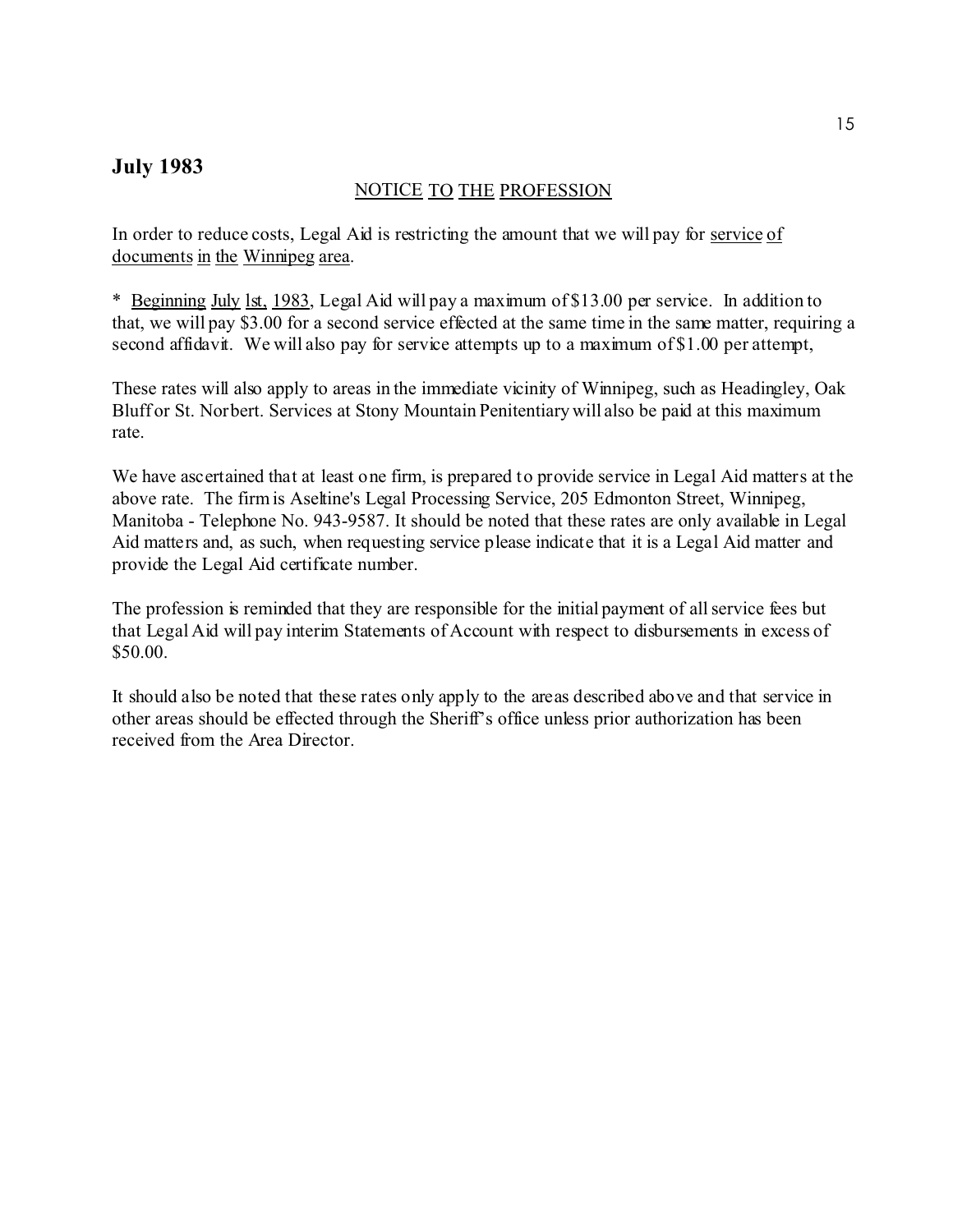## July 1983

NOTICE TO THE PROFESSION

In order to reduce costs, Legal Aid is restricting the amount that we will pay for service of documents in the Winnipeg area.

* Beginning July lst, 1983, Legal Aid will pay a maximum of $13.00 per service. In addition to that, we will pay $3.00 for a second service effected at the same time in the same matter, requiring a second affidavit. We will also pay for service attempts up to a maximum of $1.00 per attempt,

These rates will also apply to areas in the immediate vicinity of Winnipeg, such as Headingley, Oak Bluff or St. Norbert. Services at Stony Mountain Penitentiary will also be paid at this maximum rate.

We have ascertained that at least one firm, is prepared to provide service in Legal Aid matters at the above rate. The firm is Aseltine's Legal Processing Service, 205 Edmonton Street, Winnipeg, Manitoba - Telephone No. 943-9587. It should be noted that these rates are only available in Legal Aid matters and, as such, when requesting service please indicate that it is a Legal Aid matter and provide the Legal Aid certificate number.

The profession is reminded that they are responsible for the initial payment of all service fees but that Legal Aid will pay interim Statements of Account with respect to disbursements in excess of $50.00.

It should also be noted that these rates only apply to the areas described above and that service in other areas should be effected through the Sheriff's office unless prior authorization has been received from the Area Director.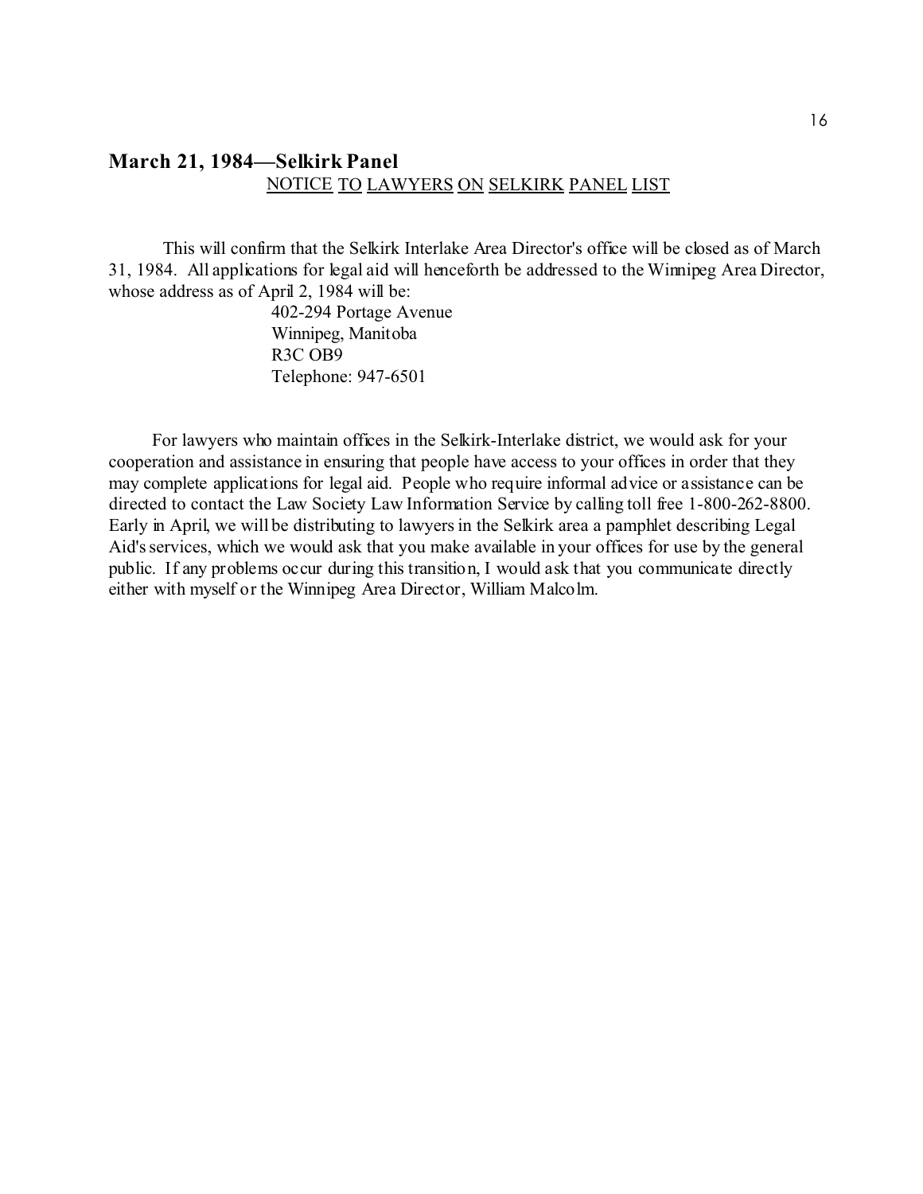## March 21, 1984—Selkirk Panel

NOTICE TO LAWYERS ON SELKIRK PANEL LIST

This will confirm that the Selkirk Interlake Area Director's office will be closed as of March 31, 1984. All applications for legal aid will henceforth be addressed to the Winnipeg Area Director, whose address as of April 2, 1984 will be:

402-294 Portage Avenue
Winnipeg, Manitoba
R3C OB9
Telephone: 947-6501

For lawyers who maintain offices in the Selkirk-Interlake district, we would ask for your cooperation and assistance in ensuring that people have access to your offices in order that they may complete applications for legal aid. People who require informal advice or assistance can be directed to contact the Law Society Law Information Service by calling toll free 1-800-262-8800. Early in April, we will be distributing to lawyers in the Selkirk area a pamphlet describing Legal Aid's services, which we would ask that you make available in your offices for use by the general public. If any problems occur during this transition, I would ask that you communicate directly either with myself or the Winnipeg Area Director, William Malcolm.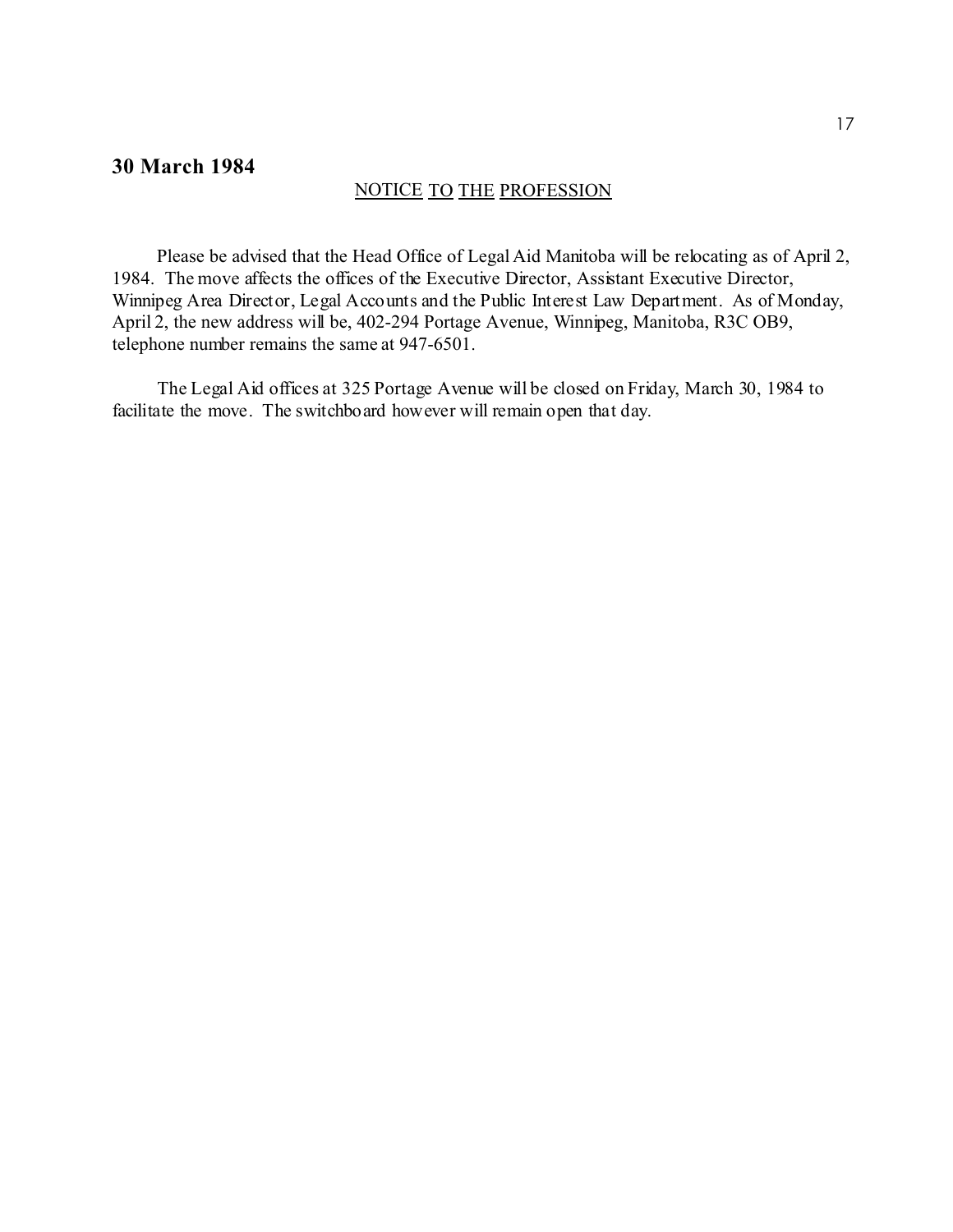## 30 March 1984

NOTICE TO THE PROFESSION

Please be advised that the Head Office of Legal Aid Manitoba will be relocating as of April 2, 1984. The move affects the offices of the Executive Director, Assistant Executive Director, Winnipeg Area Director, Legal Accounts and the Public Interest Law Department. As of Monday, April 2, the new address will be, 402-294 Portage Avenue, Winnipeg, Manitoba, R3C OB9, telephone number remains the same at 947-6501.

The Legal Aid offices at 325 Portage Avenue will be closed on Friday, March 30, 1984 to facilitate the move. The switchboard however will remain open that day.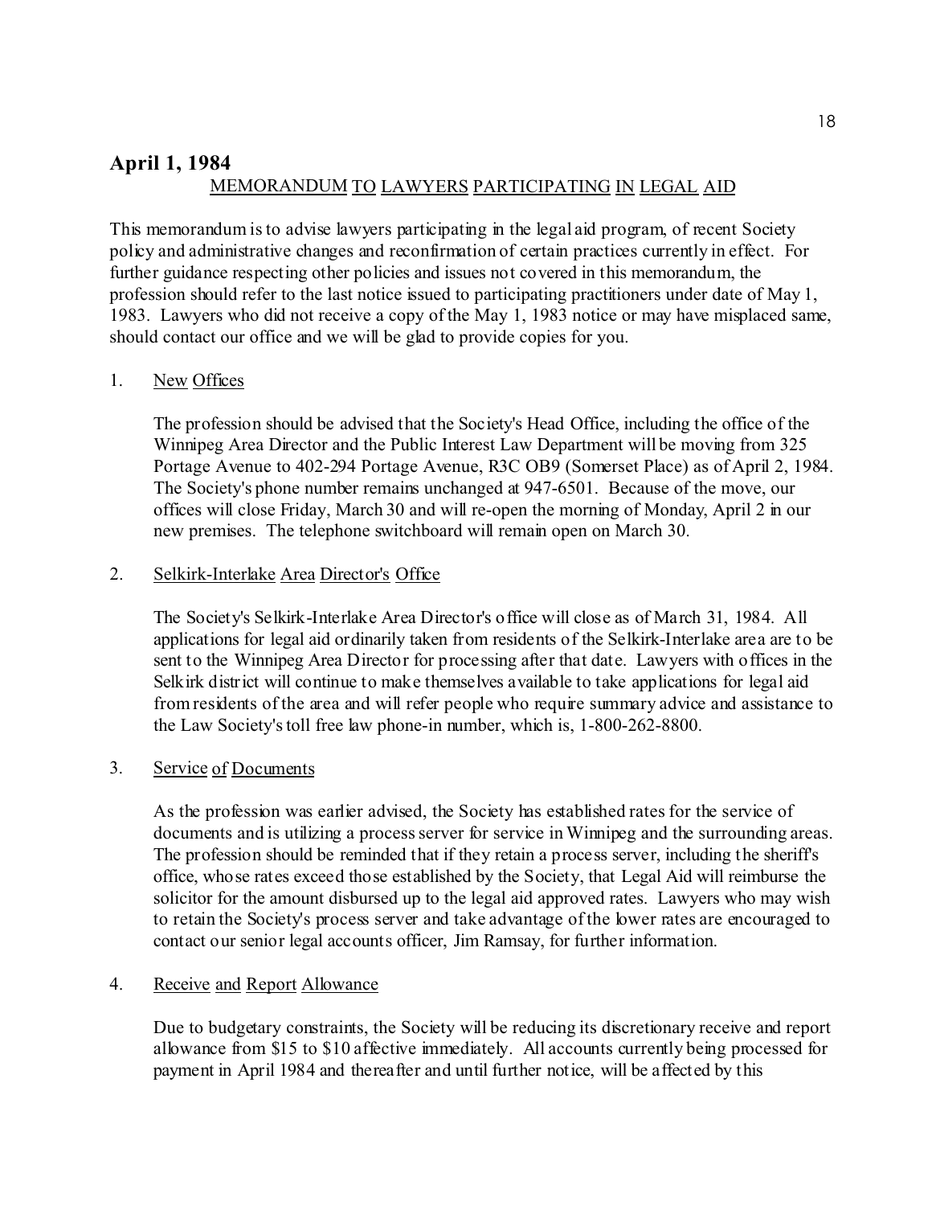## April 1, 1984

MEMORANDUM TO LAWYERS PARTICIPATING IN LEGAL AID

This memorandum is to advise lawyers participating in the legal aid program, of recent Society policy and administrative changes and reconfirmation of certain practices currently in effect. For further guidance respecting other policies and issues not covered in this memorandum, the profession should refer to the last notice issued to participating practitioners under date of May 1, 1983. Lawyers who did not receive a copy of the May 1, 1983 notice or may have misplaced same, should contact our office and we will be glad to provide copies for you.

1. New Offices

   The profession should be advised that the Society's Head Office, including the office of the Winnipeg Area Director and the Public Interest Law Department will be moving from 325 Portage Avenue to 402-294 Portage Avenue, R3C OB9 (Somerset Place) as of April 2, 1984. The Society's phone number remains unchanged at 947-6501. Because of the move, our offices will close Friday, March 30 and will re-open the morning of Monday, April 2 in our new premises. The telephone switchboard will remain open on March 30.

2. Selkirk-Interlake Area Director's Office

   The Society's Selkirk-Interlake Area Director's office will close as of March 31, 1984. All applications for legal aid ordinarily taken from residents of the Selkirk-Interlake area are to be sent to the Winnipeg Area Director for processing after that date. Lawyers with offices in the Selkirk district will continue to make themselves available to take applications for legal aid from residents of the area and will refer people who require summary advice and assistance to the Law Society's toll free law phone-in number, which is, 1-800-262-8800.

3. Service of Documents

   As the profession was earlier advised, the Society has established rates for the service of documents and is utilizing a process server for service in Winnipeg and the surrounding areas. The profession should be reminded that if they retain a process server, including the sheriff's office, whose rates exceed those established by the Society, that Legal Aid will reimburse the solicitor for the amount disbursed up to the legal aid approved rates. Lawyers who may wish to retain the Society's process server and take advantage of the lower rates are encouraged to contact our senior legal accounts officer, Jim Ramsay, for further information.

4. Receive and Report Allowance

   Due to budgetary constraints, the Society will be reducing its discretionary receive and report allowance from $15 to $10 affective immediately. All accounts currently being processed for payment in April 1984 and thereafter and until further notice, will be affected by this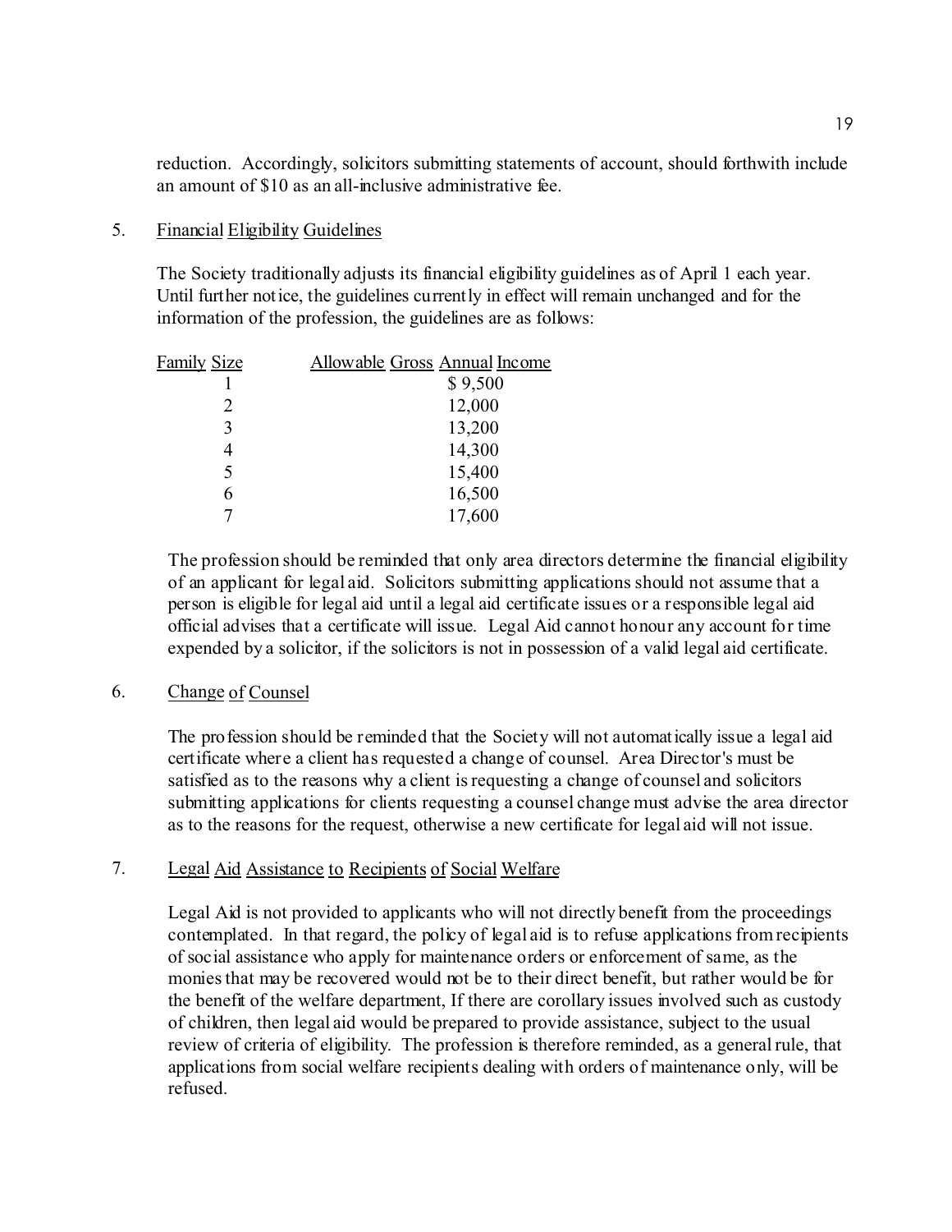reduction. Accordingly, solicitors submitting statements of account, should forthwith include an amount of $10 as an all-inclusive administrative fee.

5. Financial Eligibility Guidelines

The Society traditionally adjusts its financial eligibility guidelines as of April 1 each year. Until further notice, the guidelines currently in effect will remain unchanged and for the information of the profession, the guidelines are as follows:

| Family Size | Allowable Gross Annual Income |
|---|---|
| 1 | $ 9,500 |
| 2 | 12,000 |
| 3 | 13,200 |
| 4 | 14,300 |
| 5 | 15,400 |
| 6 | 16,500 |
| 7 | 17,600 |

The profession should be reminded that only area directors determine the financial eligibility of an applicant for legal aid. Solicitors submitting applications should not assume that a person is eligible for legal aid until a legal aid certificate issues or a responsible legal aid official advises that a certificate will issue. Legal Aid cannot honour any account for time expended by a solicitor, if the solicitors is not in possession of a valid legal aid certificate.

6. Change of Counsel

The profession should be reminded that the Society will not automatically issue a legal aid certificate where a client has requested a change of counsel. Area Director's must be satisfied as to the reasons why a client is requesting a change of counsel and solicitors submitting applications for clients requesting a counsel change must advise the area director as to the reasons for the request, otherwise a new certificate for legal aid will not issue.

7. Legal Aid Assistance to Recipients of Social Welfare

Legal Aid is not provided to applicants who will not directly benefit from the proceedings contemplated. In that regard, the policy of legal aid is to refuse applications from recipients of social assistance who apply for maintenance orders or enforcement of same, as the monies that may be recovered would not be to their direct benefit, but rather would be for the benefit of the welfare department, If there are corollary issues involved such as custody of children, then legal aid would be prepared to provide assistance, subject to the usual review of criteria of eligibility. The profession is therefore reminded, as a general rule, that applications from social welfare recipients dealing with orders of maintenance only, will be refused.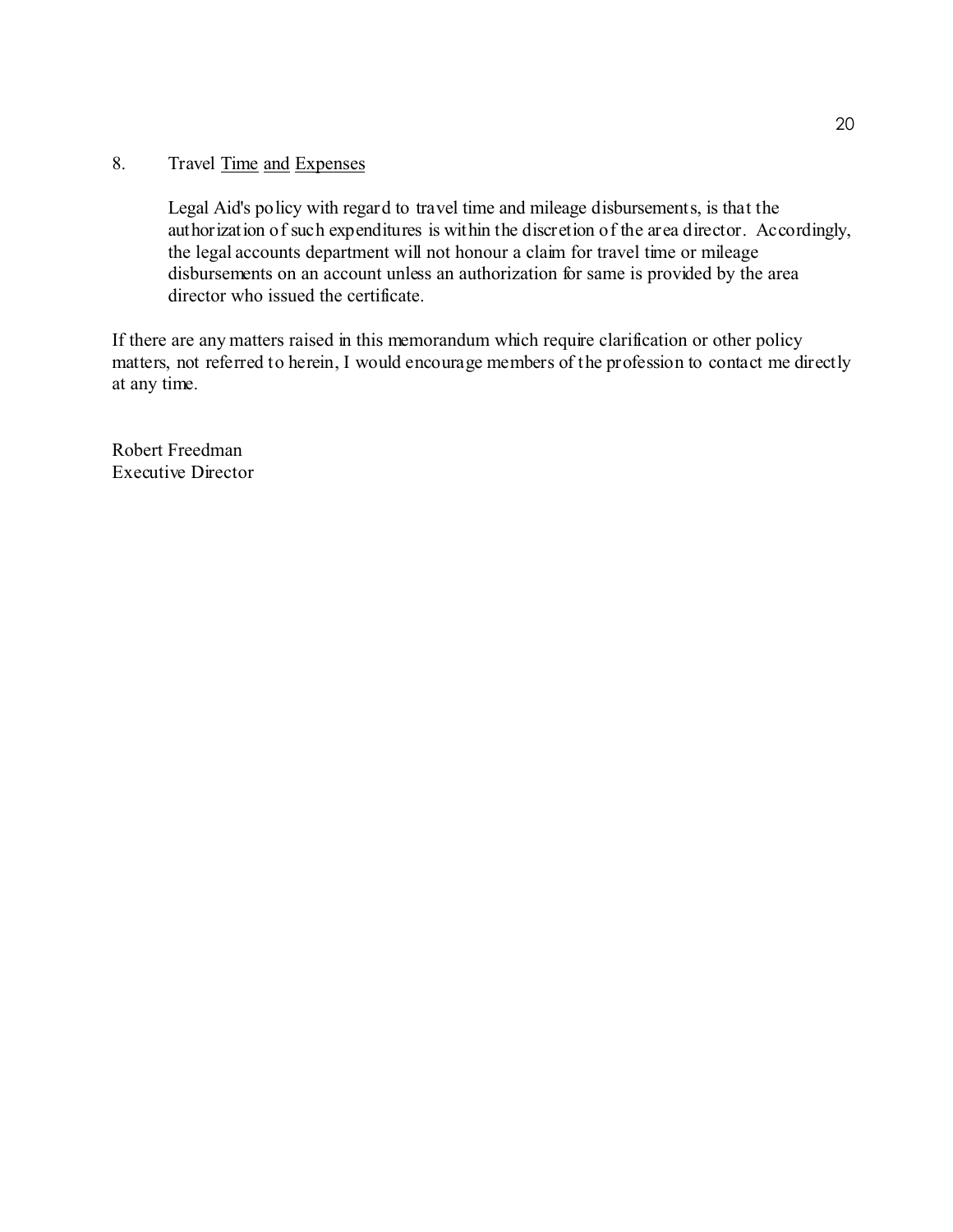8. Travel Time and Expenses

Legal Aid's policy with regard to travel time and mileage disbursements, is that the authorization of such expenditures is within the discretion of the area director. Accordingly, the legal accounts department will not honour a claim for travel time or mileage disbursements on an account unless an authorization for same is provided by the area director who issued the certificate.

If there are any matters raised in this memorandum which require clarification or other policy matters, not referred to herein, I would encourage members of the profession to contact me directly at any time.

Robert Freedman
Executive Director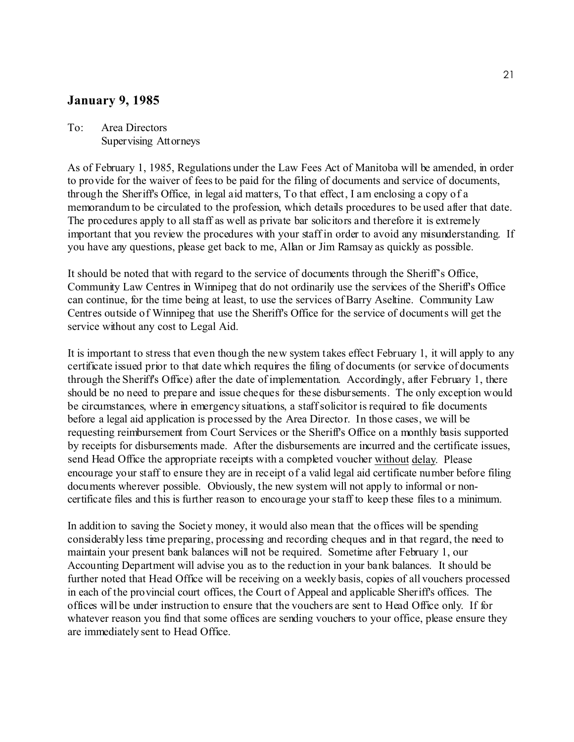## January 9, 1985

To: Area Directors
Supervising Attorneys

As of February 1, 1985, Regulations under the Law Fees Act of Manitoba will be amended, in order to provide for the waiver of fees to be paid for the filing of documents and service of documents, through the Sheriff's Office, in legal aid matters, To that effect, I am enclosing a copy of a memorandum to be circulated to the profession, which details procedures to be used after that date. The procedures apply to all staff as well as private bar solicitors and therefore it is extremely important that you review the procedures with your staff in order to avoid any misunderstanding. If you have any questions, please get back to me, Allan or Jim Ramsay as quickly as possible.

It should be noted that with regard to the service of documents through the Sheriff's Office, Community Law Centres in Winnipeg that do not ordinarily use the services of the Sheriff's Office can continue, for the time being at least, to use the services of Barry Aseltine. Community Law Centres outside of Winnipeg that use the Sheriff's Office for the service of documents will get the service without any cost to Legal Aid.

It is important to stress that even though the new system takes effect February 1, it will apply to any certificate issued prior to that date which requires the filing of documents (or service of documents through the Sheriff's Office) after the date of implementation. Accordingly, after February 1, there should be no need to prepare and issue cheques for these disbursements. The only exception would be circumstances, where in emergency situations, a staff solicitor is required to file documents before a legal aid application is processed by the Area Director. In those cases, we will be requesting reimbursement from Court Services or the Sheriff's Office on a monthly basis supported by receipts for disbursements made. After the disbursements are incurred and the certificate issues, send Head Office the appropriate receipts with a completed voucher without delay. Please encourage your staff to ensure they are in receipt of a valid legal aid certificate number before filing documents wherever possible. Obviously, the new system will not apply to informal or non-certificate files and this is further reason to encourage your staff to keep these files to a minimum.

In addition to saving the Society money, it would also mean that the offices will be spending considerably less time preparing, processing and recording cheques and in that regard, the need to maintain your present bank balances will not be required. Sometime after February 1, our Accounting Department will advise you as to the reduction in your bank balances. It should be further noted that Head Office will be receiving on a weekly basis, copies of all vouchers processed in each of the provincial court offices, the Court of Appeal and applicable Sheriff's offices. The offices will be under instruction to ensure that the vouchers are sent to Head Office only. If for whatever reason you find that some offices are sending vouchers to your office, please ensure they are immediately sent to Head Office.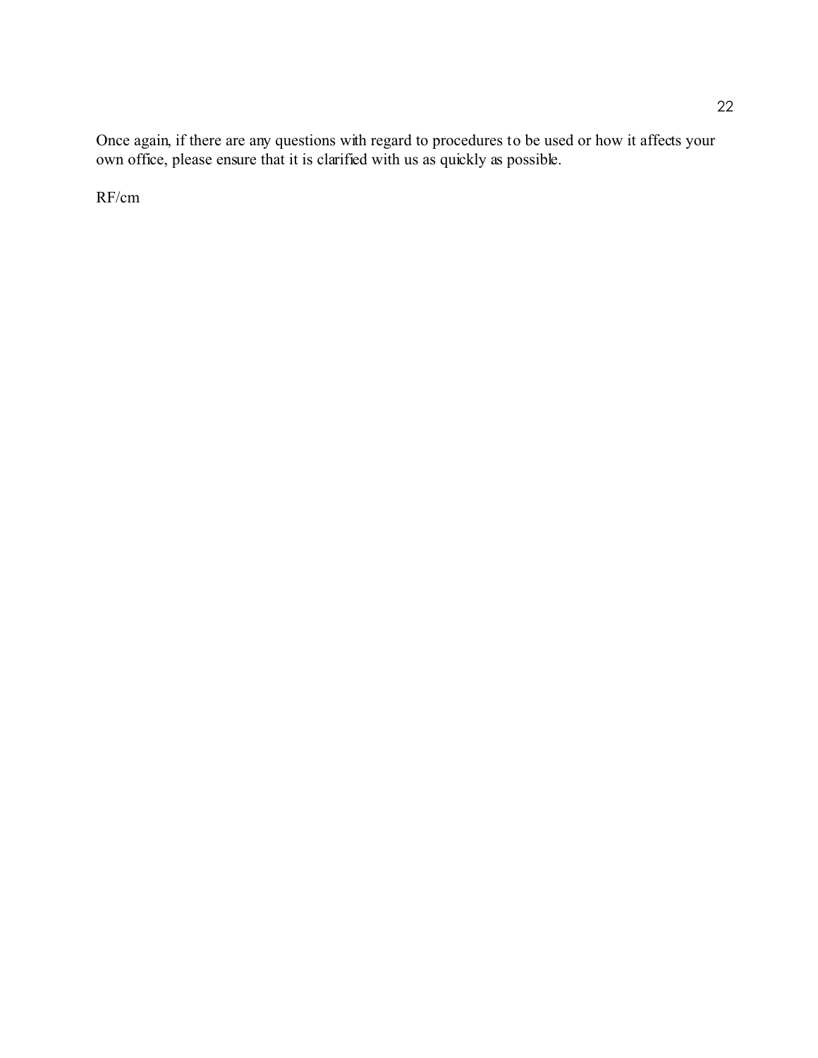Once again, if there are any questions with regard to procedures to be used or how it affects your own office, please ensure that it is clarified with us as quickly as possible.

RF/cm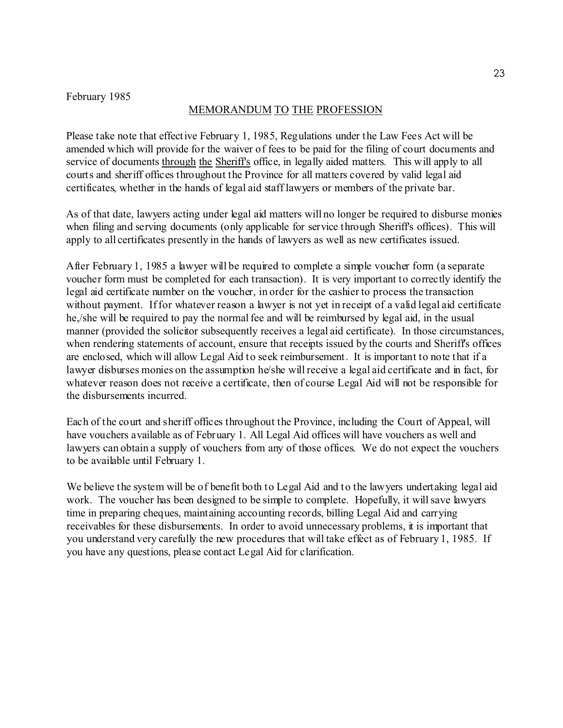February 1985

<u>MEMORANDUM</u> <u>TO</u> <u>THE</u> <u>PROFESSION</u>

Please take note that effective February 1, 1985, Regulations under the Law Fees Act will be amended which will provide for the waiver of fees to be paid for the filing of court documents and service of documents <u>through</u> <u>the</u> <u>Sheriff's</u> office, in legally aided matters. This will apply to all courts and sheriff offices throughout the Province for all matters covered by valid legal aid certificates, whether in the hands of legal aid staff lawyers or members of the private bar.

As of that date, lawyers acting under legal aid matters will no longer be required to disburse monies when filing and serving documents (only applicable for service through Sheriff's offices). This will apply to all certificates presently in the hands of lawyers as well as new certificates issued.

After February 1, 1985 a lawyer will be required to complete a simple voucher form (a separate voucher form must be completed for each transaction). It is very important to correctly identify the legal aid certificate number on the voucher, in order for the cashier to process the transaction without payment. If for whatever reason a lawyer is not yet in receipt of a valid legal aid certificate he,/she will be required to pay the normal fee and will be reimbursed by legal aid, in the usual manner (provided the solicitor subsequently receives a legal aid certificate). In those circumstances, when rendering statements of account, ensure that receipts issued by the courts and Sheriff's offices are enclosed, which will allow Legal Aid to seek reimbursement. It is important to note that if a lawyer disburses monies on the assumption he/she will receive a legal aid certificate and in fact, for whatever reason does not receive a certificate, then of course Legal Aid will not be responsible for the disbursements incurred.

Each of the court and sheriff offices throughout the Province, including the Court of Appeal, will have vouchers available as of February 1. All Legal Aid offices will have vouchers as well and lawyers can obtain a supply of vouchers from any of those offices. We do not expect the vouchers to be available until February 1.

We believe the system will be of benefit both to Legal Aid and to the lawyers undertaking legal aid work. The voucher has been designed to be simple to complete. Hopefully, it will save lawyers time in preparing cheques, maintaining accounting records, billing Legal Aid and carrying receivables for these disbursements. In order to avoid unnecessary problems, it is important that you understand very carefully the new procedures that will take effect as of February 1, 1985. If you have any questions, please contact Legal Aid for clarification.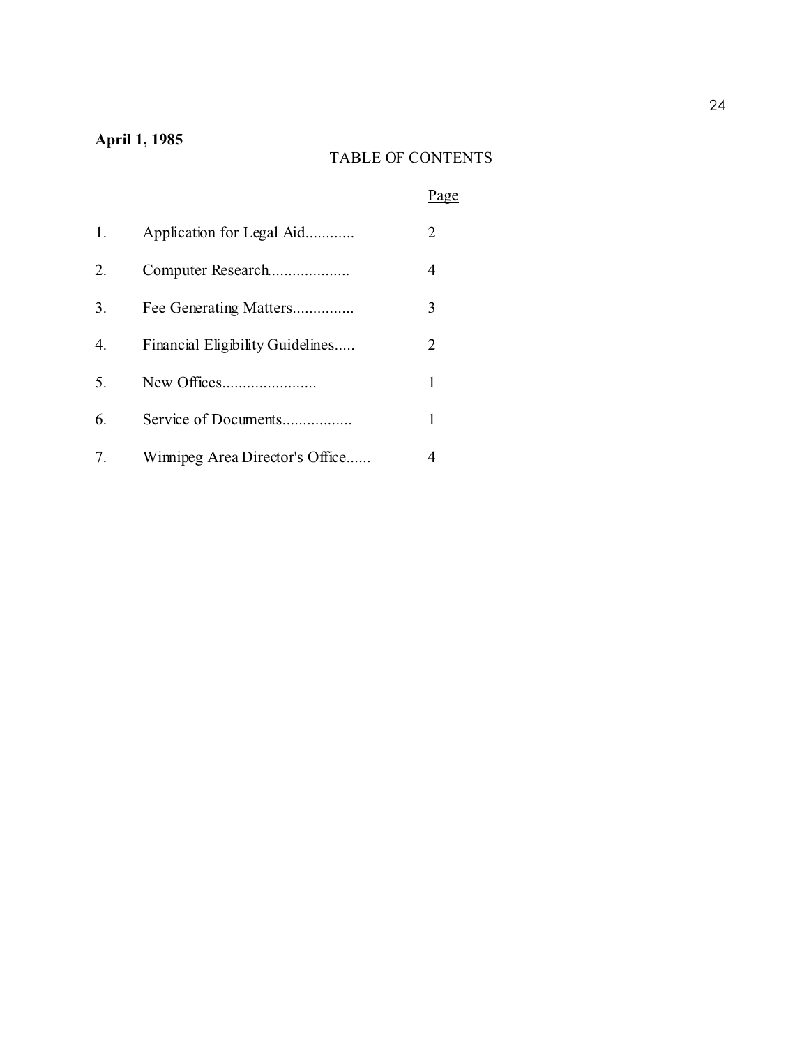**April 1, 1985**

TABLE OF CONTENTS

| | | Page |
|---|---|---|
| 1. | Application for Legal Aid............ | 2 |
| 2. | Computer Research.................... | 4 |
| 3. | Fee Generating Matters............... | 3 |
| 4. | Financial Eligibility Guidelines..... | 2 |
| 5. | New Offices....................... | 1 |
| 6. | Service of Documents................. | 1 |
| 7. | Winnipeg Area Director's Office...... | 4 |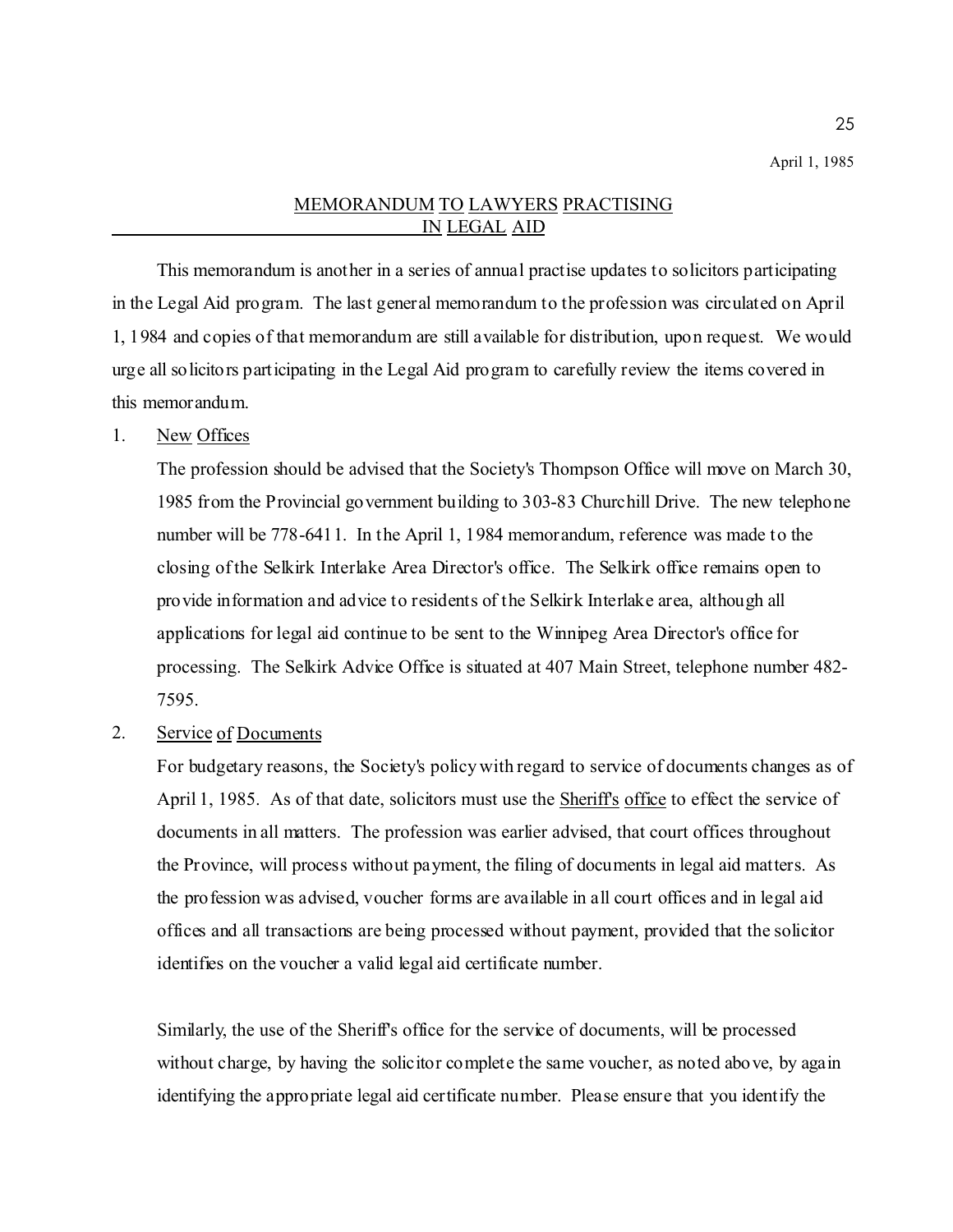April 1, 1985

# MEMORANDUM TO LAWYERS PRACTISING IN LEGAL AID

This memorandum is another in a series of annual practise updates to solicitors participating in the Legal Aid program. The last general memorandum to the profession was circulated on April 1, 1984 and copies of that memorandum are still available for distribution, upon request. We would urge all solicitors participating in the Legal Aid program to carefully review the items covered in this memorandum.

1. New Offices

   The profession should be advised that the Society's Thompson Office will move on March 30, 1985 from the Provincial government building to 303-83 Churchill Drive. The new telephone number will be 778-6411. In the April 1, 1984 memorandum, reference was made to the closing of the Selkirk Interlake Area Director's office. The Selkirk office remains open to provide information and advice to residents of the Selkirk Interlake area, although all applications for legal aid continue to be sent to the Winnipeg Area Director's office for processing. The Selkirk Advice Office is situated at 407 Main Street, telephone number 482-7595.

2. Service of Documents

   For budgetary reasons, the Society's policy with regard to service of documents changes as of April 1, 1985. As of that date, solicitors must use the Sheriff's office to effect the service of documents in all matters. The profession was earlier advised, that court offices throughout the Province, will process without payment, the filing of documents in legal aid matters. As the profession was advised, voucher forms are available in all court offices and in legal aid offices and all transactions are being processed without payment, provided that the solicitor identifies on the voucher a valid legal aid certificate number.

   Similarly, the use of the Sheriff's office for the service of documents, will be processed without charge, by having the solicitor complete the same voucher, as noted above, by again identifying the appropriate legal aid certificate number. Please ensure that you identify the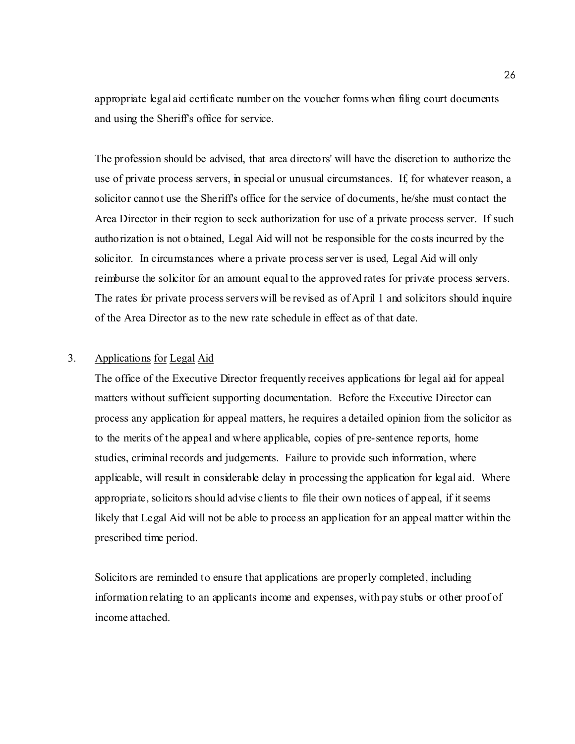appropriate legal aid certificate number on the voucher forms when filing court documents and using the Sheriff's office for service.

The profession should be advised, that area directors' will have the discretion to authorize the use of private process servers, in special or unusual circumstances. If, for whatever reason, a solicitor cannot use the Sheriff's office for the service of documents, he/she must contact the Area Director in their region to seek authorization for use of a private process server. If such authorization is not obtained, Legal Aid will not be responsible for the costs incurred by the solicitor. In circumstances where a private process server is used, Legal Aid will only reimburse the solicitor for an amount equal to the approved rates for private process servers. The rates for private process servers will be revised as of April 1 and solicitors should inquire of the Area Director as to the new rate schedule in effect as of that date.

3. Applications for Legal Aid

The office of the Executive Director frequently receives applications for legal aid for appeal matters without sufficient supporting documentation. Before the Executive Director can process any application for appeal matters, he requires a detailed opinion from the solicitor as to the merits of the appeal and where applicable, copies of pre-sentence reports, home studies, criminal records and judgements. Failure to provide such information, where applicable, will result in considerable delay in processing the application for legal aid. Where appropriate, solicitors should advise clients to file their own notices of appeal, if it seems likely that Legal Aid will not be able to process an application for an appeal matter within the prescribed time period.

Solicitors are reminded to ensure that applications are properly completed, including information relating to an applicants income and expenses, with pay stubs or other proof of income attached.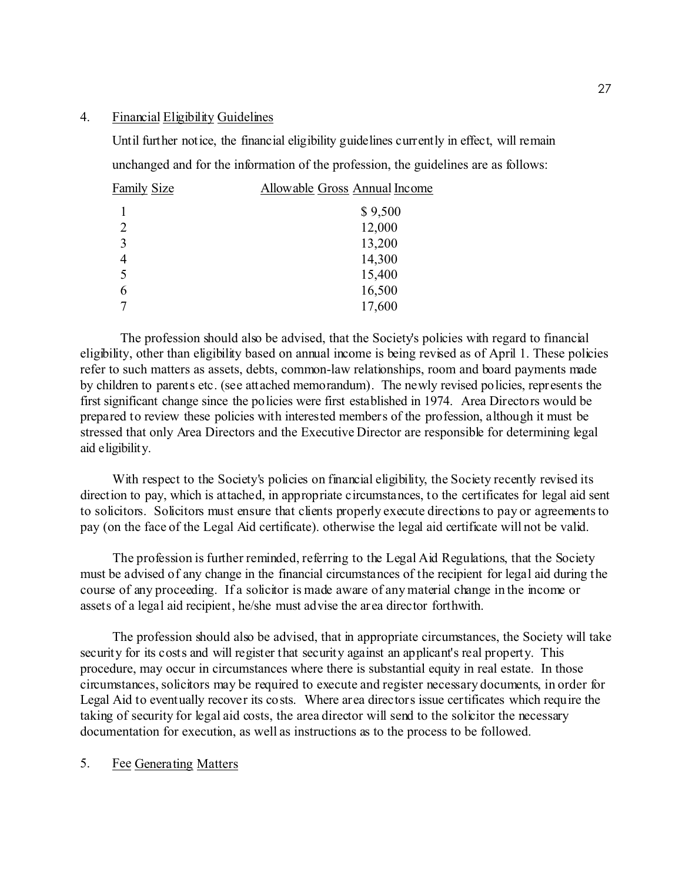4. Financial Eligibility Guidelines

Until further notice, the financial eligibility guidelines currently in effect, will remain unchanged and for the information of the profession, the guidelines are as follows:

| Family Size | Allowable Gross Annual Income |
|---|---|
| 1 | $ 9,500 |
| 2 | 12,000 |
| 3 | 13,200 |
| 4 | 14,300 |
| 5 | 15,400 |
| 6 | 16,500 |
| 7 | 17,600 |

The profession should also be advised, that the Society's policies with regard to financial eligibility, other than eligibility based on annual income is being revised as of April 1. These policies refer to such matters as assets, debts, common-law relationships, room and board payments made by children to parents etc. (see attached memorandum). The newly revised policies, represents the first significant change since the policies were first established in 1974. Area Directors would be prepared to review these policies with interested members of the profession, although it must be stressed that only Area Directors and the Executive Director are responsible for determining legal aid eligibility.

With respect to the Society's policies on financial eligibility, the Society recently revised its direction to pay, which is attached, in appropriate circumstances, to the certificates for legal aid sent to solicitors. Solicitors must ensure that clients properly execute directions to pay or agreements to pay (on the face of the Legal Aid certificate). otherwise the legal aid certificate will not be valid.

The profession is further reminded, referring to the Legal Aid Regulations, that the Society must be advised of any change in the financial circumstances of the recipient for legal aid during the course of any proceeding. If a solicitor is made aware of any material change in the income or assets of a legal aid recipient, he/she must advise the area director forthwith.

The profession should also be advised, that in appropriate circumstances, the Society will take security for its costs and will register that security against an applicant's real property. This procedure, may occur in circumstances where there is substantial equity in real estate. In those circumstances, solicitors may be required to execute and register necessary documents, in order for Legal Aid to eventually recover its costs. Where area directors issue certificates which require the taking of security for legal aid costs, the area director will send to the solicitor the necessary documentation for execution, as well as instructions as to the process to be followed.

5. Fee Generating Matters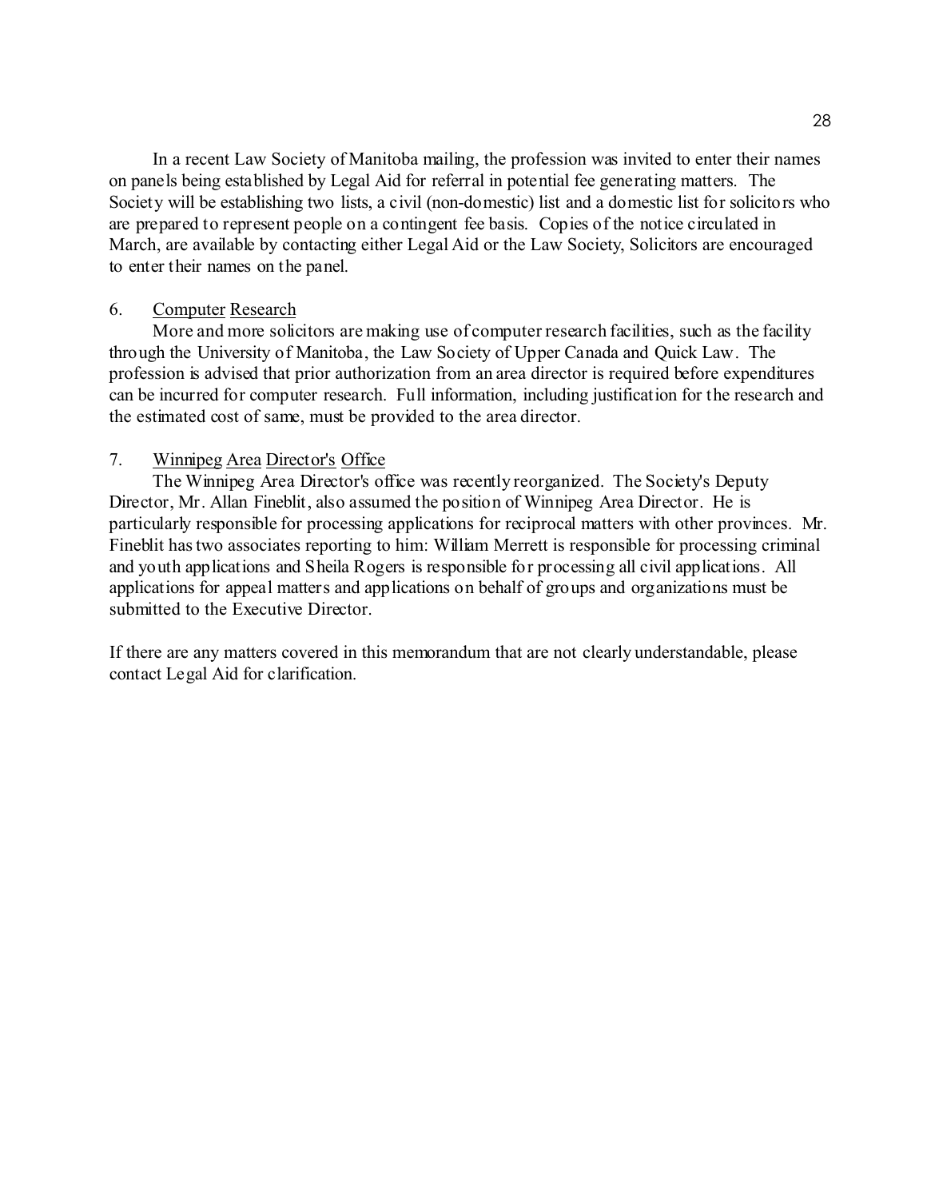In a recent Law Society of Manitoba mailing, the profession was invited to enter their names on panels being established by Legal Aid for referral in potential fee generating matters. The Society will be establishing two lists, a civil (non-domestic) list and a domestic list for solicitors who are prepared to represent people on a contingent fee basis. Copies of the notice circulated in March, are available by contacting either Legal Aid or the Law Society, Solicitors are encouraged to enter their names on the panel.

6. Computer Research

More and more solicitors are making use of computer research facilities, such as the facility through the University of Manitoba, the Law Society of Upper Canada and Quick Law. The profession is advised that prior authorization from an area director is required before expenditures can be incurred for computer research. Full information, including justification for the research and the estimated cost of same, must be provided to the area director.

7. Winnipeg Area Director's Office

The Winnipeg Area Director's office was recently reorganized. The Society's Deputy Director, Mr. Allan Fineblit, also assumed the position of Winnipeg Area Director. He is particularly responsible for processing applications for reciprocal matters with other provinces. Mr. Fineblit has two associates reporting to him: William Merrett is responsible for processing criminal and youth applications and Sheila Rogers is responsible for processing all civil applications. All applications for appeal matters and applications on behalf of groups and organizations must be submitted to the Executive Director.

If there are any matters covered in this memorandum that are not clearly understandable, please contact Legal Aid for clarification.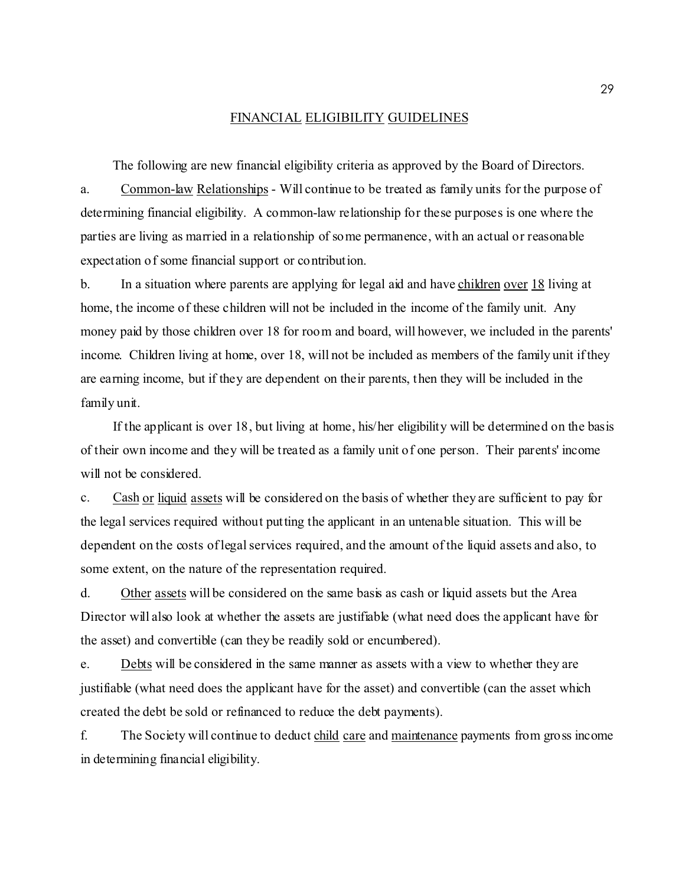# FINANCIAL ELIGIBILITY GUIDELINES

The following are new financial eligibility criteria as approved by the Board of Directors.

a. Common-law Relationships - Will continue to be treated as family units for the purpose of determining financial eligibility. A common-law relationship for these purposes is one where the parties are living as married in a relationship of some permanence, with an actual or reasonable expectation of some financial support or contribution.

b. In a situation where parents are applying for legal aid and have children over 18 living at home, the income of these children will not be included in the income of the family unit. Any money paid by those children over 18 for room and board, will however, we included in the parents' income. Children living at home, over 18, will not be included as members of the family unit if they are earning income, but if they are dependent on their parents, then they will be included in the family unit.

If the applicant is over 18, but living at home, his/her eligibility will be determined on the basis of their own income and they will be treated as a family unit of one person. Their parents' income will not be considered.

c. Cash or liquid assets will be considered on the basis of whether they are sufficient to pay for the legal services required without putting the applicant in an untenable situation. This will be dependent on the costs of legal services required, and the amount of the liquid assets and also, to some extent, on the nature of the representation required.

d. Other assets will be considered on the same basis as cash or liquid assets but the Area Director will also look at whether the assets are justifiable (what need does the applicant have for the asset) and convertible (can they be readily sold or encumbered).

e. Debts will be considered in the same manner as assets with a view to whether they are justifiable (what need does the applicant have for the asset) and convertible (can the asset which created the debt be sold or refinanced to reduce the debt payments).

f. The Society will continue to deduct child care and maintenance payments from gross income in determining financial eligibility.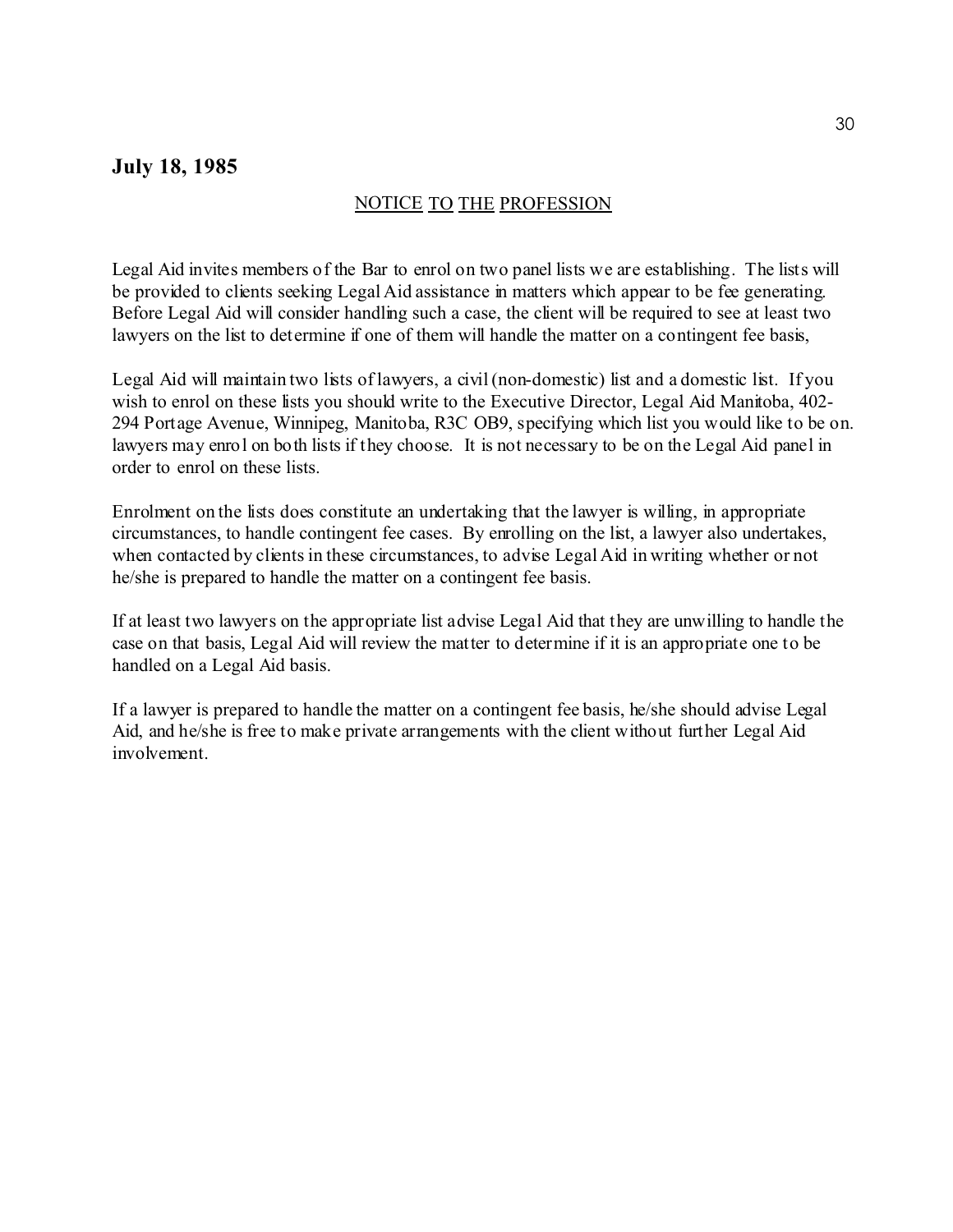**July 18, 1985**

NOTICE TO THE PROFESSION

Legal Aid invites members of the Bar to enrol on two panel lists we are establishing. The lists will be provided to clients seeking Legal Aid assistance in matters which appear to be fee generating. Before Legal Aid will consider handling such a case, the client will be required to see at least two lawyers on the list to determine if one of them will handle the matter on a contingent fee basis,

Legal Aid will maintain two lists of lawyers, a civil (non-domestic) list and a domestic list. If you wish to enrol on these lists you should write to the Executive Director, Legal Aid Manitoba, 402-294 Portage Avenue, Winnipeg, Manitoba, R3C OB9, specifying which list you would like to be on. lawyers may enrol on both lists if they choose. It is not necessary to be on the Legal Aid panel in order to enrol on these lists.

Enrolment on the lists does constitute an undertaking that the lawyer is willing, in appropriate circumstances, to handle contingent fee cases. By enrolling on the list, a lawyer also undertakes, when contacted by clients in these circumstances, to advise Legal Aid in writing whether or not he/she is prepared to handle the matter on a contingent fee basis.

If at least two lawyers on the appropriate list advise Legal Aid that they are unwilling to handle the case on that basis, Legal Aid will review the matter to determine if it is an appropriate one to be handled on a Legal Aid basis.

If a lawyer is prepared to handle the matter on a contingent fee basis, he/she should advise Legal Aid, and he/she is free to make private arrangements with the client without further Legal Aid involvement.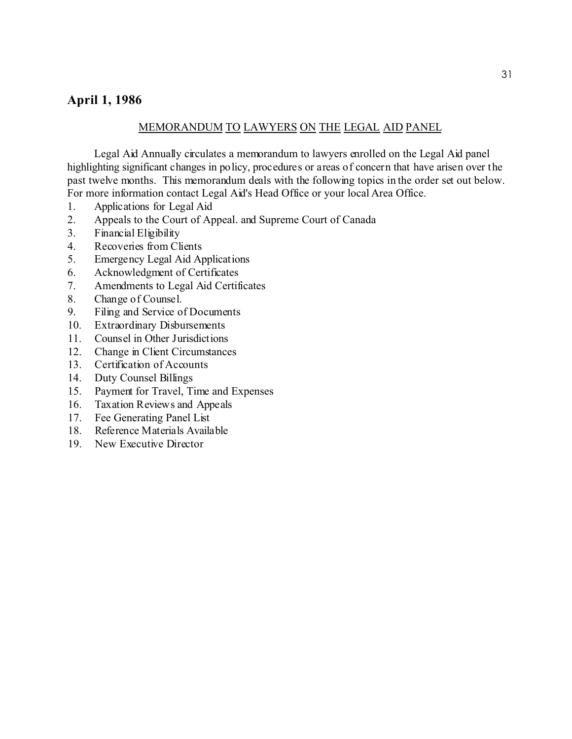## April 1, 1986

MEMORANDUM TO LAWYERS ON THE LEGAL AID PANEL

Legal Aid Annually circulates a memorandum to lawyers enrolled on the Legal Aid panel highlighting significant changes in policy, procedures or areas of concern that have arisen over the past twelve months. This memorandum deals with the following topics in the order set out below. For more information contact Legal Aid's Head Office or your local Area Office.

1. Applications for Legal Aid
2. Appeals to the Court of Appeal. and Supreme Court of Canada
3. Financial Eligibility
4. Recoveries from Clients
5. Emergency Legal Aid Applications
6. Acknowledgment of Certificates
7. Amendments to Legal Aid Certificates
8. Change of Counsel.
9. Filing and Service of Documents
10. Extraordinary Disbursements
11. Counsel in Other Jurisdictions
12. Change in Client Circumstances
13. Certification of Accounts
14. Duty Counsel Billings
15. Payment for Travel, Time and Expenses
16. Taxation Reviews and Appeals
17. Fee Generating Panel List
18. Reference Materials Available
19. New Executive Director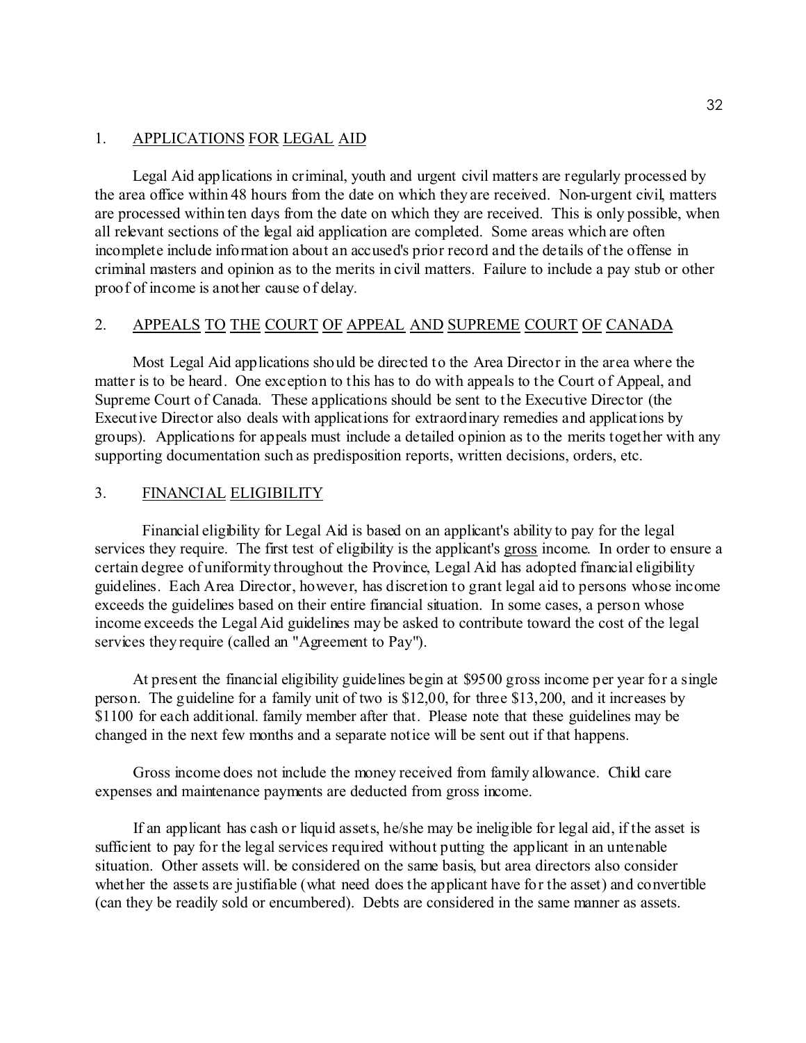## 1. APPLICATIONS FOR LEGAL AID

Legal Aid applications in criminal, youth and urgent civil matters are regularly processed by the area office within 48 hours from the date on which they are received. Non-urgent civil, matters are processed within ten days from the date on which they are received. This is only possible, when all relevant sections of the legal aid application are completed. Some areas which are often incomplete include information about an accused's prior record and the details of the offense in criminal masters and opinion as to the merits in civil matters. Failure to include a pay stub or other proof of income is another cause of delay.

## 2. APPEALS TO THE COURT OF APPEAL AND SUPREME COURT OF CANADA

Most Legal Aid applications should be directed to the Area Director in the area where the matter is to be heard. One exception to this has to do with appeals to the Court of Appeal, and Supreme Court of Canada. These applications should be sent to the Executive Director (the Executive Director also deals with applications for extraordinary remedies and applications by groups). Applications for appeals must include a detailed opinion as to the merits together with any supporting documentation such as predisposition reports, written decisions, orders, etc.

## 3. FINANCIAL ELIGIBILITY

Financial eligibility for Legal Aid is based on an applicant's ability to pay for the legal services they require. The first test of eligibility is the applicant's <u>gross</u> income. In order to ensure a certain degree of uniformity throughout the Province, Legal Aid has adopted financial eligibility guidelines. Each Area Director, however, has discretion to grant legal aid to persons whose income exceeds the guidelines based on their entire financial situation. In some cases, a person whose income exceeds the Legal Aid guidelines may be asked to contribute toward the cost of the legal services they require (called an "Agreement to Pay").

At present the financial eligibility guidelines begin at $9500 gross income per year for a single person. The guideline for a family unit of two is $12,00, for three $13,200, and it increases by $1100 for each additional. family member after that. Please note that these guidelines may be changed in the next few months and a separate notice will be sent out if that happens.

Gross income does not include the money received from family allowance. Child care expenses and maintenance payments are deducted from gross income.

If an applicant has cash or liquid assets, he/she may be ineligible for legal aid, if the asset is sufficient to pay for the legal services required without putting the applicant in an untenable situation. Other assets will. be considered on the same basis, but area directors also consider whether the assets are justifiable (what need does the applicant have for the asset) and convertible (can they be readily sold or encumbered). Debts are considered in the same manner as assets.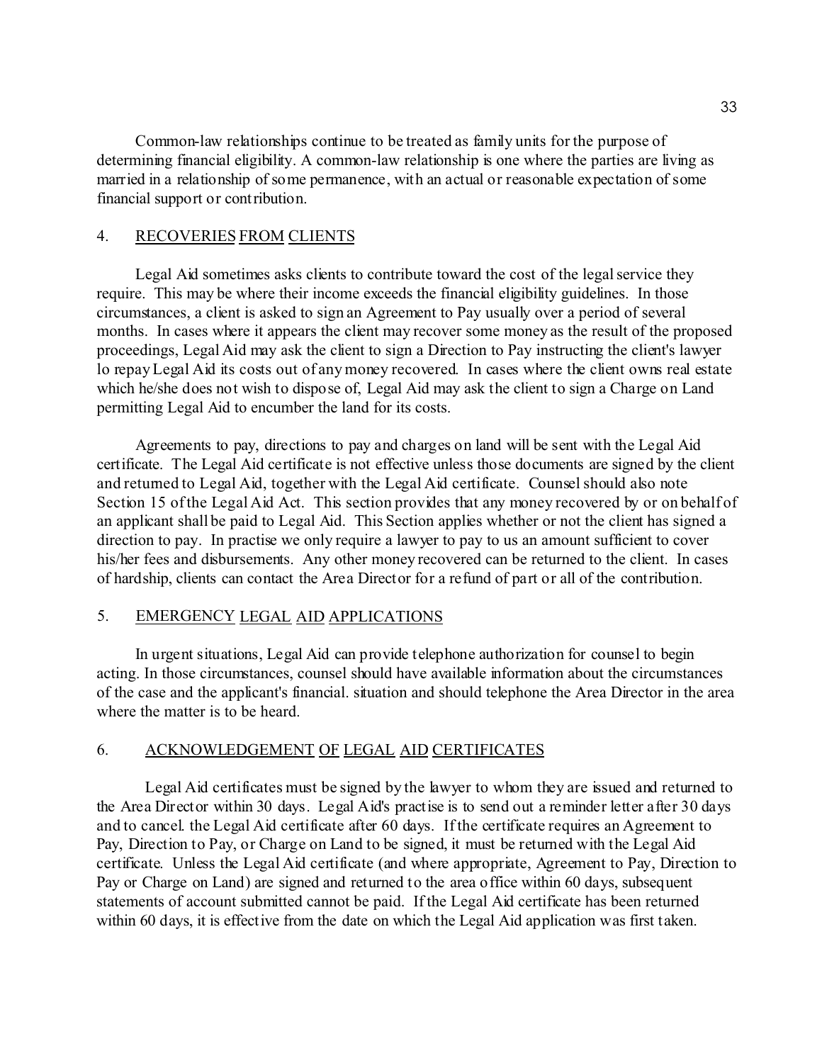Common-law relationships continue to be treated as family units for the purpose of determining financial eligibility. A common-law relationship is one where the parties are living as married in a relationship of some permanence, with an actual or reasonable expectation of some financial support or contribution.

## 4. RECOVERIES FROM CLIENTS

Legal Aid sometimes asks clients to contribute toward the cost of the legal service they require. This may be where their income exceeds the financial eligibility guidelines. In those circumstances, a client is asked to sign an Agreement to Pay usually over a period of several months. In cases where it appears the client may recover some money as the result of the proposed proceedings, Legal Aid may ask the client to sign a Direction to Pay instructing the client's lawyer lo repay Legal Aid its costs out of any money recovered. In cases where the client owns real estate which he/she does not wish to dispose of, Legal Aid may ask the client to sign a Charge on Land permitting Legal Aid to encumber the land for its costs.

Agreements to pay, directions to pay and charges on land will be sent with the Legal Aid certificate. The Legal Aid certificate is not effective unless those documents are signed by the client and returned to Legal Aid, together with the Legal Aid certificate. Counsel should also note Section 15 of the Legal Aid Act. This section provides that any money recovered by or on behalf of an applicant shall be paid to Legal Aid. This Section applies whether or not the client has signed a direction to pay. In practise we only require a lawyer to pay to us an amount sufficient to cover his/her fees and disbursements. Any other money recovered can be returned to the client. In cases of hardship, clients can contact the Area Director for a refund of part or all of the contribution.

## 5. EMERGENCY LEGAL AID APPLICATIONS

In urgent situations, Legal Aid can provide telephone authorization for counsel to begin acting. In those circumstances, counsel should have available information about the circumstances of the case and the applicant's financial. situation and should telephone the Area Director in the area where the matter is to be heard.

## 6. ACKNOWLEDGEMENT OF LEGAL AID CERTIFICATES

Legal Aid certificates must be signed by the lawyer to whom they are issued and returned to the Area Director within 30 days. Legal Aid's practise is to send out a reminder letter after 30 days and to cancel. the Legal Aid certificate after 60 days. If the certificate requires an Agreement to Pay, Direction to Pay, or Charge on Land to be signed, it must be returned with the Legal Aid certificate. Unless the Legal Aid certificate (and where appropriate, Agreement to Pay, Direction to Pay or Charge on Land) are signed and returned to the area office within 60 days, subsequent statements of account submitted cannot be paid. If the Legal Aid certificate has been returned within 60 days, it is effective from the date on which the Legal Aid application was first taken.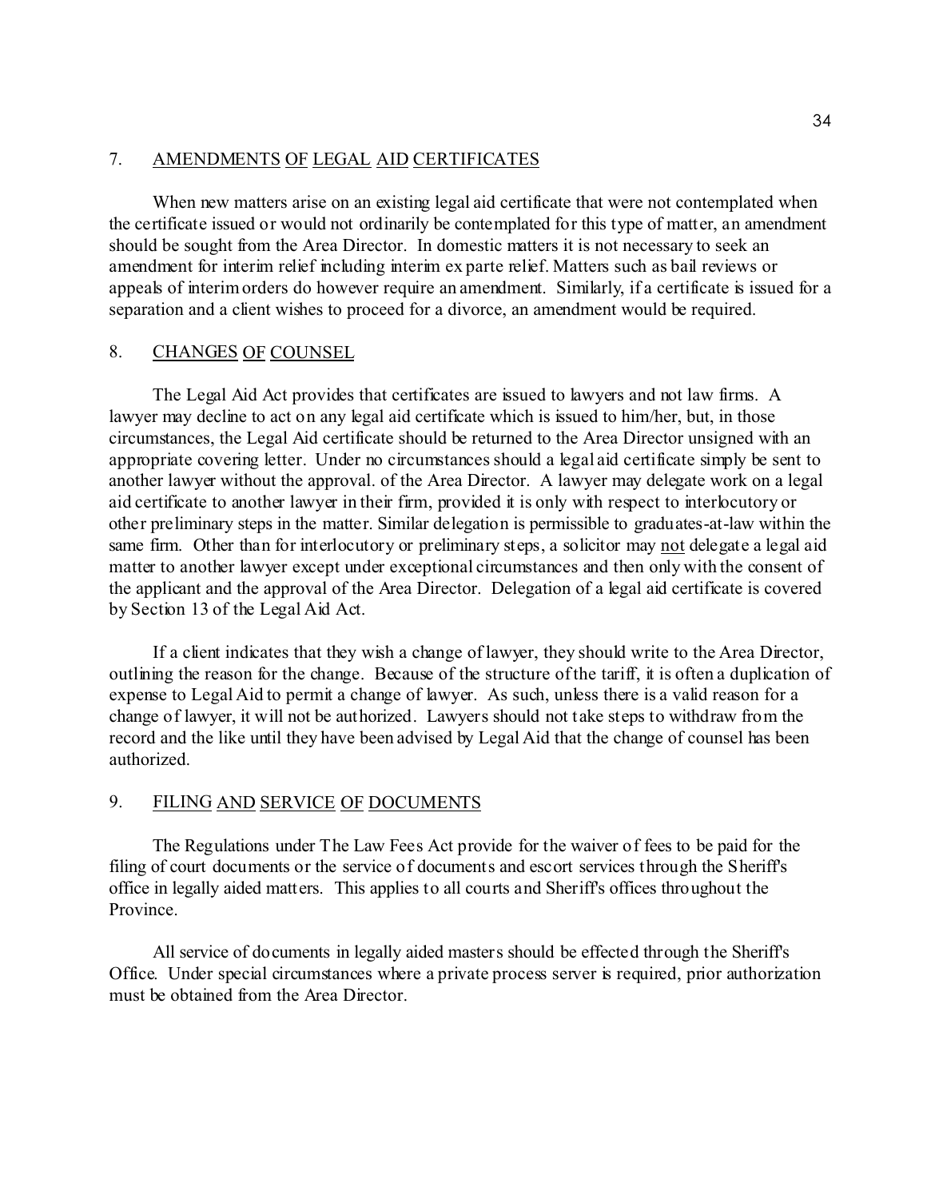## 7. AMENDMENTS OF LEGAL AID CERTIFICATES

When new matters arise on an existing legal aid certificate that were not contemplated when the certificate issued or would not ordinarily be contemplated for this type of matter, an amendment should be sought from the Area Director. In domestic matters it is not necessary to seek an amendment for interim relief including interim ex parte relief. Matters such as bail reviews or appeals of interim orders do however require an amendment. Similarly, if a certificate is issued for a separation and a client wishes to proceed for a divorce, an amendment would be required.

## 8. CHANGES OF COUNSEL

The Legal Aid Act provides that certificates are issued to lawyers and not law firms. A lawyer may decline to act on any legal aid certificate which is issued to him/her, but, in those circumstances, the Legal Aid certificate should be returned to the Area Director unsigned with an appropriate covering letter. Under no circumstances should a legal aid certificate simply be sent to another lawyer without the approval. of the Area Director. A lawyer may delegate work on a legal aid certificate to another lawyer in their firm, provided it is only with respect to interlocutory or other preliminary steps in the matter. Similar delegation is permissible to graduates-at-law within the same firm. Other than for interlocutory or preliminary steps, a solicitor may <u>not</u> delegate a legal aid matter to another lawyer except under exceptional circumstances and then only with the consent of the applicant and the approval of the Area Director. Delegation of a legal aid certificate is covered by Section 13 of the Legal Aid Act.

If a client indicates that they wish a change of lawyer, they should write to the Area Director, outlining the reason for the change. Because of the structure of the tariff, it is often a duplication of expense to Legal Aid to permit a change of lawyer. As such, unless there is a valid reason for a change of lawyer, it will not be authorized. Lawyers should not take steps to withdraw from the record and the like until they have been advised by Legal Aid that the change of counsel has been authorized.

## 9. FILING AND SERVICE OF DOCUMENTS

The Regulations under The Law Fees Act provide for the waiver of fees to be paid for the filing of court documents or the service of documents and escort services through the Sheriff's office in legally aided matters. This applies to all courts and Sheriff's offices throughout the Province.

All service of documents in legally aided masters should be effected through the Sheriff's Office. Under special circumstances where a private process server is required, prior authorization must be obtained from the Area Director.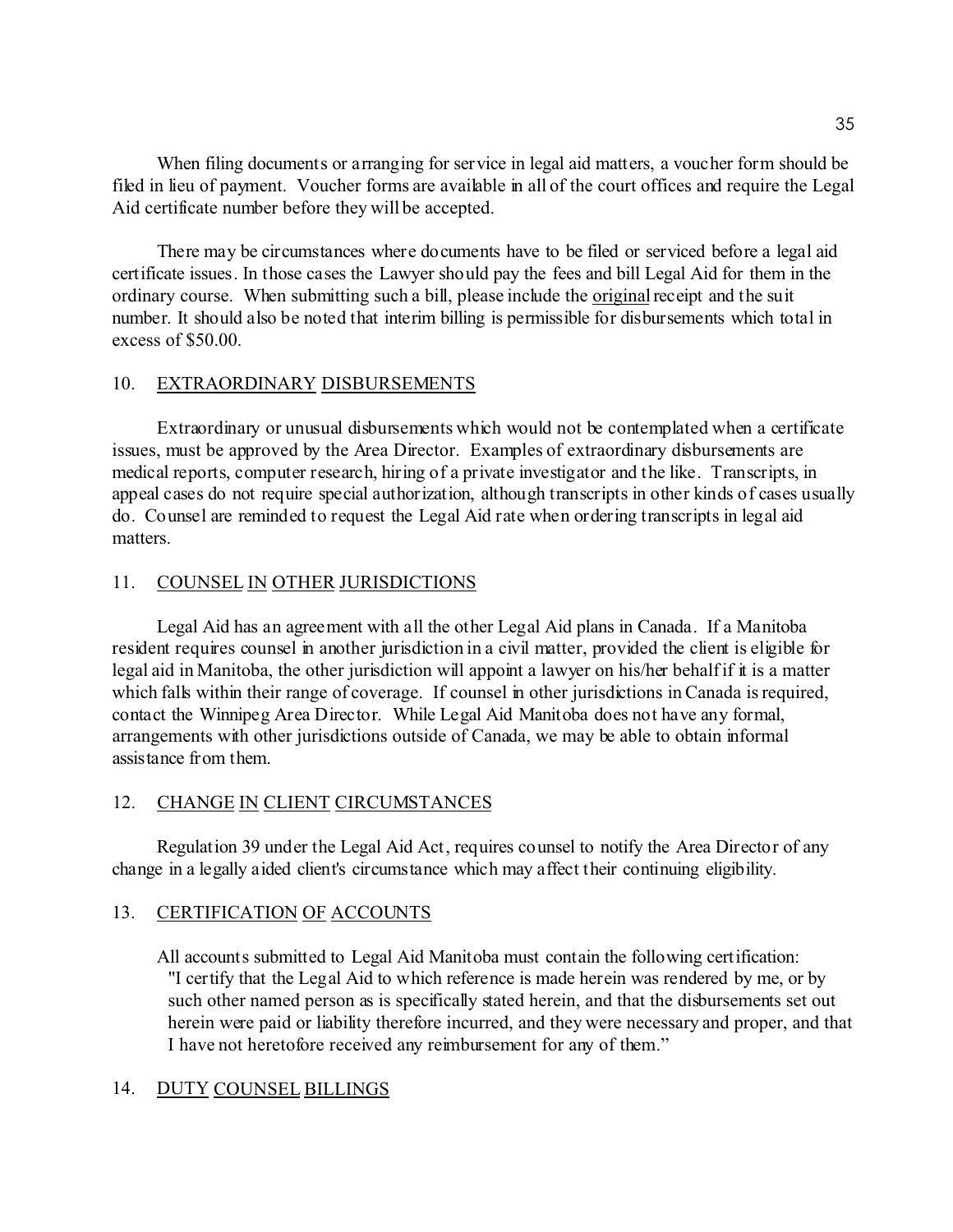When filing documents or arranging for service in legal aid matters, a voucher form should be filed in lieu of payment. Voucher forms are available in all of the court offices and require the Legal Aid certificate number before they will be accepted.

There may be circumstances where documents have to be filed or serviced before a legal aid certificate issues. In those cases the Lawyer should pay the fees and bill Legal Aid for them in the ordinary course. When submitting such a bill, please include the original receipt and the suit number. It should also be noted that interim billing is permissible for disbursements which total in excess of $50.00.

## 10. EXTRAORDINARY DISBURSEMENTS

Extraordinary or unusual disbursements which would not be contemplated when a certificate issues, must be approved by the Area Director. Examples of extraordinary disbursements are medical reports, computer research, hiring of a private investigator and the like. Transcripts, in appeal cases do not require special authorization, although transcripts in other kinds of cases usually do. Counsel are reminded to request the Legal Aid rate when ordering transcripts in legal aid matters.

## 11. COUNSEL IN OTHER JURISDICTIONS

Legal Aid has an agreement with all the other Legal Aid plans in Canada. If a Manitoba resident requires counsel in another jurisdiction in a civil matter, provided the client is eligible for legal aid in Manitoba, the other jurisdiction will appoint a lawyer on his/her behalf if it is a matter which falls within their range of coverage. If counsel in other jurisdictions in Canada is required, contact the Winnipeg Area Director. While Legal Aid Manitoba does not have any formal, arrangements with other jurisdictions outside of Canada, we may be able to obtain informal assistance from them.

## 12. CHANGE IN CLIENT CIRCUMSTANCES

Regulation 39 under the Legal Aid Act, requires counsel to notify the Area Director of any change in a legally aided client's circumstance which may affect their continuing eligibility.

## 13. CERTIFICATION OF ACCOUNTS

All accounts submitted to Legal Aid Manitoba must contain the following certification:
"I certify that the Legal Aid to which reference is made herein was rendered by me, or by such other named person as is specifically stated herein, and that the disbursements set out herein were paid or liability therefore incurred, and they were necessary and proper, and that I have not heretofore received any reimbursement for any of them."

## 14. DUTY COUNSEL BILLINGS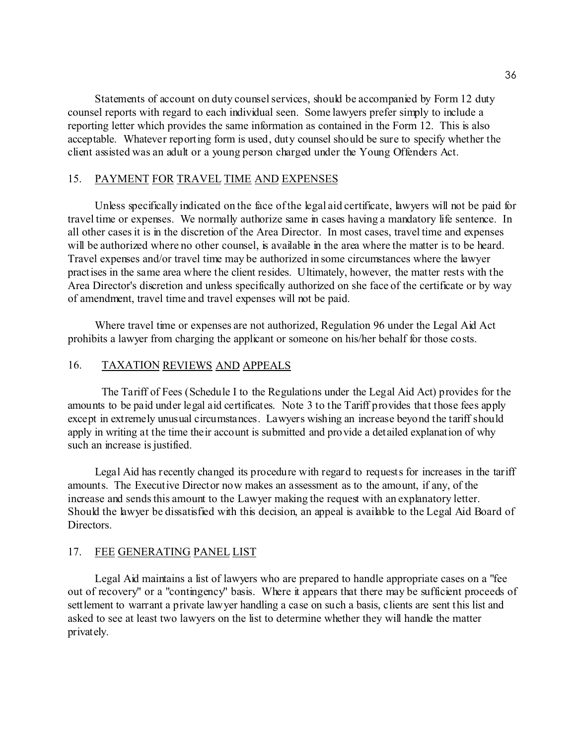Statements of account on duty counsel services, should be accompanied by Form 12 duty counsel reports with regard to each individual seen. Some lawyers prefer simply to include a reporting letter which provides the same information as contained in the Form 12. This is also acceptable. Whatever reporting form is used, duty counsel should be sure to specify whether the client assisted was an adult or a young person charged under the Young Offenders Act.

## 15. PAYMENT FOR TRAVEL TIME AND EXPENSES

Unless specifically indicated on the face of the legal aid certificate, lawyers will not be paid for travel time or expenses. We normally authorize same in cases having a mandatory life sentence. In all other cases it is in the discretion of the Area Director. In most cases, travel time and expenses will be authorized where no other counsel, is available in the area where the matter is to be heard. Travel expenses and/or travel time may be authorized in some circumstances where the lawyer practises in the same area where the client resides. Ultimately, however, the matter rests with the Area Director's discretion and unless specifically authorized on she face of the certificate or by way of amendment, travel time and travel expenses will not be paid.

Where travel time or expenses are not authorized, Regulation 96 under the Legal Aid Act prohibits a lawyer from charging the applicant or someone on his/her behalf for those costs.

## 16. TAXATION REVIEWS AND APPEALS

The Tariff of Fees (Schedule I to the Regulations under the Legal Aid Act) provides for the amounts to be paid under legal aid certificates. Note 3 to the Tariff provides that those fees apply except in extremely unusual circumstances. Lawyers wishing an increase beyond the tariff should apply in writing at the time their account is submitted and provide a detailed explanation of why such an increase is justified.

Legal Aid has recently changed its procedure with regard to requests for increases in the tariff amounts. The Executive Director now makes an assessment as to the amount, if any, of the increase and sends this amount to the Lawyer making the request with an explanatory letter. Should the lawyer be dissatisfied with this decision, an appeal is available to the Legal Aid Board of Directors.

## 17. FEE GENERATING PANEL LIST

Legal Aid maintains a list of lawyers who are prepared to handle appropriate cases on a "fee out of recovery" or a "contingency" basis. Where it appears that there may be sufficient proceeds of settlement to warrant a private lawyer handling a case on such a basis, clients are sent this list and asked to see at least two lawyers on the list to determine whether they will handle the matter privately.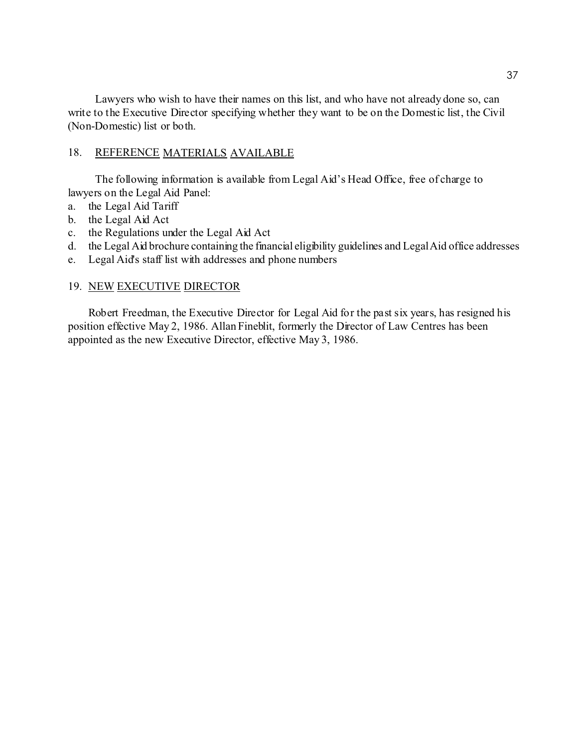Lawyers who wish to have their names on this list, and who have not already done so, can write to the Executive Director specifying whether they want to be on the Domestic list, the Civil (Non-Domestic) list or both.

## 18. REFERENCE MATERIALS AVAILABLE

The following information is available from Legal Aid's Head Office, free of charge to lawyers on the Legal Aid Panel:

a. the Legal Aid Tariff
b. the Legal Aid Act
c. the Regulations under the Legal Aid Act
d. the Legal Aid brochure containing the financial eligibility guidelines and Legal Aid office addresses
e. Legal Aid's staff list with addresses and phone numbers

## 19. NEW EXECUTIVE DIRECTOR

Robert Freedman, the Executive Director for Legal Aid for the past six years, has resigned his position effective May 2, 1986. Allan Fineblit, formerly the Director of Law Centres has been appointed as the new Executive Director, effective May 3, 1986.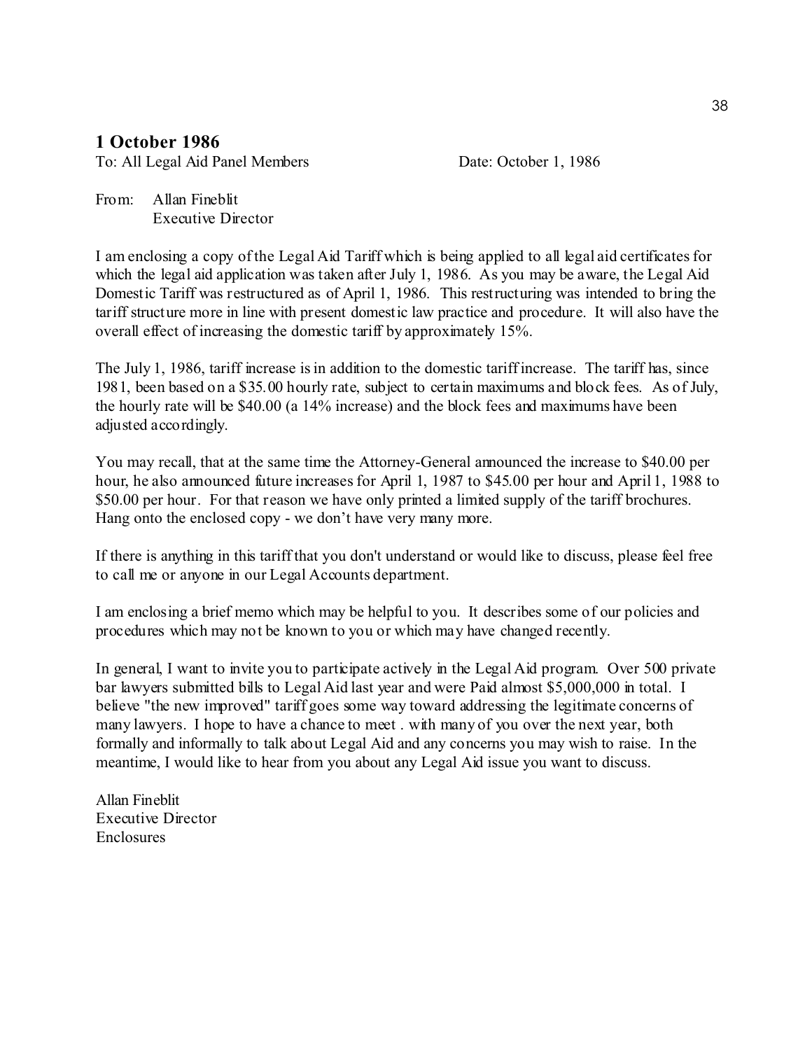## 1 October 1986

To: All Legal Aid Panel Members Date: October 1, 1986

From: Allan Fineblit
Executive Director

I am enclosing a copy of the Legal Aid Tariff which is being applied to all legal aid certificates for which the legal aid application was taken after July 1, 1986. As you may be aware, the Legal Aid Domestic Tariff was restructured as of April 1, 1986. This restructuring was intended to bring the tariff structure more in line with present domestic law practice and procedure. It will also have the overall effect of increasing the domestic tariff by approximately 15%.

The July 1, 1986, tariff increase is in addition to the domestic tariff increase. The tariff has, since 1981, been based on a $35.00 hourly rate, subject to certain maximums and block fees. As of July, the hourly rate will be $40.00 (a 14% increase) and the block fees and maximums have been adjusted accordingly.

You may recall, that at the same time the Attorney-General announced the increase to $40.00 per hour, he also announced future increases for April 1, 1987 to $45.00 per hour and April 1, 1988 to $50.00 per hour. For that reason we have only printed a limited supply of the tariff brochures. Hang onto the enclosed copy - we don't have very many more.

If there is anything in this tariff that you don't understand or would like to discuss, please feel free to call me or anyone in our Legal Accounts department.

I am enclosing a brief memo which may be helpful to you. It describes some of our policies and procedures which may not be known to you or which may have changed recently.

In general, I want to invite you to participate actively in the Legal Aid program. Over 500 private bar lawyers submitted bills to Legal Aid last year and were Paid almost $5,000,000 in total. I believe "the new improved" tariff goes some way toward addressing the legitimate concerns of many lawyers. I hope to have a chance to meet . with many of you over the next year, both formally and informally to talk about Legal Aid and any concerns you may wish to raise. In the meantime, I would like to hear from you about any Legal Aid issue you want to discuss.

Allan Fineblit
Executive Director
Enclosures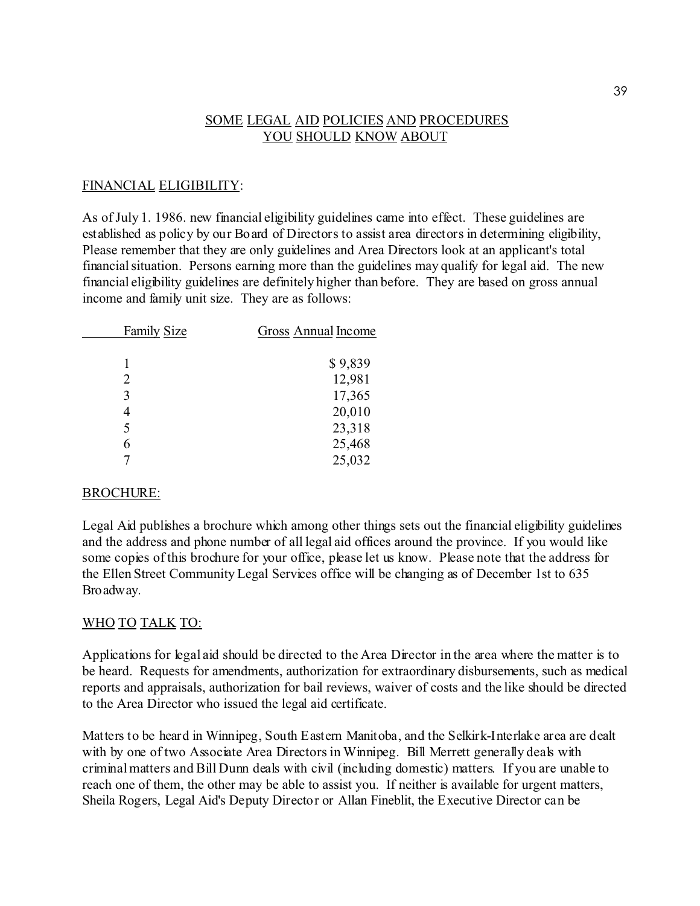## SOME LEGAL AID POLICIES AND PROCEDURES YOU SHOULD KNOW ABOUT

### FINANCIAL ELIGIBILITY:

As of July 1. 1986. new financial eligibility guidelines came into effect. These guidelines are established as policy by our Board of Directors to assist area directors in determining eligibility, Please remember that they are only guidelines and Area Directors look at an applicant's total financial situation. Persons earning more than the guidelines may qualify for legal aid. The new financial eligibility guidelines are definitely higher than before. They are based on gross annual income and family unit size. They are as follows:

| Family Size | Gross Annual Income |
|---|---|
| 1 | $ 9,839 |
| 2 | 12,981 |
| 3 | 17,365 |
| 4 | 20,010 |
| 5 | 23,318 |
| 6 | 25,468 |
| 7 | 25,032 |

### BROCHURE:

Legal Aid publishes a brochure which among other things sets out the financial eligibility guidelines and the address and phone number of all legal aid offices around the province. If you would like some copies of this brochure for your office, please let us know. Please note that the address for the Ellen Street Community Legal Services office will be changing as of December 1st to 635 Broadway.

### WHO TO TALK TO:

Applications for legal aid should be directed to the Area Director in the area where the matter is to be heard. Requests for amendments, authorization for extraordinary disbursements, such as medical reports and appraisals, authorization for bail reviews, waiver of costs and the like should be directed to the Area Director who issued the legal aid certificate.

Matters to be heard in Winnipeg, South Eastern Manitoba, and the Selkirk-Interlake area are dealt with by one of two Associate Area Directors in Winnipeg. Bill Merrett generally deals with criminal matters and Bill Dunn deals with civil (including domestic) matters. If you are unable to reach one of them, the other may be able to assist you. If neither is available for urgent matters, Sheila Rogers, Legal Aid's Deputy Director or Allan Fineblit, the Executive Director can be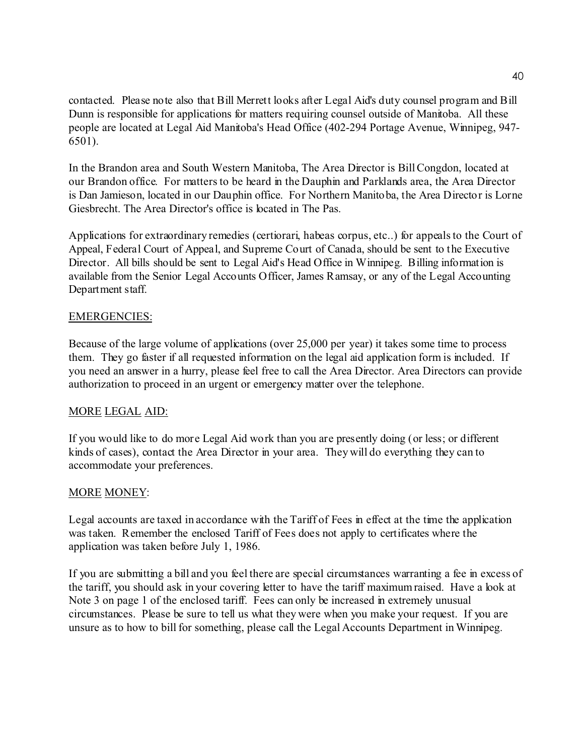contacted. Please note also that Bill Merrett looks after Legal Aid's duty counsel program and Bill Dunn is responsible for applications for matters requiring counsel outside of Manitoba. All these people are located at Legal Aid Manitoba's Head Office (402-294 Portage Avenue, Winnipeg, 947-6501).

In the Brandon area and South Western Manitoba, The Area Director is Bill Congdon, located at our Brandon office. For matters to be heard in the Dauphin and Parklands area, the Area Director is Dan Jamieson, located in our Dauphin office. For Northern Manitoba, the Area Director is Lorne Giesbrecht. The Area Director's office is located in The Pas.

Applications for extraordinary remedies (certiorari, habeas corpus, etc..) for appeals to the Court of Appeal, Federal Court of Appeal, and Supreme Court of Canada, should be sent to the Executive Director. All bills should be sent to Legal Aid's Head Office in Winnipeg. Billing information is available from the Senior Legal Accounts Officer, James Ramsay, or any of the Legal Accounting Department staff.

EMERGENCIES:

Because of the large volume of applications (over 25,000 per year) it takes some time to process them. They go faster if all requested information on the legal aid application form is included. If you need an answer in a hurry, please feel free to call the Area Director. Area Directors can provide authorization to proceed in an urgent or emergency matter over the telephone.

MORE LEGAL AID:

If you would like to do more Legal Aid work than you are presently doing (or less; or different kinds of cases), contact the Area Director in your area. They will do everything they can to accommodate your preferences.

MORE MONEY:

Legal accounts are taxed in accordance with the Tariff of Fees in effect at the time the application was taken. Remember the enclosed Tariff of Fees does not apply to certificates where the application was taken before July 1, 1986.

If you are submitting a bill and you feel there are special circumstances warranting a fee in excess of the tariff, you should ask in your covering letter to have the tariff maximum raised. Have a look at Note 3 on page 1 of the enclosed tariff. Fees can only be increased in extremely unusual circumstances. Please be sure to tell us what they were when you make your request. If you are unsure as to how to bill for something, please call the Legal Accounts Department in Winnipeg.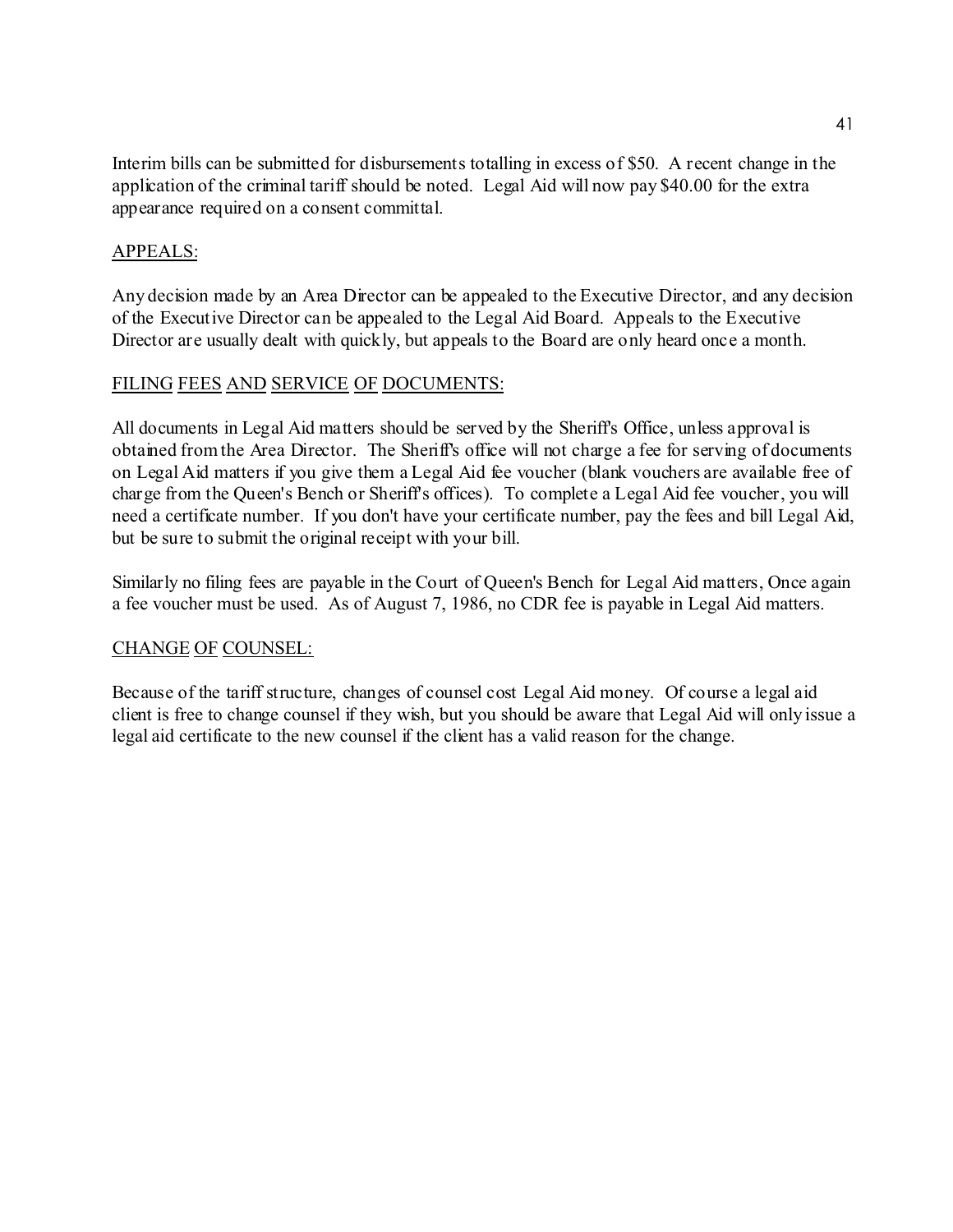Interim bills can be submitted for disbursements totalling in excess of $50. A recent change in the application of the criminal tariff should be noted. Legal Aid will now pay $40.00 for the extra appearance required on a consent committal.

## APPEALS:

Any decision made by an Area Director can be appealed to the Executive Director, and any decision of the Executive Director can be appealed to the Legal Aid Board. Appeals to the Executive Director are usually dealt with quickly, but appeals to the Board are only heard once a month.

## FILING FEES AND SERVICE OF DOCUMENTS:

All documents in Legal Aid matters should be served by the Sheriff's Office, unless approval is obtained from the Area Director. The Sheriff's office will not charge a fee for serving of documents on Legal Aid matters if you give them a Legal Aid fee voucher (blank vouchers are available free of charge from the Queen's Bench or Sheriff's offices). To complete a Legal Aid fee voucher, you will need a certificate number. If you don't have your certificate number, pay the fees and bill Legal Aid, but be sure to submit the original receipt with your bill.

Similarly no filing fees are payable in the Court of Queen's Bench for Legal Aid matters, Once again a fee voucher must be used. As of August 7, 1986, no CDR fee is payable in Legal Aid matters.

## CHANGE OF COUNSEL:

Because of the tariff structure, changes of counsel cost Legal Aid money. Of course a legal aid client is free to change counsel if they wish, but you should be aware that Legal Aid will only issue a legal aid certificate to the new counsel if the client has a valid reason for the change.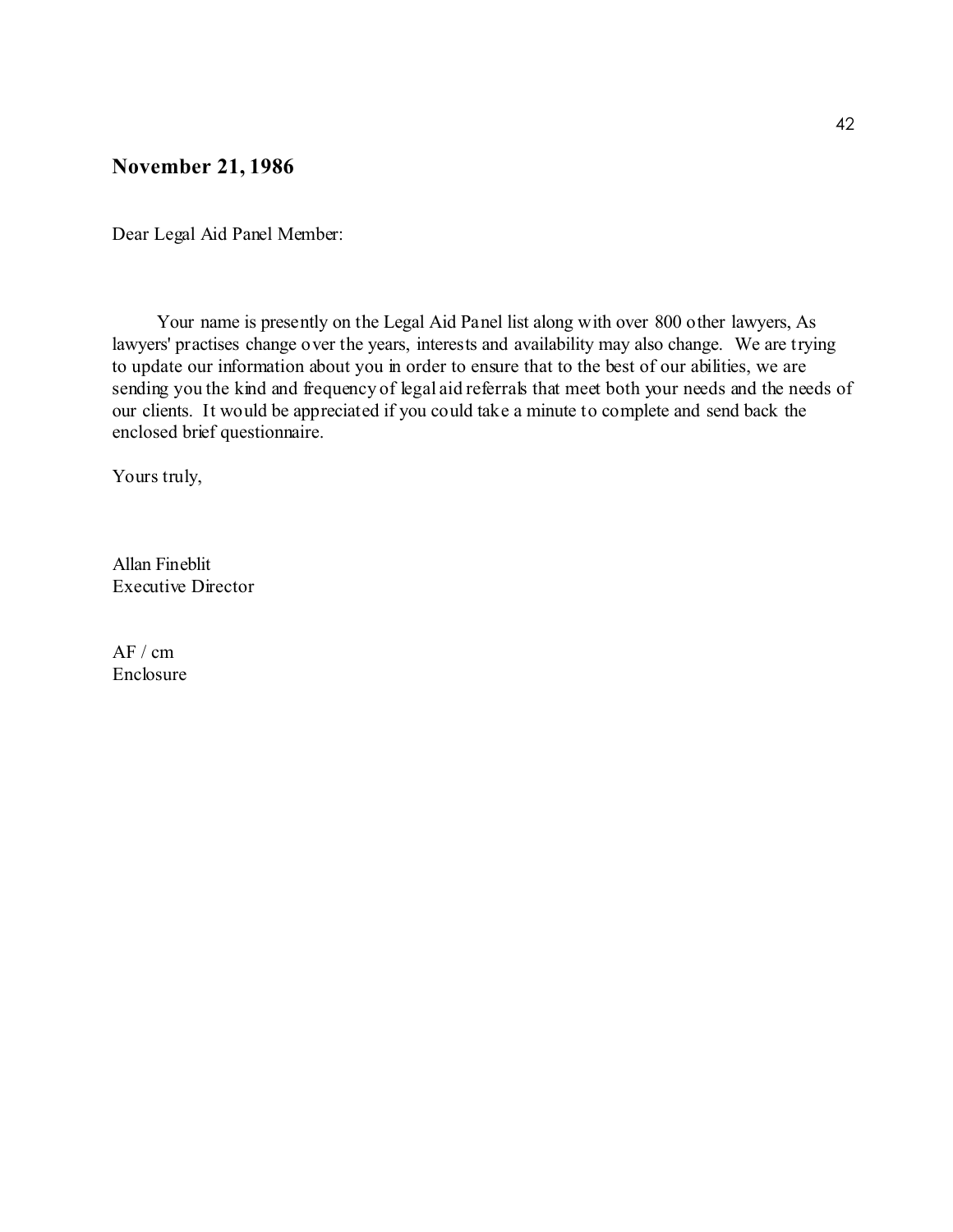**November 21, 1986**

Dear Legal Aid Panel Member:

Your name is presently on the Legal Aid Panel list along with over 800 other lawyers, As lawyers' practises change over the years, interests and availability may also change. We are trying to update our information about you in order to ensure that to the best of our abilities, we are sending you the kind and frequency of legal aid referrals that meet both your needs and the needs of our clients. It would be appreciated if you could take a minute to complete and send back the enclosed brief questionnaire.

Yours truly,

Allan Fineblit  
Executive Director

AF / cm  
Enclosure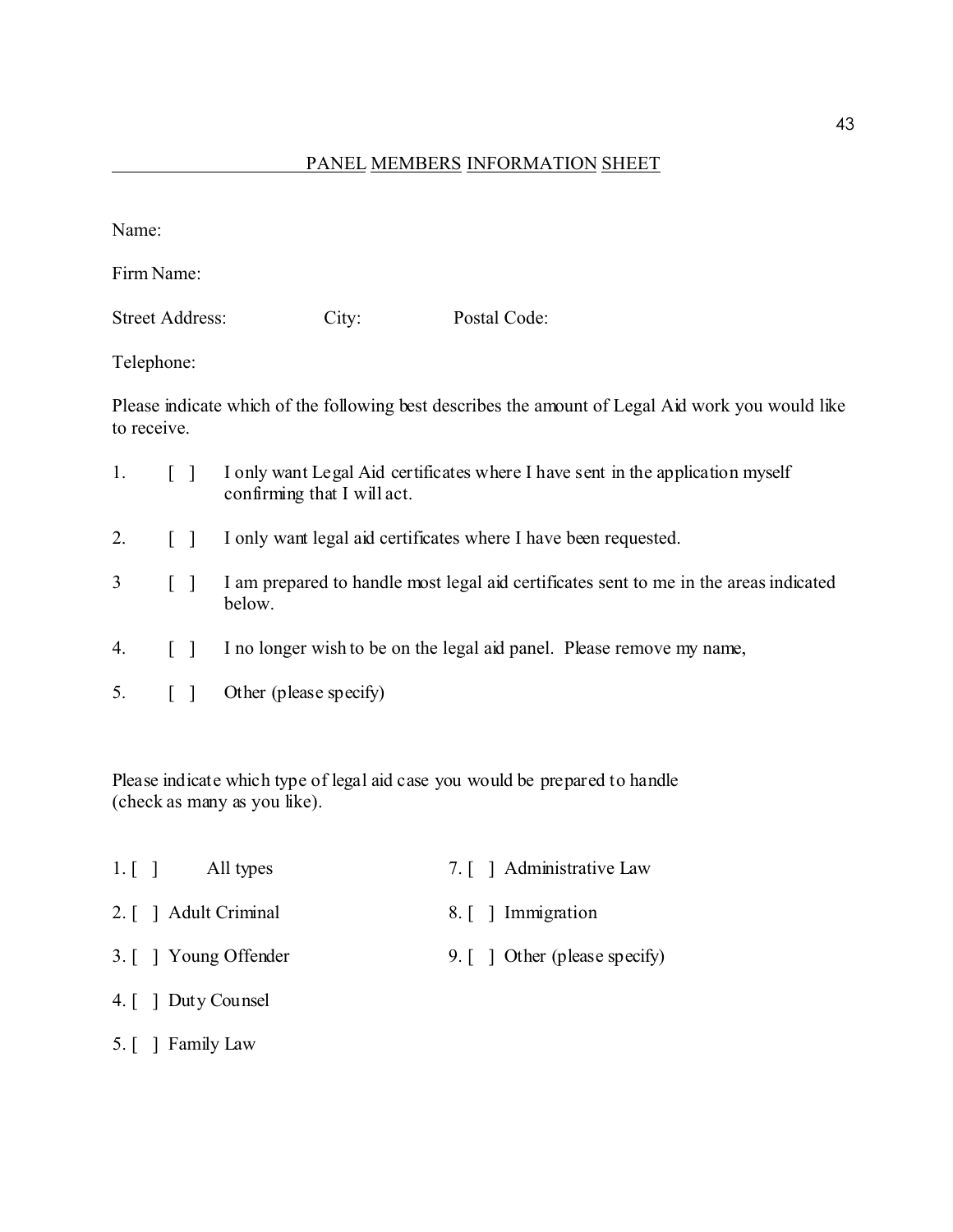## PANEL MEMBERS INFORMATION SHEET

Name:

Firm Name:

Street Address: City: Postal Code:

Telephone:

Please indicate which of the following best describes the amount of Legal Aid work you would like to receive.

1. [ ] I only want Legal Aid certificates where I have sent in the application myself confirming that I will act.

2. [ ] I only want legal aid certificates where I have been requested.

3 [ ] I am prepared to handle most legal aid certificates sent to me in the areas indicated below.

4. [ ] I no longer wish to be on the legal aid panel. Please remove my name,

5. [ ] Other (please specify)

Please indicate which type of legal aid case you would be prepared to handle (check as many as you like).

1. [ ] All types
2. [ ] Adult Criminal
3. [ ] Young Offender
4. [ ] Duty Counsel
5. [ ] Family Law
7. [ ] Administrative Law
8. [ ] Immigration
9. [ ] Other (please specify)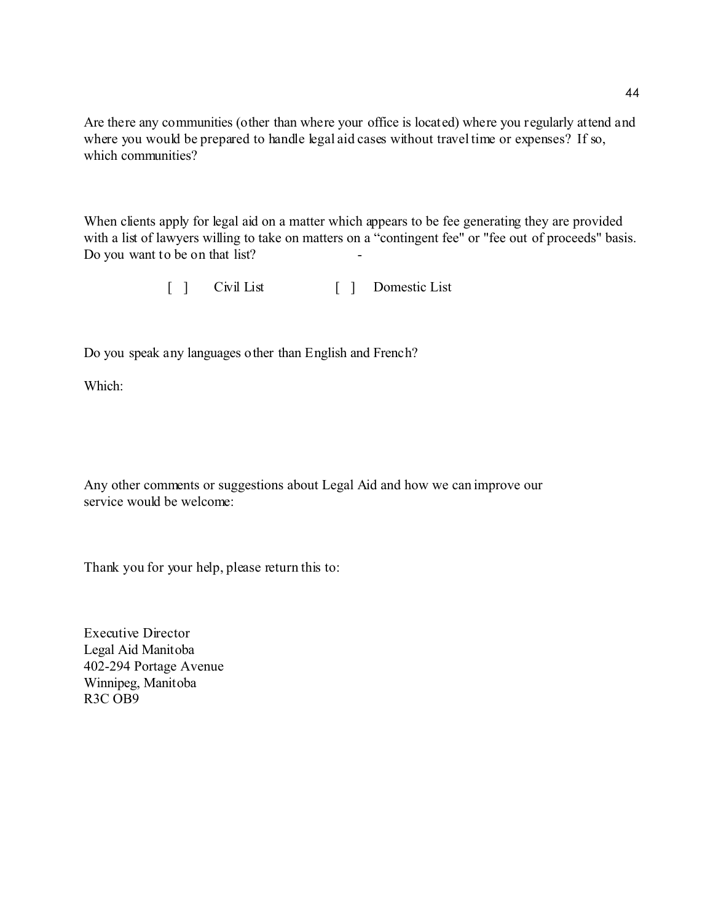Are there any communities (other than where your office is located) where you regularly attend and where you would be prepared to handle legal aid cases without travel time or expenses? If so, which communities?

When clients apply for legal aid on a matter which appears to be fee generating they are provided with a list of lawyers willing to take on matters on a "contingent fee" or "fee out of proceeds" basis. Do you want to be on that list?

[ ] Civil List [ ] Domestic List

Do you speak any languages other than English and French?

Which:

Any other comments or suggestions about Legal Aid and how we can improve our service would be welcome:

Thank you for your help, please return this to:

Executive Director
Legal Aid Manitoba
402-294 Portage Avenue
Winnipeg, Manitoba
R3C OB9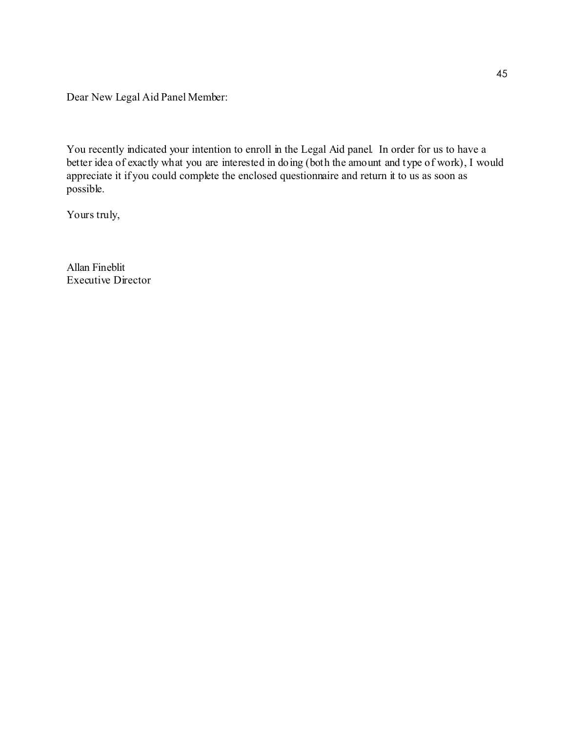Dear New Legal Aid Panel Member:

You recently indicated your intention to enroll in the Legal Aid panel. In order for us to have a better idea of exactly what you are interested in doing (both the amount and type of work), I would appreciate it if you could complete the enclosed questionnaire and return it to us as soon as possible.

Yours truly,

Allan Fineblit
Executive Director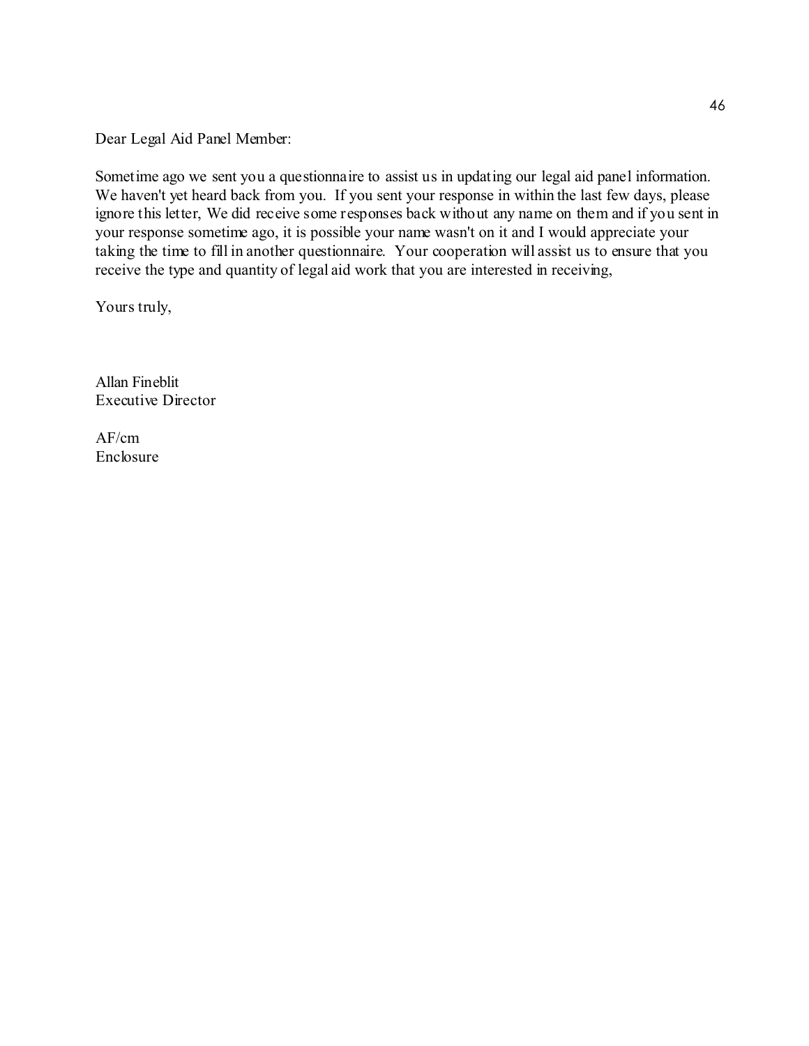Dear Legal Aid Panel Member:

Sometime ago we sent you a questionnaire to assist us in updating our legal aid panel information. We haven't yet heard back from you. If you sent your response in within the last few days, please ignore this letter, We did receive some responses back without any name on them and if you sent in your response sometime ago, it is possible your name wasn't on it and I would appreciate your taking the time to fill in another questionnaire. Your cooperation will assist us to ensure that you receive the type and quantity of legal aid work that you are interested in receiving,

Yours truly,

Allan Fineblit
Executive Director

AF/cm
Enclosure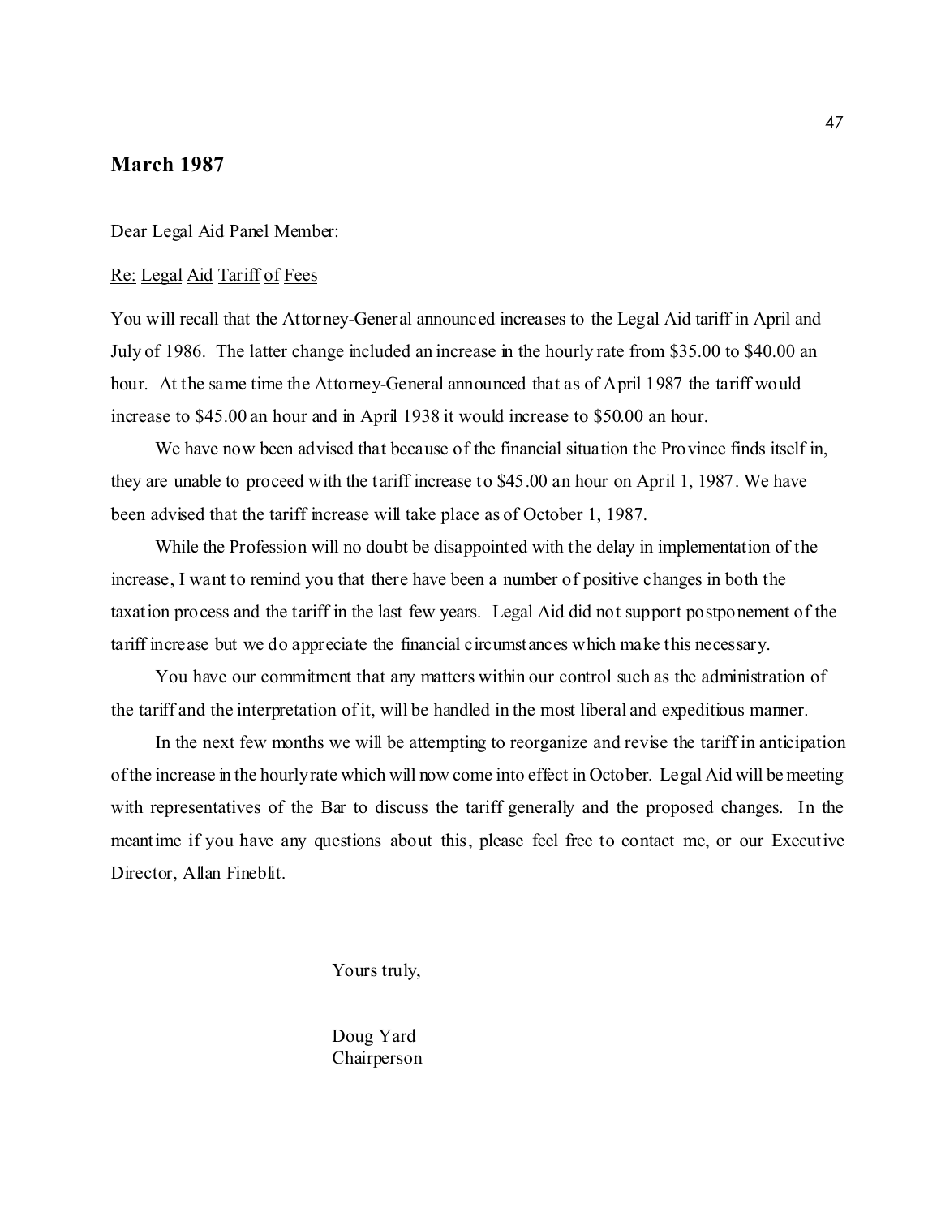**March 1987**

Dear Legal Aid Panel Member:

Re: Legal Aid Tariff of Fees

You will recall that the Attorney-General announced increases to the Legal Aid tariff in April and July of 1986. The latter change included an increase in the hourly rate from $35.00 to $40.00 an hour. At the same time the Attorney-General announced that as of April 1987 the tariff would increase to $45.00 an hour and in April 1938 it would increase to $50.00 an hour.

We have now been advised that because of the financial situation the Province finds itself in, they are unable to proceed with the tariff increase to $45.00 an hour on April 1, 1987. We have been advised that the tariff increase will take place as of October 1, 1987.

While the Profession will no doubt be disappointed with the delay in implementation of the increase, I want to remind you that there have been a number of positive changes in both the taxation process and the tariff in the last few years. Legal Aid did not support postponement of the tariff increase but we do appreciate the financial circumstances which make this necessary.

You have our commitment that any matters within our control such as the administration of the tariff and the interpretation of it, will be handled in the most liberal and expeditious manner.

In the next few months we will be attempting to reorganize and revise the tariff in anticipation of the increase in the hourly rate which will now come into effect in October. Legal Aid will be meeting with representatives of the Bar to discuss the tariff generally and the proposed changes. In the meantime if you have any questions about this, please feel free to contact me, or our Executive Director, Allan Fineblit.

Yours truly,

Doug Yard
Chairperson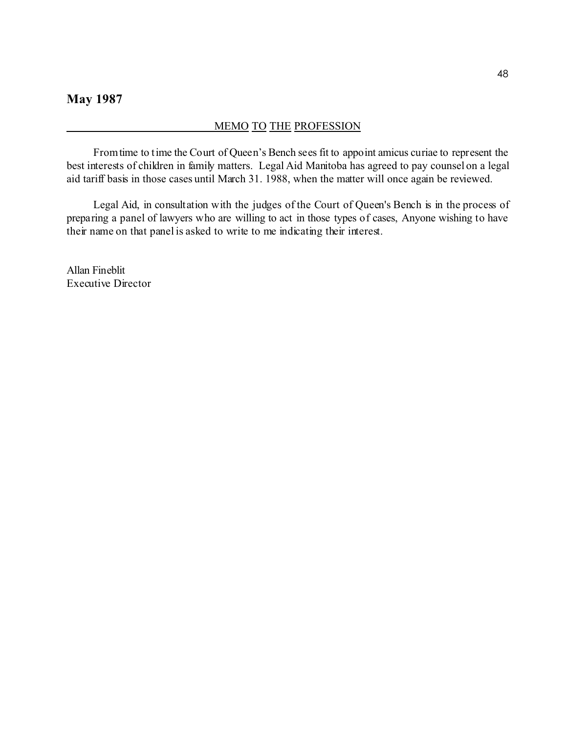## May 1987

MEMO TO THE PROFESSION

From time to time the Court of Queen's Bench sees fit to appoint amicus curiae to represent the best interests of children in family matters. Legal Aid Manitoba has agreed to pay counsel on a legal aid tariff basis in those cases until March 31. 1988, when the matter will once again be reviewed.

Legal Aid, in consultation with the judges of the Court of Queen's Bench is in the process of preparing a panel of lawyers who are willing to act in those types of cases, Anyone wishing to have their name on that panel is asked to write to me indicating their interest.

Allan Fineblit  
Executive Director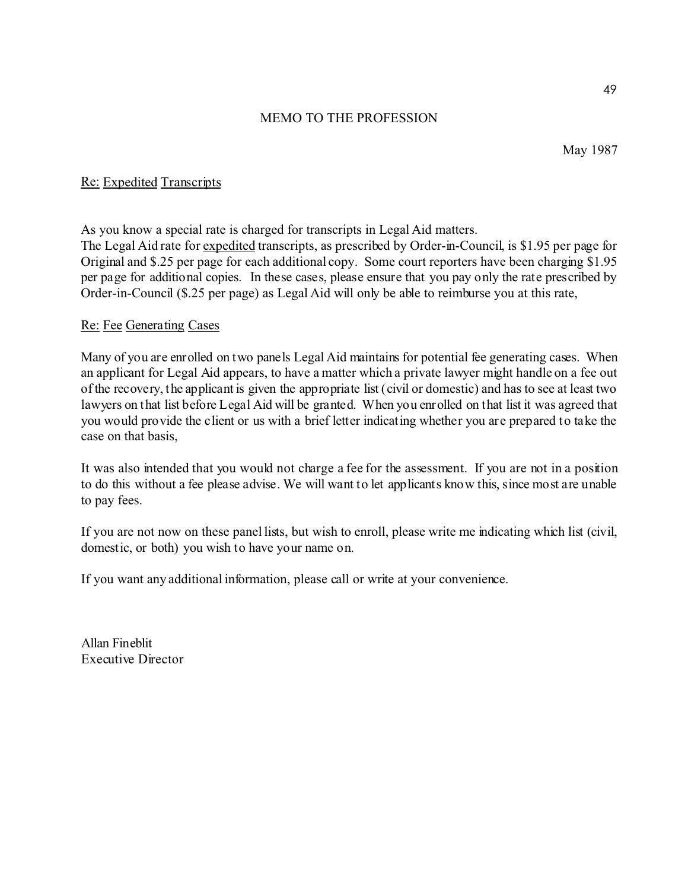# MEMO TO THE PROFESSION

May 1987

Re: Expedited Transcripts

As you know a special rate is charged for transcripts in Legal Aid matters.
The Legal Aid rate for expedited transcripts, as prescribed by Order-in-Council, is $1.95 per page for Original and $.25 per page for each additional copy. Some court reporters have been charging $1.95 per page for additional copies. In these cases, please ensure that you pay only the rate prescribed by Order-in-Council ($.25 per page) as Legal Aid will only be able to reimburse you at this rate,

Re: Fee Generating Cases

Many of you are enrolled on two panels Legal Aid maintains for potential fee generating cases. When an applicant for Legal Aid appears, to have a matter which a private lawyer might handle on a fee out of the recovery, the applicant is given the appropriate list (civil or domestic) and has to see at least two lawyers on that list before Legal Aid will be granted. When you enrolled on that list it was agreed that you would provide the client or us with a brief letter indicating whether you are prepared to take the case on that basis,

It was also intended that you would not charge a fee for the assessment. If you are not in a position to do this without a fee please advise. We will want to let applicants know this, since most are unable to pay fees.

If you are not now on these panel lists, but wish to enroll, please write me indicating which list (civil, domestic, or both) you wish to have your name on.

If you want any additional information, please call or write at your convenience.

Allan Fineblit
Executive Director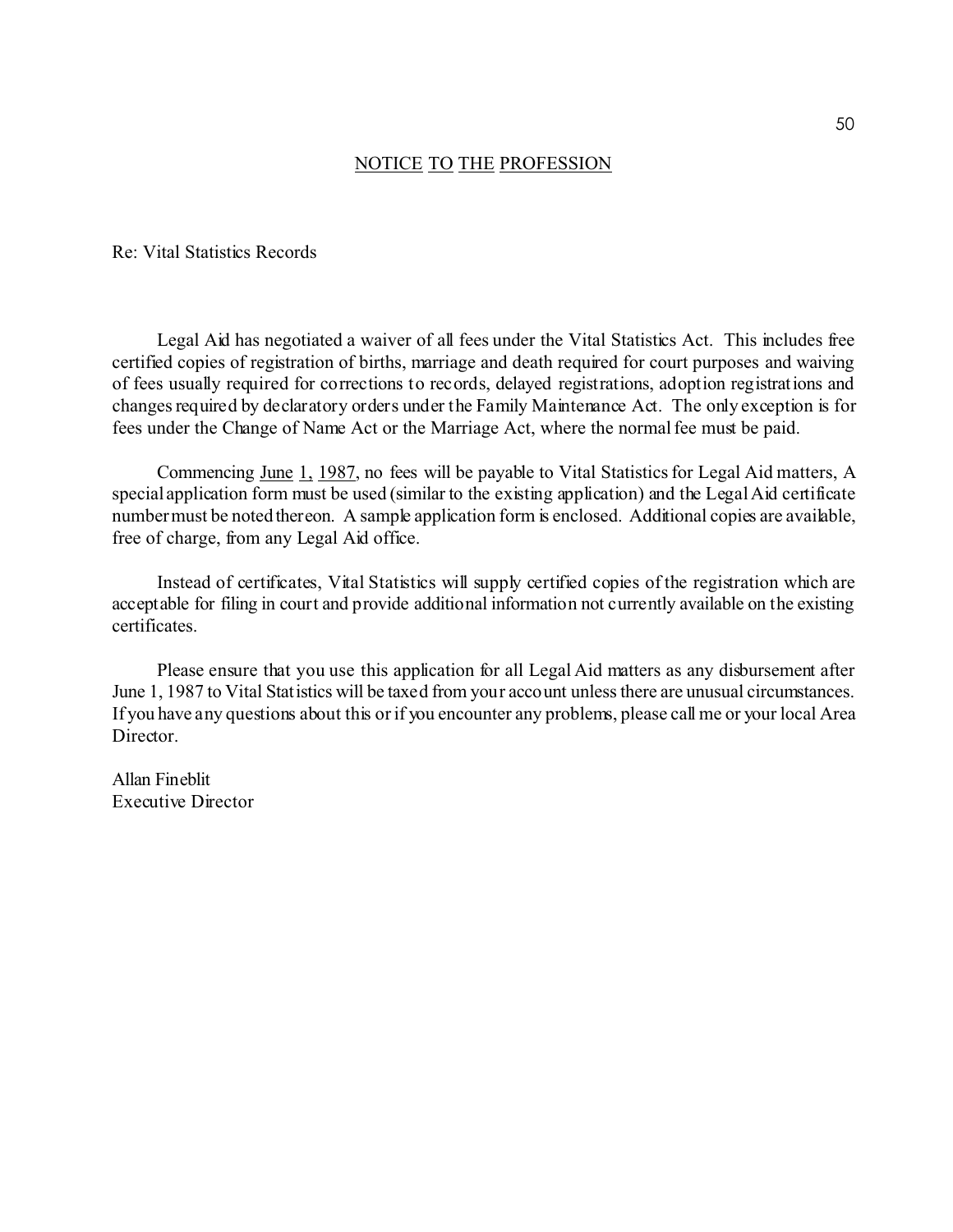# NOTICE TO THE PROFESSION

Re: Vital Statistics Records

Legal Aid has negotiated a waiver of all fees under the Vital Statistics Act. This includes free certified copies of registration of births, marriage and death required for court purposes and waiving of fees usually required for corrections to records, delayed registrations, adoption registrations and changes required by declaratory orders under the Family Maintenance Act. The only exception is for fees under the Change of Name Act or the Marriage Act, where the normal fee must be paid.

Commencing June 1, 1987, no fees will be payable to Vital Statistics for Legal Aid matters, A special application form must be used (similar to the existing application) and the Legal Aid certificate number must be noted thereon. A sample application form is enclosed. Additional copies are available, free of charge, from any Legal Aid office.

Instead of certificates, Vital Statistics will supply certified copies of the registration which are acceptable for filing in court and provide additional information not currently available on the existing certificates.

Please ensure that you use this application for all Legal Aid matters as any disbursement after June 1, 1987 to Vital Statistics will be taxed from your account unless there are unusual circumstances. If you have any questions about this or if you encounter any problems, please call me or your local Area Director.

Allan Fineblit
Executive Director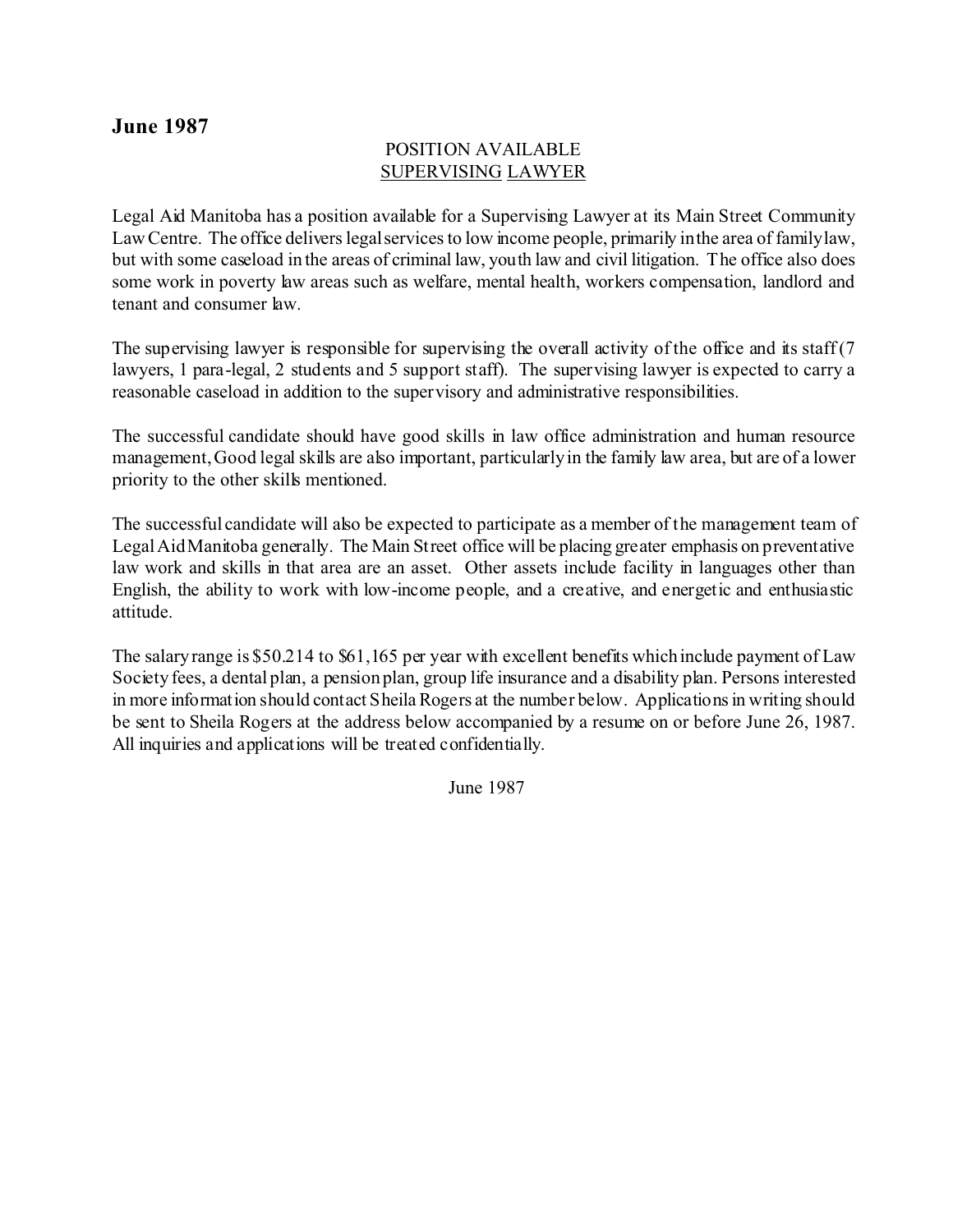## June 1987

POSITION AVAILABLE
<u>SUPERVISING LAWYER</u>

Legal Aid Manitoba has a position available for a Supervising Lawyer at its Main Street Community Law Centre. The office delivers legal services to low income people, primarily in the area of family law, but with some caseload in the areas of criminal law, youth law and civil litigation. The office also does some work in poverty law areas such as welfare, mental health, workers compensation, landlord and tenant and consumer law.

The supervising lawyer is responsible for supervising the overall activity of the office and its staff (7 lawyers, 1 para-legal, 2 students and 5 support staff). The supervising lawyer is expected to carry a reasonable caseload in addition to the supervisory and administrative responsibilities.

The successful candidate should have good skills in law office administration and human resource management, Good legal skills are also important, particularly in the family law area, but are of a lower priority to the other skills mentioned.

The successful candidate will also be expected to participate as a member of the management team of Legal Aid Manitoba generally. The Main Street office will be placing greater emphasis on preventative law work and skills in that area are an asset. Other assets include facility in languages other than English, the ability to work with low-income people, and a creative, and energetic and enthusiastic attitude.

The salary range is $50.214 to $61,165 per year with excellent benefits which include payment of Law Society fees, a dental plan, a pension plan, group life insurance and a disability plan. Persons interested in more information should contact Sheila Rogers at the number below. Applications in writing should be sent to Sheila Rogers at the address below accompanied by a resume on or before June 26, 1987. All inquiries and applications will be treated confidentially.

June 1987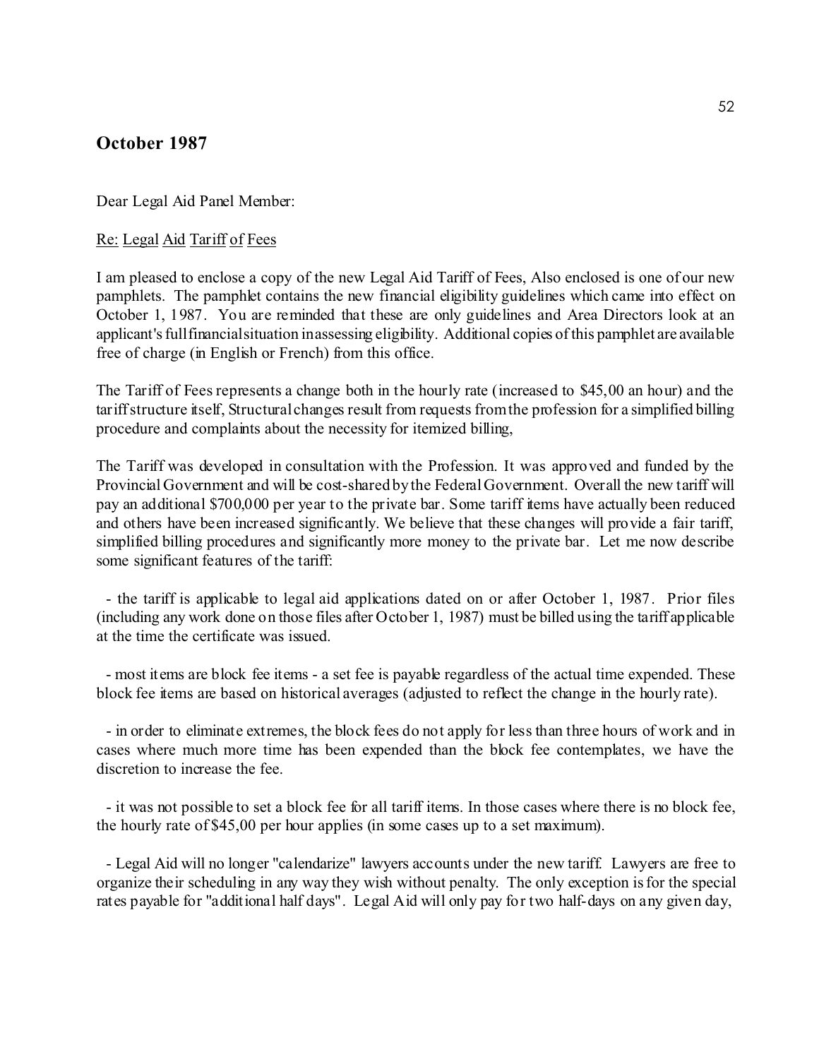## October 1987

Dear Legal Aid Panel Member:

Re: Legal Aid Tariff of Fees

I am pleased to enclose a copy of the new Legal Aid Tariff of Fees, Also enclosed is one of our new pamphlets. The pamphlet contains the new financial eligibility guidelines which came into effect on October 1, 1987. You are reminded that these are only guidelines and Area Directors look at an applicant's full financial situation in assessing eligibility. Additional copies of this pamphlet are available free of charge (in English or French) from this office.

The Tariff of Fees represents a change both in the hourly rate (increased to $45,00 an hour) and the tariff structure itself, Structural changes result from requests from the profession for a simplified billing procedure and complaints about the necessity for itemized billing,

The Tariff was developed in consultation with the Profession. It was approved and funded by the Provincial Government and will be cost-shared by the Federal Government. Overall the new tariff will pay an additional $700,000 per year to the private bar. Some tariff items have actually been reduced and others have been increased significantly. We believe that these changes will provide a fair tariff, simplified billing procedures and significantly more money to the private bar. Let me now describe some significant features of the tariff:

- the tariff is applicable to legal aid applications dated on or after October 1, 1987. Prior files (including any work done on those files after October 1, 1987) must be billed using the tariff applicable at the time the certificate was issued.

- most items are block fee items - a set fee is payable regardless of the actual time expended. These block fee items are based on historical averages (adjusted to reflect the change in the hourly rate).

- in order to eliminate extremes, the block fees do not apply for less than three hours of work and in cases where much more time has been expended than the block fee contemplates, we have the discretion to increase the fee.

- it was not possible to set a block fee for all tariff items. In those cases where there is no block fee, the hourly rate of $45,00 per hour applies (in some cases up to a set maximum).

- Legal Aid will no longer "calendarize" lawyers accounts under the new tariff. Lawyers are free to organize their scheduling in any way they wish without penalty. The only exception is for the special rates payable for "additional half days". Legal Aid will only pay for two half-days on any given day,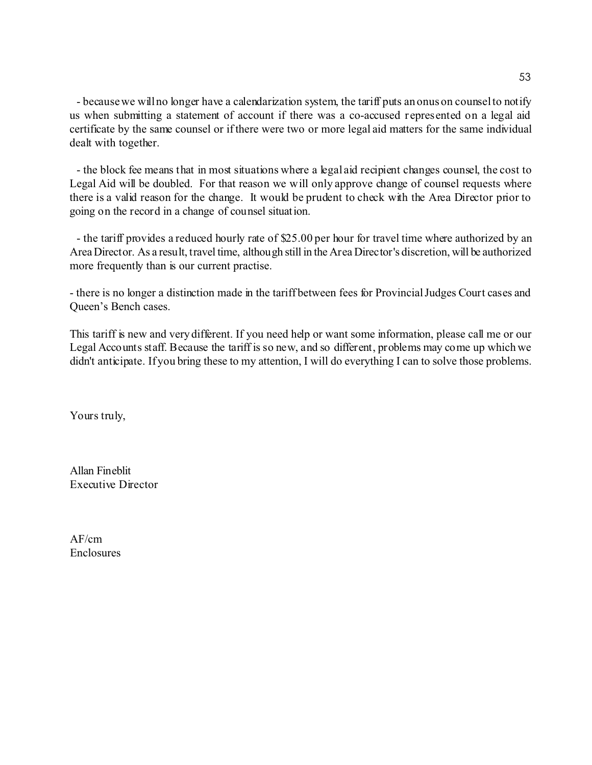- because we will no longer have a calendarization system, the tariff puts an onus on counsel to notify us when submitting a statement of account if there was a co-accused represented on a legal aid certificate by the same counsel or if there were two or more legal aid matters for the same individual dealt with together.

- the block fee means that in most situations where a legal aid recipient changes counsel, the cost to Legal Aid will be doubled. For that reason we will only approve change of counsel requests where there is a valid reason for the change. It would be prudent to check with the Area Director prior to going on the record in a change of counsel situation.

- the tariff provides a reduced hourly rate of $25.00 per hour for travel time where authorized by an Area Director. As a result, travel time, although still in the Area Director's discretion, will be authorized more frequently than is our current practise.

- there is no longer a distinction made in the tariff between fees for Provincial Judges Court cases and Queen's Bench cases.

This tariff is new and very different. If you need help or want some information, please call me or our Legal Accounts staff. Because the tariff is so new, and so different, problems may come up which we didn't anticipate. If you bring these to my attention, I will do everything I can to solve those problems.

Yours truly,

Allan Fineblit
Executive Director

AF/cm
Enclosures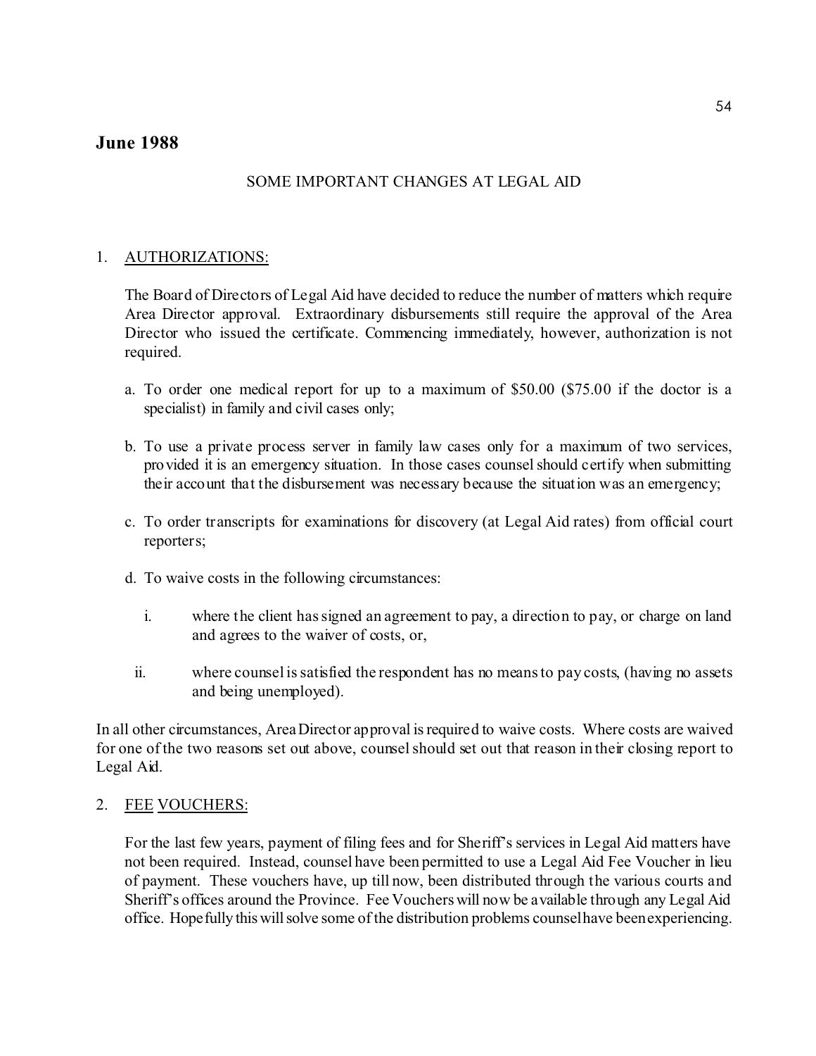## June 1988

SOME IMPORTANT CHANGES AT LEGAL AID

1. AUTHORIZATIONS:

   The Board of Directors of Legal Aid have decided to reduce the number of matters which require Area Director approval. Extraordinary disbursements still require the approval of the Area Director who issued the certificate. Commencing immediately, however, authorization is not required.

   a. To order one medical report for up to a maximum of $50.00 ($75.00 if the doctor is a specialist) in family and civil cases only;

   b. To use a private process server in family law cases only for a maximum of two services, provided it is an emergency situation. In those cases counsel should certify when submitting their account that the disbursement was necessary because the situation was an emergency;

   c. To order transcripts for examinations for discovery (at Legal Aid rates) from official court reporters;

   d. To waive costs in the following circumstances:

      i. where the client has signed an agreement to pay, a direction to pay, or charge on land and agrees to the waiver of costs, or,

      ii. where counsel is satisfied the respondent has no means to pay costs, (having no assets and being unemployed).

In all other circumstances, Area Director approval is required to waive costs. Where costs are waived for one of the two reasons set out above, counsel should set out that reason in their closing report to Legal Aid.

2. FEE VOUCHERS:

   For the last few years, payment of filing fees and for Sheriff's services in Legal Aid matters have not been required. Instead, counsel have been permitted to use a Legal Aid Fee Voucher in lieu of payment. These vouchers have, up till now, been distributed through the various courts and Sheriff's offices around the Province. Fee Vouchers will now be available through any Legal Aid office. Hopefully this will solve some of the distribution problems counsel have been experiencing.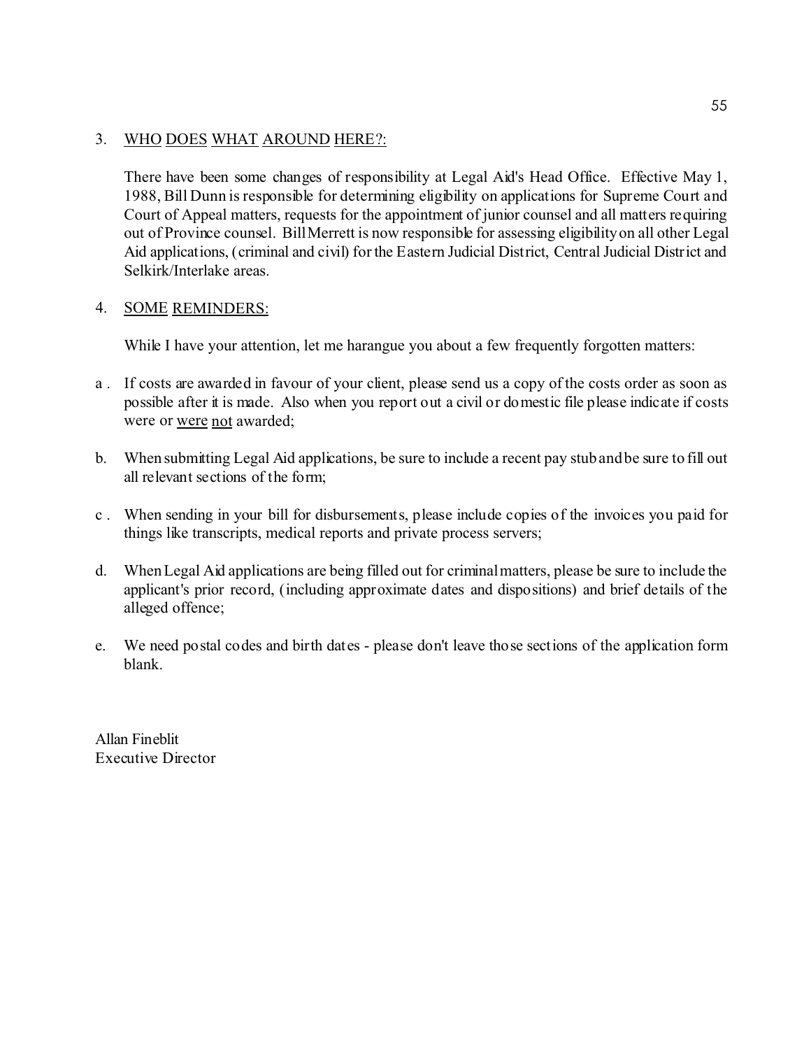3. <u>WHO DOES WHAT AROUND HERE?:</u>

   There have been some changes of responsibility at Legal Aid's Head Office. Effective May 1, 1988, Bill Dunn is responsible for determining eligibility on applications for Supreme Court and Court of Appeal matters, requests for the appointment of junior counsel and all matters requiring out of Province counsel. Bill Merrett is now responsible for assessing eligibility on all other Legal Aid applications, (criminal and civil) for the Eastern Judicial District, Central Judicial District and Selkirk/Interlake areas.

4. <u>SOME REMINDERS:</u>

   While I have your attention, let me harangue you about a few frequently forgotten matters:

a. If costs are awarded in favour of your client, please send us a copy of the costs order as soon as possible after it is made. Also when you report out a civil or domestic file please indicate if costs were or <u>were not</u> awarded;

b. When submitting Legal Aid applications, be sure to include a recent pay stub and be sure to fill out all relevant sections of the form;

c. When sending in your bill for disbursements, please include copies of the invoices you paid for things like transcripts, medical reports and private process servers;

d. When Legal Aid applications are being filled out for criminal matters, please be sure to include the applicant's prior record, (including approximate dates and dispositions) and brief details of the alleged offence;

e. We need postal codes and birth dates - please don't leave those sections of the application form blank.

Allan Fineblit
Executive Director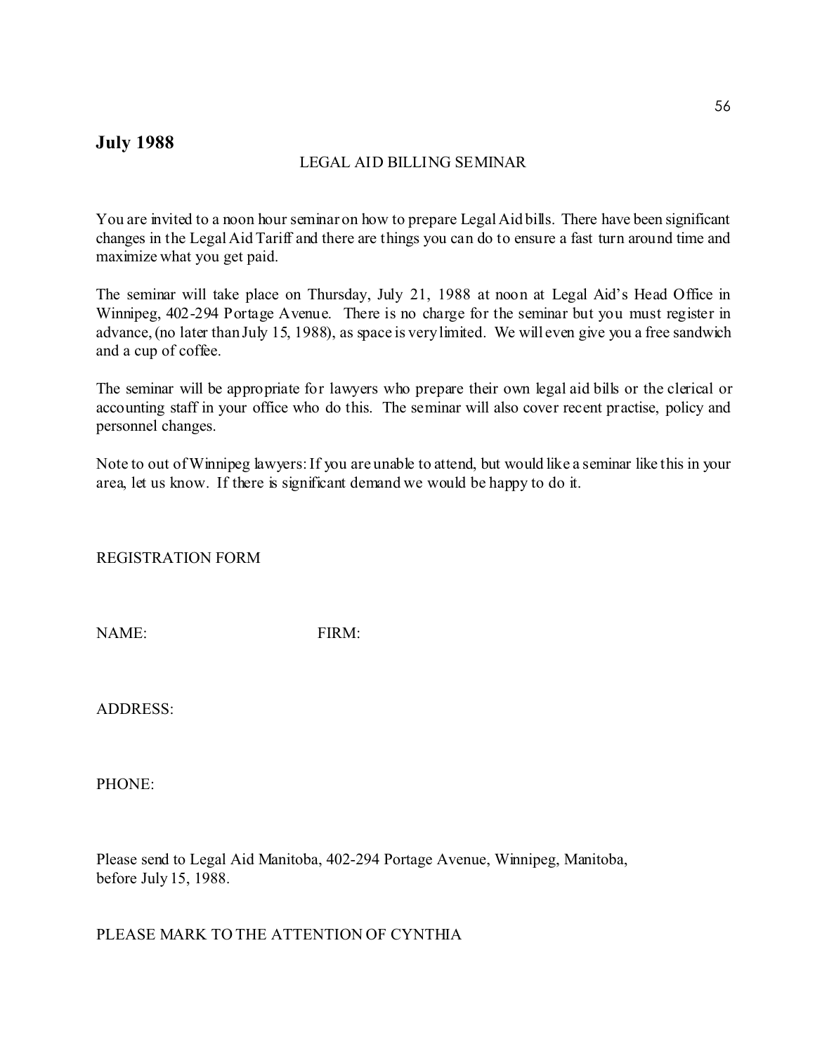## July 1988

### LEGAL AID BILLING SEMINAR

You are invited to a noon hour seminar on how to prepare Legal Aid bills. There have been significant changes in the Legal Aid Tariff and there are things you can do to ensure a fast turn around time and maximize what you get paid.

The seminar will take place on Thursday, July 21, 1988 at noon at Legal Aid's Head Office in Winnipeg, 402-294 Portage Avenue. There is no charge for the seminar but you must register in advance, (no later than July 15, 1988), as space is very limited. We will even give you a free sandwich and a cup of coffee.

The seminar will be appropriate for lawyers who prepare their own legal aid bills or the clerical or accounting staff in your office who do this. The seminar will also cover recent practise, policy and personnel changes.

Note to out of Winnipeg lawyers: If you are unable to attend, but would like a seminar like this in your area, let us know. If there is significant demand we would be happy to do it.

REGISTRATION FORM

NAME: FIRM:

ADDRESS:

PHONE:

Please send to Legal Aid Manitoba, 402-294 Portage Avenue, Winnipeg, Manitoba, before July 15, 1988.

PLEASE MARK TO THE ATTENTION OF CYNTHIA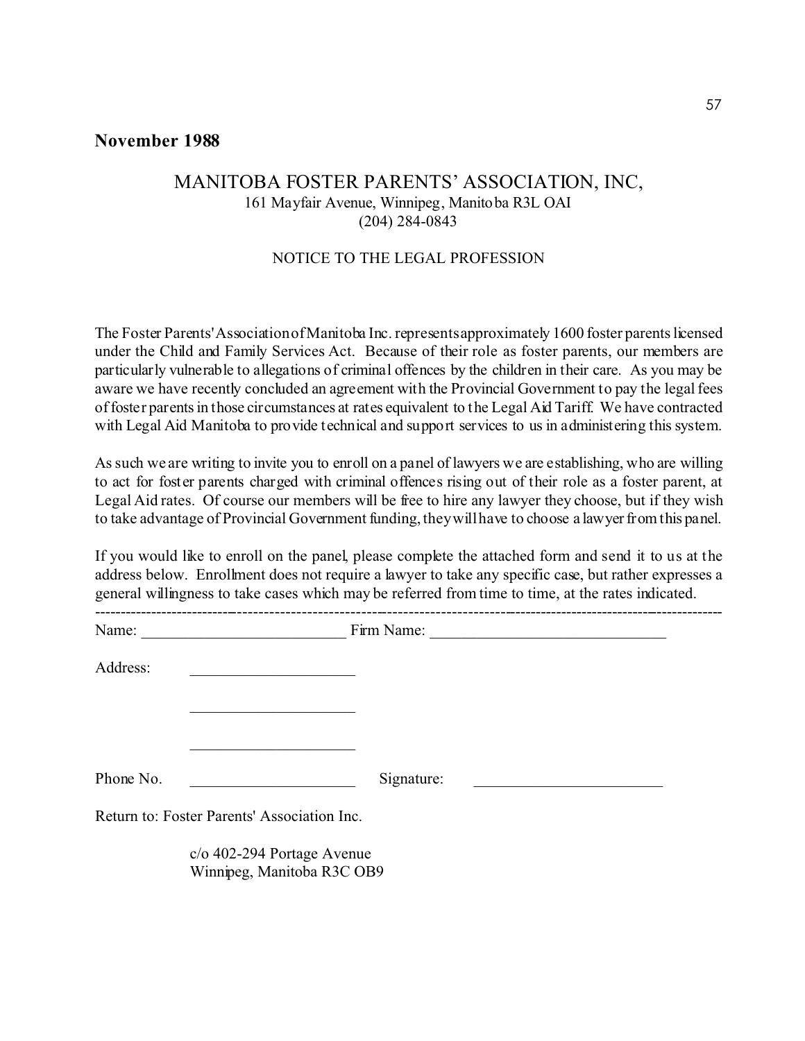**November 1988**

## MANITOBA FOSTER PARENTS' ASSOCIATION, INC,

161 Mayfair Avenue, Winnipeg, Manitoba R3L OAI
(204) 284-0843

NOTICE TO THE LEGAL PROFESSION

The Foster Parents' Association of Manitoba Inc. represents approximately 1600 foster parents licensed under the Child and Family Services Act. Because of their role as foster parents, our members are particularly vulnerable to allegations of criminal offences by the children in their care. As you may be aware we have recently concluded an agreement with the Provincial Government to pay the legal fees of foster parents in those circumstances at rates equivalent to the Legal Aid Tariff. We have contracted with Legal Aid Manitoba to provide technical and support services to us in administering this system.

As such we are writing to invite you to enroll on a panel of lawyers we are establishing, who are willing to act for foster parents charged with criminal offences rising out of their role as a foster parent, at Legal Aid rates. Of course our members will be free to hire any lawyer they choose, but if they wish to take advantage of Provincial Government funding, they will have to choose a lawyer from this panel.

If you would like to enroll on the panel, please complete the attached form and send it to us at the address below. Enrollment does not require a lawyer to take any specific case, but rather expresses a general willingness to take cases which may be referred from time to time, at the rates indicated.

---

Name: __________________________ Firm Name: ______________________________

Address: _____________________

_____________________

_____________________

Phone No. _____________________ Signature: ________________________

Return to: Foster Parents' Association Inc.

c/o 402-294 Portage Avenue
Winnipeg, Manitoba R3C OB9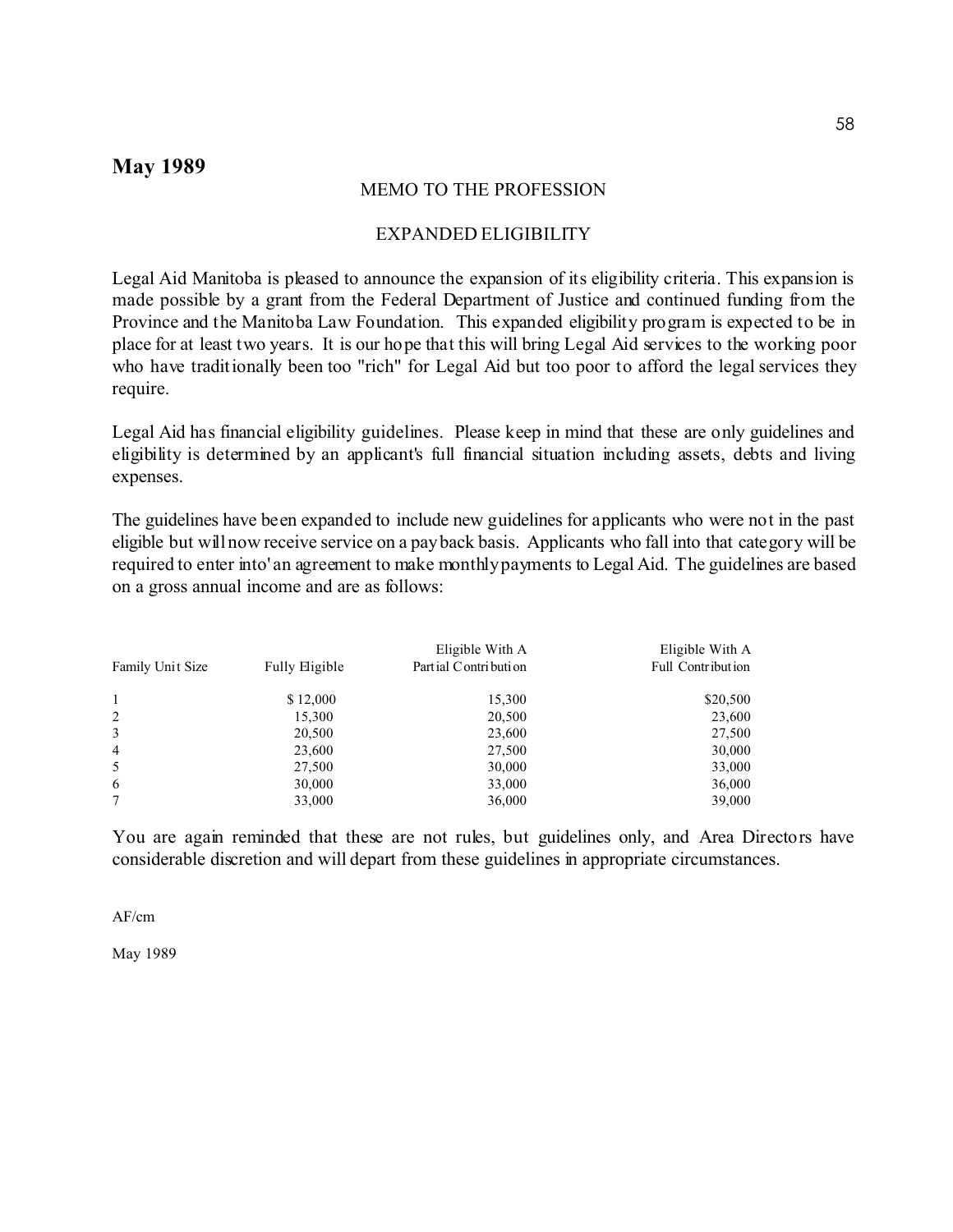## May 1989

MEMO TO THE PROFESSION

EXPANDED ELIGIBILITY

Legal Aid Manitoba is pleased to announce the expansion of its eligibility criteria. This expansion is made possible by a grant from the Federal Department of Justice and continued funding from the Province and the Manitoba Law Foundation. This expanded eligibility program is expected to be in place for at least two years. It is our hope that this will bring Legal Aid services to the working poor who have traditionally been too "rich" for Legal Aid but too poor to afford the legal services they require.

Legal Aid has financial eligibility guidelines. Please keep in mind that these are only guidelines and eligibility is determined by an applicant's full financial situation including assets, debts and living expenses.

The guidelines have been expanded to include new guidelines for applicants who were not in the past eligible but will now receive service on a pay back basis. Applicants who fall into that category will be required to enter into' an agreement to make monthly payments to Legal Aid. The guidelines are based on a gross annual income and are as follows:

| Family Unit Size | Fully Eligible | Eligible With A Partial Contribution | Eligible With A Full Contribution |
|---|---|---|---|
| 1 | $ 12,000 | 15,300 | $20,500 |
| 2 | 15,300 | 20,500 | 23,600 |
| 3 | 20,500 | 23,600 | 27,500 |
| 4 | 23,600 | 27,500 | 30,000 |
| 5 | 27,500 | 30,000 | 33,000 |
| 6 | 30,000 | 33,000 | 36,000 |
| 7 | 33,000 | 36,000 | 39,000 |

You are again reminded that these are not rules, but guidelines only, and Area Directors have considerable discretion and will depart from these guidelines in appropriate circumstances.

AF/cm

May 1989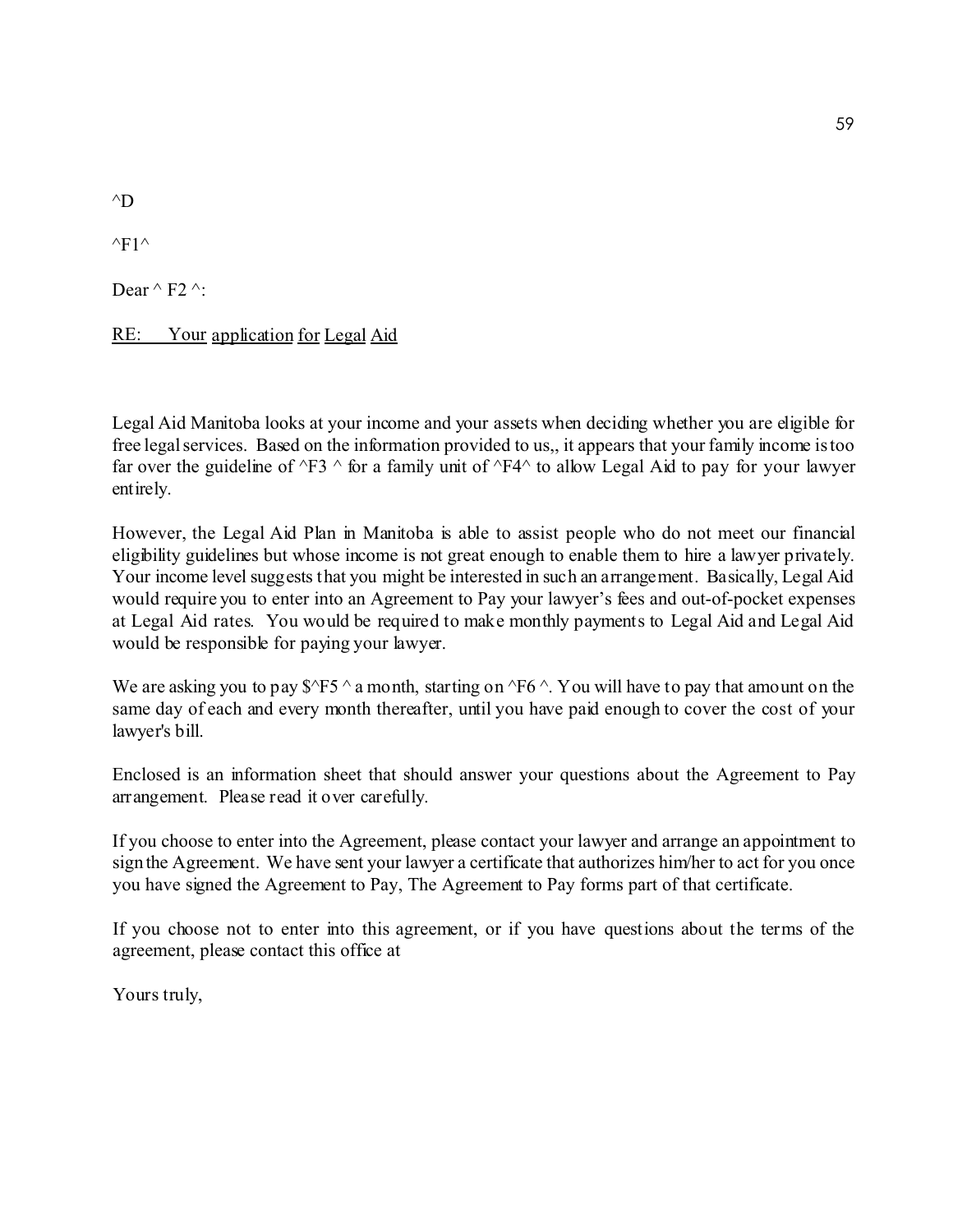^D

^F1^

Dear ^ F2 ^:

<u>RE: Your application for Legal Aid</u>

Legal Aid Manitoba looks at your income and your assets when deciding whether you are eligible for free legal services. Based on the information provided to us,, it appears that your family income is too far over the guideline of ^F3 ^ for a family unit of ^F4^ to allow Legal Aid to pay for your lawyer entirely.

However, the Legal Aid Plan in Manitoba is able to assist people who do not meet our financial eligibility guidelines but whose income is not great enough to enable them to hire a lawyer privately. Your income level suggests that you might be interested in such an arrangement. Basically, Legal Aid would require you to enter into an Agreement to Pay your lawyer's fees and out-of-pocket expenses at Legal Aid rates. You would be required to make monthly payments to Legal Aid and Legal Aid would be responsible for paying your lawyer.

We are asking you to pay $^F5 ^ a month, starting on ^F6 ^. You will have to pay that amount on the same day of each and every month thereafter, until you have paid enough to cover the cost of your lawyer's bill.

Enclosed is an information sheet that should answer your questions about the Agreement to Pay arrangement. Please read it over carefully.

If you choose to enter into the Agreement, please contact your lawyer and arrange an appointment to sign the Agreement. We have sent your lawyer a certificate that authorizes him/her to act for you once you have signed the Agreement to Pay, The Agreement to Pay forms part of that certificate.

If you choose not to enter into this agreement, or if you have questions about the terms of the agreement, please contact this office at

Yours truly,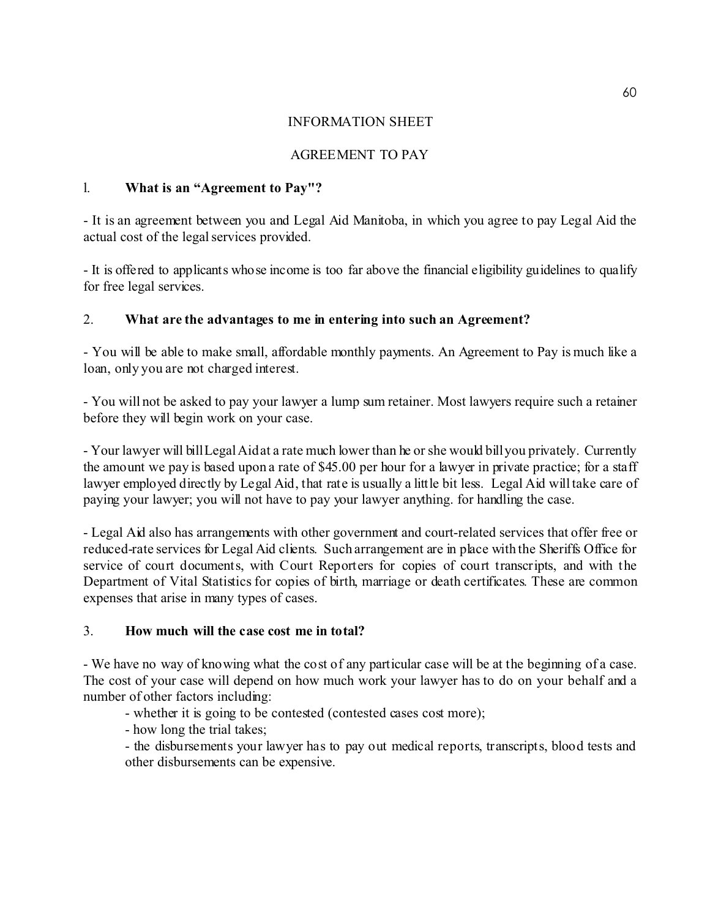## INFORMATION SHEET

## AGREEMENT TO PAY

### l. What is an "Agreement to Pay"?

- It is an agreement between you and Legal Aid Manitoba, in which you agree to pay Legal Aid the actual cost of the legal services provided.

- It is offered to applicants whose income is too far above the financial eligibility guidelines to qualify for free legal services.

### 2. What are the advantages to me in entering into such an Agreement?

- You will be able to make small, affordable monthly payments. An Agreement to Pay is much like a loan, only you are not charged interest.

- You will not be asked to pay your lawyer a lump sum retainer. Most lawyers require such a retainer before they will begin work on your case.

- Your lawyer will bill Legal Aid at a rate much lower than he or she would bill you privately. Currently the amount we pay is based upon a rate of $45.00 per hour for a lawyer in private practice; for a staff lawyer employed directly by Legal Aid, that rate is usually a little bit less. Legal Aid will take care of paying your lawyer; you will not have to pay your lawyer anything. for handling the case.

- Legal Aid also has arrangements with other government and court-related services that offer free or reduced-rate services for Legal Aid clients. Such arrangement are in place with the Sheriffs Office for service of court documents, with Court Reporters for copies of court transcripts, and with the Department of Vital Statistics for copies of birth, marriage or death certificates. These are common expenses that arise in many types of cases.

### 3. How much will the case cost me in total?

- We have no way of knowing what the cost of any particular case will be at the beginning of a case. The cost of your case will depend on how much work your lawyer has to do on your behalf and a number of other factors including:

  - whether it is going to be contested (contested cases cost more);
  - how long the trial takes;
  - the disbursements your lawyer has to pay out medical reports, transcripts, blood tests and other disbursements can be expensive.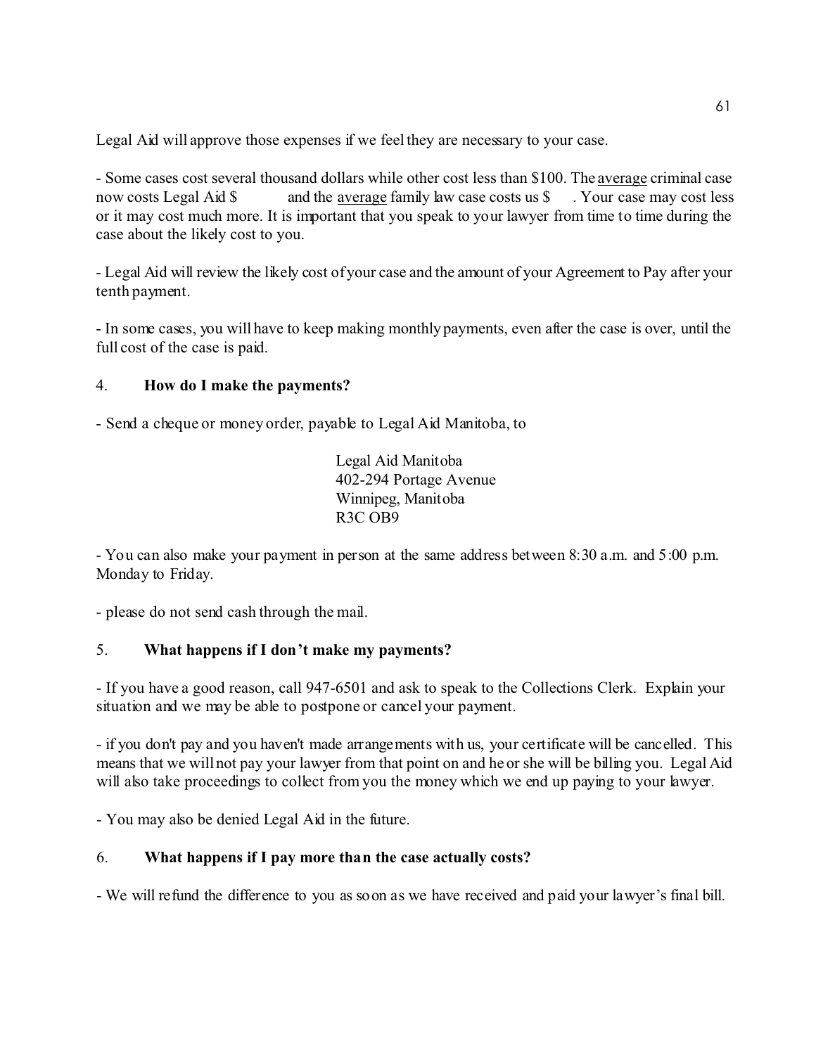Legal Aid will approve those expenses if we feel they are necessary to your case.

- Some cases cost several thousand dollars while other cost less than $100. The <u>average</u> criminal case now costs Legal Aid $ and the <u>average</u> family law case costs us $ . Your case may cost less or it may cost much more. It is important that you speak to your lawyer from time to time during the case about the likely cost to you.

- Legal Aid will review the likely cost of your case and the amount of your Agreement to Pay after your tenth payment.

- In some cases, you will have to keep making monthly payments, even after the case is over, until the full cost of the case is paid.

4. **How do I make the payments?**

- Send a cheque or money order, payable to Legal Aid Manitoba, to

> Legal Aid Manitoba
> 402-294 Portage Avenue
> Winnipeg, Manitoba
> R3C OB9

- You can also make your payment in person at the same address between 8:30 a.m. and 5:00 p.m. Monday to Friday.

- please do not send cash through the mail.

5. **What happens if I don't make my payments?**

- If you have a good reason, call 947-6501 and ask to speak to the Collections Clerk. Explain your situation and we may be able to postpone or cancel your payment.

- if you don't pay and you haven't made arrangements with us, your certificate will be cancelled. This means that we will not pay your lawyer from that point on and he or she will be billing you. Legal Aid will also take proceedings to collect from you the money which we end up paying to your lawyer.

- You may also be denied Legal Aid in the future.

6. **What happens if I pay more than the case actually costs?**

- We will refund the difference to you as soon as we have received and paid your lawyer's final bill.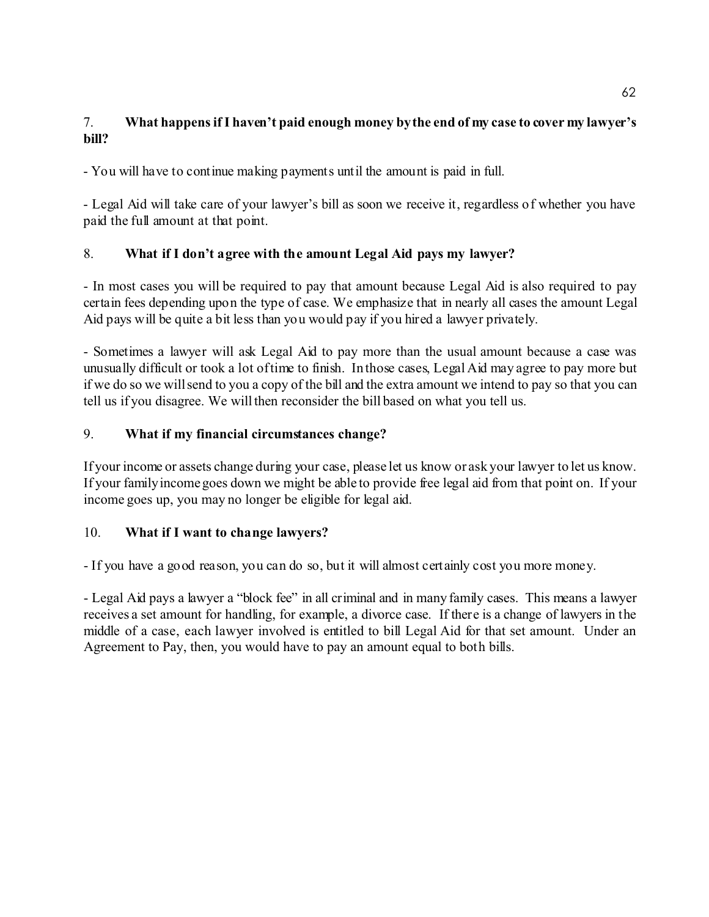7. **What happens if I haven't paid enough money by the end of my case to cover my lawyer's bill?**

- You will have to continue making payments until the amount is paid in full.

- Legal Aid will take care of your lawyer's bill as soon we receive it, regardless of whether you have paid the full amount at that point.

8. **What if I don't agree with the amount Legal Aid pays my lawyer?**

- In most cases you will be required to pay that amount because Legal Aid is also required to pay certain fees depending upon the type of case. We emphasize that in nearly all cases the amount Legal Aid pays will be quite a bit less than you would pay if you hired a lawyer privately.

- Sometimes a lawyer will ask Legal Aid to pay more than the usual amount because a case was unusually difficult or took a lot of time to finish. In those cases, Legal Aid may agree to pay more but if we do so we will send to you a copy of the bill and the extra amount we intend to pay so that you can tell us if you disagree. We will then reconsider the bill based on what you tell us.

9. **What if my financial circumstances change?**

If your income or assets change during your case, please let us know or ask your lawyer to let us know. If your family income goes down we might be able to provide free legal aid from that point on. If your income goes up, you may no longer be eligible for legal aid.

10. **What if I want to change lawyers?**

- If you have a good reason, you can do so, but it will almost certainly cost you more money.

- Legal Aid pays a lawyer a "block fee" in all criminal and in many family cases. This means a lawyer receives a set amount for handling, for example, a divorce case. If there is a change of lawyers in the middle of a case, each lawyer involved is entitled to bill Legal Aid for that set amount. Under an Agreement to Pay, then, you would have to pay an amount equal to both bills.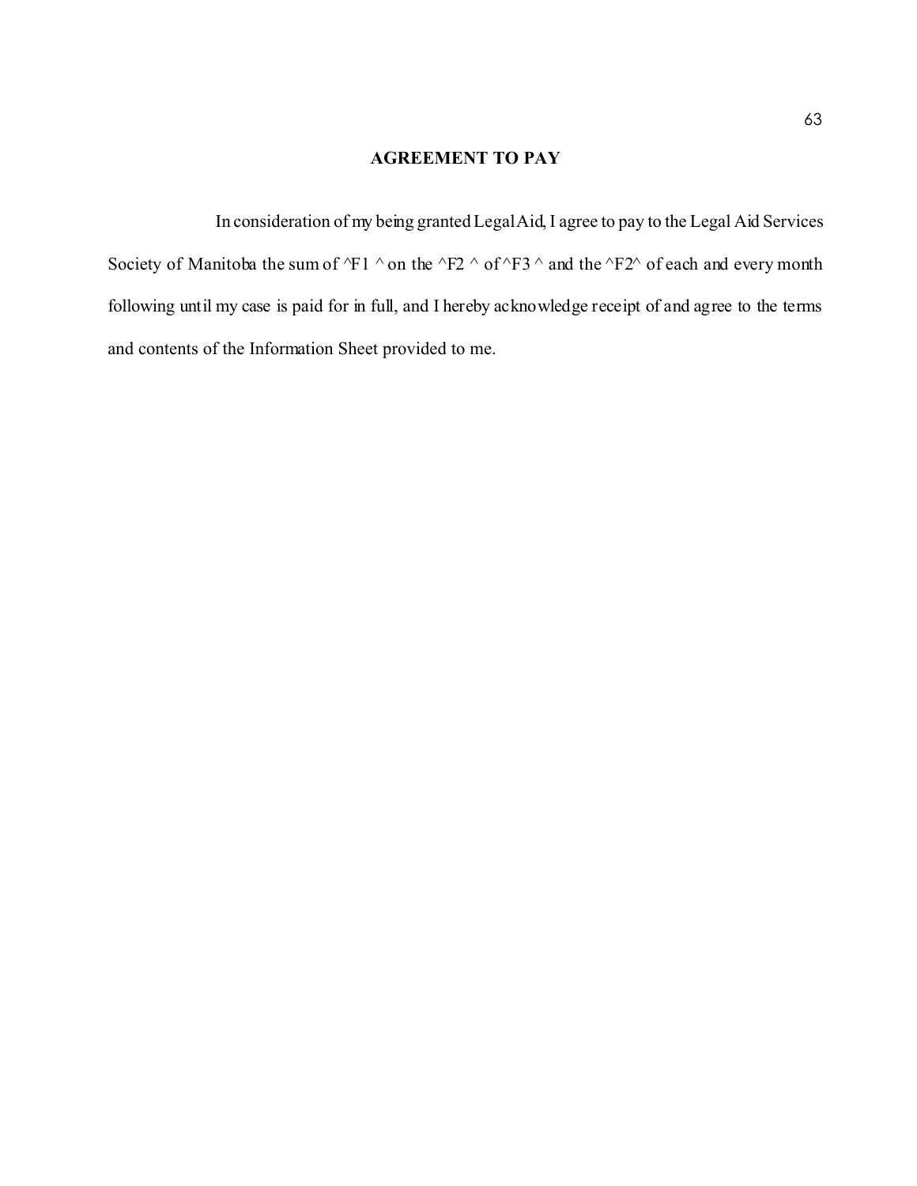## AGREEMENT TO PAY

In consideration of my being granted Legal Aid, I agree to pay to the Legal Aid Services Society of Manitoba the sum of ^F1 ^ on the ^F2 ^ of ^F3 ^ and the ^F2^ of each and every month following until my case is paid for in full, and I hereby acknowledge receipt of and agree to the terms and contents of the Information Sheet provided to me.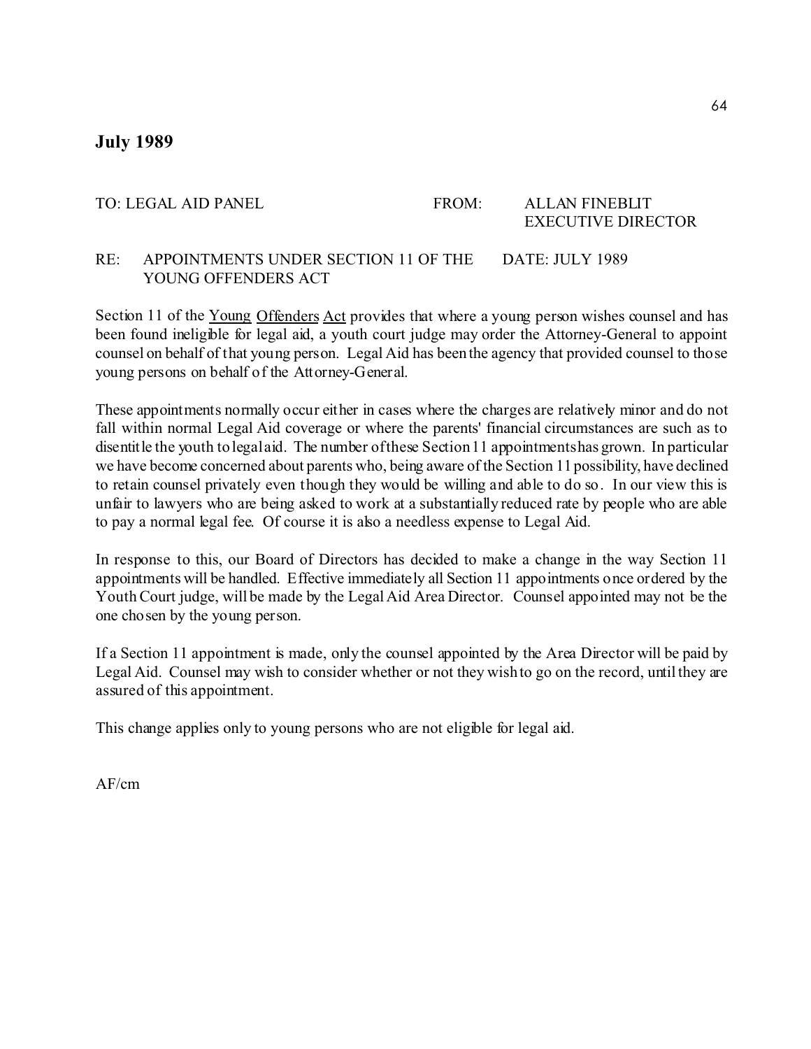## July 1989

TO: LEGAL AID PANEL

FROM: ALLAN FINEBLIT
EXECUTIVE DIRECTOR

RE: APPOINTMENTS UNDER SECTION 11 OF THE YOUNG OFFENDERS ACT

DATE: JULY 1989

Section 11 of the Young Offenders Act provides that where a young person wishes counsel and has been found ineligible for legal aid, a youth court judge may order the Attorney-General to appoint counsel on behalf of that young person. Legal Aid has been the agency that provided counsel to those young persons on behalf of the Attorney-General.

These appointments normally occur either in cases where the charges are relatively minor and do not fall within normal Legal Aid coverage or where the parents' financial circumstances are such as to disentitle the youth to legal aid. The number of these Section 11 appointments has grown. In particular we have become concerned about parents who, being aware of the Section 11 possibility, have declined to retain counsel privately even though they would be willing and able to do so. In our view this is unfair to lawyers who are being asked to work at a substantially reduced rate by people who are able to pay a normal legal fee. Of course it is also a needless expense to Legal Aid.

In response to this, our Board of Directors has decided to make a change in the way Section 11 appointments will be handled. Effective immediately all Section 11 appointments once ordered by the Youth Court judge, will be made by the Legal Aid Area Director. Counsel appointed may not be the one chosen by the young person.

If a Section 11 appointment is made, only the counsel appointed by the Area Director will be paid by Legal Aid. Counsel may wish to consider whether or not they wish to go on the record, until they are assured of this appointment.

This change applies only to young persons who are not eligible for legal aid.

AF/cm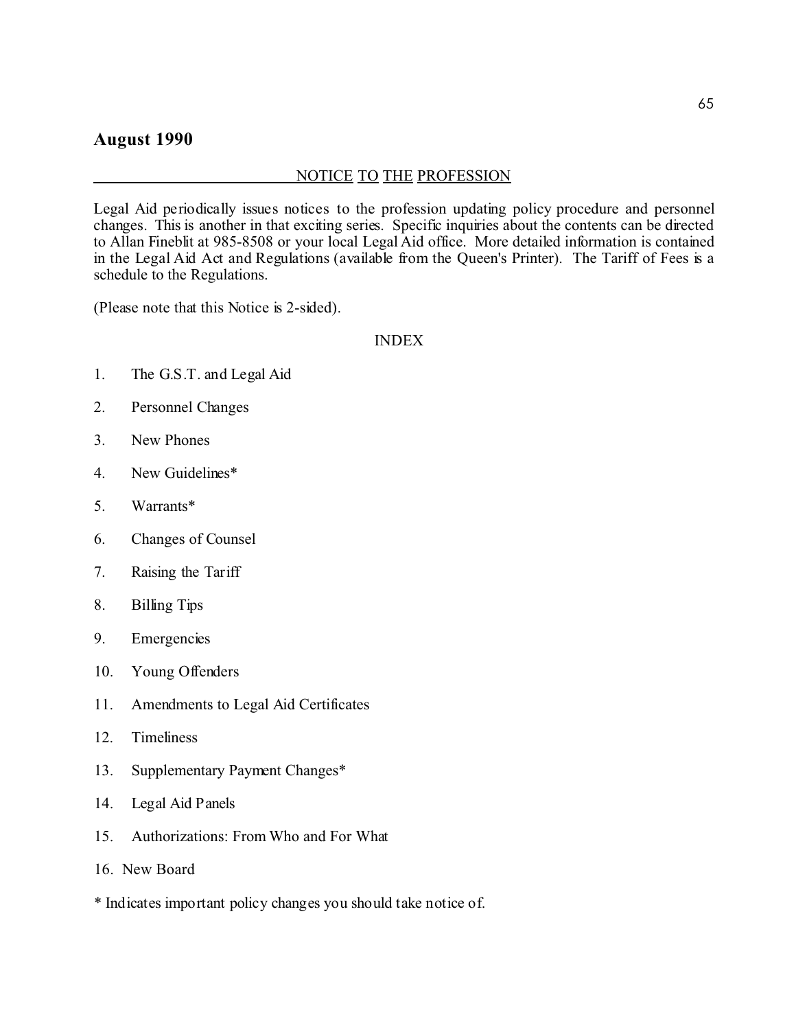## August 1990

### NOTICE TO THE PROFESSION

Legal Aid periodically issues notices to the profession updating policy procedure and personnel changes. This is another in that exciting series. Specific inquiries about the contents can be directed to Allan Fineblit at 985-8508 or your local Legal Aid office. More detailed information is contained in the Legal Aid Act and Regulations (available from the Queen's Printer). The Tariff of Fees is a schedule to the Regulations.

(Please note that this Notice is 2-sided).

INDEX

1. The G.S.T. and Legal Aid
2. Personnel Changes
3. New Phones
4. New Guidelines*
5. Warrants*
6. Changes of Counsel
7. Raising the Tariff
8. Billing Tips
9. Emergencies
10. Young Offenders
11. Amendments to Legal Aid Certificates
12. Timeliness
13. Supplementary Payment Changes*
14. Legal Aid Panels
15. Authorizations: From Who and For What
16. New Board

\* Indicates important policy changes you should take notice of.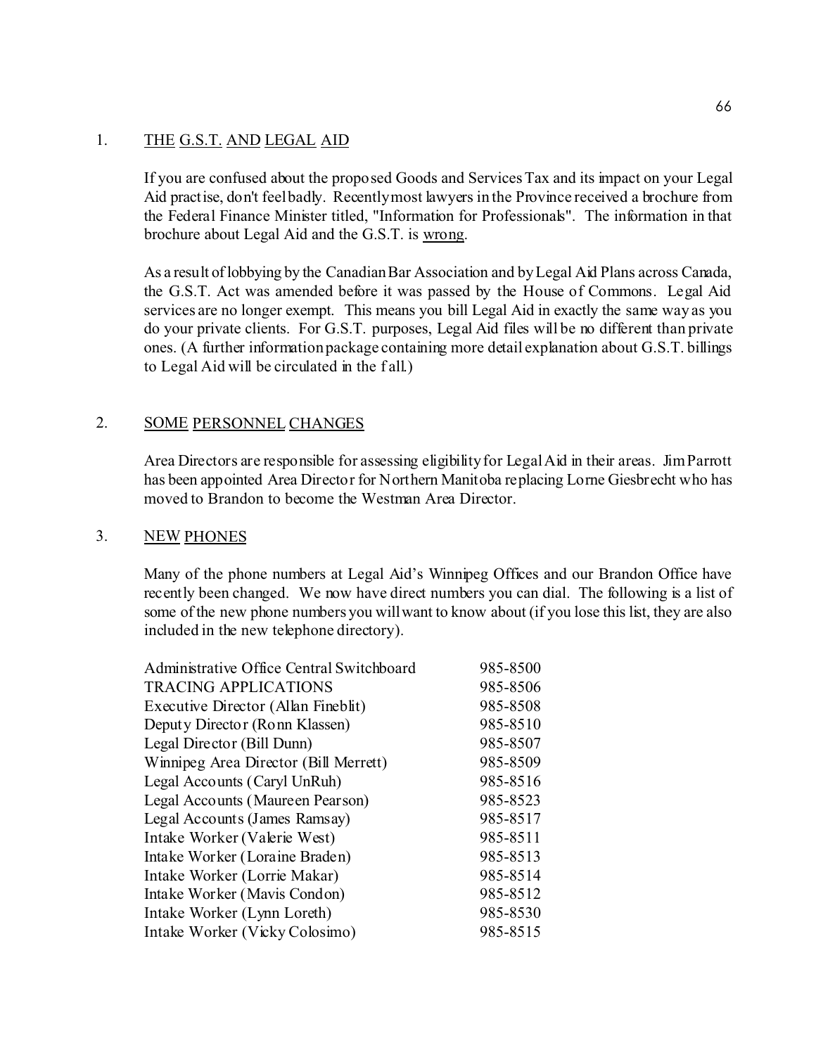## 1. THE G.S.T. AND LEGAL AID

If you are confused about the proposed Goods and Services Tax and its impact on your Legal Aid practise, don't feel badly. Recently most lawyers in the Province received a brochure from the Federal Finance Minister titled, "Information for Professionals". The information in that brochure about Legal Aid and the G.S.T. is wrong.

As a result of lobbying by the Canadian Bar Association and by Legal Aid Plans across Canada, the G.S.T. Act was amended before it was passed by the House of Commons. Legal Aid services are no longer exempt. This means you bill Legal Aid in exactly the same way as you do your private clients. For G.S.T. purposes, Legal Aid files will be no different than private ones. (A further information package containing more detail explanation about G.S.T. billings to Legal Aid will be circulated in the fall.)

## 2. SOME PERSONNEL CHANGES

Area Directors are responsible for assessing eligibility for Legal Aid in their areas. Jim Parrott has been appointed Area Director for Northern Manitoba replacing Lorne Giesbrecht who has moved to Brandon to become the Westman Area Director.

## 3. NEW PHONES

Many of the phone numbers at Legal Aid's Winnipeg Offices and our Brandon Office have recently been changed. We now have direct numbers you can dial. The following is a list of some of the new phone numbers you will want to know about (if you lose this list, they are also included in the new telephone directory).

| | |
|---|---|
| Administrative Office Central Switchboard | 985-8500 |
| TRACING APPLICATIONS | 985-8506 |
| Executive Director (Allan Fineblit) | 985-8508 |
| Deputy Director (Ronn Klassen) | 985-8510 |
| Legal Director (Bill Dunn) | 985-8507 |
| Winnipeg Area Director (Bill Merrett) | 985-8509 |
| Legal Accounts (Caryl UnRuh) | 985-8516 |
| Legal Accounts (Maureen Pearson) | 985-8523 |
| Legal Accounts (James Ramsay) | 985-8517 |
| Intake Worker (Valerie West) | 985-8511 |
| Intake Worker (Loraine Braden) | 985-8513 |
| Intake Worker (Lorrie Makar) | 985-8514 |
| Intake Worker (Mavis Condon) | 985-8512 |
| Intake Worker (Lynn Loreth) | 985-8530 |
| Intake Worker (Vicky Colosimo) | 985-8515 |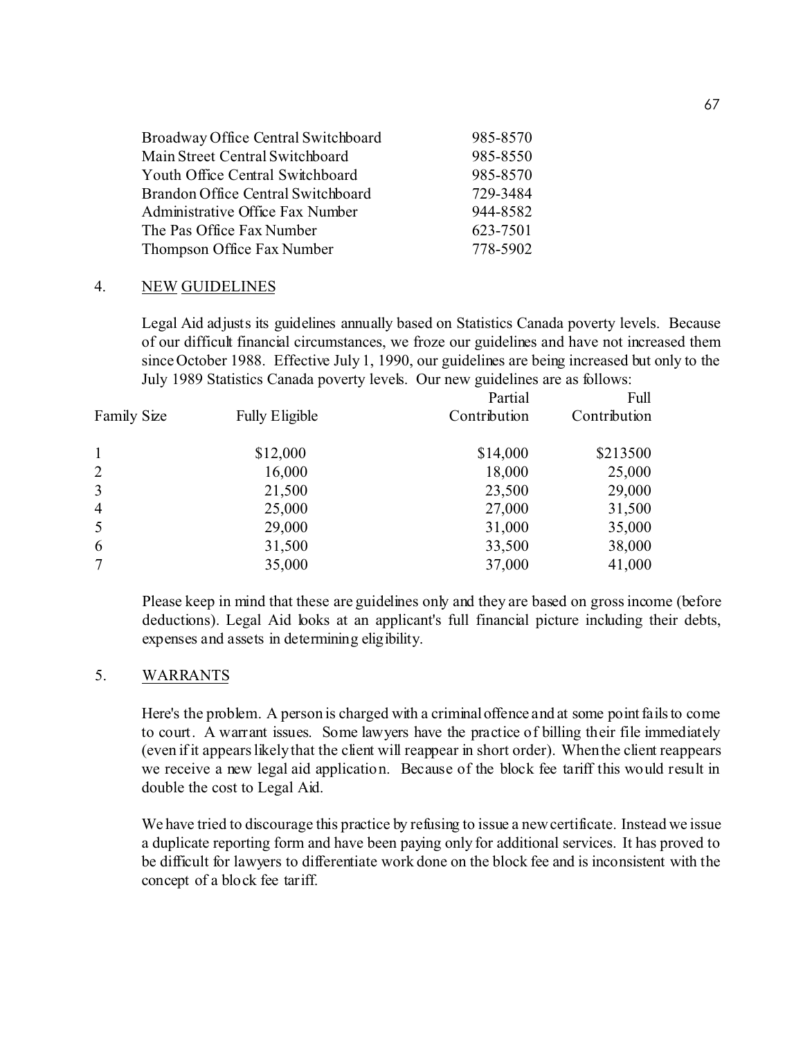| | |
|---|---|
| Broadway Office Central Switchboard | 985-8570 |
| Main Street Central Switchboard | 985-8550 |
| Youth Office Central Switchboard | 985-8570 |
| Brandon Office Central Switchboard | 729-3484 |
| Administrative Office Fax Number | 944-8582 |
| The Pas Office Fax Number | 623-7501 |
| Thompson Office Fax Number | 778-5902 |

4. NEW GUIDELINES

Legal Aid adjusts its guidelines annually based on Statistics Canada poverty levels. Because of our difficult financial circumstances, we froze our guidelines and have not increased them since October 1988. Effective July 1, 1990, our guidelines are being increased but only to the July 1989 Statistics Canada poverty levels. Our new guidelines are as follows:

| Family Size | Fully Eligible | Partial Contribution | Full Contribution |
|---|---|---|---|
| 1 | $12,000 | $14,000 | $213500 |
| 2 | 16,000 | 18,000 | 25,000 |
| 3 | 21,500 | 23,500 | 29,000 |
| 4 | 25,000 | 27,000 | 31,500 |
| 5 | 29,000 | 31,000 | 35,000 |
| 6 | 31,500 | 33,500 | 38,000 |
| 7 | 35,000 | 37,000 | 41,000 |

Please keep in mind that these are guidelines only and they are based on gross income (before deductions). Legal Aid looks at an applicant's full financial picture including their debts, expenses and assets in determining eligibility.

5. WARRANTS

Here's the problem. A person is charged with a criminal offence and at some point fails to come to court. A warrant issues. Some lawyers have the practice of billing their file immediately (even if it appears likely that the client will reappear in short order). When the client reappears we receive a new legal aid application. Because of the block fee tariff this would result in double the cost to Legal Aid.

We have tried to discourage this practice by refusing to issue a new certificate. Instead we issue a duplicate reporting form and have been paying only for additional services. It has proved to be difficult for lawyers to differentiate work done on the block fee and is inconsistent with the concept of a block fee tariff.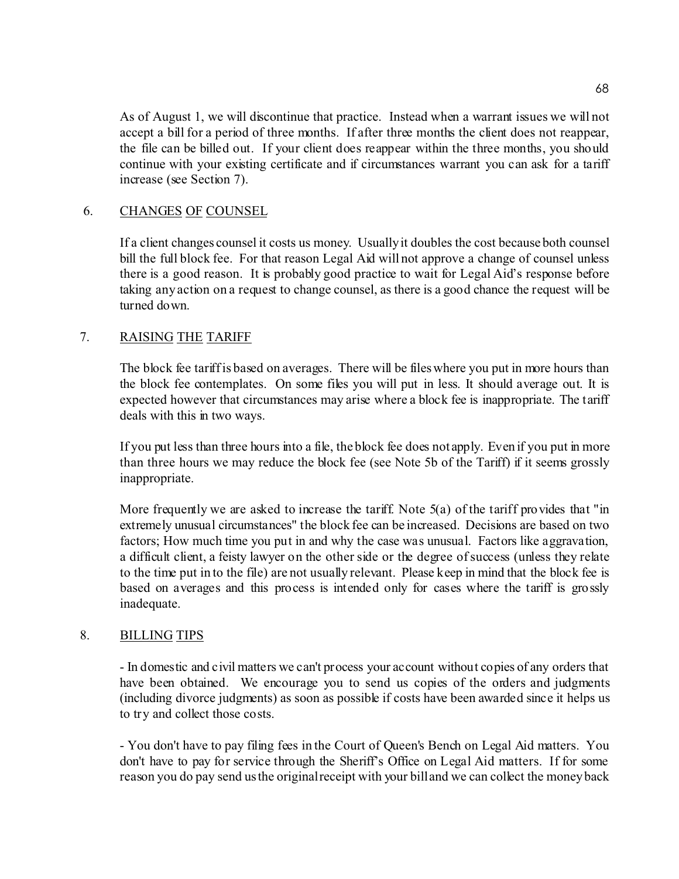As of August 1, we will discontinue that practice. Instead when a warrant issues we will not accept a bill for a period of three months. If after three months the client does not reappear, the file can be billed out. If your client does reappear within the three months, you should continue with your existing certificate and if circumstances warrant you can ask for a tariff increase (see Section 7).

## 6. CHANGES OF COUNSEL

If a client changes counsel it costs us money. Usually it doubles the cost because both counsel bill the full block fee. For that reason Legal Aid will not approve a change of counsel unless there is a good reason. It is probably good practice to wait for Legal Aid's response before taking any action on a request to change counsel, as there is a good chance the request will be turned down.

## 7. RAISING THE TARIFF

The block fee tariff is based on averages. There will be files where you put in more hours than the block fee contemplates. On some files you will put in less. It should average out. It is expected however that circumstances may arise where a block fee is inappropriate. The tariff deals with this in two ways.

If you put less than three hours into a file, the block fee does not apply. Even if you put in more than three hours we may reduce the block fee (see Note 5b of the Tariff) if it seems grossly inappropriate.

More frequently we are asked to increase the tariff. Note 5(a) of the tariff provides that "in extremely unusual circumstances" the block fee can be increased. Decisions are based on two factors; How much time you put in and why the case was unusual. Factors like aggravation, a difficult client, a feisty lawyer on the other side or the degree of success (unless they relate to the time put in to the file) are not usually relevant. Please keep in mind that the block fee is based on averages and this process is intended only for cases where the tariff is grossly inadequate.

## 8. BILLING TIPS

- In domestic and civil matters we can't process your account without copies of any orders that have been obtained. We encourage you to send us copies of the orders and judgments (including divorce judgments) as soon as possible if costs have been awarded since it helps us to try and collect those costs.

- You don't have to pay filing fees in the Court of Queen's Bench on Legal Aid matters. You don't have to pay for service through the Sheriff's Office on Legal Aid matters. If for some reason you do pay send us the original receipt with your bill and we can collect the money back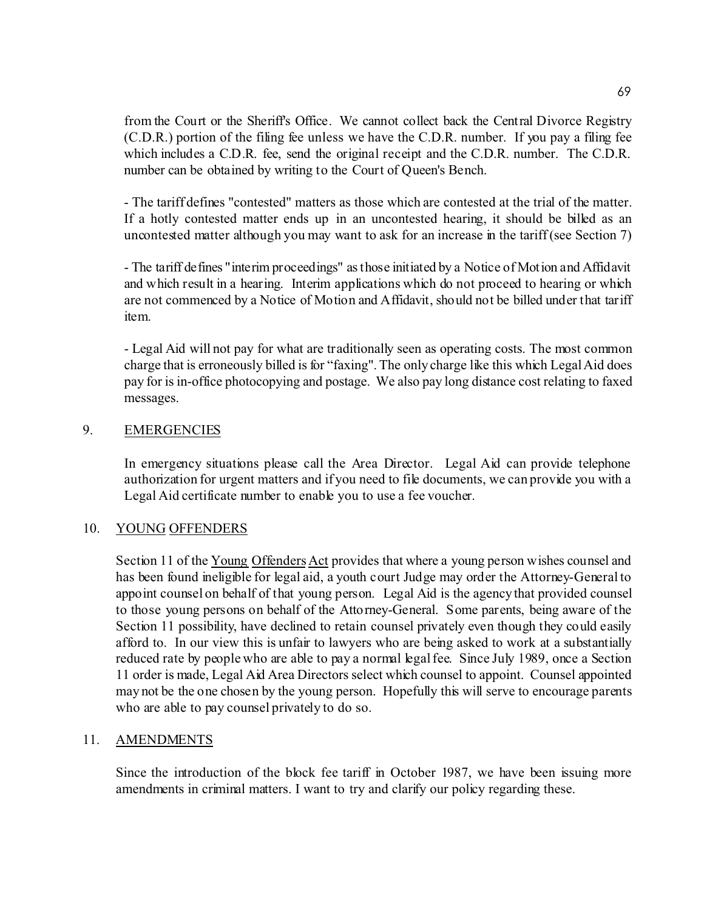from the Court or the Sheriff's Office. We cannot collect back the Central Divorce Registry (C.D.R.) portion of the filing fee unless we have the C.D.R. number. If you pay a filing fee which includes a C.D.R. fee, send the original receipt and the C.D.R. number. The C.D.R. number can be obtained by writing to the Court of Queen's Bench.

- The tariff defines "contested" matters as those which are contested at the trial of the matter. If a hotly contested matter ends up in an uncontested hearing, it should be billed as an uncontested matter although you may want to ask for an increase in the tariff (see Section 7)

- The tariff defines "interim proceedings" as those initiated by a Notice of Motion and Affidavit and which result in a hearing. Interim applications which do not proceed to hearing or which are not commenced by a Notice of Motion and Affidavit, should not be billed under that tariff item.

- Legal Aid will not pay for what are traditionally seen as operating costs. The most common charge that is erroneously billed is for "faxing". The only charge like this which Legal Aid does pay for is in-office photocopying and postage. We also pay long distance cost relating to faxed messages.

9. <u>EMERGENCIES</u>

In emergency situations please call the Area Director. Legal Aid can provide telephone authorization for urgent matters and if you need to file documents, we can provide you with a Legal Aid certificate number to enable you to use a fee voucher.

10. <u>YOUNG OFFENDERS</u>

Section 11 of the <u>Young Offenders Act</u> provides that where a young person wishes counsel and has been found ineligible for legal aid, a youth court Judge may order the Attorney-General to appoint counsel on behalf of that young person. Legal Aid is the agency that provided counsel to those young persons on behalf of the Attorney-General. Some parents, being aware of the Section 11 possibility, have declined to retain counsel privately even though they could easily afford to. In our view this is unfair to lawyers who are being asked to work at a substantially reduced rate by people who are able to pay a normal legal fee. Since July 1989, once a Section 11 order is made, Legal Aid Area Directors select which counsel to appoint. Counsel appointed may not be the one chosen by the young person. Hopefully this will serve to encourage parents who are able to pay counsel privately to do so.

11. <u>AMENDMENTS</u>

Since the introduction of the block fee tariff in October 1987, we have been issuing more amendments in criminal matters. I want to try and clarify our policy regarding these.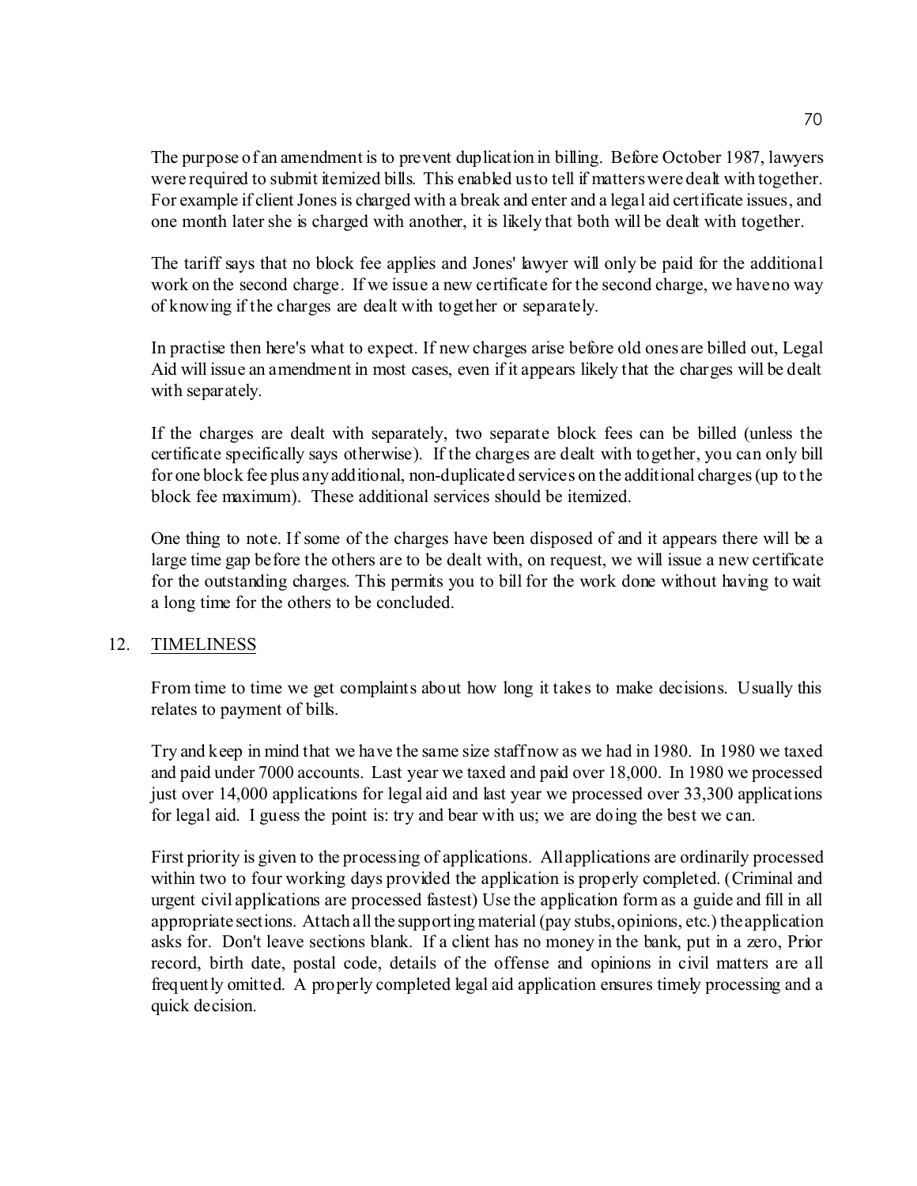The purpose of an amendment is to prevent duplication in billing. Before October 1987, lawyers were required to submit itemized bills. This enabled us to tell if matters were dealt with together. For example if client Jones is charged with a break and enter and a legal aid certificate issues, and one month later she is charged with another, it is likely that both will be dealt with together.

The tariff says that no block fee applies and Jones' lawyer will only be paid for the additional work on the second charge. If we issue a new certificate for the second charge, we have no way of knowing if the charges are dealt with together or separately.

In practise then here's what to expect. If new charges arise before old ones are billed out, Legal Aid will issue an amendment in most cases, even if it appears likely that the charges will be dealt with separately.

If the charges are dealt with separately, two separate block fees can be billed (unless the certificate specifically says otherwise). If the charges are dealt with together, you can only bill for one block fee plus any additional, non-duplicated services on the additional charges (up to the block fee maximum). These additional services should be itemized.

One thing to note. If some of the charges have been disposed of and it appears there will be a large time gap before the others are to be dealt with, on request, we will issue a new certificate for the outstanding charges. This permits you to bill for the work done without having to wait a long time for the others to be concluded.

12. <u>TIMELINESS</u>

From time to time we get complaints about how long it takes to make decisions. Usually this relates to payment of bills.

Try and keep in mind that we have the same size staff now as we had in 1980. In 1980 we taxed and paid under 7000 accounts. Last year we taxed and paid over 18,000. In 1980 we processed just over 14,000 applications for legal aid and last year we processed over 33,300 applications for legal aid. I guess the point is: try and bear with us; we are doing the best we can.

First priority is given to the processing of applications. All applications are ordinarily processed within two to four working days provided the application is properly completed. (Criminal and urgent civil applications are processed fastest) Use the application form as a guide and fill in all appropriate sections. Attach all the supporting material (pay stubs, opinions, etc.) the application asks for. Don't leave sections blank. If a client has no money in the bank, put in a zero, Prior record, birth date, postal code, details of the offense and opinions in civil matters are all frequently omitted. A properly completed legal aid application ensures timely processing and a quick decision.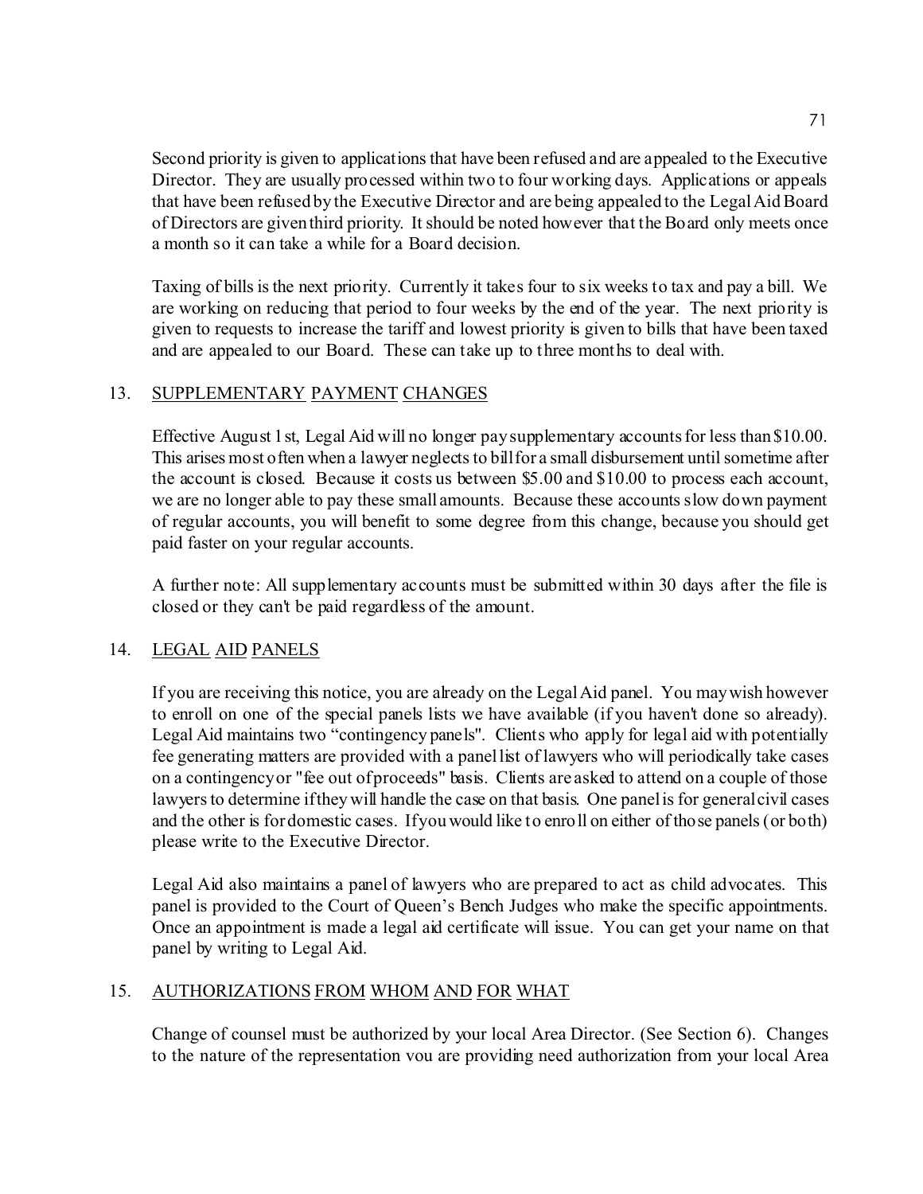Second priority is given to applications that have been refused and are appealed to the Executive Director. They are usually processed within two to four working days. Applications or appeals that have been refused by the Executive Director and are being appealed to the Legal Aid Board of Directors are given third priority. It should be noted however that the Board only meets once a month so it can take a while for a Board decision.

Taxing of bills is the next priority. Currently it takes four to six weeks to tax and pay a bill. We are working on reducing that period to four weeks by the end of the year. The next priority is given to requests to increase the tariff and lowest priority is given to bills that have been taxed and are appealed to our Board. These can take up to three months to deal with.

## 13. SUPPLEMENTARY PAYMENT CHANGES

Effective August 1st, Legal Aid will no longer pay supplementary accounts for less than $10.00. This arises most often when a lawyer neglects to bill for a small disbursement until sometime after the account is closed. Because it costs us between $5.00 and $10.00 to process each account, we are no longer able to pay these small amounts. Because these accounts slow down payment of regular accounts, you will benefit to some degree from this change, because you should get paid faster on your regular accounts.

A further note: All supplementary accounts must be submitted within 30 days after the file is closed or they can't be paid regardless of the amount.

## 14. LEGAL AID PANELS

If you are receiving this notice, you are already on the Legal Aid panel. You may wish however to enroll on one of the special panels lists we have available (if you haven't done so already). Legal Aid maintains two "contingency panels". Clients who apply for legal aid with potentially fee generating matters are provided with a panel list of lawyers who will periodically take cases on a contingency or "fee out of proceeds" basis. Clients are asked to attend on a couple of those lawyers to determine if they will handle the case on that basis. One panel is for general civil cases and the other is for domestic cases. If you would like to enroll on either of those panels (or both) please write to the Executive Director.

Legal Aid also maintains a panel of lawyers who are prepared to act as child advocates. This panel is provided to the Court of Queen's Bench Judges who make the specific appointments. Once an appointment is made a legal aid certificate will issue. You can get your name on that panel by writing to Legal Aid.

## 15. AUTHORIZATIONS FROM WHOM AND FOR WHAT

Change of counsel must be authorized by your local Area Director. (See Section 6). Changes to the nature of the representation you are providing need authorization from your local Area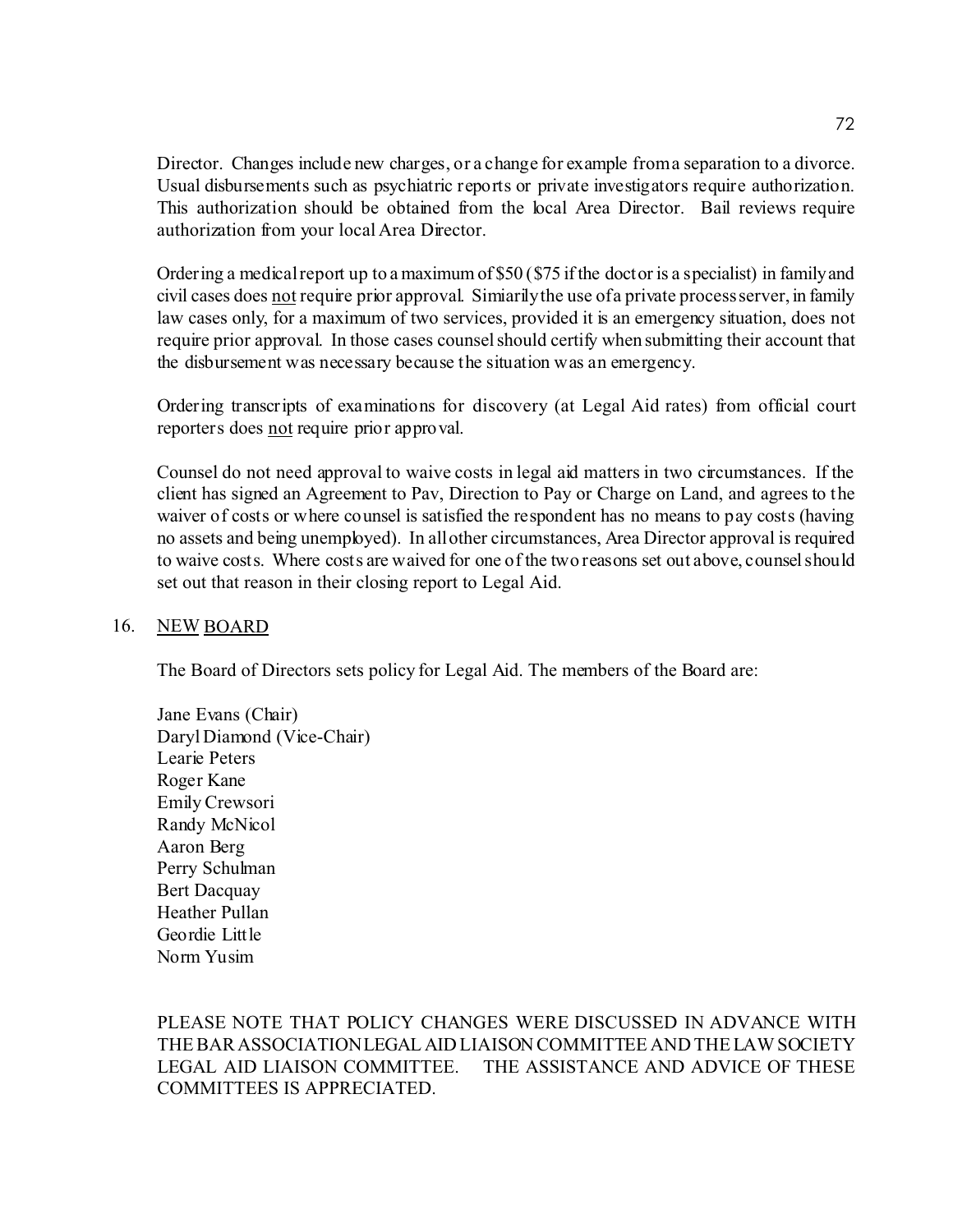Director. Changes include new charges, or a change for example from a separation to a divorce. Usual disbursements such as psychiatric reports or private investigators require authorization. This authorization should be obtained from the local Area Director. Bail reviews require authorization from your local Area Director.

Ordering a medical report up to a maximum of $50 ($75 if the doctor is a specialist) in family and civil cases does <u>not</u> require prior approval. Simiarily the use of a private process server, in family law cases only, for a maximum of two services, provided it is an emergency situation, does not require prior approval. In those cases counsel should certify when submitting their account that the disbursement was necessary because the situation was an emergency.

Ordering transcripts of examinations for discovery (at Legal Aid rates) from official court reporters does <u>not</u> require prior approval.

Counsel do not need approval to waive costs in legal aid matters in two circumstances. If the client has signed an Agreement to Pav, Direction to Pay or Charge on Land, and agrees to the waiver of costs or where counsel is satisfied the respondent has no means to pay costs (having no assets and being unemployed). In all other circumstances, Area Director approval is required to waive costs. Where costs are waived for one of the two reasons set out above, counsel should set out that reason in their closing report to Legal Aid.

## 16. <u>NEW BOARD</u>

The Board of Directors sets policy for Legal Aid. The members of the Board are:

Jane Evans (Chair)
Daryl Diamond (Vice-Chair)
Learie Peters
Roger Kane
Emily Crewsori
Randy McNicol
Aaron Berg
Perry Schulman
Bert Dacquay
Heather Pullan
Geordie Little
Norm Yusim

PLEASE NOTE THAT POLICY CHANGES WERE DISCUSSED IN ADVANCE WITH THE BAR ASSOCIATION LEGAL AID LIAISON COMMITTEE AND THE LAW SOCIETY LEGAL AID LIAISON COMMITTEE. THE ASSISTANCE AND ADVICE OF THESE COMMITTEES IS APPRECIATED.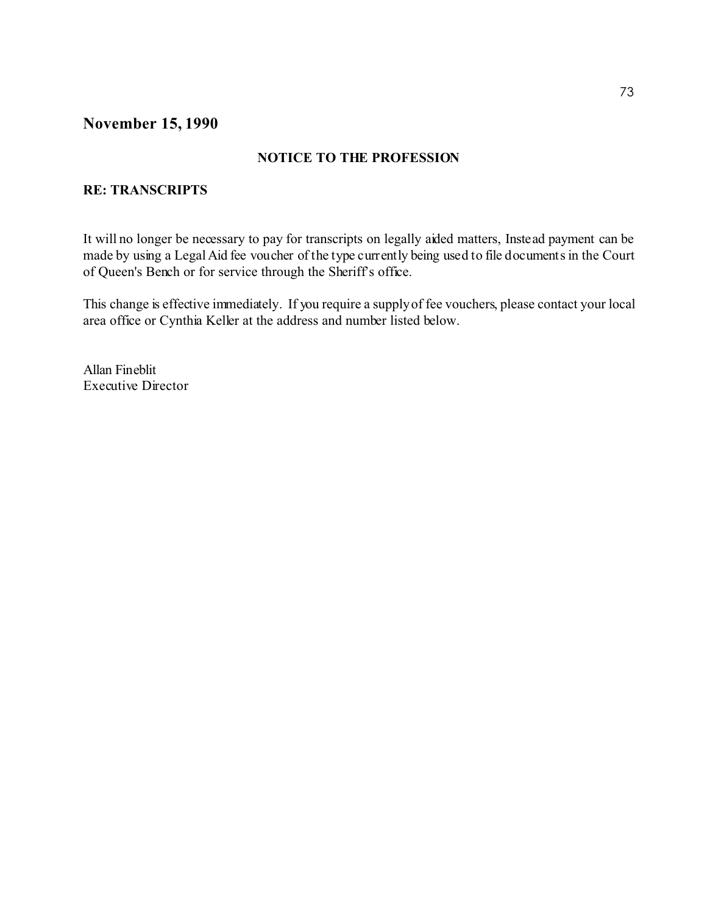## November 15, 1990

**NOTICE TO THE PROFESSION**

**RE: TRANSCRIPTS**

It will no longer be necessary to pay for transcripts on legally aided matters, Instead payment can be made by using a Legal Aid fee voucher of the type currently being used to file documents in the Court of Queen's Bench or for service through the Sheriff's office.

This change is effective immediately. If you require a supply of fee vouchers, please contact your local area office or Cynthia Keller at the address and number listed below.

Allan Fineblit
Executive Director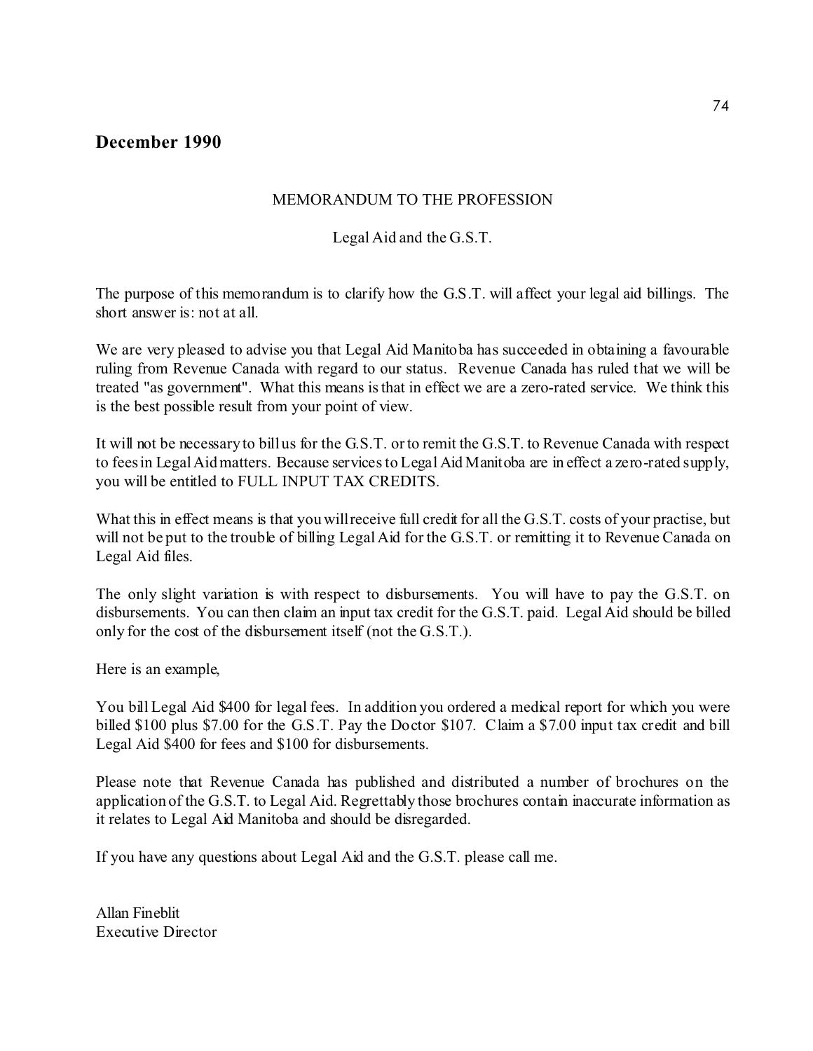## December 1990

MEMORANDUM TO THE PROFESSION

Legal Aid and the G.S.T.

The purpose of this memorandum is to clarify how the G.S.T. will affect your legal aid billings. The short answer is: not at all.

We are very pleased to advise you that Legal Aid Manitoba has succeeded in obtaining a favourable ruling from Revenue Canada with regard to our status. Revenue Canada has ruled that we will be treated "as government". What this means is that in effect we are a zero-rated service. We think this is the best possible result from your point of view.

It will not be necessary to bill us for the G.S.T. or to remit the G.S.T. to Revenue Canada with respect to fees in Legal Aid matters. Because services to Legal Aid Manitoba are in effect a zero-rated supply, you will be entitled to FULL INPUT TAX CREDITS.

What this in effect means is that you will receive full credit for all the G.S.T. costs of your practise, but will not be put to the trouble of billing Legal Aid for the G.S.T. or remitting it to Revenue Canada on Legal Aid files.

The only slight variation is with respect to disbursements. You will have to pay the G.S.T. on disbursements. You can then claim an input tax credit for the G.S.T. paid. Legal Aid should be billed only for the cost of the disbursement itself (not the G.S.T.).

Here is an example,

You bill Legal Aid $400 for legal fees. In addition you ordered a medical report for which you were billed $100 plus $7.00 for the G.S.T. Pay the Doctor $107. Claim a $7.00 input tax credit and bill Legal Aid $400 for fees and $100 for disbursements.

Please note that Revenue Canada has published and distributed a number of brochures on the application of the G.S.T. to Legal Aid. Regrettably those brochures contain inaccurate information as it relates to Legal Aid Manitoba and should be disregarded.

If you have any questions about Legal Aid and the G.S.T. please call me.

Allan Fineblit
Executive Director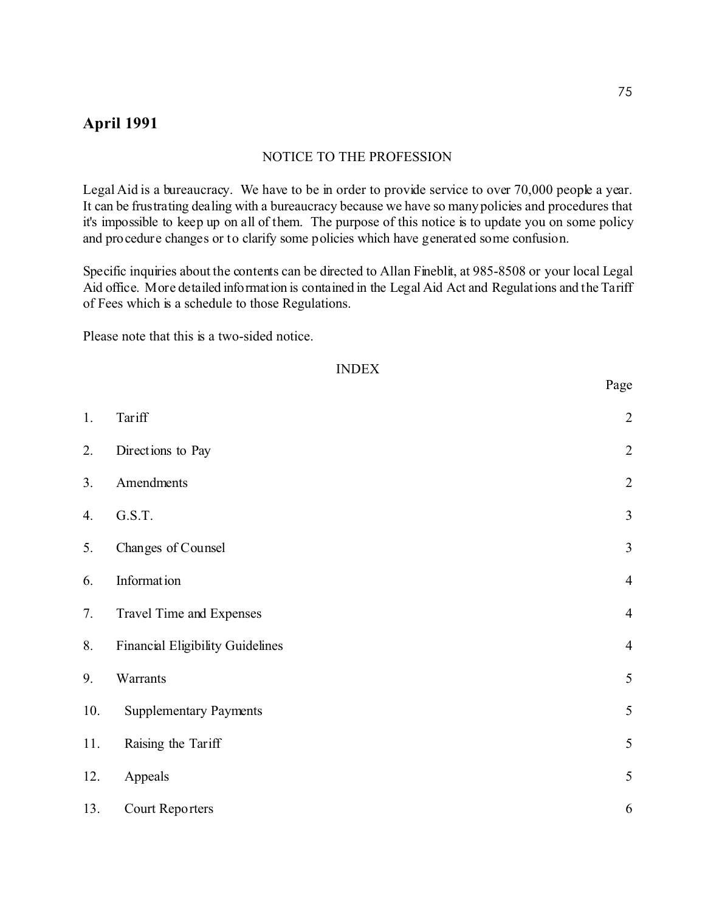## April 1991

NOTICE TO THE PROFESSION

Legal Aid is a bureaucracy. We have to be in order to provide service to over 70,000 people a year. It can be frustrating dealing with a bureaucracy because we have so many policies and procedures that it's impossible to keep up on all of them. The purpose of this notice is to update you on some policy and procedure changes or to clarify some policies which have generated some confusion.

Specific inquiries about the contents can be directed to Allan Fineblit, at 985-8508 or your local Legal Aid office. More detailed information is contained in the Legal Aid Act and Regulations and the Tariff of Fees which is a schedule to those Regulations.

Please note that this is a two-sided notice.

INDEX

| | | Page |
|---|---|---|
| 1. | Tariff | 2 |
| 2. | Directions to Pay | 2 |
| 3. | Amendments | 2 |
| 4. | G.S.T. | 3 |
| 5. | Changes of Counsel | 3 |
| 6. | Information | 4 |
| 7. | Travel Time and Expenses | 4 |
| 8. | Financial Eligibility Guidelines | 4 |
| 9. | Warrants | 5 |
| 10. | Supplementary Payments | 5 |
| 11. | Raising the Tariff | 5 |
| 12. | Appeals | 5 |
| 13. | Court Reporters | 6 |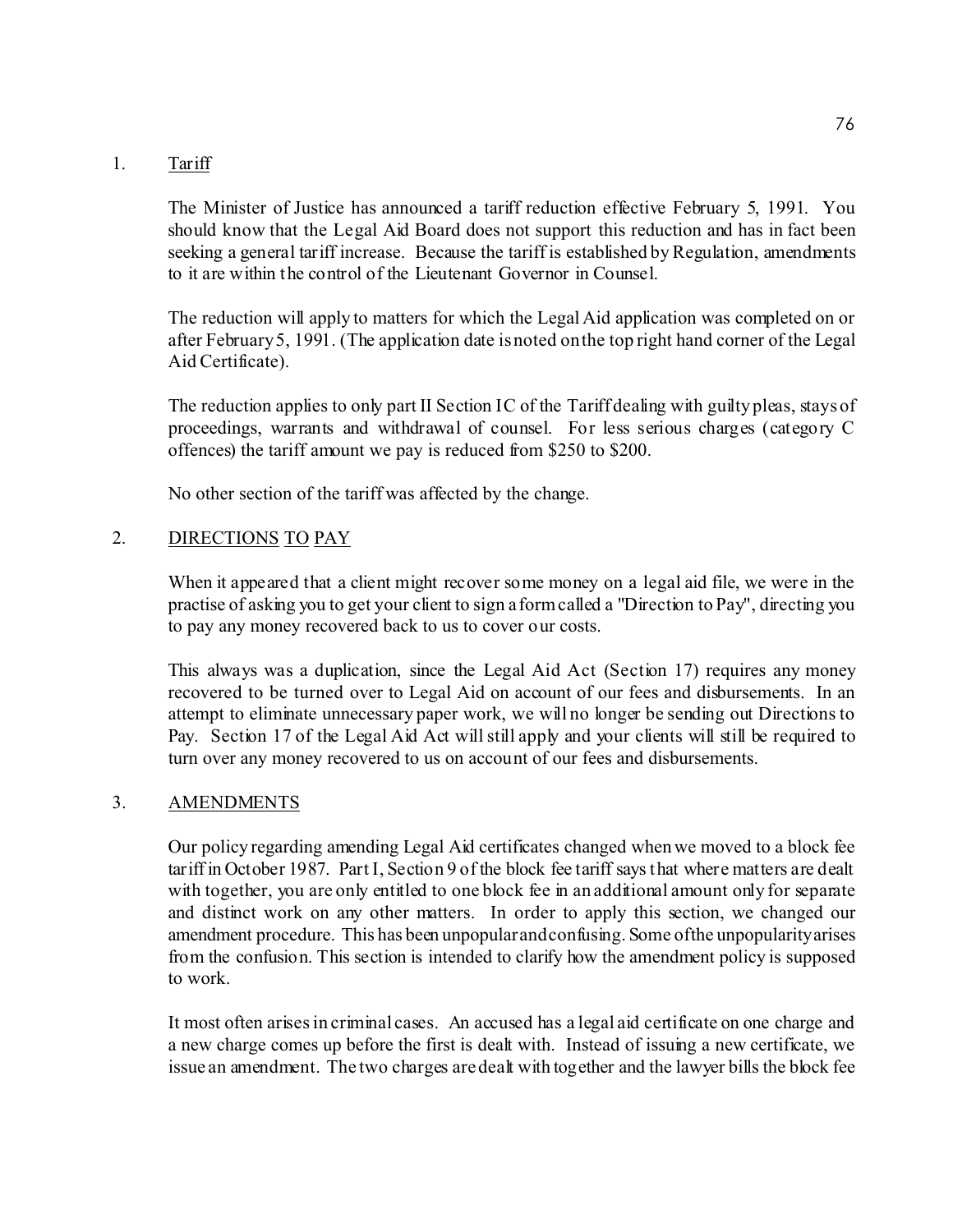1. <u>Tariff</u>

   The Minister of Justice has announced a tariff reduction effective February 5, 1991. You should know that the Legal Aid Board does not support this reduction and has in fact been seeking a general tariff increase. Because the tariff is established by Regulation, amendments to it are within the control of the Lieutenant Governor in Counsel.

   The reduction will apply to matters for which the Legal Aid application was completed on or after February 5, 1991. (The application date is noted on the top right hand corner of the Legal Aid Certificate).

   The reduction applies to only part II Section IC of the Tariff dealing with guilty pleas, stays of proceedings, warrants and withdrawal of counsel. For less serious charges (category C offences) the tariff amount we pay is reduced from $250 to $200.

   No other section of the tariff was affected by the change.

2. <u>DIRECTIONS TO PAY</u>

   When it appeared that a client might recover some money on a legal aid file, we were in the practise of asking you to get your client to sign a form called a "Direction to Pay", directing you to pay any money recovered back to us to cover our costs.

   This always was a duplication, since the Legal Aid Act (Section 17) requires any money recovered to be turned over to Legal Aid on account of our fees and disbursements. In an attempt to eliminate unnecessary paper work, we will no longer be sending out Directions to Pay. Section 17 of the Legal Aid Act will still apply and your clients will still be required to turn over any money recovered to us on account of our fees and disbursements.

3. <u>AMENDMENTS</u>

   Our policy regarding amending Legal Aid certificates changed when we moved to a block fee tariff in October 1987. Part I, Section 9 of the block fee tariff says that where matters are dealt with together, you are only entitled to one block fee in an additional amount only for separate and distinct work on any other matters. In order to apply this section, we changed our amendment procedure. This has been unpopular and confusing. Some of the unpopularity arises from the confusion. This section is intended to clarify how the amendment policy is supposed to work.

   It most often arises in criminal cases. An accused has a legal aid certificate on one charge and a new charge comes up before the first is dealt with. Instead of issuing a new certificate, we issue an amendment. The two charges are dealt with together and the lawyer bills the block fee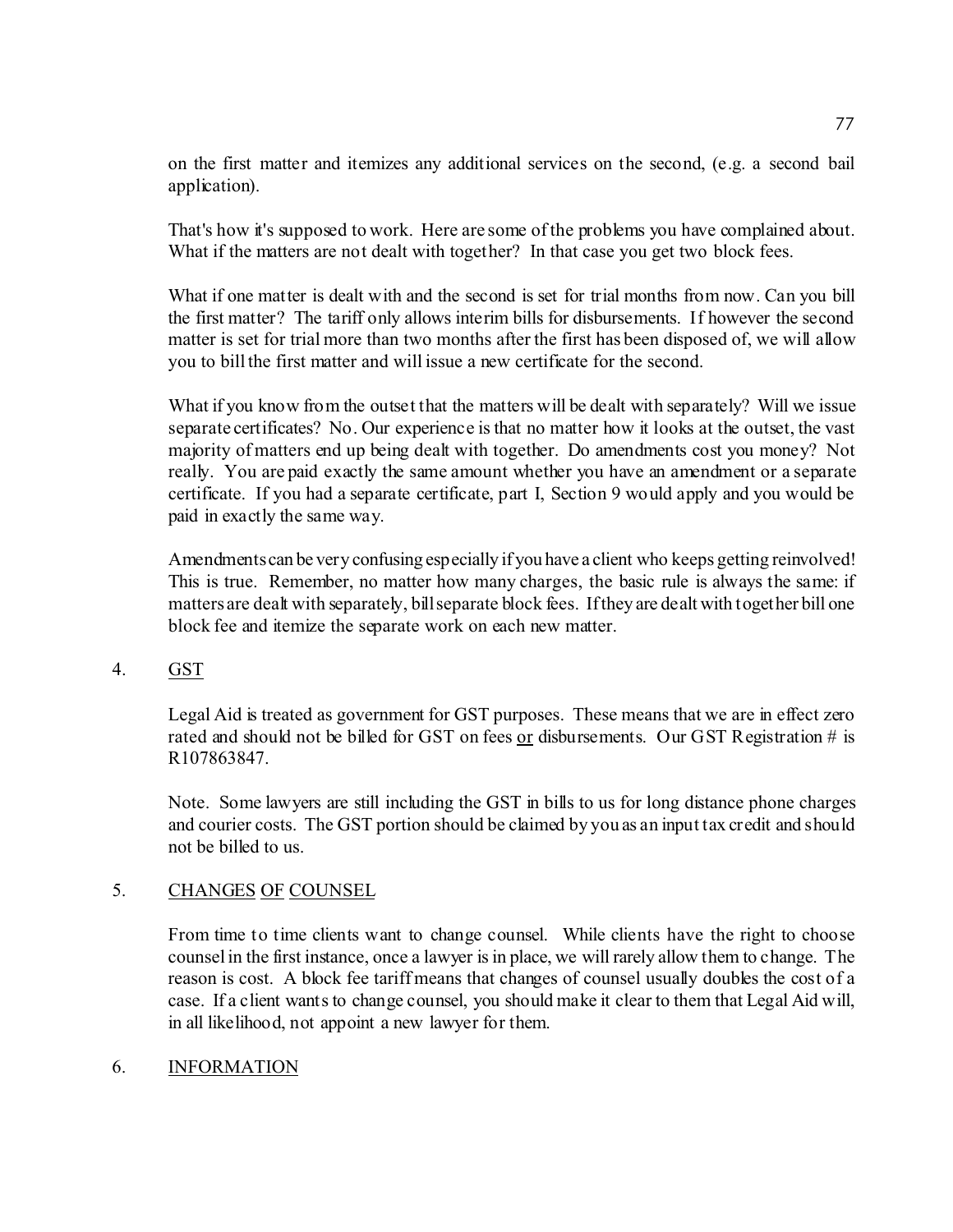on the first matter and itemizes any additional services on the second, (e.g. a second bail application).

That's how it's supposed to work. Here are some of the problems you have complained about. What if the matters are not dealt with together? In that case you get two block fees.

What if one matter is dealt with and the second is set for trial months from now. Can you bill the first matter? The tariff only allows interim bills for disbursements. If however the second matter is set for trial more than two months after the first has been disposed of, we will allow you to bill the first matter and will issue a new certificate for the second.

What if you know from the outset that the matters will be dealt with separately? Will we issue separate certificates? No. Our experience is that no matter how it looks at the outset, the vast majority of matters end up being dealt with together. Do amendments cost you money? Not really. You are paid exactly the same amount whether you have an amendment or a separate certificate. If you had a separate certificate, part I, Section 9 would apply and you would be paid in exactly the same way.

Amendments can be very confusing especially if you have a client who keeps getting reinvolved! This is true. Remember, no matter how many charges, the basic rule is always the same: if matters are dealt with separately, bill separate block fees. If they are dealt with together bill one block fee and itemize the separate work on each new matter.

4. <u>GST</u>

Legal Aid is treated as government for GST purposes. These means that we are in effect zero rated and should not be billed for GST on fees <u>or</u> disbursements. Our GST Registration # is R107863847.

Note. Some lawyers are still including the GST in bills to us for long distance phone charges and courier costs. The GST portion should be claimed by you as an input tax credit and should not be billed to us.

5. <u>CHANGES OF COUNSEL</u>

From time to time clients want to change counsel. While clients have the right to choose counsel in the first instance, once a lawyer is in place, we will rarely allow them to change. The reason is cost. A block fee tariff means that changes of counsel usually doubles the cost of a case. If a client wants to change counsel, you should make it clear to them that Legal Aid will, in all likelihood, not appoint a new lawyer for them.

6. <u>INFORMATION</u>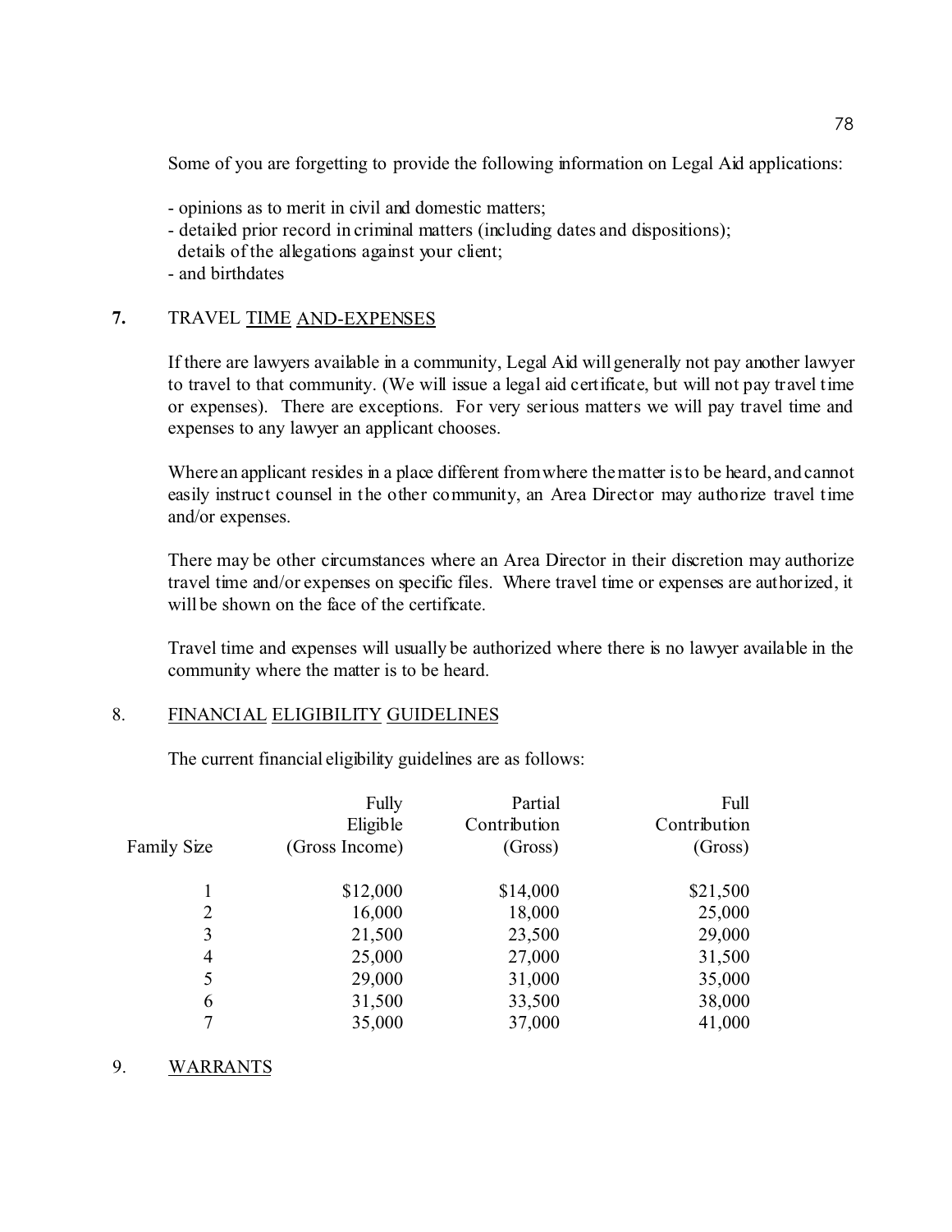Some of you are forgetting to provide the following information on Legal Aid applications:

- opinions as to merit in civil and domestic matters;
- detailed prior record in criminal matters (including dates and dispositions);
  details of the allegations against your client;
- and birthdates

## **7.** TRAVEL TIME AND-EXPENSES

If there are lawyers available in a community, Legal Aid will generally not pay another lawyer to travel to that community. (We will issue a legal aid certificate, but will not pay travel time or expenses). There are exceptions. For very serious matters we will pay travel time and expenses to any lawyer an applicant chooses.

Where an applicant resides in a place different from where the matter is to be heard, and cannot easily instruct counsel in the other community, an Area Director may authorize travel time and/or expenses.

There may be other circumstances where an Area Director in their discretion may authorize travel time and/or expenses on specific files. Where travel time or expenses are authorized, it will be shown on the face of the certificate.

Travel time and expenses will usually be authorized where there is no lawyer available in the community where the matter is to be heard.

## 8. FINANCIAL ELIGIBILITY GUIDELINES

The current financial eligibility guidelines are as follows:

| Family Size | Fully Eligible (Gross Income) | Partial Contribution (Gross) | Full Contribution (Gross) |
|---|---|---|---|
| 1 | $12,000 | $14,000 | $21,500 |
| 2 | 16,000 | 18,000 | 25,000 |
| 3 | 21,500 | 23,500 | 29,000 |
| 4 | 25,000 | 27,000 | 31,500 |
| 5 | 29,000 | 31,000 | 35,000 |
| 6 | 31,500 | 33,500 | 38,000 |
| 7 | 35,000 | 37,000 | 41,000 |

## 9. WARRANTS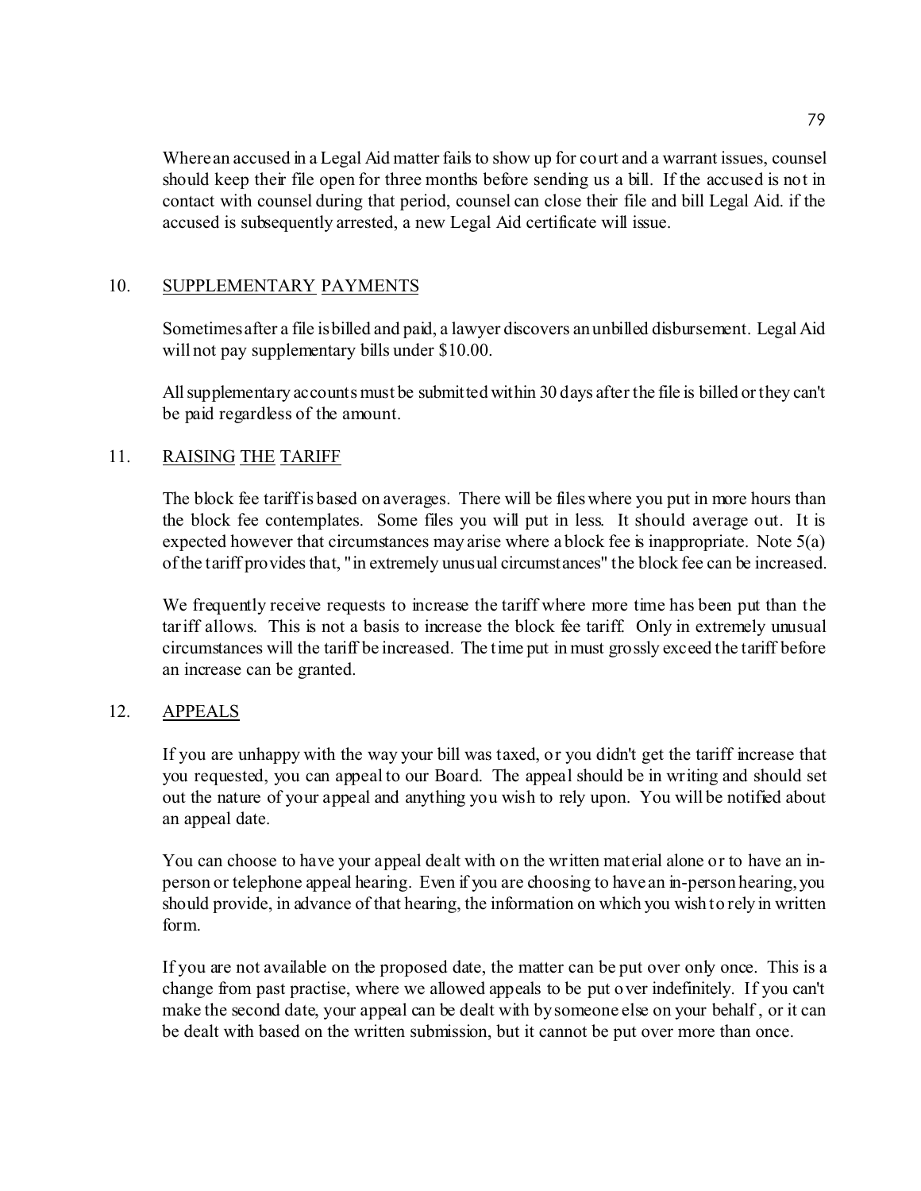Where an accused in a Legal Aid matter fails to show up for court and a warrant issues, counsel should keep their file open for three months before sending us a bill. If the accused is not in contact with counsel during that period, counsel can close their file and bill Legal Aid. if the accused is subsequently arrested, a new Legal Aid certificate will issue.

## 10. SUPPLEMENTARY PAYMENTS

Sometimes after a file is billed and paid, a lawyer discovers an unbilled disbursement. Legal Aid will not pay supplementary bills under $10.00.

All supplementary accounts must be submitted within 30 days after the file is billed or they can't be paid regardless of the amount.

## 11. RAISING THE TARIFF

The block fee tariff is based on averages. There will be files where you put in more hours than the block fee contemplates. Some files you will put in less. It should average out. It is expected however that circumstances may arise where a block fee is inappropriate. Note 5(a) of the tariff provides that, "in extremely unusual circumstances" the block fee can be increased.

We frequently receive requests to increase the tariff where more time has been put than the tariff allows. This is not a basis to increase the block fee tariff. Only in extremely unusual circumstances will the tariff be increased. The time put in must grossly exceed the tariff before an increase can be granted.

## 12. APPEALS

If you are unhappy with the way your bill was taxed, or you didn't get the tariff increase that you requested, you can appeal to our Board. The appeal should be in writing and should set out the nature of your appeal and anything you wish to rely upon. You will be notified about an appeal date.

You can choose to have your appeal dealt with on the written material alone or to have an in-person or telephone appeal hearing. Even if you are choosing to have an in-person hearing, you should provide, in advance of that hearing, the information on which you wish to rely in written form.

If you are not available on the proposed date, the matter can be put over only once. This is a change from past practise, where we allowed appeals to be put over indefinitely. If you can't make the second date, your appeal can be dealt with by someone else on your behalf, or it can be dealt with based on the written submission, but it cannot be put over more than once.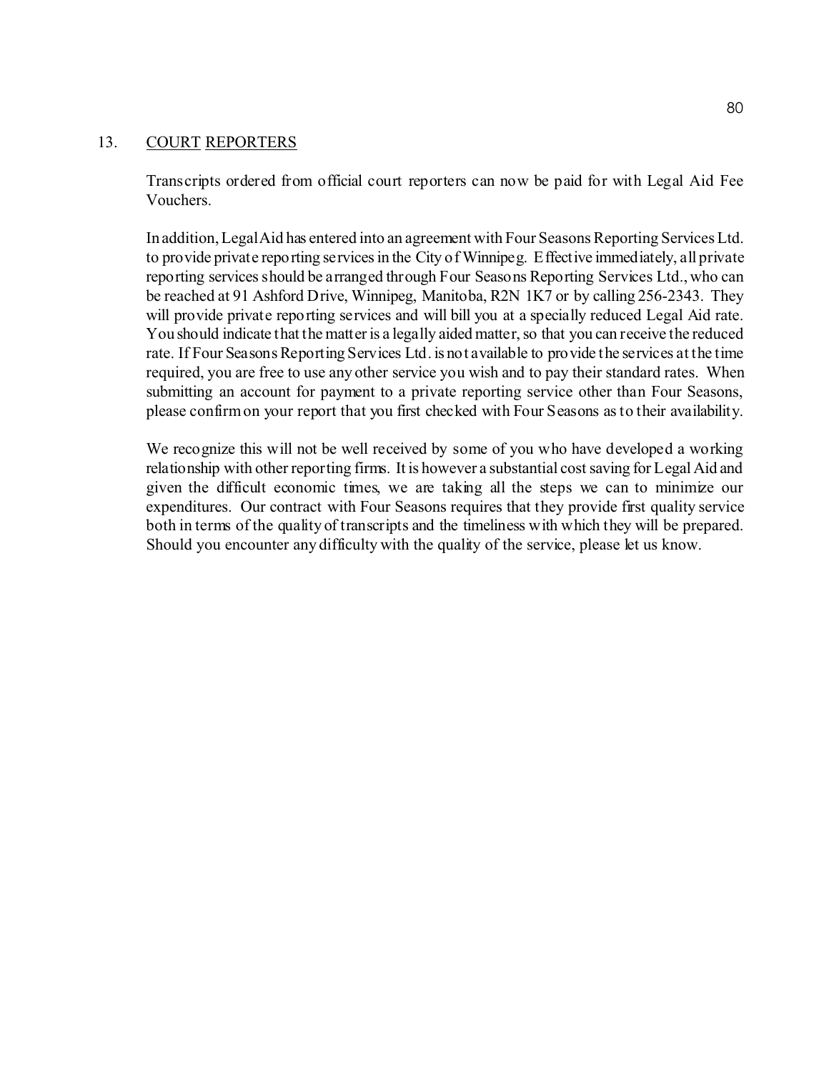## 13. COURT REPORTERS

Transcripts ordered from official court reporters can now be paid for with Legal Aid Fee Vouchers.

In addition, Legal Aid has entered into an agreement with Four Seasons Reporting Services Ltd. to provide private reporting services in the City of Winnipeg. Effective immediately, all private reporting services should be arranged through Four Seasons Reporting Services Ltd., who can be reached at 91 Ashford Drive, Winnipeg, Manitoba, R2N 1K7 or by calling 256-2343. They will provide private reporting services and will bill you at a specially reduced Legal Aid rate. You should indicate that the matter is a legally aided matter, so that you can receive the reduced rate. If Four Seasons Reporting Services Ltd. is not available to provide the services at the time required, you are free to use any other service you wish and to pay their standard rates. When submitting an account for payment to a private reporting service other than Four Seasons, please confirm on your report that you first checked with Four Seasons as to their availability.

We recognize this will not be well received by some of you who have developed a working relationship with other reporting firms. It is however a substantial cost saving for Legal Aid and given the difficult economic times, we are taking all the steps we can to minimize our expenditures. Our contract with Four Seasons requires that they provide first quality service both in terms of the quality of transcripts and the timeliness with which they will be prepared. Should you encounter any difficulty with the quality of the service, please let us know.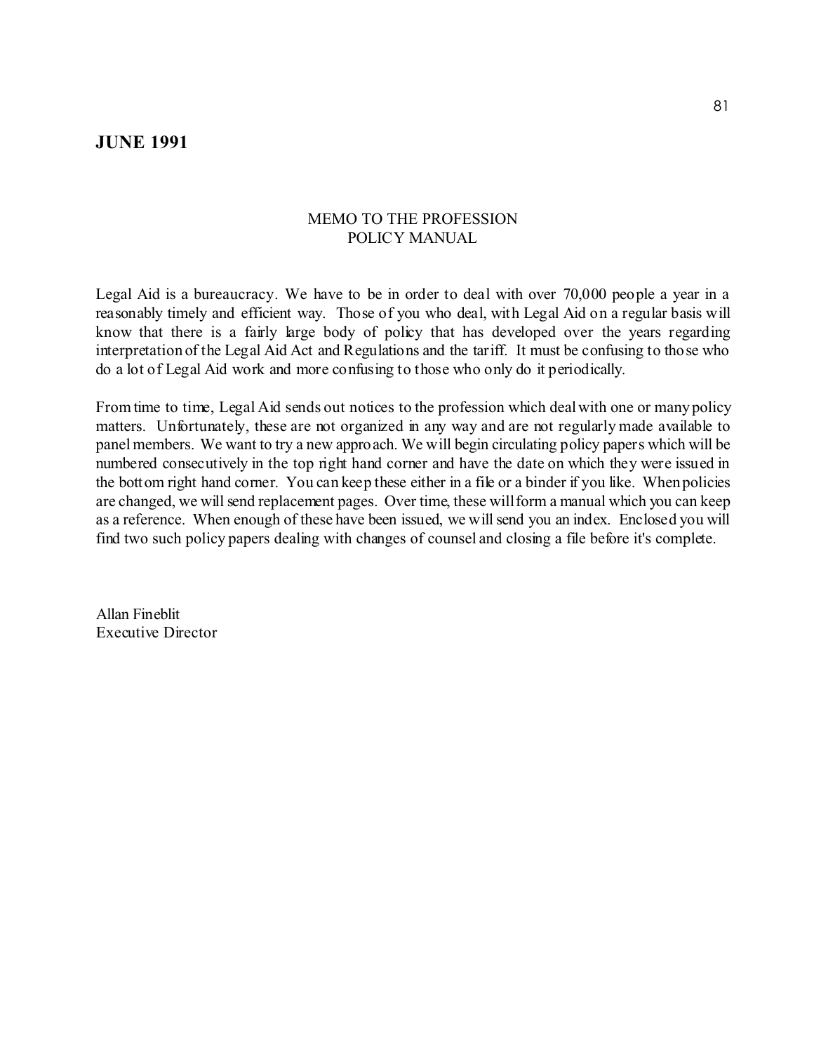## JUNE 1991

MEMO TO THE PROFESSION
POLICY MANUAL

Legal Aid is a bureaucracy. We have to be in order to deal with over 70,000 people a year in a reasonably timely and efficient way. Those of you who deal, with Legal Aid on a regular basis will know that there is a fairly large body of policy that has developed over the years regarding interpretation of the Legal Aid Act and Regulations and the tariff. It must be confusing to those who do a lot of Legal Aid work and more confusing to those who only do it periodically.

From time to time, Legal Aid sends out notices to the profession which deal with one or many policy matters. Unfortunately, these are not organized in any way and are not regularly made available to panel members. We want to try a new approach. We will begin circulating policy papers which will be numbered consecutively in the top right hand corner and have the date on which they were issued in the bottom right hand corner. You can keep these either in a file or a binder if you like. When policies are changed, we will send replacement pages. Over time, these will form a manual which you can keep as a reference. When enough of these have been issued, we will send you an index. Enclosed you will find two such policy papers dealing with changes of counsel and closing a file before it's complete.

Allan Fineblit
Executive Director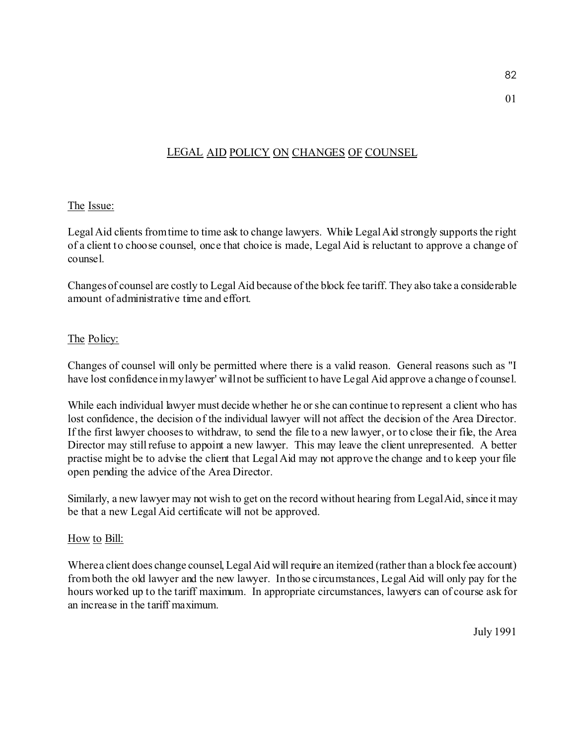# LEGAL AID POLICY ON CHANGES OF COUNSEL

## The Issue:

Legal Aid clients from time to time ask to change lawyers. While Legal Aid strongly supports the right of a client to choose counsel, once that choice is made, Legal Aid is reluctant to approve a change of counsel.

Changes of counsel are costly to Legal Aid because of the block fee tariff. They also take a considerable amount of administrative time and effort.

## The Policy:

Changes of counsel will only be permitted where there is a valid reason. General reasons such as "I have lost confidence in my lawyer' will not be sufficient to have Legal Aid approve a change of counsel.

While each individual lawyer must decide whether he or she can continue to represent a client who has lost confidence, the decision of the individual lawyer will not affect the decision of the Area Director. If the first lawyer chooses to withdraw, to send the file to a new lawyer, or to close their file, the Area Director may still refuse to appoint a new lawyer. This may leave the client unrepresented. A better practise might be to advise the client that Legal Aid may not approve the change and to keep your file open pending the advice of the Area Director.

Similarly, a new lawyer may not wish to get on the record without hearing from Legal Aid, since it may be that a new Legal Aid certificate will not be approved.

## How to Bill:

Where a client does change counsel, Legal Aid will require an itemized (rather than a block fee account) from both the old lawyer and the new lawyer. In those circumstances, Legal Aid will only pay for the hours worked up to the tariff maximum. In appropriate circumstances, lawyers can of course ask for an increase in the tariff maximum.

July 1991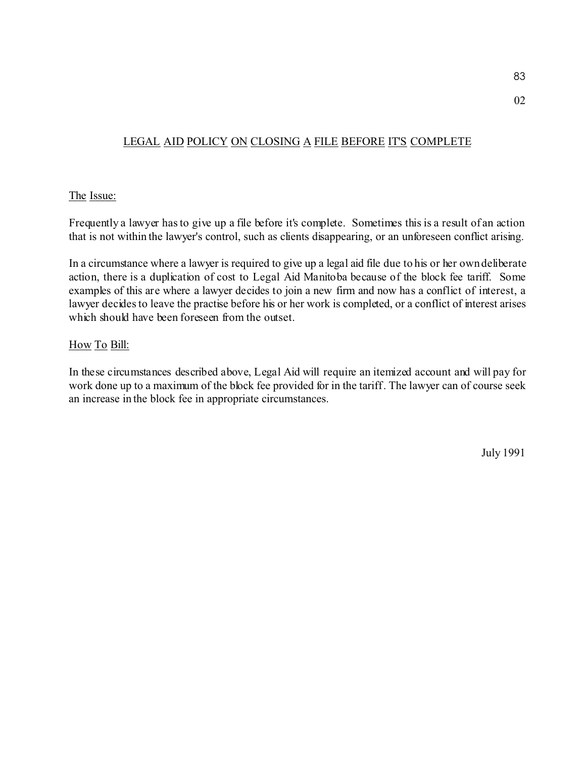## LEGAL AID POLICY ON CLOSING A FILE BEFORE IT'S COMPLETE

### The Issue:

Frequently a lawyer has to give up a file before it's complete. Sometimes this is a result of an action that is not within the lawyer's control, such as clients disappearing, or an unforeseen conflict arising.

In a circumstance where a lawyer is required to give up a legal aid file due to his or her own deliberate action, there is a duplication of cost to Legal Aid Manitoba because of the block fee tariff. Some examples of this are where a lawyer decides to join a new firm and now has a conflict of interest, a lawyer decides to leave the practise before his or her work is completed, or a conflict of interest arises which should have been foreseen from the outset.

### How To Bill:

In these circumstances described above, Legal Aid will require an itemized account and will pay for work done up to a maximum of the block fee provided for in the tariff. The lawyer can of course seek an increase in the block fee in appropriate circumstances.

July 1991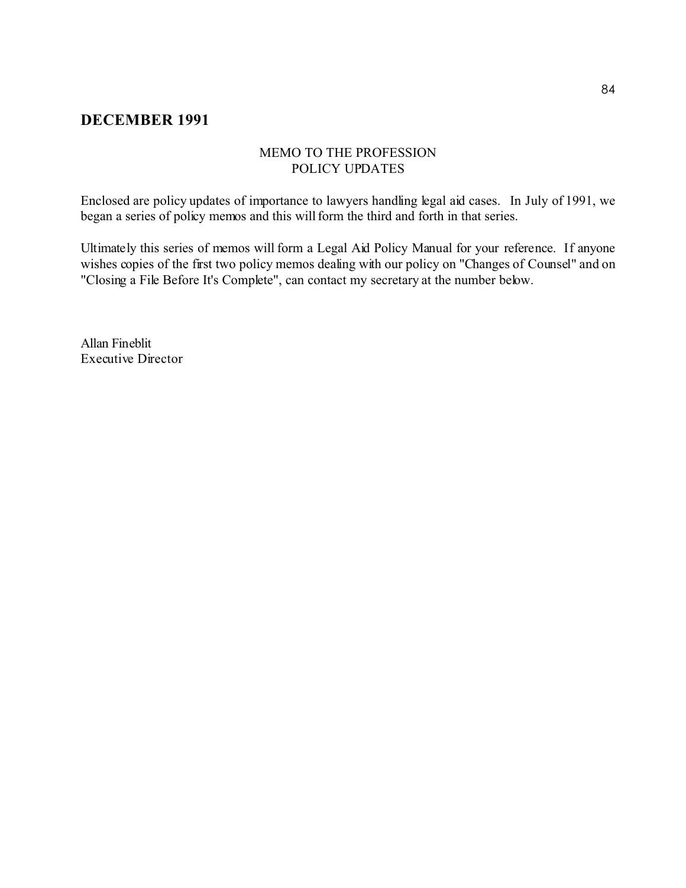## DECEMBER 1991

MEMO TO THE PROFESSION
POLICY UPDATES

Enclosed are policy updates of importance to lawyers handling legal aid cases. In July of 1991, we began a series of policy memos and this will form the third and forth in that series.

Ultimately this series of memos will form a Legal Aid Policy Manual for your reference. If anyone wishes copies of the first two policy memos dealing with our policy on "Changes of Counsel" and on "Closing a File Before It's Complete", can contact my secretary at the number below.

Allan Fineblit
Executive Director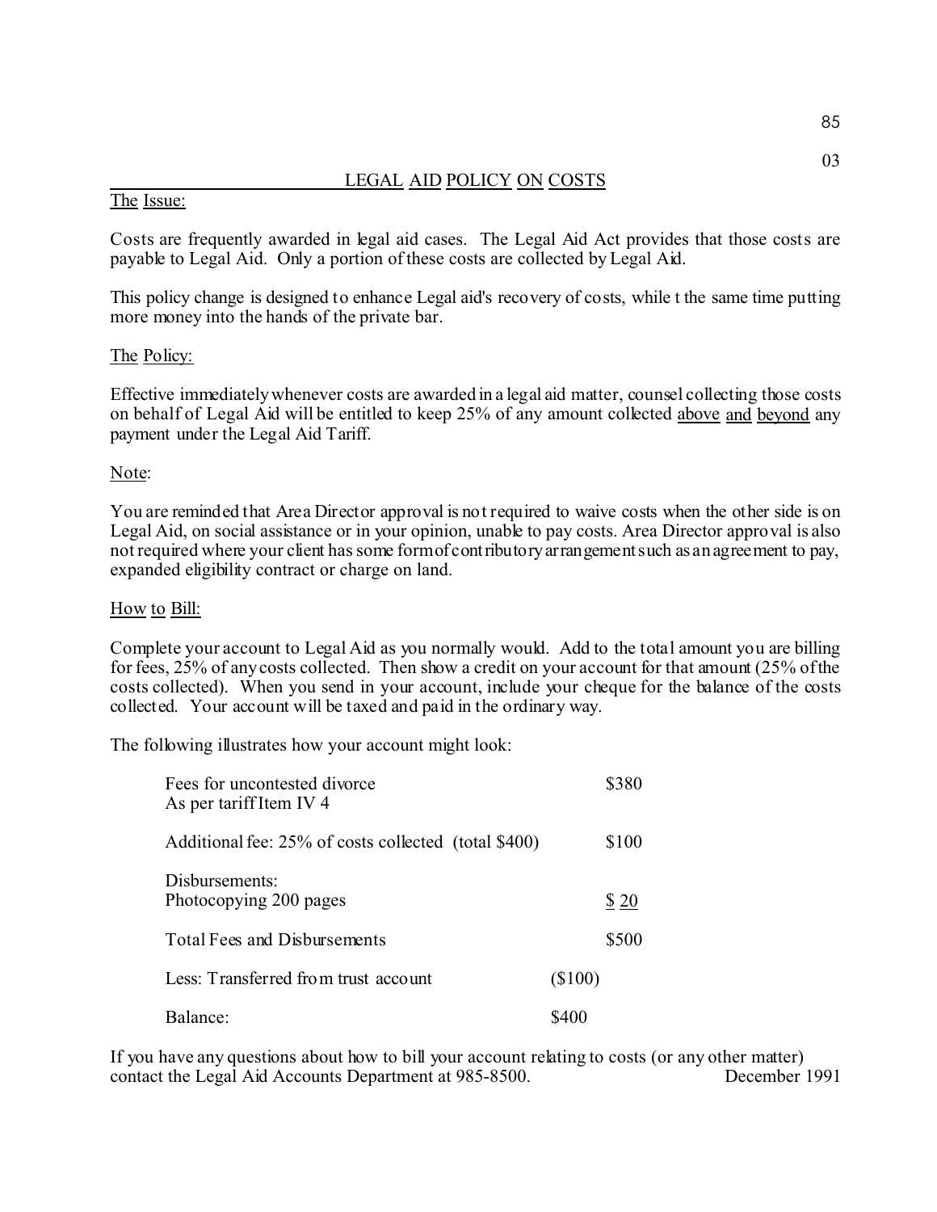03

## LEGAL AID POLICY ON COSTS

The Issue:

Costs are frequently awarded in legal aid cases. The Legal Aid Act provides that those costs are payable to Legal Aid. Only a portion of these costs are collected by Legal Aid.

This policy change is designed to enhance Legal aid's recovery of costs, while t the same time putting more money into the hands of the private bar.

The Policy:

Effective immediately whenever costs are awarded in a legal aid matter, counsel collecting those costs on behalf of Legal Aid will be entitled to keep 25% of any amount collected above and beyond any payment under the Legal Aid Tariff.

Note:

You are reminded that Area Director approval is not required to waive costs when the other side is on Legal Aid, on social assistance or in your opinion, unable to pay costs. Area Director approval is also not required where your client has some form of contributory arrangement such as an agreement to pay, expanded eligibility contract or charge on land.

How to Bill:

Complete your account to Legal Aid as you normally would. Add to the total amount you are billing for fees, 25% of any costs collected. Then show a credit on your account for that amount (25% of the costs collected). When you send in your account, include your cheque for the balance of the costs collected. Your account will be taxed and paid in the ordinary way.

The following illustrates how your account might look:

| | | |
|---|---|---|
| Fees for uncontested divorce<br>As per tariff Item IV 4 | | $380 |
| Additional fee: 25% of costs collected (total $400) | | $100 |
| Disbursements:<br>Photocopying 200 pages | | $ 20 |
| Total Fees and Disbursements | | $500 |
| Less: Transferred from trust account | ($100) | |
| Balance: | $400 | |

If you have any questions about how to bill your account relating to costs (or any other matter) contact the Legal Aid Accounts Department at 985-8500.

December 1991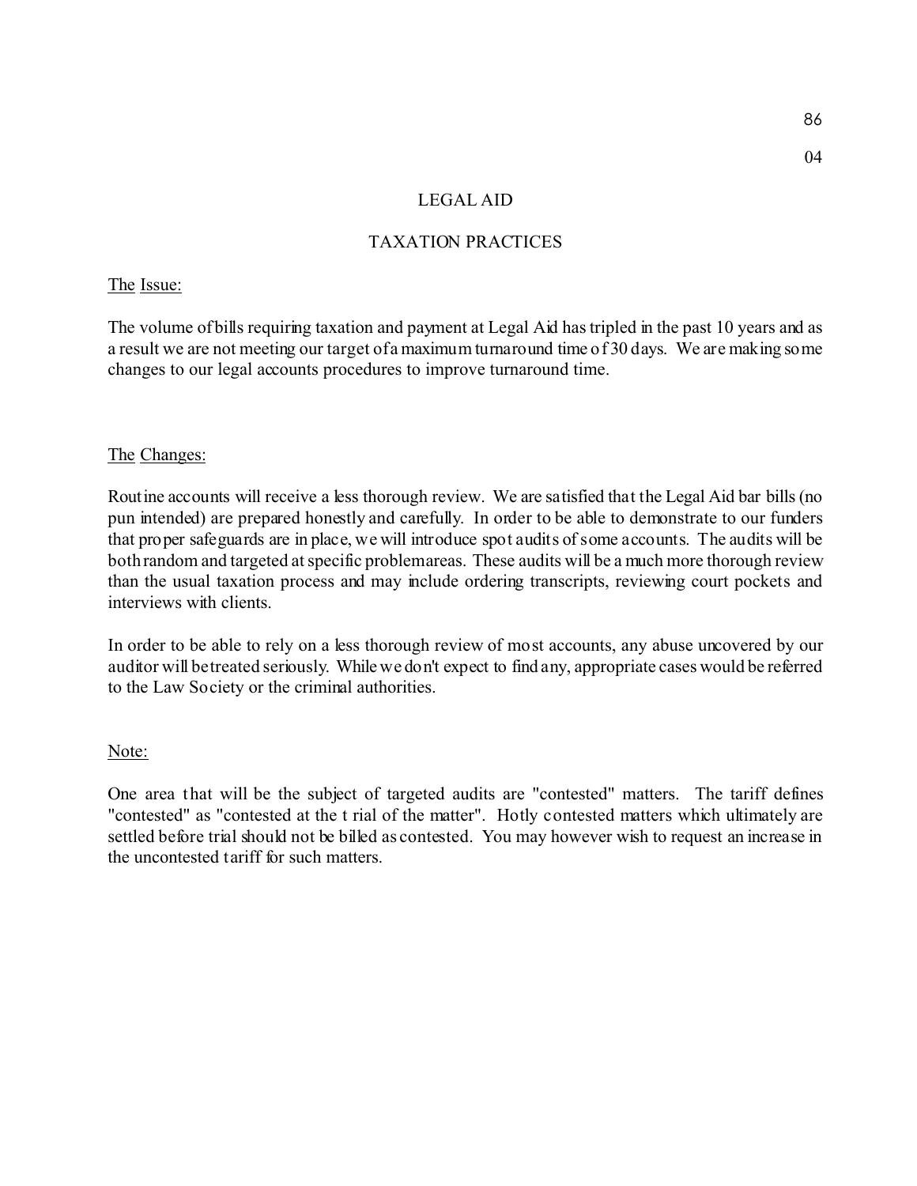# LEGAL AID

## TAXATION PRACTICES

The Issue:

The volume of bills requiring taxation and payment at Legal Aid has tripled in the past 10 years and as a result we are not meeting our target of a maximum turnaround time of 30 days. We are making some changes to our legal accounts procedures to improve turnaround time.

The Changes:

Routine accounts will receive a less thorough review. We are satisfied that the Legal Aid bar bills (no pun intended) are prepared honestly and carefully. In order to be able to demonstrate to our funders that proper safeguards are in place, we will introduce spot audits of some accounts. The audits will be both random and targeted at specific problem areas. These audits will be a much more thorough review than the usual taxation process and may include ordering transcripts, reviewing court pockets and interviews with clients.

In order to be able to rely on a less thorough review of most accounts, any abuse uncovered by our auditor will be treated seriously. While we don't expect to find any, appropriate cases would be referred to the Law Society or the criminal authorities.

Note:

One area that will be the subject of targeted audits are "contested" matters. The tariff defines "contested" as "contested at the trial of the matter". Hotly contested matters which ultimately are settled before trial should not be billed as contested. You may however wish to request an increase in the uncontested tariff for such matters.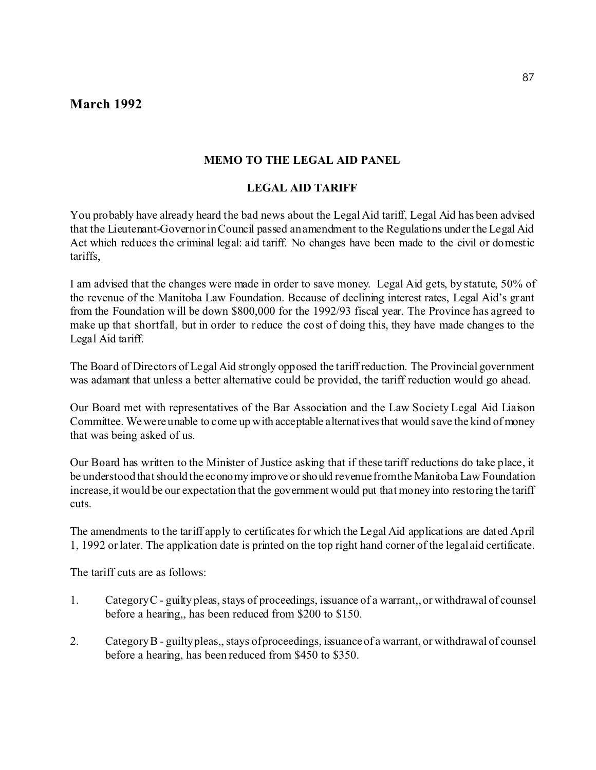## March 1992

**MEMO TO THE LEGAL AID PANEL**

**LEGAL AID TARIFF**

You probably have already heard the bad news about the Legal Aid tariff, Legal Aid has been advised that the Lieutenant-Governor in Council passed an amendment to the Regulations under the Legal Aid Act which reduces the criminal legal: aid tariff. No changes have been made to the civil or domestic tariffs,

I am advised that the changes were made in order to save money. Legal Aid gets, by statute, 50% of the revenue of the Manitoba Law Foundation. Because of declining interest rates, Legal Aid's grant from the Foundation will be down $800,000 for the 1992/93 fiscal year. The Province has agreed to make up that shortfall, but in order to reduce the cost of doing this, they have made changes to the Legal Aid tariff.

The Board of Directors of Legal Aid strongly opposed the tariff reduction. The Provincial government was adamant that unless a better alternative could be provided, the tariff reduction would go ahead.

Our Board met with representatives of the Bar Association and the Law Society Legal Aid Liaison Committee. We were unable to come up with acceptable alternatives that would save the kind of money that was being asked of us.

Our Board has written to the Minister of Justice asking that if these tariff reductions do take place, it be understood that should the economy improve or should revenue from the Manitoba Law Foundation increase, it would be our expectation that the government would put that money into restoring the tariff cuts.

The amendments to the tariff apply to certificates for which the Legal Aid applications are dated April 1, 1992 or later. The application date is printed on the top right hand corner of the legal aid certificate.

The tariff cuts are as follows:

1. Category C - guilty pleas, stays of proceedings, issuance of a warrant,, or withdrawal of counsel before a hearing,, has been reduced from $200 to $150.
2. Category B - guilty pleas,, stays of proceedings, issuance of a warrant, or withdrawal of counsel before a hearing, has been reduced from $450 to $350.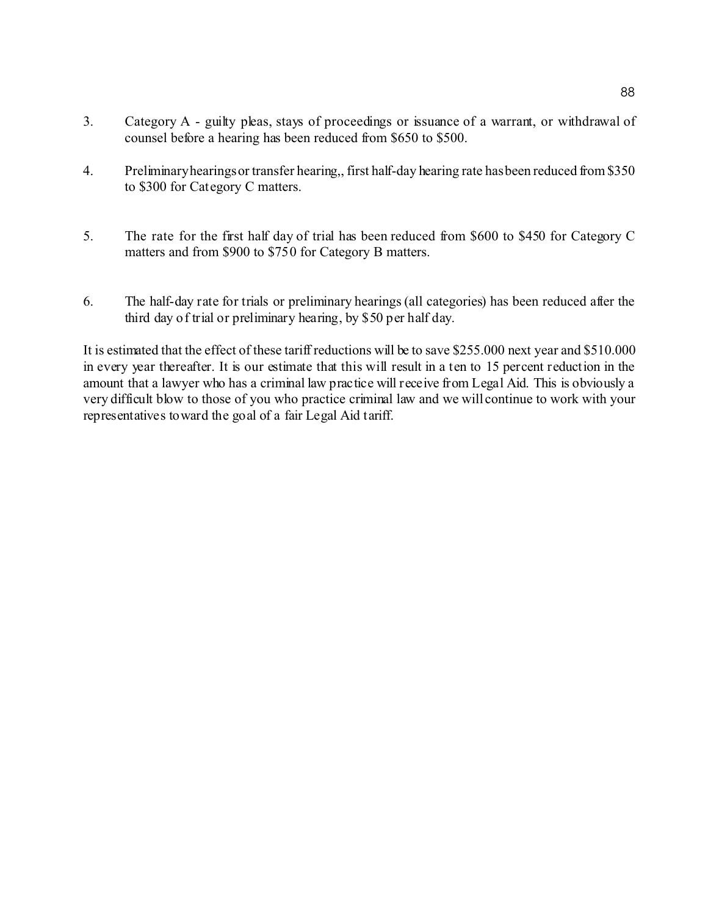3. Category A - guilty pleas, stays of proceedings or issuance of a warrant, or withdrawal of counsel before a hearing has been reduced from $650 to $500.

4. Preliminary hearings or transfer hearing,, first half-day hearing rate has been reduced from $350 to $300 for Category C matters.

5. The rate for the first half day of trial has been reduced from $600 to $450 for Category C matters and from $900 to $750 for Category B matters.

6. The half-day rate for trials or preliminary hearings (all categories) has been reduced after the third day of trial or preliminary hearing, by $50 per half day.

It is estimated that the effect of these tariff reductions will be to save $255.000 next year and $510.000 in every year thereafter. It is our estimate that this will result in a ten to 15 percent reduction in the amount that a lawyer who has a criminal law practice will receive from Legal Aid. This is obviously a very difficult blow to those of you who practice criminal law and we will continue to work with your representatives toward the goal of a fair Legal Aid tariff.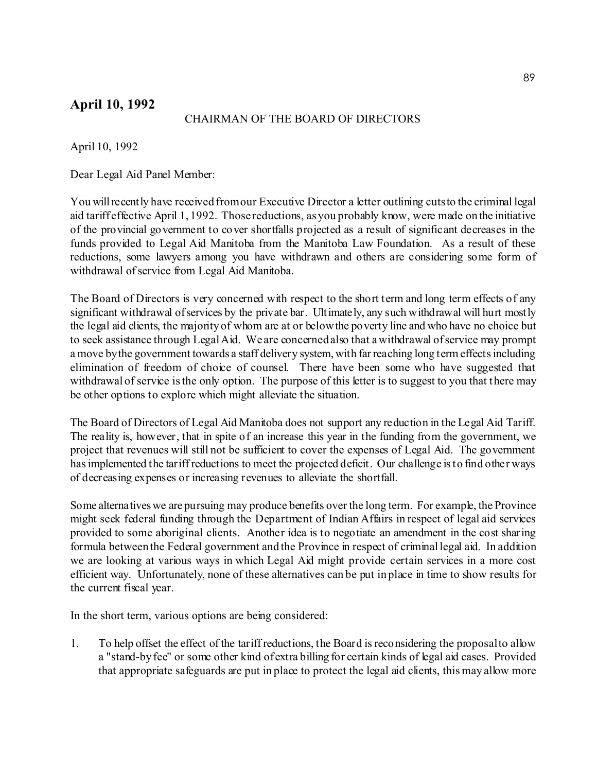## April 10, 1992

CHAIRMAN OF THE BOARD OF DIRECTORS

April 10, 1992

Dear Legal Aid Panel Member:

You will recently have received from our Executive Director a letter outlining cuts to the criminal legal aid tariff effective April 1, 1992. Those reductions, as you probably know, were made on the initiative of the provincial government to cover shortfalls projected as a result of significant decreases in the funds provided to Legal Aid Manitoba from the Manitoba Law Foundation. As a result of these reductions, some lawyers among you have withdrawn and others are considering some form of withdrawal of service from Legal Aid Manitoba.

The Board of Directors is very concerned with respect to the short term and long term effects of any significant withdrawal of services by the private bar. Ultimately, any such withdrawal will hurt mostly the legal aid clients, the majority of whom are at or below the poverty line and who have no choice but to seek assistance through Legal Aid. We are concerned also that a withdrawal of service may prompt a move by the government towards a staff delivery system, with far reaching long term effects including elimination of freedom of choice of counsel. There have been some who have suggested that withdrawal of service is the only option. The purpose of this letter is to suggest to you that there may be other options to explore which might alleviate the situation.

The Board of Directors of Legal Aid Manitoba does not support any reduction in the Legal Aid Tariff. The reality is, however, that in spite of an increase this year in the funding from the government, we project that revenues will still not be sufficient to cover the expenses of Legal Aid. The government has implemented the tariff reductions to meet the projected deficit. Our challenge is to find other ways of decreasing expenses or increasing revenues to alleviate the shortfall.

Some alternatives we are pursuing may produce benefits over the long term. For example, the Province might seek federal funding through the Department of Indian Affairs in respect of legal aid services provided to some aboriginal clients. Another idea is to negotiate an amendment in the cost sharing formula between the Federal government and the Province in respect of criminal legal aid. In addition we are looking at various ways in which Legal Aid might provide certain services in a more cost efficient way. Unfortunately, none of these alternatives can be put in place in time to show results for the current fiscal year.

In the short term, various options are being considered:

1. To help offset the effect of the tariff reductions, the Board is reconsidering the proposal to allow a "stand-by fee" or some other kind of extra billing for certain kinds of legal aid cases. Provided that appropriate safeguards are put in place to protect the legal aid clients, this may allow more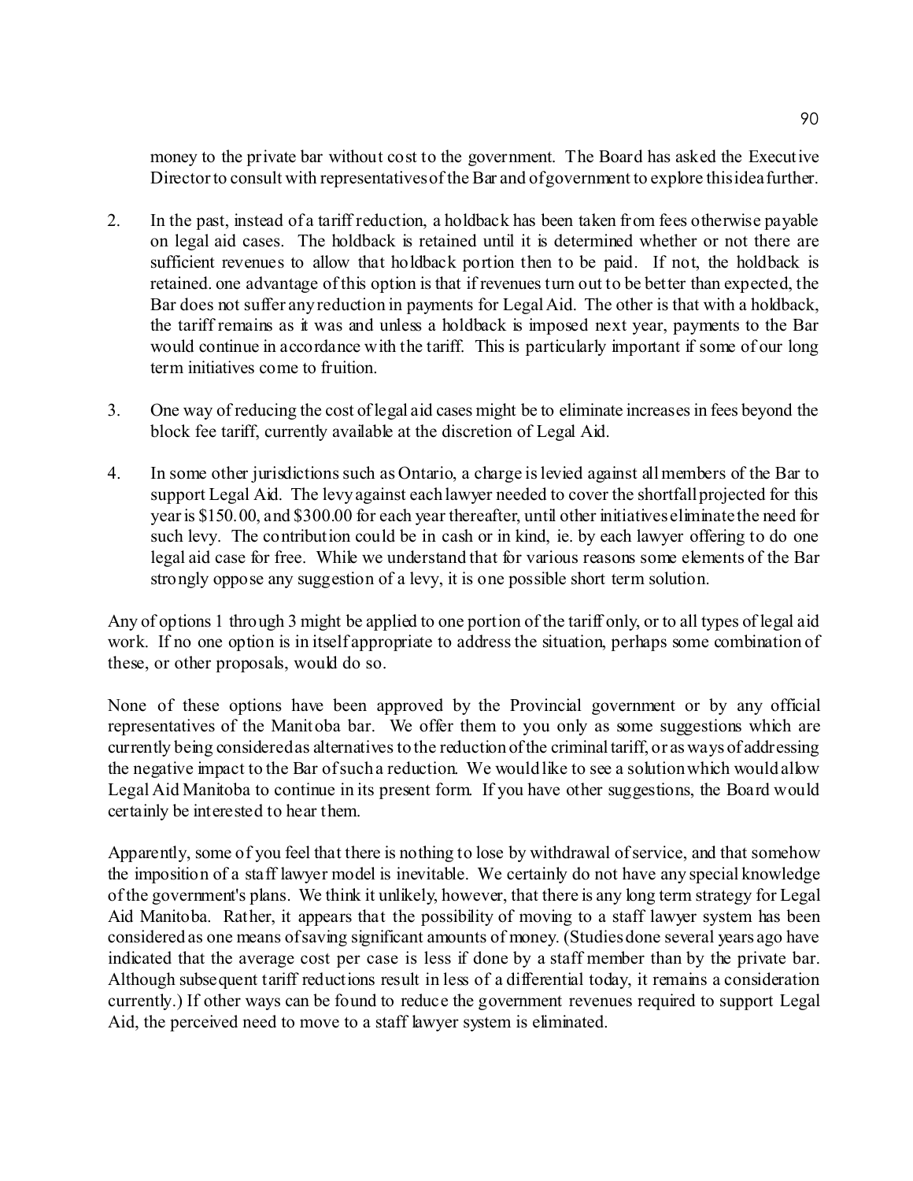money to the private bar without cost to the government. The Board has asked the Executive Director to consult with representatives of the Bar and of government to explore this idea further.

2. In the past, instead of a tariff reduction, a holdback has been taken from fees otherwise payable on legal aid cases. The holdback is retained until it is determined whether or not there are sufficient revenues to allow that holdback portion then to be paid. If not, the holdback is retained. one advantage of this option is that if revenues turn out to be better than expected, the Bar does not suffer any reduction in payments for Legal Aid. The other is that with a holdback, the tariff remains as it was and unless a holdback is imposed next year, payments to the Bar would continue in accordance with the tariff. This is particularly important if some of our long term initiatives come to fruition.

3. One way of reducing the cost of legal aid cases might be to eliminate increases in fees beyond the block fee tariff, currently available at the discretion of Legal Aid.

4. In some other jurisdictions such as Ontario, a charge is levied against all members of the Bar to support Legal Aid. The levy against each lawyer needed to cover the shortfall projected for this year is $150.00, and $300.00 for each year thereafter, until other initiatives eliminate the need for such levy. The contribution could be in cash or in kind, ie. by each lawyer offering to do one legal aid case for free. While we understand that for various reasons some elements of the Bar strongly oppose any suggestion of a levy, it is one possible short term solution.

Any of options 1 through 3 might be applied to one portion of the tariff only, or to all types of legal aid work. If no one option is in itself appropriate to address the situation, perhaps some combination of these, or other proposals, would do so.

None of these options have been approved by the Provincial government or by any official representatives of the Manitoba bar. We offer them to you only as some suggestions which are currently being considered as alternatives to the reduction of the criminal tariff, or as ways of addressing the negative impact to the Bar of such a reduction. We would like to see a solution which would allow Legal Aid Manitoba to continue in its present form. If you have other suggestions, the Board would certainly be interested to hear them.

Apparently, some of you feel that there is nothing to lose by withdrawal of service, and that somehow the imposition of a staff lawyer model is inevitable. We certainly do not have any special knowledge of the government's plans. We think it unlikely, however, that there is any long term strategy for Legal Aid Manitoba. Rather, it appears that the possibility of moving to a staff lawyer system has been considered as one means of saving significant amounts of money. (Studies done several years ago have indicated that the average cost per case is less if done by a staff member than by the private bar. Although subsequent tariff reductions result in less of a differential today, it remains a consideration currently.) If other ways can be found to reduce the government revenues required to support Legal Aid, the perceived need to move to a staff lawyer system is eliminated.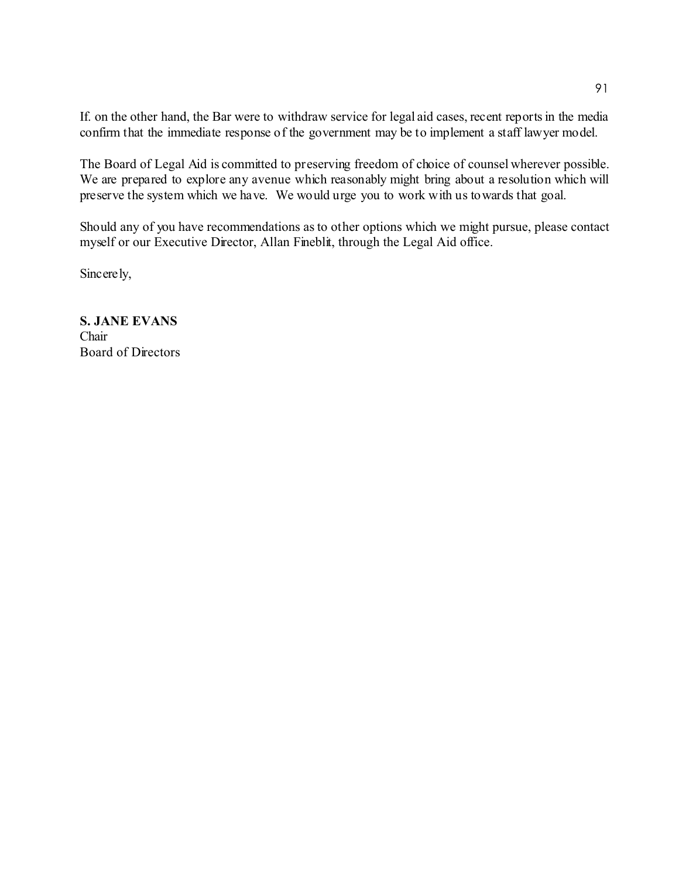If. on the other hand, the Bar were to withdraw service for legal aid cases, recent reports in the media confirm that the immediate response of the government may be to implement a staff lawyer model.

The Board of Legal Aid is committed to preserving freedom of choice of counsel wherever possible. We are prepared to explore any avenue which reasonably might bring about a resolution which will preserve the system which we have. We would urge you to work with us towards that goal.

Should any of you have recommendations as to other options which we might pursue, please contact myself or our Executive Director, Allan Fineblit, through the Legal Aid office.

Sincerely,

**S. JANE EVANS**
Chair
Board of Directors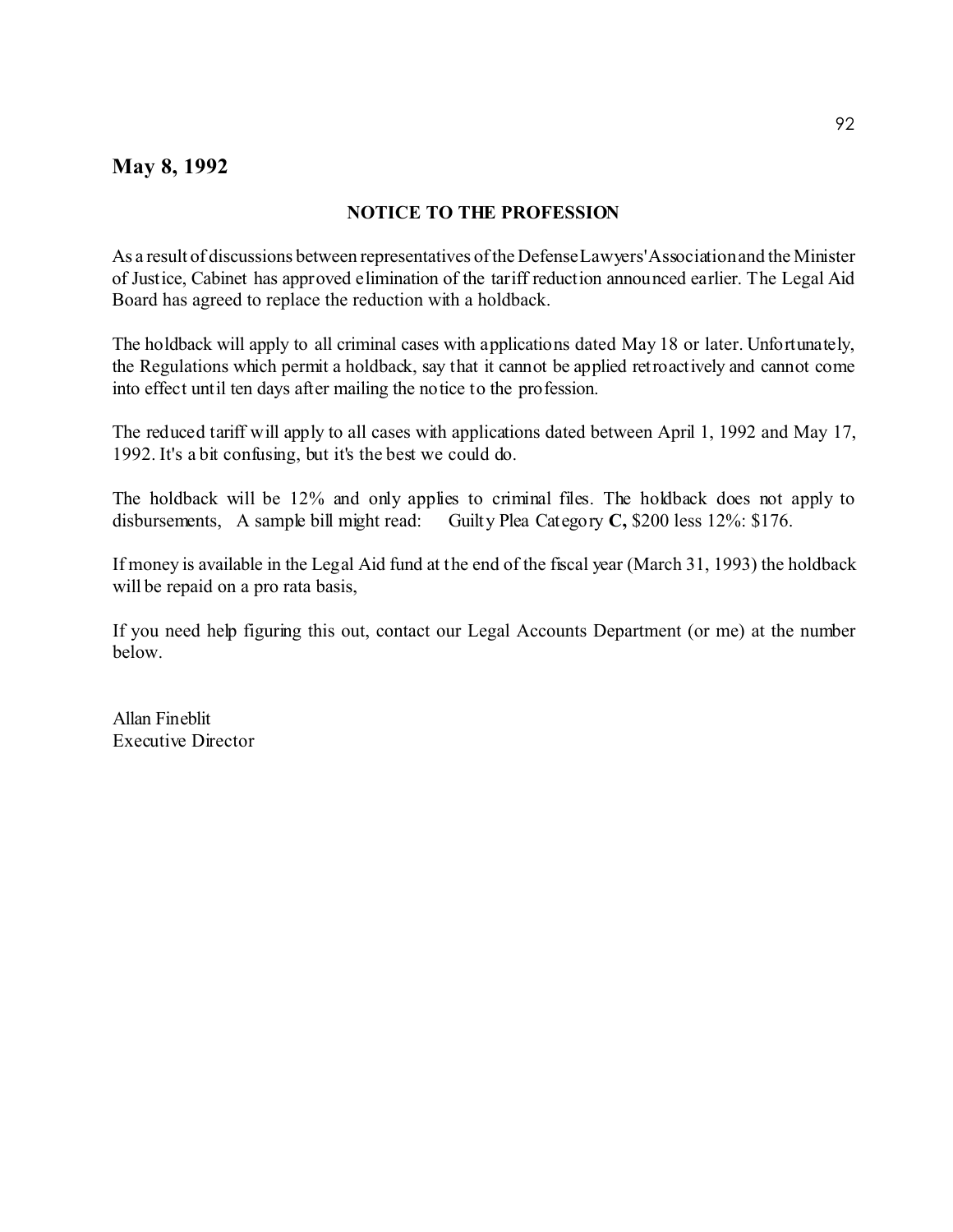## May 8, 1992

**NOTICE TO THE PROFESSION**

As a result of discussions between representatives of the Defense Lawyers' Association and the Minister of Justice, Cabinet has approved elimination of the tariff reduction announced earlier. The Legal Aid Board has agreed to replace the reduction with a holdback.

The holdback will apply to all criminal cases with applications dated May 18 or later. Unfortunately, the Regulations which permit a holdback, say that it cannot be applied retroactively and cannot come into effect until ten days after mailing the notice to the profession.

The reduced tariff will apply to all cases with applications dated between April 1, 1992 and May 17, 1992. It's a bit confusing, but it's the best we could do.

The holdback will be 12% and only applies to criminal files. The holdback does not apply to disbursements, A sample bill might read: Guilty Plea Category **C,** $200 less 12%: $176.

If money is available in the Legal Aid fund at the end of the fiscal year (March 31, 1993) the holdback will be repaid on a pro rata basis,

If you need help figuring this out, contact our Legal Accounts Department (or me) at the number below.

Allan Fineblit
Executive Director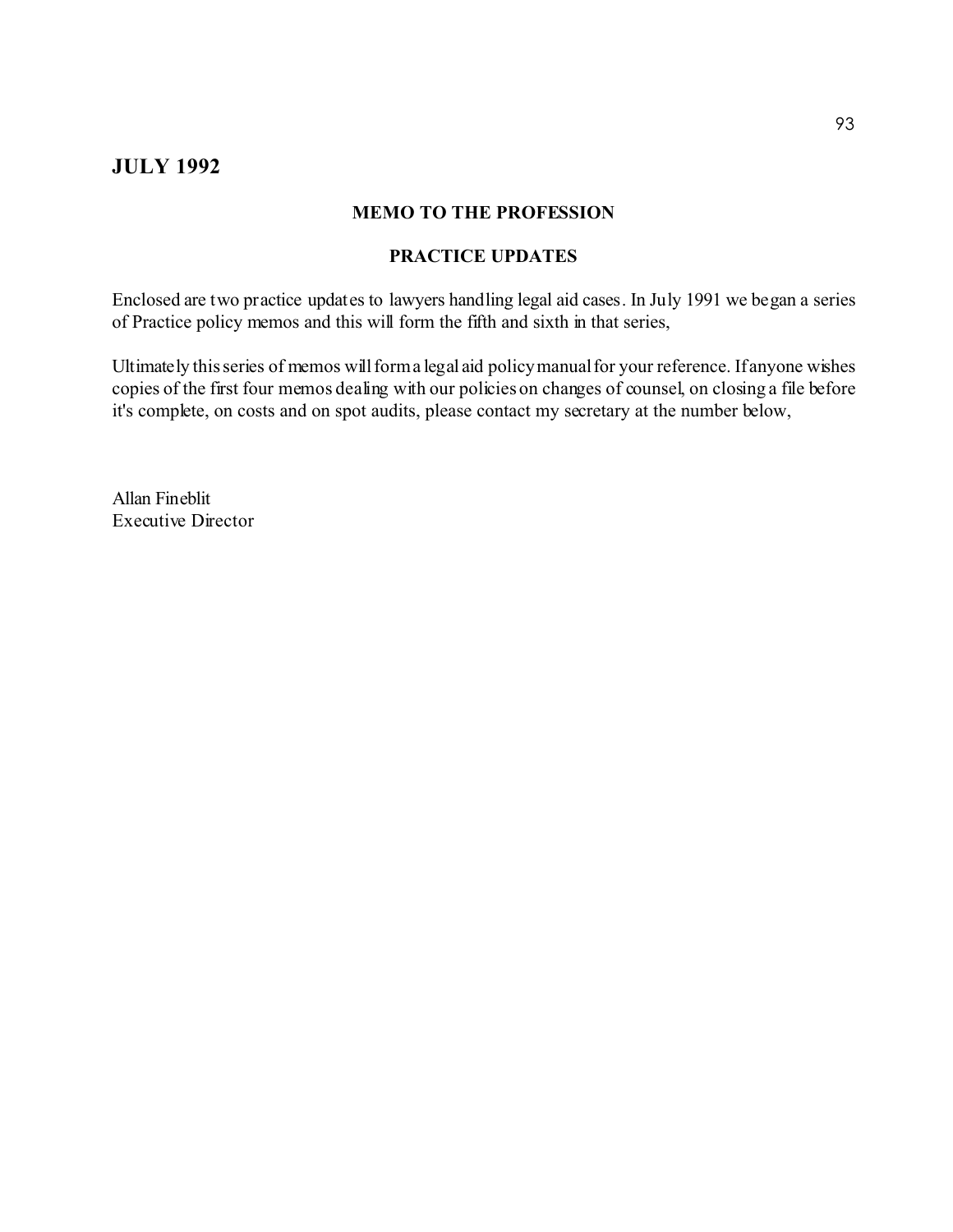## JULY 1992

### MEMO TO THE PROFESSION

### PRACTICE UPDATES

Enclosed are two practice updates to lawyers handling legal aid cases. In July 1991 we began a series of Practice policy memos and this will form the fifth and sixth in that series,

Ultimately this series of memos will form a legal aid policy manual for your reference. If anyone wishes copies of the first four memos dealing with our policies on changes of counsel, on closing a file before it's complete, on costs and on spot audits, please contact my secretary at the number below,

Allan Fineblit
Executive Director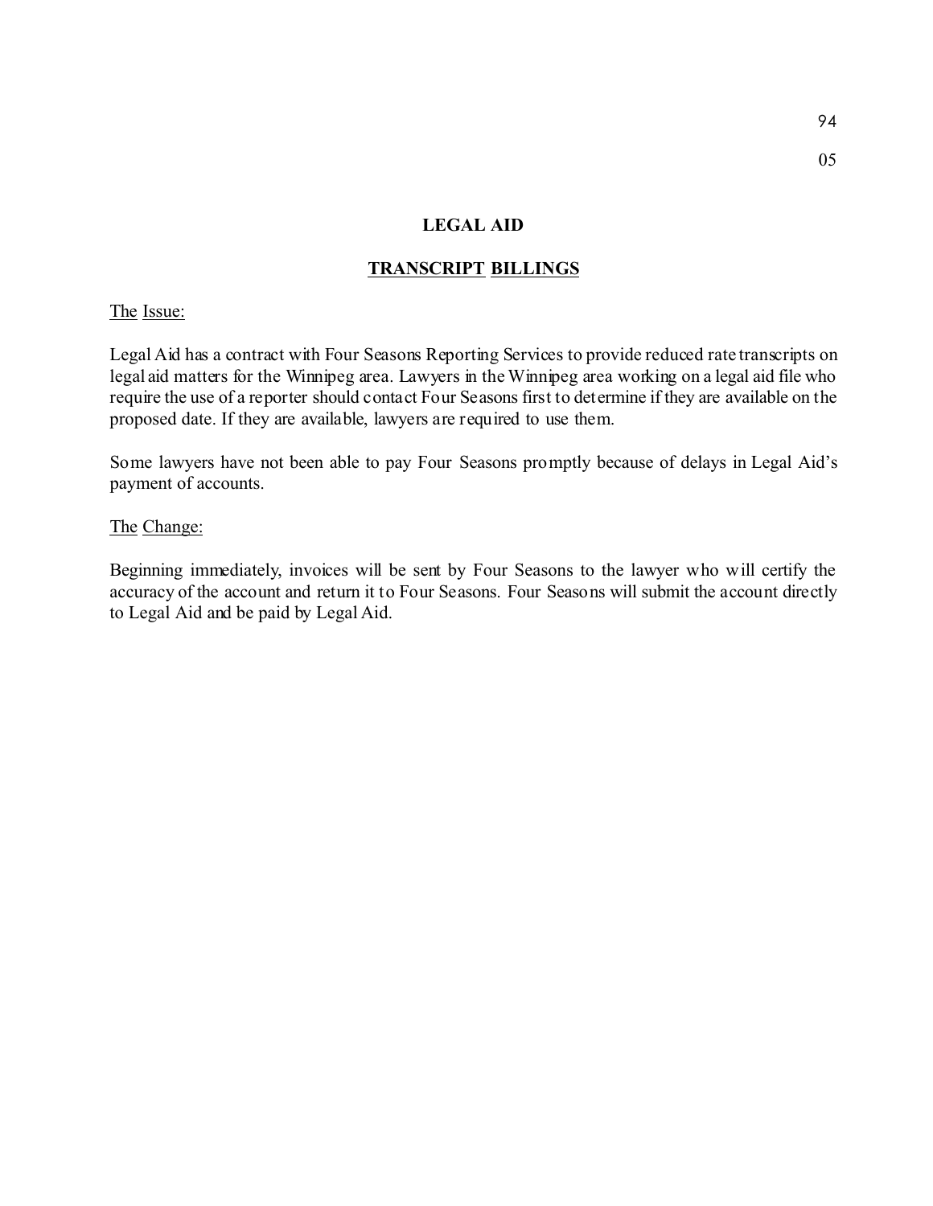## LEGAL AID

## TRANSCRIPT BILLINGS

The Issue:

Legal Aid has a contract with Four Seasons Reporting Services to provide reduced rate transcripts on legal aid matters for the Winnipeg area. Lawyers in the Winnipeg area working on a legal aid file who require the use of a reporter should contact Four Seasons first to determine if they are available on the proposed date. If they are available, lawyers are required to use them.

Some lawyers have not been able to pay Four Seasons promptly because of delays in Legal Aid's payment of accounts.

The Change:

Beginning immediately, invoices will be sent by Four Seasons to the lawyer who will certify the accuracy of the account and return it to Four Seasons. Four Seasons will submit the account directly to Legal Aid and be paid by Legal Aid.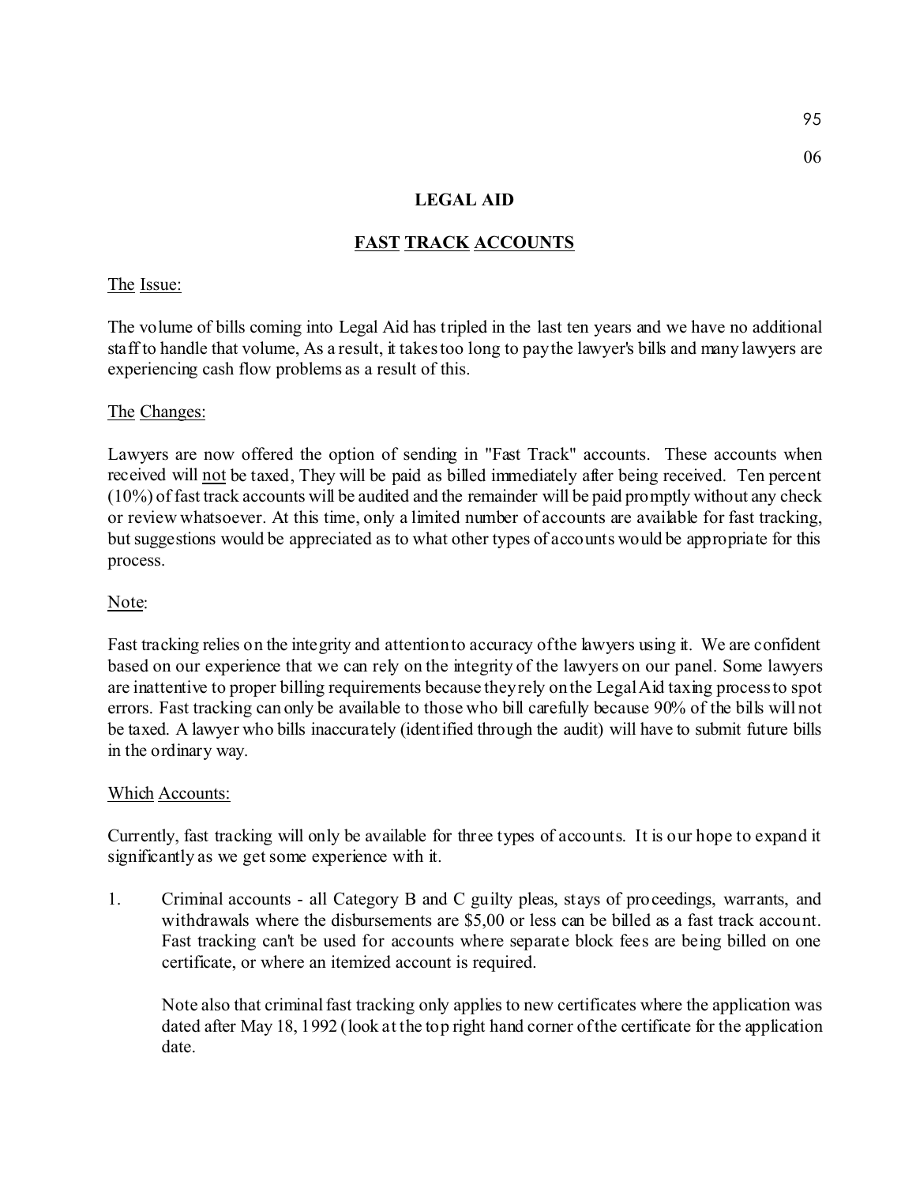# LEGAL AID

## FAST TRACK ACCOUNTS

The Issue:

The volume of bills coming into Legal Aid has tripled in the last ten years and we have no additional staff to handle that volume, As a result, it takes too long to pay the lawyer's bills and many lawyers are experiencing cash flow problems as a result of this.

The Changes:

Lawyers are now offered the option of sending in "Fast Track" accounts. These accounts when received will not be taxed, They will be paid as billed immediately after being received. Ten percent (10%) of fast track accounts will be audited and the remainder will be paid promptly without any check or review whatsoever. At this time, only a limited number of accounts are available for fast tracking, but suggestions would be appreciated as to what other types of accounts would be appropriate for this process.

Note:

Fast tracking relies on the integrity and attention to accuracy of the lawyers using it. We are confident based on our experience that we can rely on the integrity of the lawyers on our panel. Some lawyers are inattentive to proper billing requirements because they rely on the Legal Aid taxing process to spot errors. Fast tracking can only be available to those who bill carefully because 90% of the bills will not be taxed. A lawyer who bills inaccurately (identified through the audit) will have to submit future bills in the ordinary way.

Which Accounts:

Currently, fast tracking will only be available for three types of accounts. It is our hope to expand it significantly as we get some experience with it.

1. Criminal accounts - all Category B and C guilty pleas, stays of proceedings, warrants, and withdrawals where the disbursements are $5,00 or less can be billed as a fast track account. Fast tracking can't be used for accounts where separate block fees are being billed on one certificate, or where an itemized account is required.

   Note also that criminal fast tracking only applies to new certificates where the application was dated after May 18, 1992 (look at the top right hand corner of the certificate for the application date.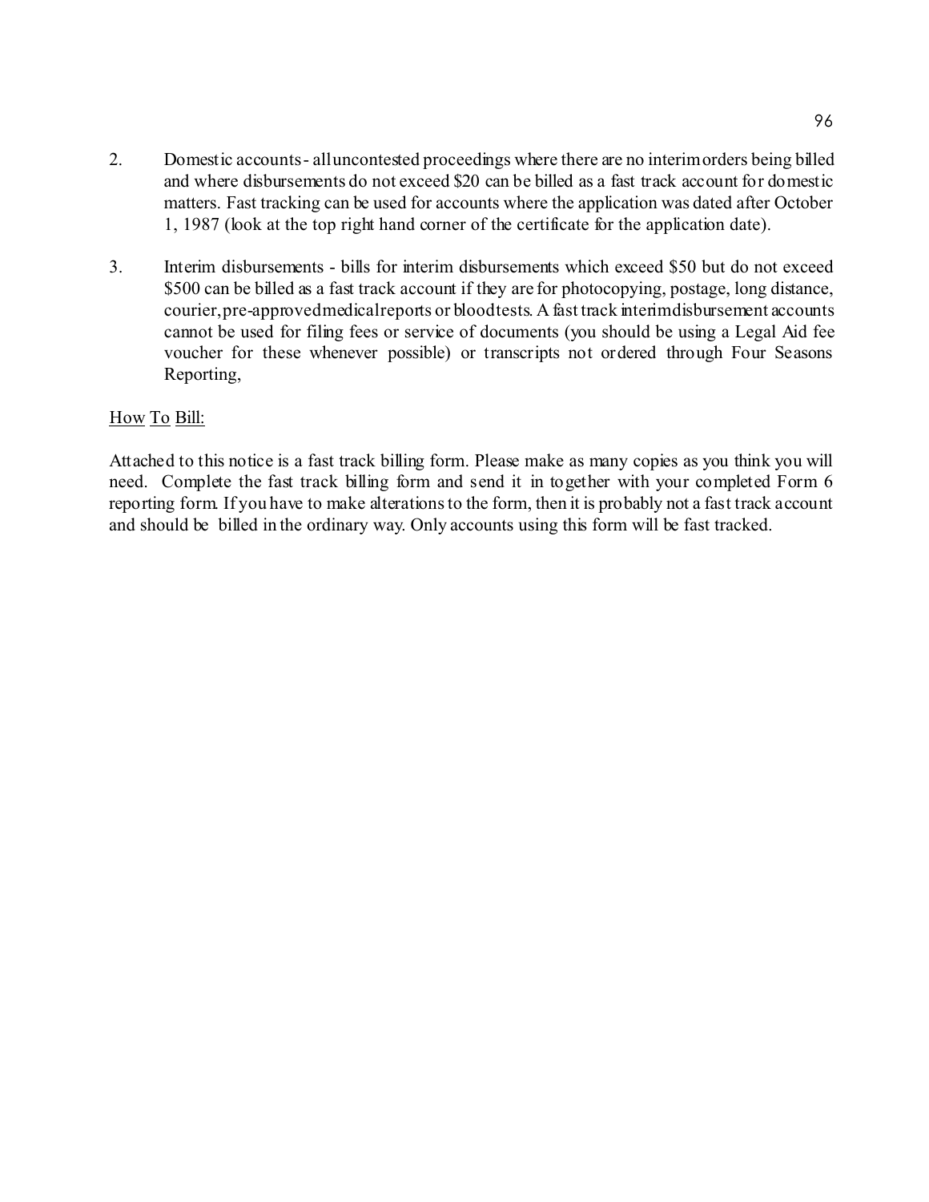2. Domestic accounts - all uncontested proceedings where there are no interim orders being billed and where disbursements do not exceed $20 can be billed as a fast track account for domestic matters. Fast tracking can be used for accounts where the application was dated after October 1, 1987 (look at the top right hand corner of the certificate for the application date).

3. Interim disbursements - bills for interim disbursements which exceed $50 but do not exceed $500 can be billed as a fast track account if they are for photocopying, postage, long distance, courier, pre-approved medical reports or blood tests. A fast track interim disbursement accounts cannot be used for filing fees or service of documents (you should be using a Legal Aid fee voucher for these whenever possible) or transcripts not ordered through Four Seasons Reporting,

<u>How</u> <u>To</u> <u>Bill:</u>

Attached to this notice is a fast track billing form. Please make as many copies as you think you will need. Complete the fast track billing form and send it in together with your completed Form 6 reporting form. If you have to make alterations to the form, then it is probably not a fast track account and should be billed in the ordinary way. Only accounts using this form will be fast tracked.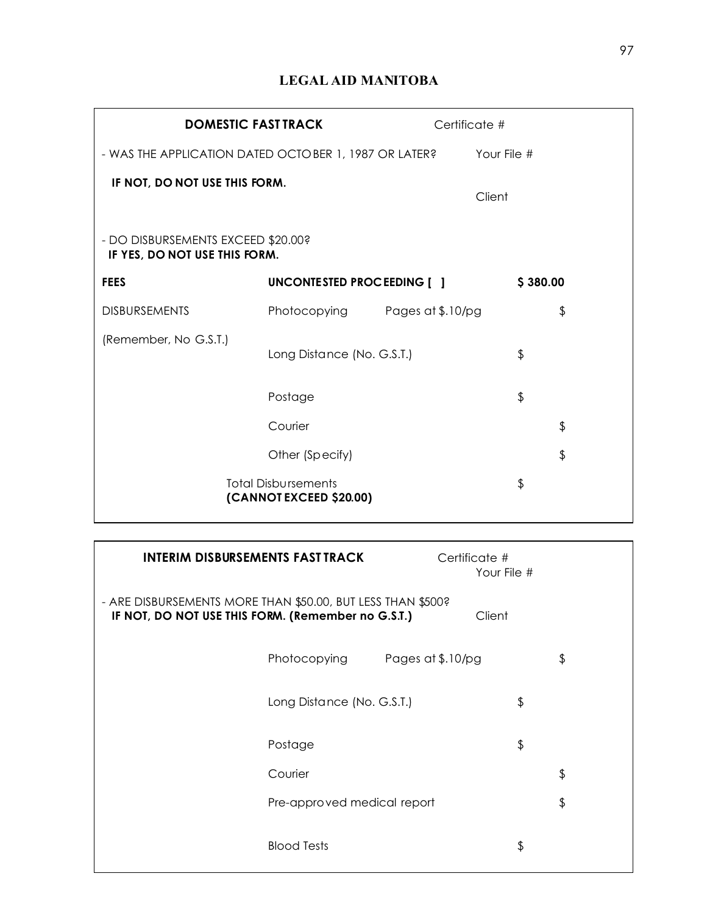**LEGAL AID MANITOBA**

**DOMESTIC FAST TRACK**

Certificate #

- WAS THE APPLICATION DATED OCTOBER 1, 1987 OR LATER?

Your File #

**IF NOT, DO NOT USE THIS FORM.**

Client

- DO DISBURSEMENTS EXCEED $20.00?
**IF YES, DO NOT USE THIS FORM.**

| | | | |
|---|---|---|---|
| **FEES** | **UNCONTESTED PROCEEDING [ ]** | | **$ 380.00** |
| DISBURSEMENTS | Photocopying | Pages at $.10/pg | $ |
| (Remember, No G.S.T.) | Long Distance (No. G.S.T.) | | $ |
| | Postage | | $ |
| | Courier | | $ |
| | Other (Specify) | | $ |
| | Total Disbursements **(CANNOT EXCEED $20.00)** | | $ |

**INTERIM DISBURSEMENTS FAST TRACK**

Certificate #
Your File #

- ARE DISBURSEMENTS MORE THAN $50.00, BUT LESS THAN $500?
**IF NOT, DO NOT USE THIS FORM. (Remember no G.S.T.)**

Client

| | | |
|---|---|---|
| Photocopying | Pages at $.10/pg | $ |
| Long Distance (No. G.S.T.) | | $ |
| Postage | | $ |
| Courier | | $ |
| Pre-approved medical report | | $ |
| Blood Tests | | $ |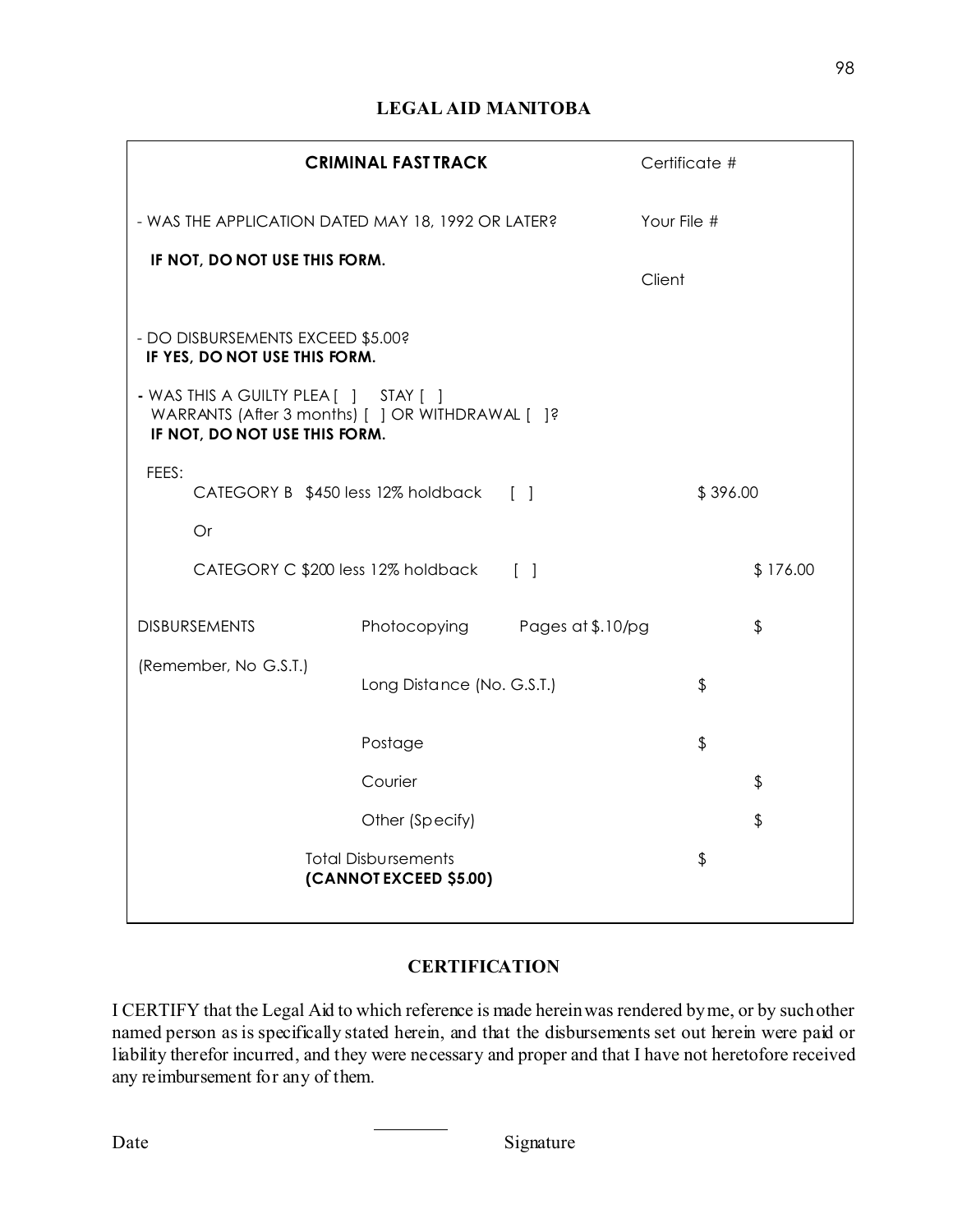# LEGAL AID MANITOBA

**CRIMINAL FAST TRACK**

Certificate #

Your File #

Client

- WAS THE APPLICATION DATED MAY 18, 1992 OR LATER?
  **IF NOT, DO NOT USE THIS FORM.**

- DO DISBURSEMENTS EXCEED $5.00?
  **IF YES, DO NOT USE THIS FORM.**

- WAS THIS A GUILTY PLEA [ ] STAY [ ]
  WARRANTS (After 3 months) [ ] OR WITHDRAWAL [ ]?
  **IF NOT, DO NOT USE THIS FORM.**

FEES:

| | | |
|---|---|---|
| CATEGORY B $450 less 12% holdback | [ ] | $ 396.00 |
| Or | | |
| CATEGORY C $200 less 12% holdback | [ ] | $ 176.00 |

| | | | |
|---|---|---|---|
| DISBURSEMENTS | Photocopying | Pages at $.10/pg | $ |
| (Remember, No G.S.T.) | Long Distance (No. G.S.T.) | | $ |
| | Postage | | $ |
| | Courier | | $ |
| | Other (Specify) | | $ |
| | Total Disbursements **(CANNOT EXCEED $5.00)** | | $ |

## CERTIFICATION

I CERTIFY that the Legal Aid to which reference is made herein was rendered by me, or by such other named person as is specifically stated herein, and that the disbursements set out herein were paid or liability therefor incurred, and they were necessary and proper and that I have not heretofore received any reimbursement for any of them.

Date ________ Signature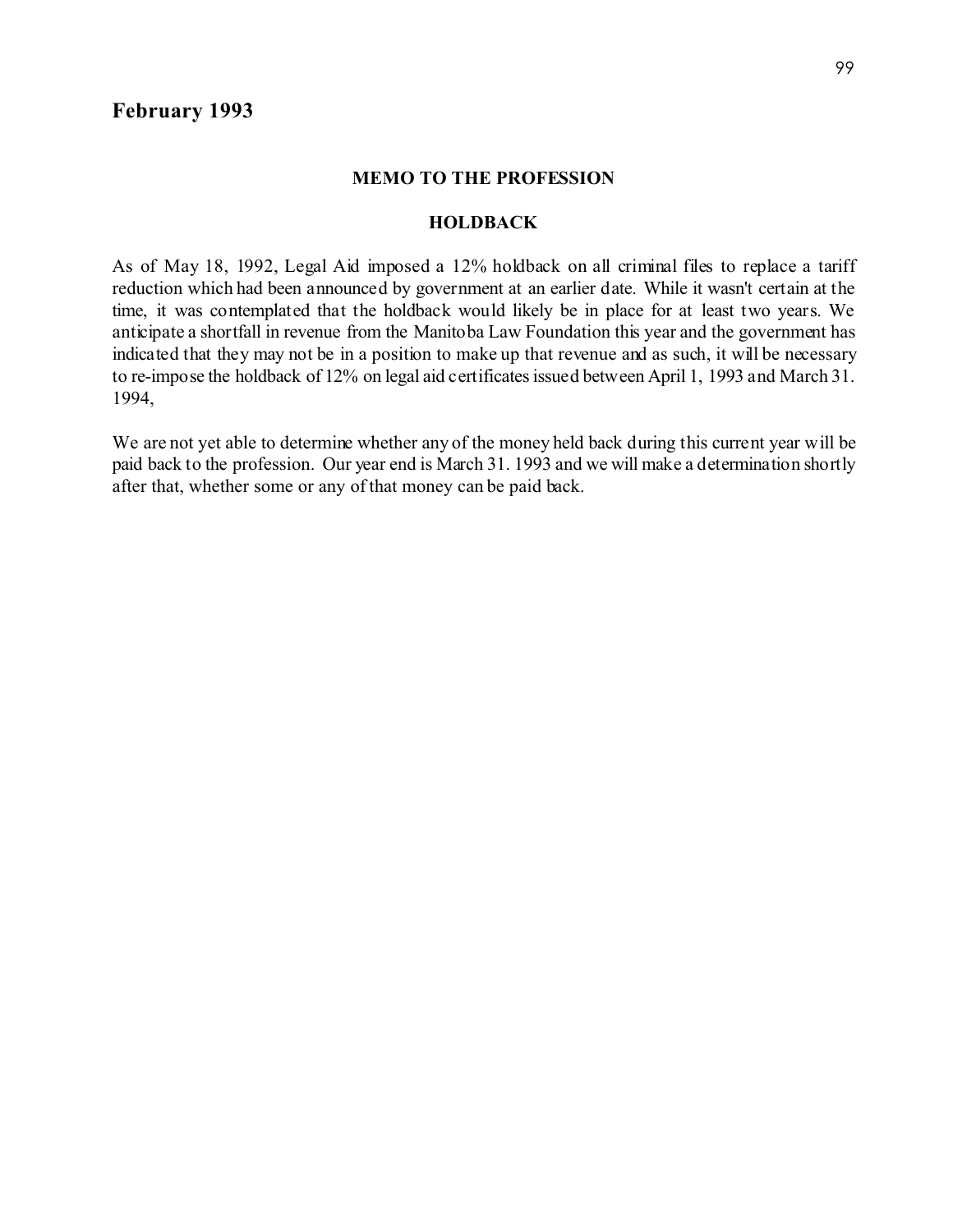## February 1993

**MEMO TO THE PROFESSION**

**HOLDBACK**

As of May 18, 1992, Legal Aid imposed a 12% holdback on all criminal files to replace a tariff reduction which had been announced by government at an earlier date. While it wasn't certain at the time, it was contemplated that the holdback would likely be in place for at least two years. We anticipate a shortfall in revenue from the Manitoba Law Foundation this year and the government has indicated that they may not be in a position to make up that revenue and as such, it will be necessary to re-impose the holdback of 12% on legal aid certificates issued between April 1, 1993 and March 31. 1994,

We are not yet able to determine whether any of the money held back during this current year will be paid back to the profession. Our year end is March 31. 1993 and we will make a determination shortly after that, whether some or any of that money can be paid back.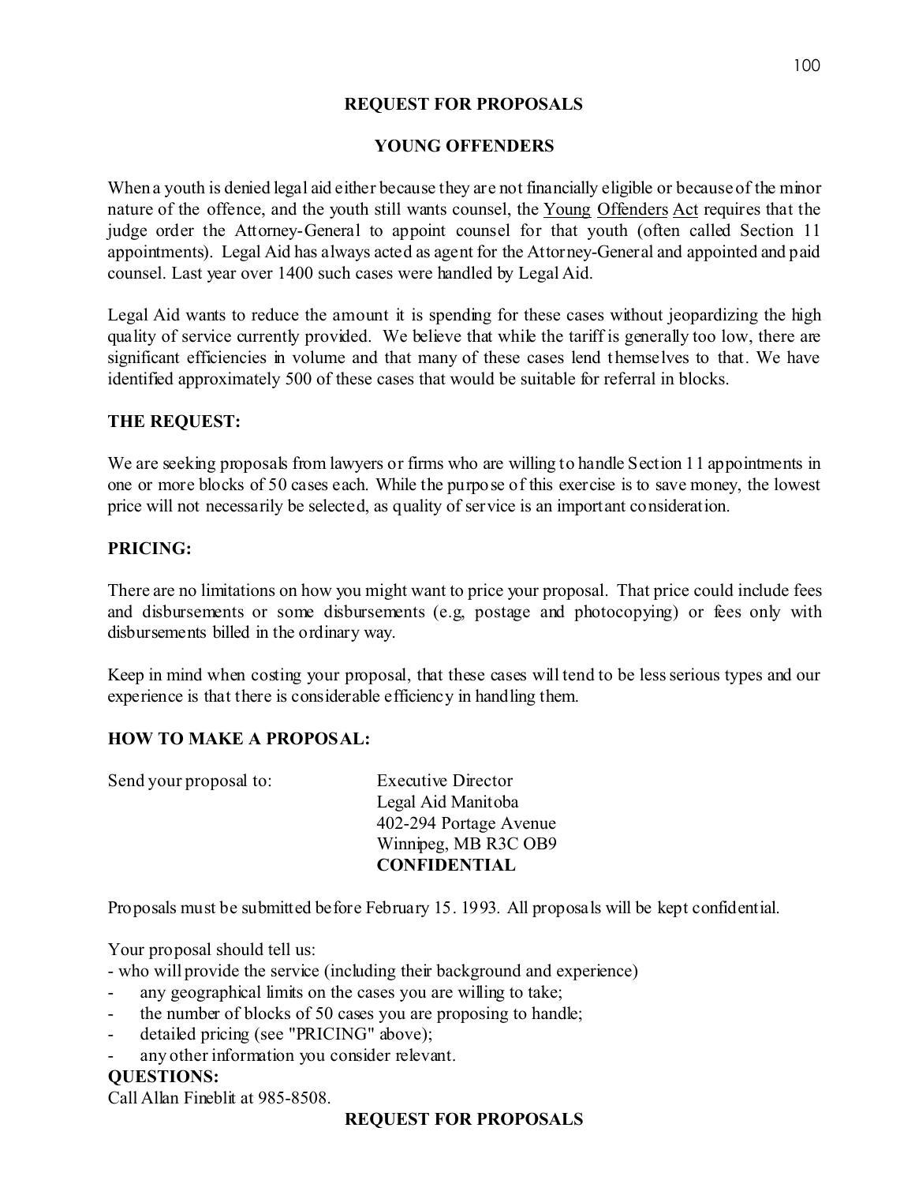# REQUEST FOR PROPOSALS

## YOUNG OFFENDERS

When a youth is denied legal aid either because they are not financially eligible or because of the minor nature of the offence, and the youth still wants counsel, the Young Offenders Act requires that the judge order the Attorney-General to appoint counsel for that youth (often called Section 11 appointments). Legal Aid has always acted as agent for the Attorney-General and appointed and paid counsel. Last year over 1400 such cases were handled by Legal Aid.

Legal Aid wants to reduce the amount it is spending for these cases without jeopardizing the high quality of service currently provided. We believe that while the tariff is generally too low, there are significant efficiencies in volume and that many of these cases lend themselves to that. We have identified approximately 500 of these cases that would be suitable for referral in blocks.

**THE REQUEST:**

We are seeking proposals from lawyers or firms who are willing to handle Section 11 appointments in one or more blocks of 50 cases each. While the purpose of this exercise is to save money, the lowest price will not necessarily be selected, as quality of service is an important consideration.

**PRICING:**

There are no limitations on how you might want to price your proposal. That price could include fees and disbursements or some disbursements (e.g, postage and photocopying) or fees only with disbursements billed in the ordinary way.

Keep in mind when costing your proposal, that these cases will tend to be less serious types and our experience is that there is considerable efficiency in handling them.

**HOW TO MAKE A PROPOSAL:**

Send your proposal to:

Executive Director
Legal Aid Manitoba
402-294 Portage Avenue
Winnipeg, MB R3C OB9
**CONFIDENTIAL**

Proposals must be submitted before February 15. 1993. All proposals will be kept confidential.

Your proposal should tell us:

- who will provide the service (including their background and experience)
- any geographical limits on the cases you are willing to take;
- the number of blocks of 50 cases you are proposing to handle;
- detailed pricing (see "PRICING" above);
- any other information you consider relevant.

**QUESTIONS:**

Call Allan Fineblit at 985-8508.

**REQUEST FOR PROPOSALS**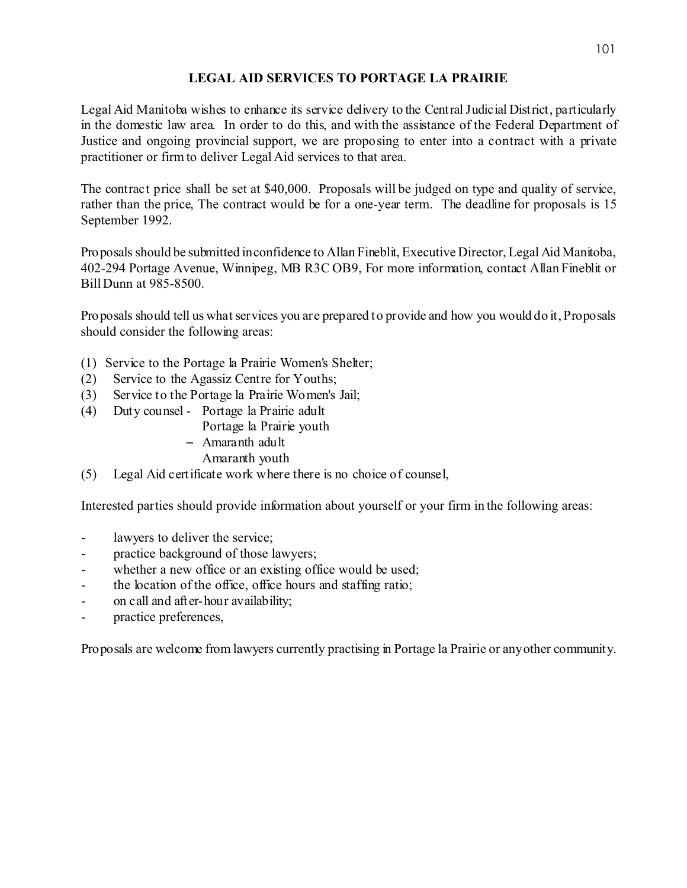## LEGAL AID SERVICES TO PORTAGE LA PRAIRIE

Legal Aid Manitoba wishes to enhance its service delivery to the Central Judicial District, particularly in the domestic law area. In order to do this, and with the assistance of the Federal Department of Justice and ongoing provincial support, we are proposing to enter into a contract with a private practitioner or firm to deliver Legal Aid services to that area.

The contract price shall be set at $40,000. Proposals will be judged on type and quality of service, rather than the price, The contract would be for a one-year term. The deadline for proposals is 15 September 1992.

Proposals should be submitted in confidence to Allan Fineblit, Executive Director, Legal Aid Manitoba, 402-294 Portage Avenue, Winnipeg, MB R3C OB9, For more information, contact Allan Fineblit or Bill Dunn at 985-8500.

Proposals should tell us what services you are prepared to provide and how you would do it, Proposals should consider the following areas:

(1) Service to the Portage la Prairie Women's Shelter;
(2) Service to the Agassiz Centre for Youths;
(3) Service to the Portage la Prairie Women's Jail;
(4) Duty counsel - Portage la Prairie adult
    Portage la Prairie youth
    – Amaranth adult
    Amaranth youth
(5) Legal Aid certificate work where there is no choice of counsel,

Interested parties should provide information about yourself or your firm in the following areas:

- lawyers to deliver the service;
- practice background of those lawyers;
- whether a new office or an existing office would be used;
- the location of the office, office hours and staffing ratio;
- on call and after-hour availability;
- practice preferences,

Proposals are welcome from lawyers currently practising in Portage la Prairie or any other community.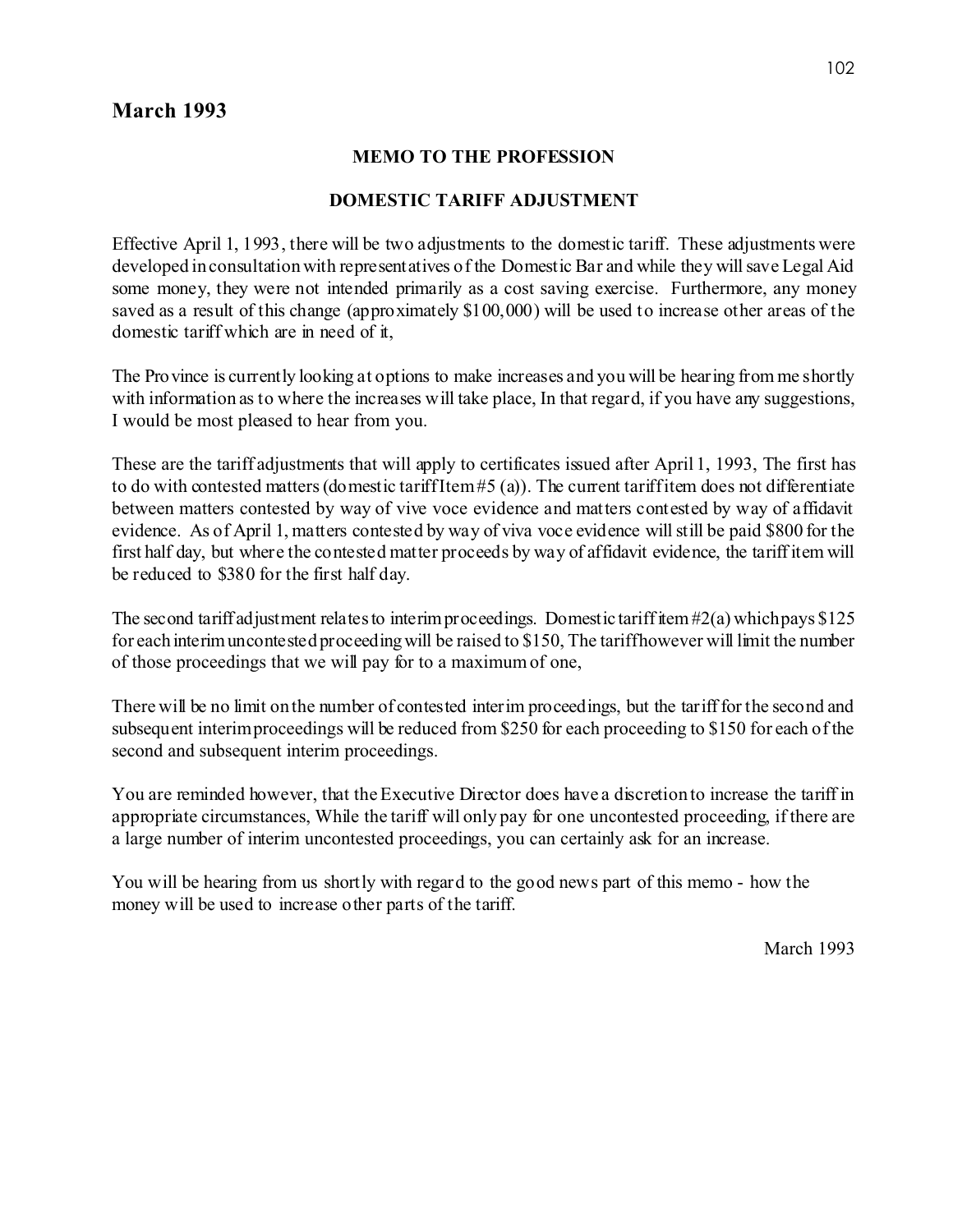## March 1993

**MEMO TO THE PROFESSION**

**DOMESTIC TARIFF ADJUSTMENT**

Effective April 1, 1993, there will be two adjustments to the domestic tariff. These adjustments were developed in consultation with representatives of the Domestic Bar and while they will save Legal Aid some money, they were not intended primarily as a cost saving exercise. Furthermore, any money saved as a result of this change (approximately $100,000) will be used to increase other areas of the domestic tariff which are in need of it,

The Province is currently looking at options to make increases and you will be hearing from me shortly with information as to where the increases will take place, In that regard, if you have any suggestions, I would be most pleased to hear from you.

These are the tariff adjustments that will apply to certificates issued after April 1, 1993, The first has to do with contested matters (domestic tariff Item #5 (a)). The current tariff item does not differentiate between matters contested by way of vive voce evidence and matters contested by way of affidavit evidence. As of April 1, matters contested by way of viva voce evidence will still be paid $800 for the first half day, but where the contested matter proceeds by way of affidavit evidence, the tariff item will be reduced to $380 for the first half day.

The second tariff adjustment relates to interim proceedings. Domestic tariff item #2(a) which pays $125 for each interim uncontested proceeding will be raised to $150, The tariff however will limit the number of those proceedings that we will pay for to a maximum of one,

There will be no limit on the number of contested interim proceedings, but the tariff for the second and subsequent interim proceedings will be reduced from $250 for each proceeding to $150 for each of the second and subsequent interim proceedings.

You are reminded however, that the Executive Director does have a discretion to increase the tariff in appropriate circumstances, While the tariff will only pay for one uncontested proceeding, if there are a large number of interim uncontested proceedings, you can certainly ask for an increase.

You will be hearing from us shortly with regard to the good news part of this memo - how the money will be used to increase other parts of the tariff.

March 1993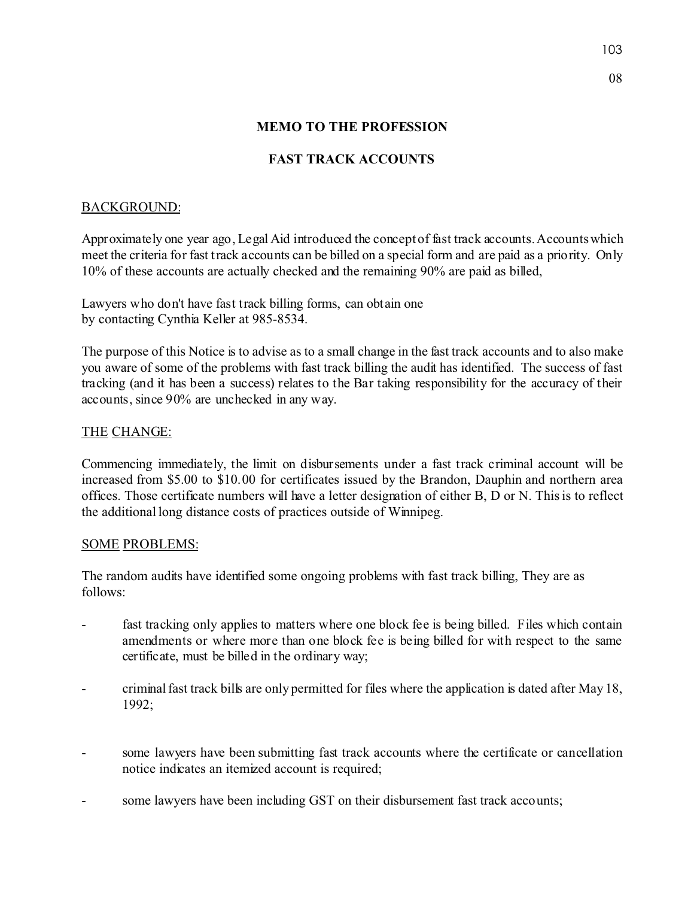## MEMO TO THE PROFESSION

## FAST TRACK ACCOUNTS

<u>BACKGROUND:</u>

Approximately one year ago, Legal Aid introduced the concept of fast track accounts. Accounts which meet the criteria for fast track accounts can be billed on a special form and are paid as a priority. Only 10% of these accounts are actually checked and the remaining 90% are paid as billed,

Lawyers who don't have fast track billing forms, can obtain one by contacting Cynthia Keller at 985-8534.

The purpose of this Notice is to advise as to a small change in the fast track accounts and to also make you aware of some of the problems with fast track billing the audit has identified. The success of fast tracking (and it has been a success) relates to the Bar taking responsibility for the accuracy of their accounts, since 90% are unchecked in any way.

<u>THE CHANGE:</u>

Commencing immediately, the limit on disbursements under a fast track criminal account will be increased from $5.00 to $10.00 for certificates issued by the Brandon, Dauphin and northern area offices. Those certificate numbers will have a letter designation of either B, D or N. This is to reflect the additional long distance costs of practices outside of Winnipeg.

<u>SOME PROBLEMS:</u>

The random audits have identified some ongoing problems with fast track billing, They are as follows:

- fast tracking only applies to matters where one block fee is being billed. Files which contain amendments or where more than one block fee is being billed for with respect to the same certificate, must be billed in the ordinary way;
- criminal fast track bills are only permitted for files where the application is dated after May 18, 1992;
- some lawyers have been submitting fast track accounts where the certificate or cancellation notice indicates an itemized account is required;
- some lawyers have been including GST on their disbursement fast track accounts;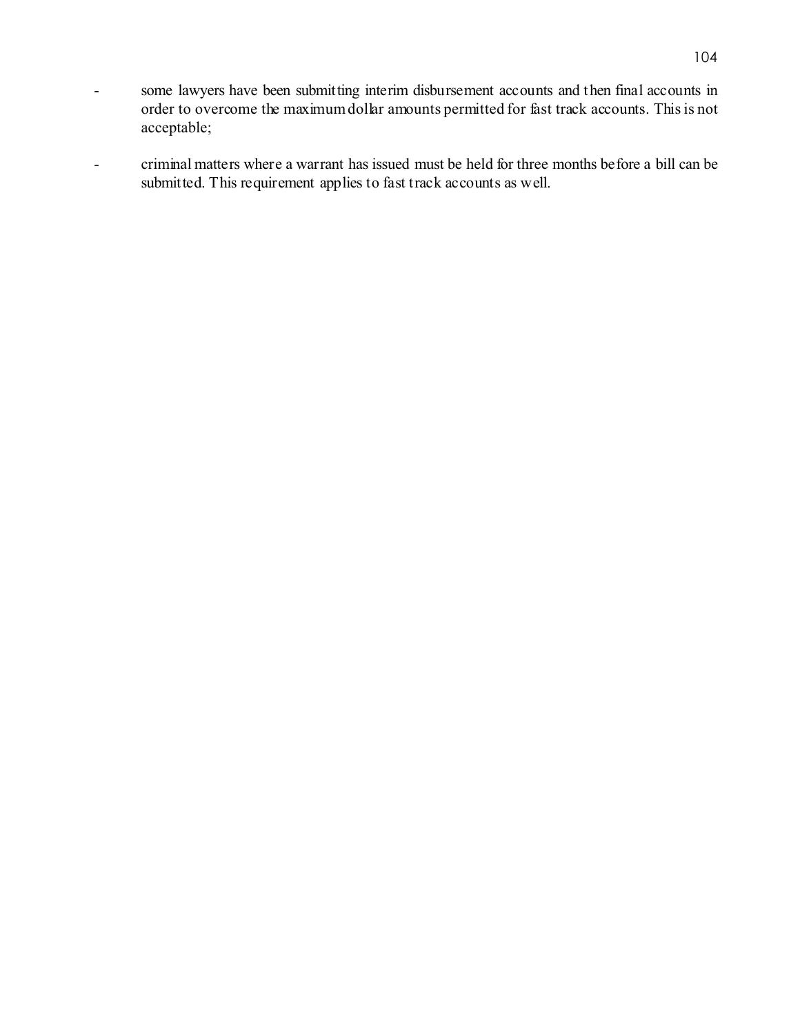- some lawyers have been submitting interim disbursement accounts and then final accounts in order to overcome the maximum dollar amounts permitted for fast track accounts. This is not acceptable;

- criminal matters where a warrant has issued must be held for three months before a bill can be submitted. This requirement applies to fast track accounts as well.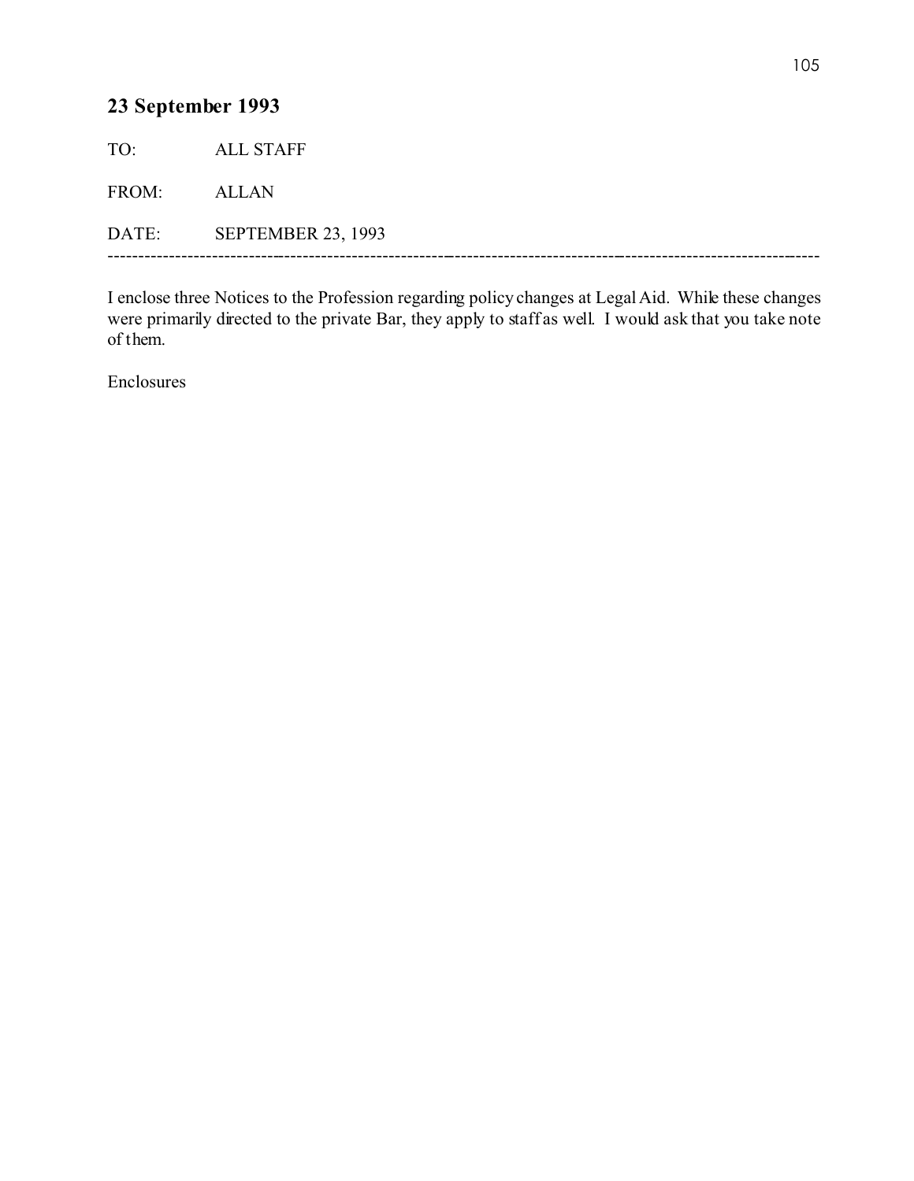## 23 September 1993

TO: ALL STAFF

FROM: ALLAN

DATE: SEPTEMBER 23, 1993

---

I enclose three Notices to the Profession regarding policy changes at Legal Aid. While these changes were primarily directed to the private Bar, they apply to staff as well. I would ask that you take note of them.

Enclosures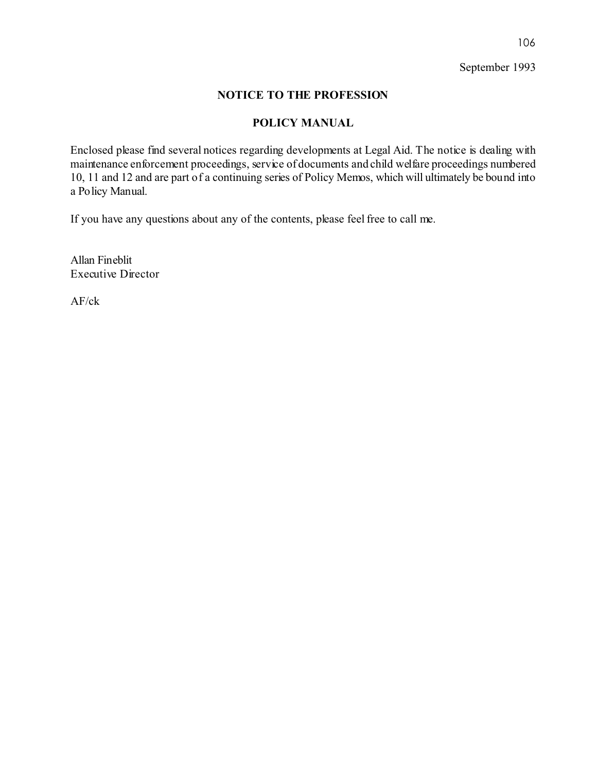September 1993

**NOTICE TO THE PROFESSION**

**POLICY MANUAL**

Enclosed please find several notices regarding developments at Legal Aid. The notice is dealing with maintenance enforcement proceedings, service of documents and child welfare proceedings numbered 10, 11 and 12 and are part of a continuing series of Policy Memos, which will ultimately be bound into a Policy Manual.

If you have any questions about any of the contents, please feel free to call me.

Allan Fineblit
Executive Director

AF/ck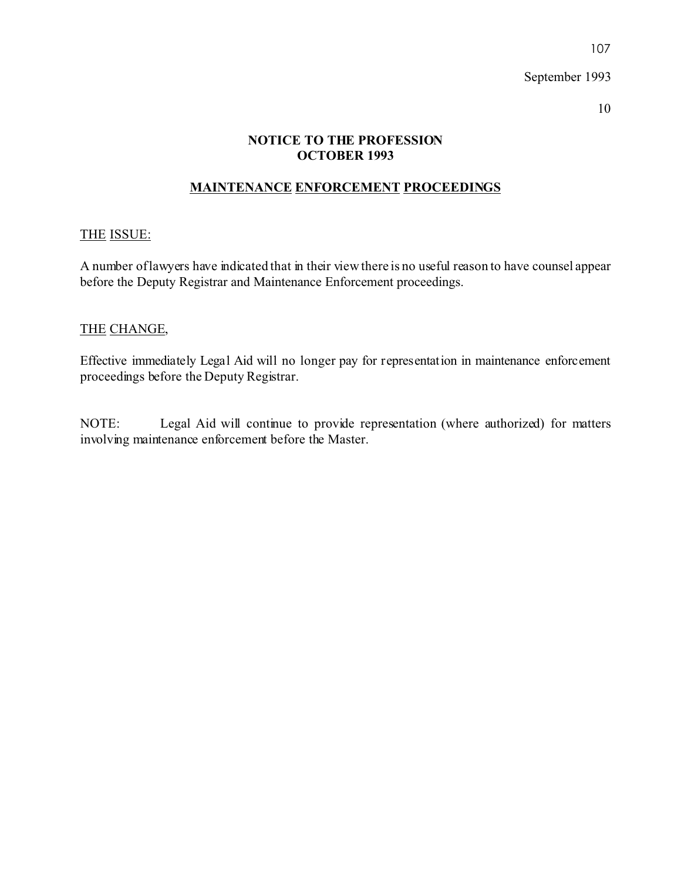September 1993

10

**NOTICE TO THE PROFESSION**
**OCTOBER 1993**

## MAINTENANCE ENFORCEMENT PROCEEDINGS

THE ISSUE:

A number of lawyers have indicated that in their view there is no useful reason to have counsel appear before the Deputy Registrar and Maintenance Enforcement proceedings.

THE CHANGE,

Effective immediately Legal Aid will no longer pay for representation in maintenance enforcement proceedings before the Deputy Registrar.

NOTE: Legal Aid will continue to provide representation (where authorized) for matters involving maintenance enforcement before the Master.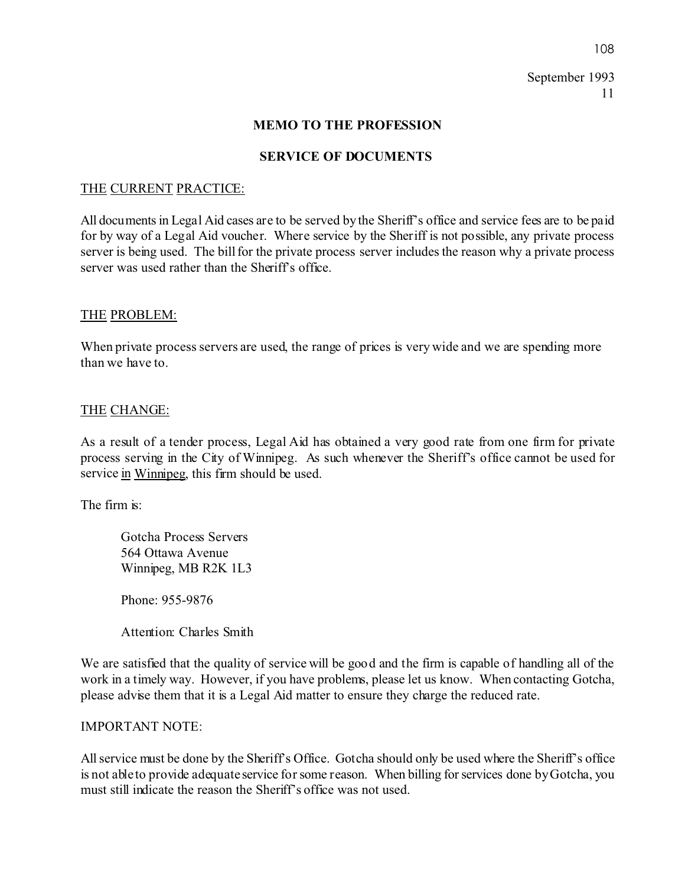September 1993
11

## MEMO TO THE PROFESSION

## SERVICE OF DOCUMENTS

THE CURRENT PRACTICE:

All documents in Legal Aid cases are to be served by the Sheriff's office and service fees are to be paid for by way of a Legal Aid voucher. Where service by the Sheriff is not possible, any private process server is being used. The bill for the private process server includes the reason why a private process server was used rather than the Sheriff's office.

THE PROBLEM:

When private process servers are used, the range of prices is very wide and we are spending more than we have to.

THE CHANGE:

As a result of a tender process, Legal Aid has obtained a very good rate from one firm for private process serving in the City of Winnipeg. As such whenever the Sheriff's office cannot be used for service in Winnipeg, this firm should be used.

The firm is:

> Gotcha Process Servers
> 564 Ottawa Avenue
> Winnipeg, MB R2K 1L3
>
> Phone: 955-9876
>
> Attention: Charles Smith

We are satisfied that the quality of service will be good and the firm is capable of handling all of the work in a timely way. However, if you have problems, please let us know. When contacting Gotcha, please advise them that it is a Legal Aid matter to ensure they charge the reduced rate.

IMPORTANT NOTE:

All service must be done by the Sheriff's Office. Gotcha should only be used where the Sheriff's office is not able to provide adequate service for some reason. When billing for services done by Gotcha, you must still indicate the reason the Sheriff's office was not used.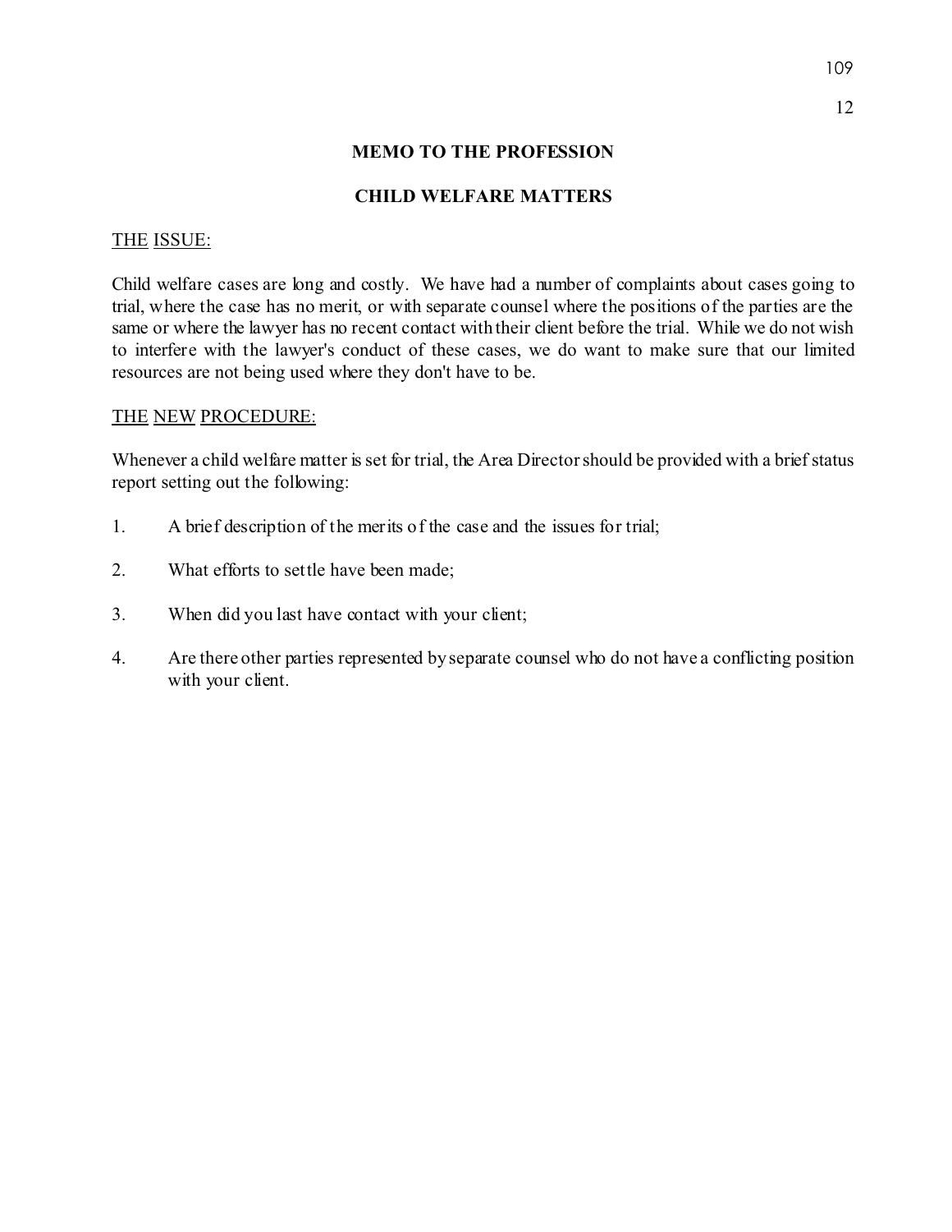## MEMO TO THE PROFESSION

## CHILD WELFARE MATTERS

THE ISSUE:

Child welfare cases are long and costly. We have had a number of complaints about cases going to trial, where the case has no merit, or with separate counsel where the positions of the parties are the same or where the lawyer has no recent contact with their client before the trial. While we do not wish to interfere with the lawyer's conduct of these cases, we do want to make sure that our limited resources are not being used where they don't have to be.

THE NEW PROCEDURE:

Whenever a child welfare matter is set for trial, the Area Director should be provided with a brief status report setting out the following:

1. A brief description of the merits of the case and the issues for trial;
2. What efforts to settle have been made;
3. When did you last have contact with your client;
4. Are there other parties represented by separate counsel who do not have a conflicting position with your client.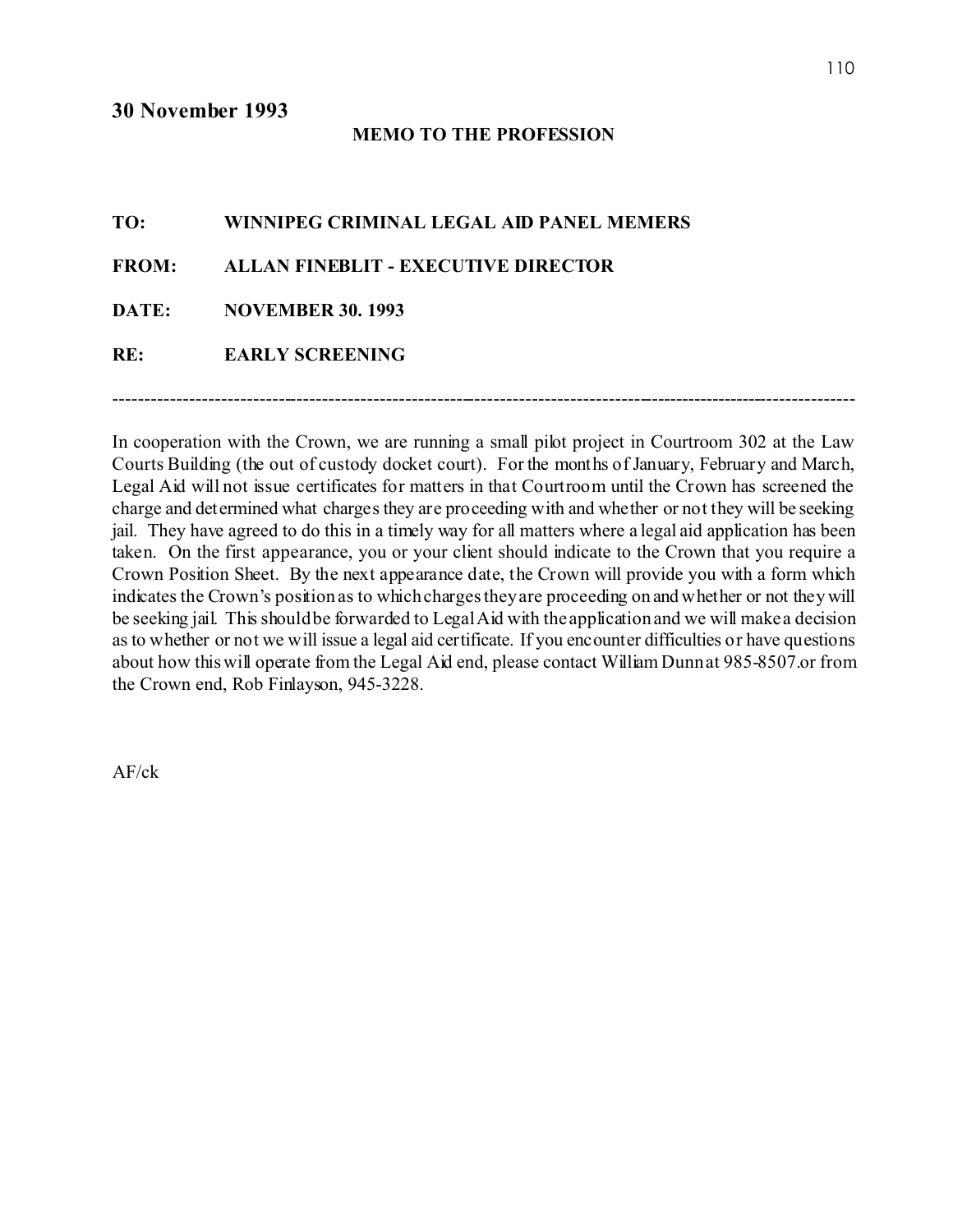## 30 November 1993

**MEMO TO THE PROFESSION**

**TO:** WINNIPEG CRIMINAL LEGAL AID PANEL MEMERS

**FROM:** ALLAN FINEBLIT - EXECUTIVE DIRECTOR

**DATE:** NOVEMBER 30. 1993

**RE:** EARLY SCREENING

---

In cooperation with the Crown, we are running a small pilot project in Courtroom 302 at the Law Courts Building (the out of custody docket court). For the months of January, February and March, Legal Aid will not issue certificates for matters in that Courtroom until the Crown has screened the charge and determined what charges they are proceeding with and whether or not they will be seeking jail. They have agreed to do this in a timely way for all matters where a legal aid application has been taken. On the first appearance, you or your client should indicate to the Crown that you require a Crown Position Sheet. By the next appearance date, the Crown will provide you with a form which indicates the Crown's position as to which charges they are proceeding on and whether or not they will be seeking jail. This should be forwarded to Legal Aid with the application and we will make a decision as to whether or not we will issue a legal aid certificate. If you encounter difficulties or have questions about how this will operate from the Legal Aid end, please contact William Dunn at 985-8507.or from the Crown end, Rob Finlayson, 945-3228.

AF/ck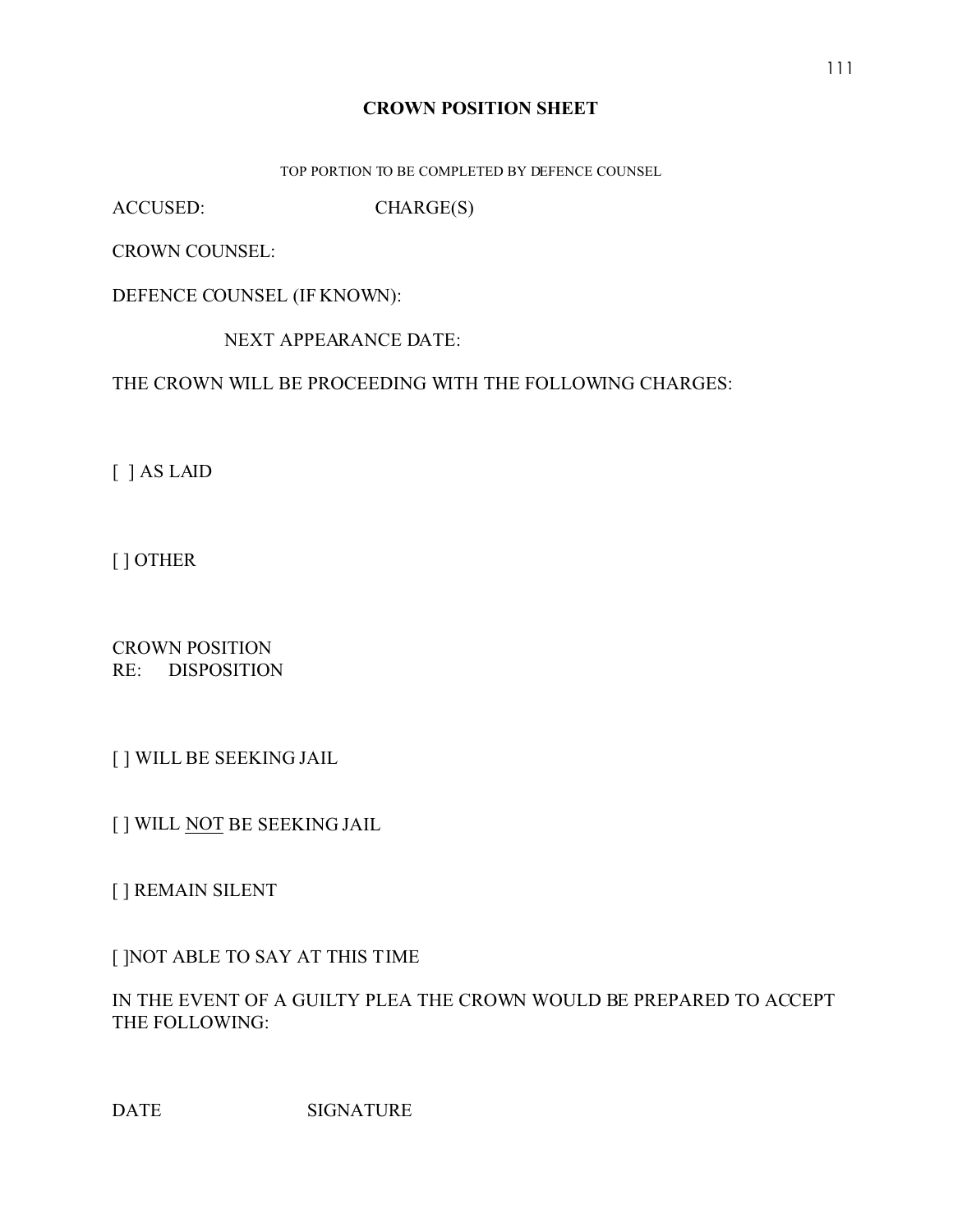# CROWN POSITION SHEET

TOP PORTION TO BE COMPLETED BY DEFENCE COUNSEL

ACCUSED: CHARGE(S)

CROWN COUNSEL:

DEFENCE COUNSEL (IF KNOWN):

NEXT APPEARANCE DATE:

THE CROWN WILL BE PROCEEDING WITH THE FOLLOWING CHARGES:

[ ] AS LAID

[ ] OTHER

CROWN POSITION
RE: DISPOSITION

[ ] WILL BE SEEKING JAIL

[ ] WILL <u>NOT</u> BE SEEKING JAIL

[ ] REMAIN SILENT

[ ]NOT ABLE TO SAY AT THIS TIME

IN THE EVENT OF A GUILTY PLEA THE CROWN WOULD BE PREPARED TO ACCEPT THE FOLLOWING:

DATE SIGNATURE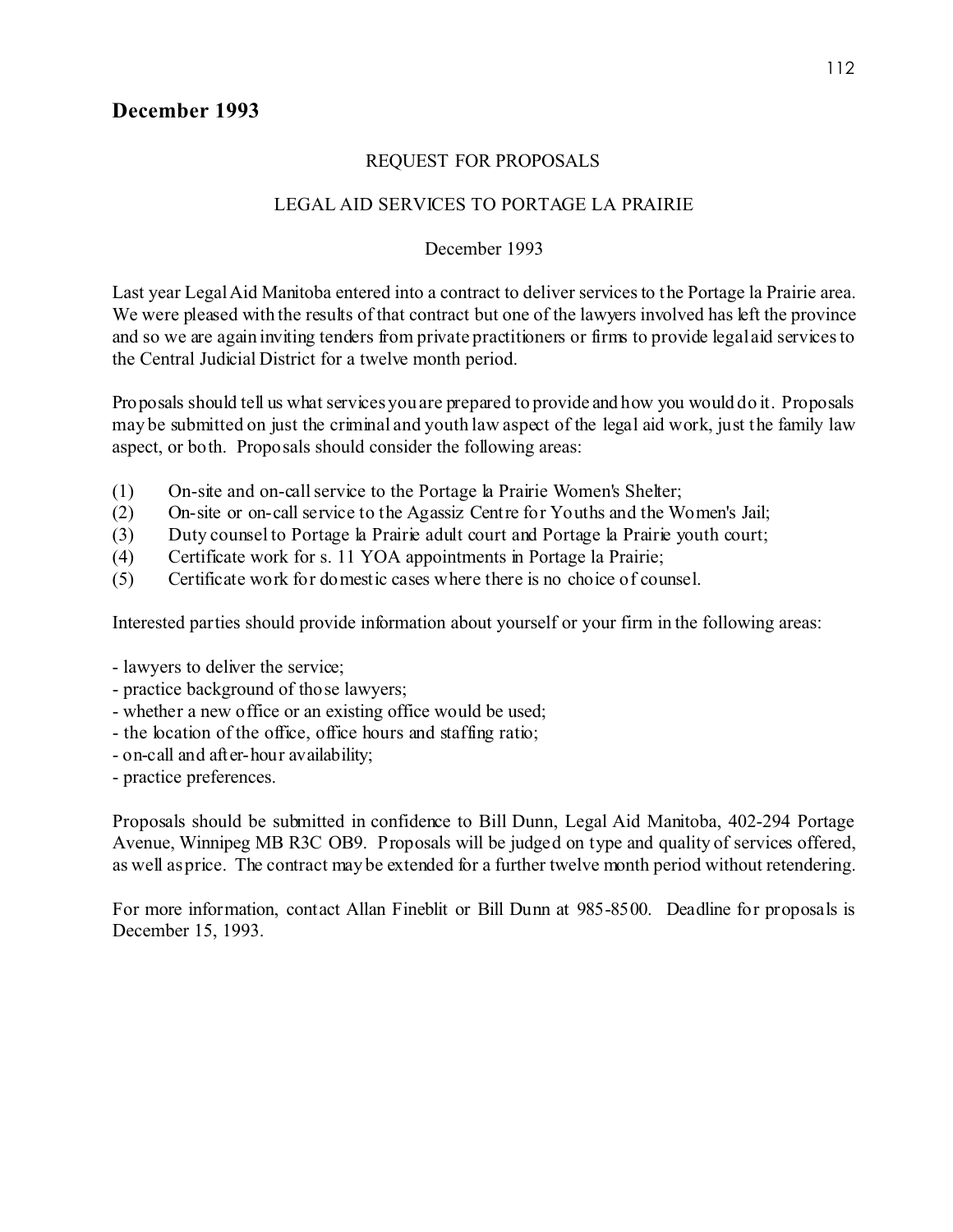## December 1993

REQUEST FOR PROPOSALS

LEGAL AID SERVICES TO PORTAGE LA PRAIRIE

December 1993

Last year Legal Aid Manitoba entered into a contract to deliver services to the Portage la Prairie area. We were pleased with the results of that contract but one of the lawyers involved has left the province and so we are again inviting tenders from private practitioners or firms to provide legal aid services to the Central Judicial District for a twelve month period.

Proposals should tell us what services you are prepared to provide and how you would do it. Proposals may be submitted on just the criminal and youth law aspect of the legal aid work, just the family law aspect, or both. Proposals should consider the following areas:

(1) On-site and on-call service to the Portage la Prairie Women's Shelter;
(2) On-site or on-call service to the Agassiz Centre for Youths and the Women's Jail;
(3) Duty counsel to Portage la Prairie adult court and Portage la Prairie youth court;
(4) Certificate work for s. 11 YOA appointments in Portage la Prairie;
(5) Certificate work for domestic cases where there is no choice of counsel.

Interested parties should provide information about yourself or your firm in the following areas:

- lawyers to deliver the service;
- practice background of those lawyers;
- whether a new office or an existing office would be used;
- the location of the office, office hours and staffing ratio;
- on-call and after-hour availability;
- practice preferences.

Proposals should be submitted in confidence to Bill Dunn, Legal Aid Manitoba, 402-294 Portage Avenue, Winnipeg MB R3C OB9. Proposals will be judged on type and quality of services offered, as well as price. The contract may be extended for a further twelve month period without retendering.

For more information, contact Allan Fineblit or Bill Dunn at 985-8500. Deadline for proposals is December 15, 1993.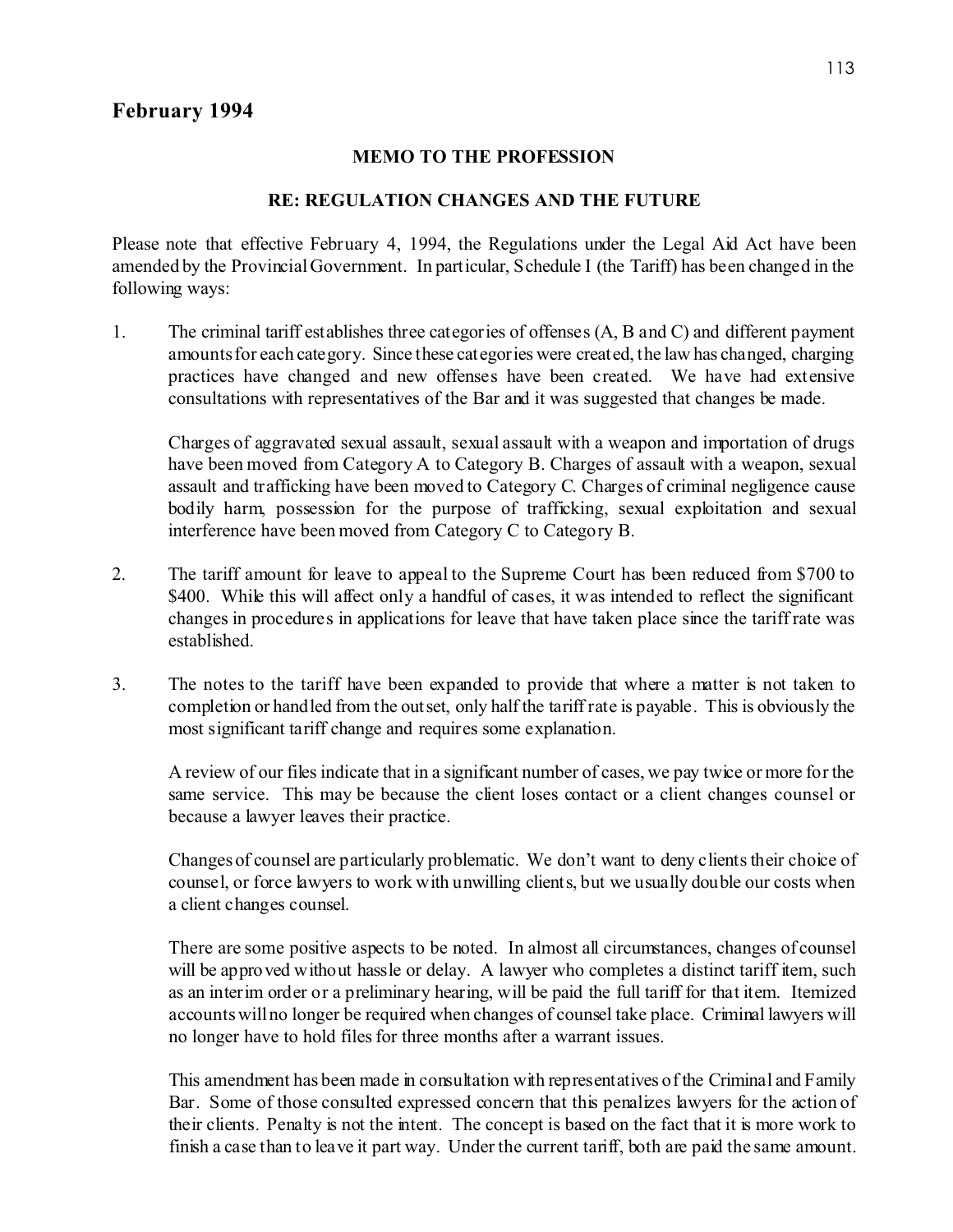## February 1994

**MEMO TO THE PROFESSION**

**RE: REGULATION CHANGES AND THE FUTURE**

Please note that effective February 4, 1994, the Regulations under the Legal Aid Act have been amended by the Provincial Government. In particular, Schedule I (the Tariff) has been changed in the following ways:

1. The criminal tariff establishes three categories of offenses (A, B and C) and different payment amounts for each category. Since these categories were created, the law has changed, charging practices have changed and new offenses have been created. We have had extensive consultations with representatives of the Bar and it was suggested that changes be made.

   Charges of aggravated sexual assault, sexual assault with a weapon and importation of drugs have been moved from Category A to Category B. Charges of assault with a weapon, sexual assault and trafficking have been moved to Category C. Charges of criminal negligence cause bodily harm, possession for the purpose of trafficking, sexual exploitation and sexual interference have been moved from Category C to Category B.

2. The tariff amount for leave to appeal to the Supreme Court has been reduced from $700 to $400. While this will affect only a handful of cases, it was intended to reflect the significant changes in procedures in applications for leave that have taken place since the tariff rate was established.

3. The notes to the tariff have been expanded to provide that where a matter is not taken to completion or handled from the outset, only half the tariff rate is payable. This is obviously the most significant tariff change and requires some explanation.

   A review of our files indicate that in a significant number of cases, we pay twice or more for the same service. This may be because the client loses contact or a client changes counsel or because a lawyer leaves their practice.

   Changes of counsel are particularly problematic. We don't want to deny clients their choice of counsel, or force lawyers to work with unwilling clients, but we usually double our costs when a client changes counsel.

   There are some positive aspects to be noted. In almost all circumstances, changes of counsel will be approved without hassle or delay. A lawyer who completes a distinct tariff item, such as an interim order or a preliminary hearing, will be paid the full tariff for that item. Itemized accounts will no longer be required when changes of counsel take place. Criminal lawyers will no longer have to hold files for three months after a warrant issues.

   This amendment has been made in consultation with representatives of the Criminal and Family Bar. Some of those consulted expressed concern that this penalizes lawyers for the action of their clients. Penalty is not the intent. The concept is based on the fact that it is more work to finish a case than to leave it part way. Under the current tariff, both are paid the same amount.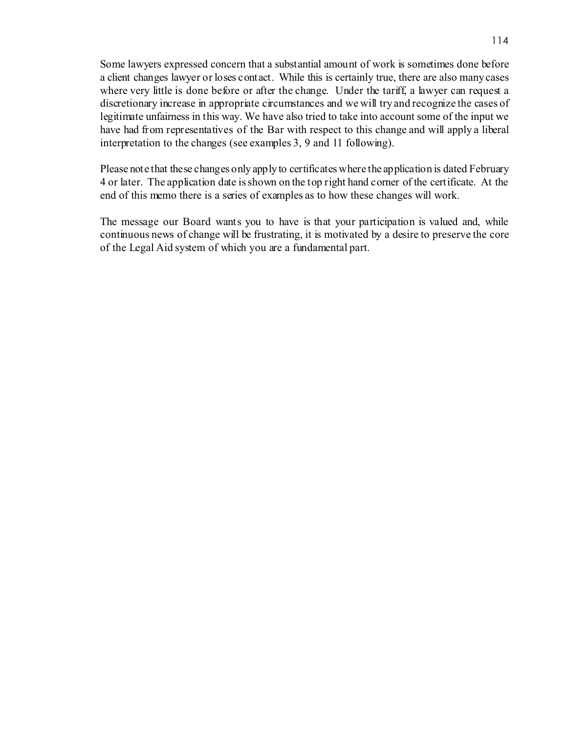Some lawyers expressed concern that a substantial amount of work is sometimes done before a client changes lawyer or loses contact. While this is certainly true, there are also many cases where very little is done before or after the change. Under the tariff, a lawyer can request a discretionary increase in appropriate circumstances and we will try and recognize the cases of legitimate unfairness in this way. We have also tried to take into account some of the input we have had from representatives of the Bar with respect to this change and will apply a liberal interpretation to the changes (see examples 3, 9 and 11 following).

Please note that these changes only apply to certificates where the application is dated February 4 or later. The application date is shown on the top right hand corner of the certificate. At the end of this memo there is a series of examples as to how these changes will work.

The message our Board wants you to have is that your participation is valued and, while continuous news of change will be frustrating, it is motivated by a desire to preserve the core of the Legal Aid system of which you are a fundamental part.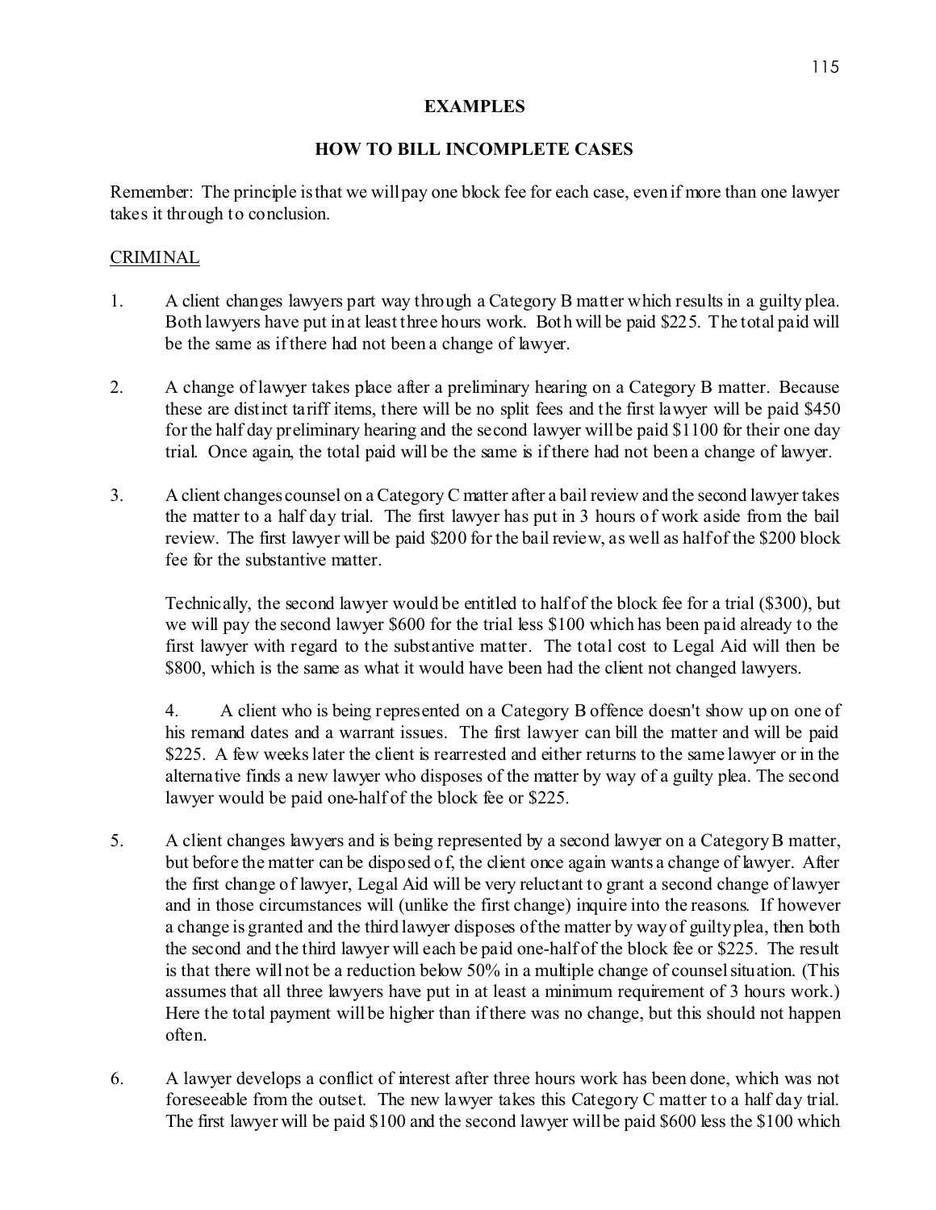**EXAMPLES**

**HOW TO BILL INCOMPLETE CASES**

Remember: The principle is that we will pay one block fee for each case, even if more than one lawyer takes it through to conclusion.

<u>CRIMINAL</u>

1. A client changes lawyers part way through a Category B matter which results in a guilty plea. Both lawyers have put in at least three hours work. Both will be paid $225. The total paid will be the same as if there had not been a change of lawyer.

2. A change of lawyer takes place after a preliminary hearing on a Category B matter. Because these are distinct tariff items, there will be no split fees and the first lawyer will be paid $450 for the half day preliminary hearing and the second lawyer will be paid $1100 for their one day trial. Once again, the total paid will be the same is if there had not been a change of lawyer.

3. A client changes counsel on a Category C matter after a bail review and the second lawyer takes the matter to a half day trial. The first lawyer has put in 3 hours of work aside from the bail review. The first lawyer will be paid $200 for the bail review, as well as half of the $200 block fee for the substantive matter.

   Technically, the second lawyer would be entitled to half of the block fee for a trial ($300), but we will pay the second lawyer $600 for the trial less $100 which has been paid already to the first lawyer with regard to the substantive matter. The total cost to Legal Aid will then be $800, which is the same as what it would have been had the client not changed lawyers.

4. A client who is being represented on a Category B offence doesn't show up on one of his remand dates and a warrant issues. The first lawyer can bill the matter and will be paid $225. A few weeks later the client is rearrested and either returns to the same lawyer or in the alternative finds a new lawyer who disposes of the matter by way of a guilty plea. The second lawyer would be paid one-half of the block fee or $225.

5. A client changes lawyers and is being represented by a second lawyer on a Category B matter, but before the matter can be disposed of, the client once again wants a change of lawyer. After the first change of lawyer, Legal Aid will be very reluctant to grant a second change of lawyer and in those circumstances will (unlike the first change) inquire into the reasons. If however a change is granted and the third lawyer disposes of the matter by way of guilty plea, then both the second and the third lawyer will each be paid one-half of the block fee or $225. The result is that there will not be a reduction below 50% in a multiple change of counsel situation. (This assumes that all three lawyers have put in at least a minimum requirement of 3 hours work.) Here the total payment will be higher than if there was no change, but this should not happen often.

6. A lawyer develops a conflict of interest after three hours work has been done, which was not foreseeable from the outset. The new lawyer takes this Category C matter to a half day trial. The first lawyer will be paid $100 and the second lawyer will be paid $600 less the $100 which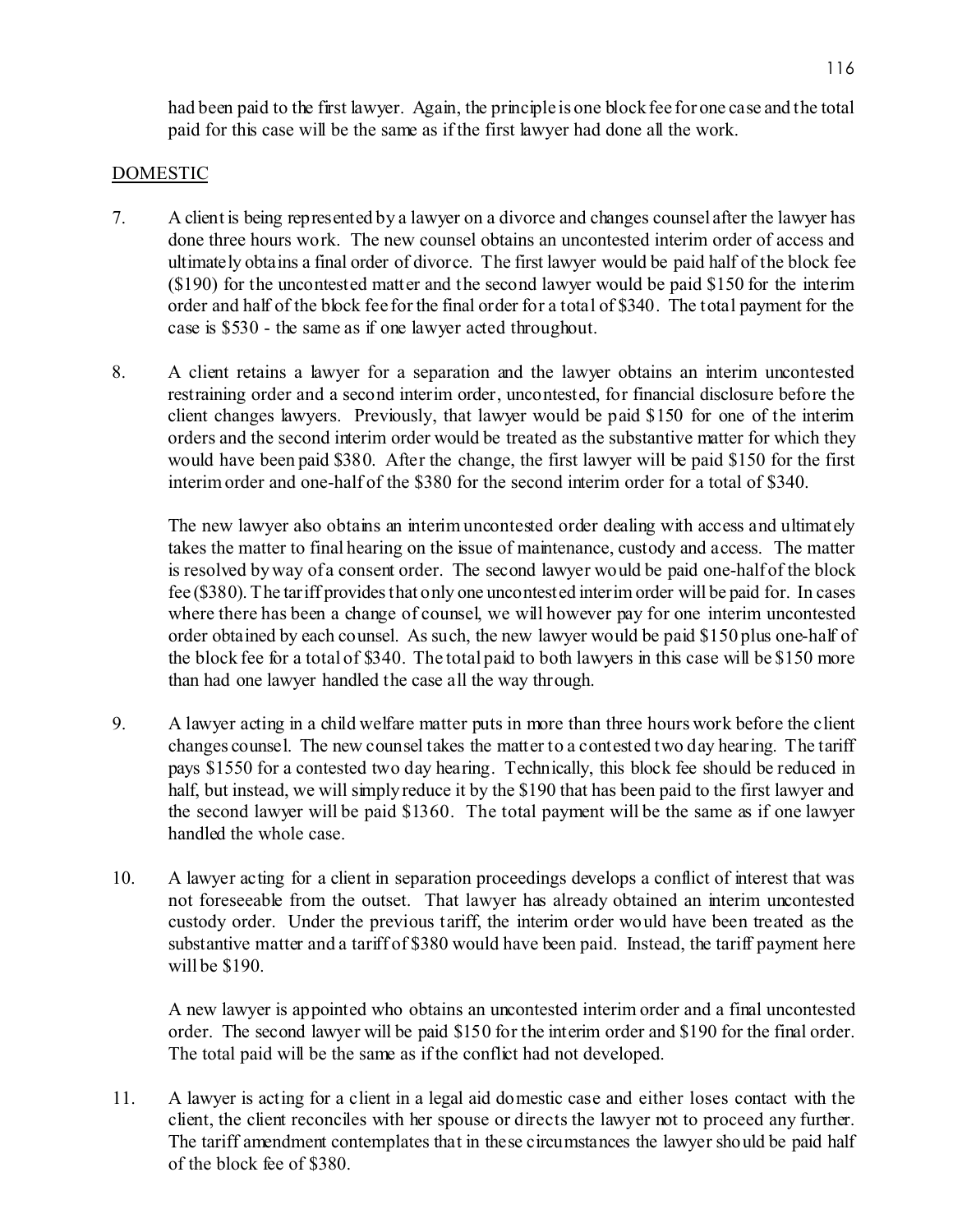had been paid to the first lawyer. Again, the principle is one block fee for one case and the total paid for this case will be the same as if the first lawyer had done all the work.

DOMESTIC

7. A client is being represented by a lawyer on a divorce and changes counsel after the lawyer has done three hours work. The new counsel obtains an uncontested interim order of access and ultimately obtains a final order of divorce. The first lawyer would be paid half of the block fee ($190) for the uncontested matter and the second lawyer would be paid $150 for the interim order and half of the block fee for the final order for a total of $340. The total payment for the case is $530 - the same as if one lawyer acted throughout.

8. A client retains a lawyer for a separation and the lawyer obtains an interim uncontested restraining order and a second interim order, uncontested, for financial disclosure before the client changes lawyers. Previously, that lawyer would be paid $150 for one of the interim orders and the second interim order would be treated as the substantive matter for which they would have been paid $380. After the change, the first lawyer will be paid $150 for the first interim order and one-half of the $380 for the second interim order for a total of $340.

   The new lawyer also obtains an interim uncontested order dealing with access and ultimately takes the matter to final hearing on the issue of maintenance, custody and access. The matter is resolved by way of a consent order. The second lawyer would be paid one-half of the block fee ($380). The tariff provides that only one uncontested interim order will be paid for. In cases where there has been a change of counsel, we will however pay for one interim uncontested order obtained by each counsel. As such, the new lawyer would be paid $150 plus one-half of the block fee for a total of $340. The total paid to both lawyers in this case will be $150 more than had one lawyer handled the case all the way through.

9. A lawyer acting in a child welfare matter puts in more than three hours work before the client changes counsel. The new counsel takes the matter to a contested two day hearing. The tariff pays $1550 for a contested two day hearing. Technically, this block fee should be reduced in half, but instead, we will simply reduce it by the $190 that has been paid to the first lawyer and the second lawyer will be paid $1360. The total payment will be the same as if one lawyer handled the whole case.

10. A lawyer acting for a client in separation proceedings develops a conflict of interest that was not foreseeable from the outset. That lawyer has already obtained an interim uncontested custody order. Under the previous tariff, the interim order would have been treated as the substantive matter and a tariff of $380 would have been paid. Instead, the tariff payment here will be $190.

    A new lawyer is appointed who obtains an uncontested interim order and a final uncontested order. The second lawyer will be paid $150 for the interim order and $190 for the final order. The total paid will be the same as if the conflict had not developed.

11. A lawyer is acting for a client in a legal aid domestic case and either loses contact with the client, the client reconciles with her spouse or directs the lawyer not to proceed any further. The tariff amendment contemplates that in these circumstances the lawyer should be paid half of the block fee of $380.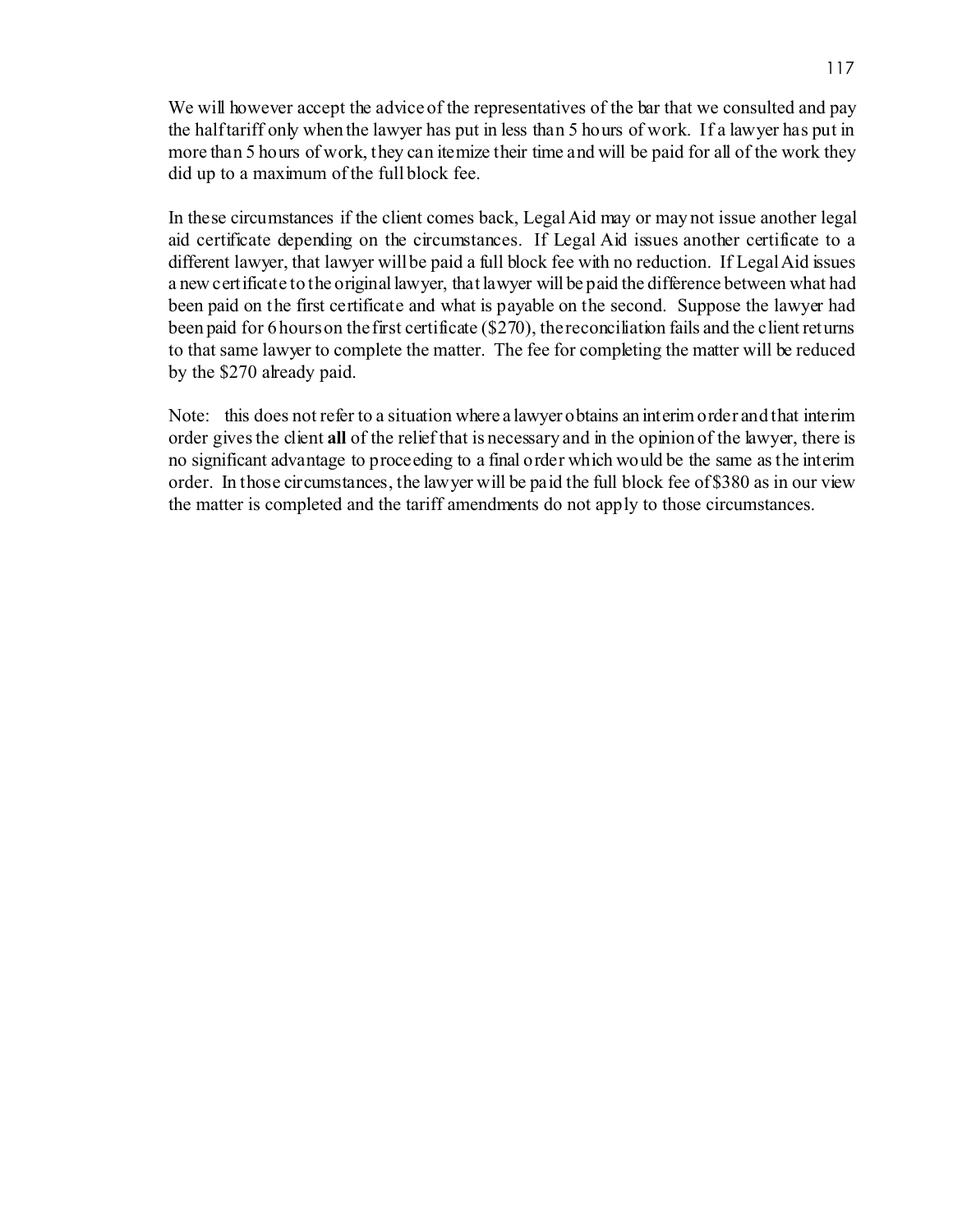We will however accept the advice of the representatives of the bar that we consulted and pay the half tariff only when the lawyer has put in less than 5 hours of work. If a lawyer has put in more than 5 hours of work, they can itemize their time and will be paid for all of the work they did up to a maximum of the full block fee.

In these circumstances if the client comes back, Legal Aid may or may not issue another legal aid certificate depending on the circumstances. If Legal Aid issues another certificate to a different lawyer, that lawyer will be paid a full block fee with no reduction. If Legal Aid issues a new certificate to the original lawyer, that lawyer will be paid the difference between what had been paid on the first certificate and what is payable on the second. Suppose the lawyer had been paid for 6 hours on the first certificate ($270), the reconciliation fails and the client returns to that same lawyer to complete the matter. The fee for completing the matter will be reduced by the $270 already paid.

Note: this does not refer to a situation where a lawyer obtains an interim order and that interim order gives the client **all** of the relief that is necessary and in the opinion of the lawyer, there is no significant advantage to proceeding to a final order which would be the same as the interim order. In those circumstances, the lawyer will be paid the full block fee of $380 as in our view the matter is completed and the tariff amendments do not apply to those circumstances.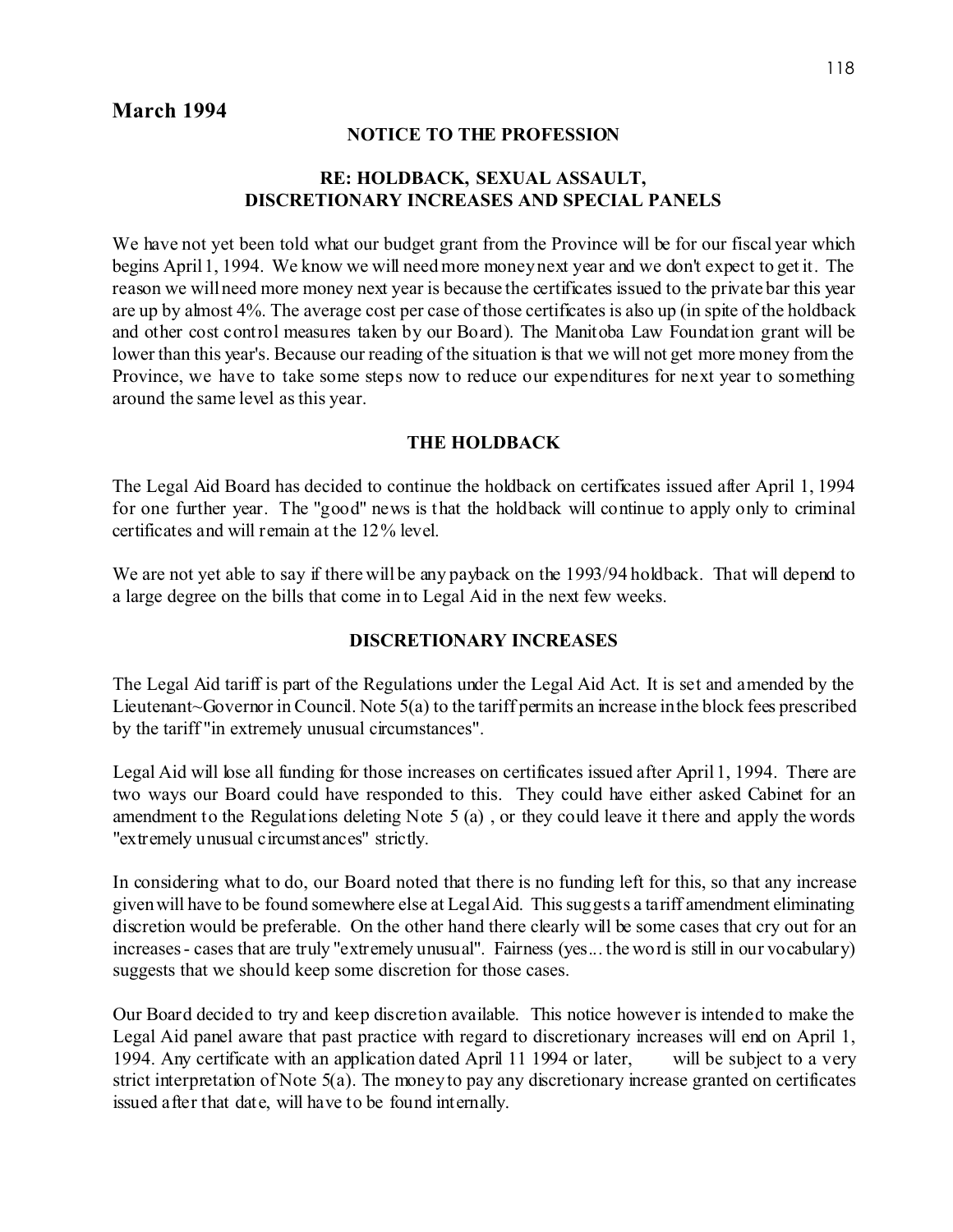## March 1994

### NOTICE TO THE PROFESSION

### RE: HOLDBACK, SEXUAL ASSAULT, DISCRETIONARY INCREASES AND SPECIAL PANELS

We have not yet been told what our budget grant from the Province will be for our fiscal year which begins April 1, 1994. We know we will need more money next year and we don't expect to get it. The reason we will need more money next year is because the certificates issued to the private bar this year are up by almost 4%. The average cost per case of those certificates is also up (in spite of the holdback and other cost control measures taken by our Board). The Manitoba Law Foundation grant will be lower than this year's. Because our reading of the situation is that we will not get more money from the Province, we have to take some steps now to reduce our expenditures for next year to something around the same level as this year.

### THE HOLDBACK

The Legal Aid Board has decided to continue the holdback on certificates issued after April 1, 1994 for one further year. The "good" news is that the holdback will continue to apply only to criminal certificates and will remain at the 12% level.

We are not yet able to say if there will be any payback on the 1993/94 holdback. That will depend to a large degree on the bills that come in to Legal Aid in the next few weeks.

### DISCRETIONARY INCREASES

The Legal Aid tariff is part of the Regulations under the Legal Aid Act. It is set and amended by the Lieutenant~Governor in Council. Note 5(a) to the tariff permits an increase in the block fees prescribed by the tariff "in extremely unusual circumstances".

Legal Aid will lose all funding for those increases on certificates issued after April 1, 1994. There are two ways our Board could have responded to this. They could have either asked Cabinet for an amendment to the Regulations deleting Note 5 (a) , or they could leave it there and apply the words "extremely unusual circumstances" strictly.

In considering what to do, our Board noted that there is no funding left for this, so that any increase given will have to be found somewhere else at Legal Aid. This suggests a tariff amendment eliminating discretion would be preferable. On the other hand there clearly will be some cases that cry out for an increases - cases that are truly "extremely unusual". Fairness (yes... the word is still in our vocabulary) suggests that we should keep some discretion for those cases.

Our Board decided to try and keep discretion available. This notice however is intended to make the Legal Aid panel aware that past practice with regard to discretionary increases will end on April 1, 1994. Any certificate with an application dated April 11 1994 or later, will be subject to a very strict interpretation of Note 5(a). The money to pay any discretionary increase granted on certificates issued after that date, will have to be found internally.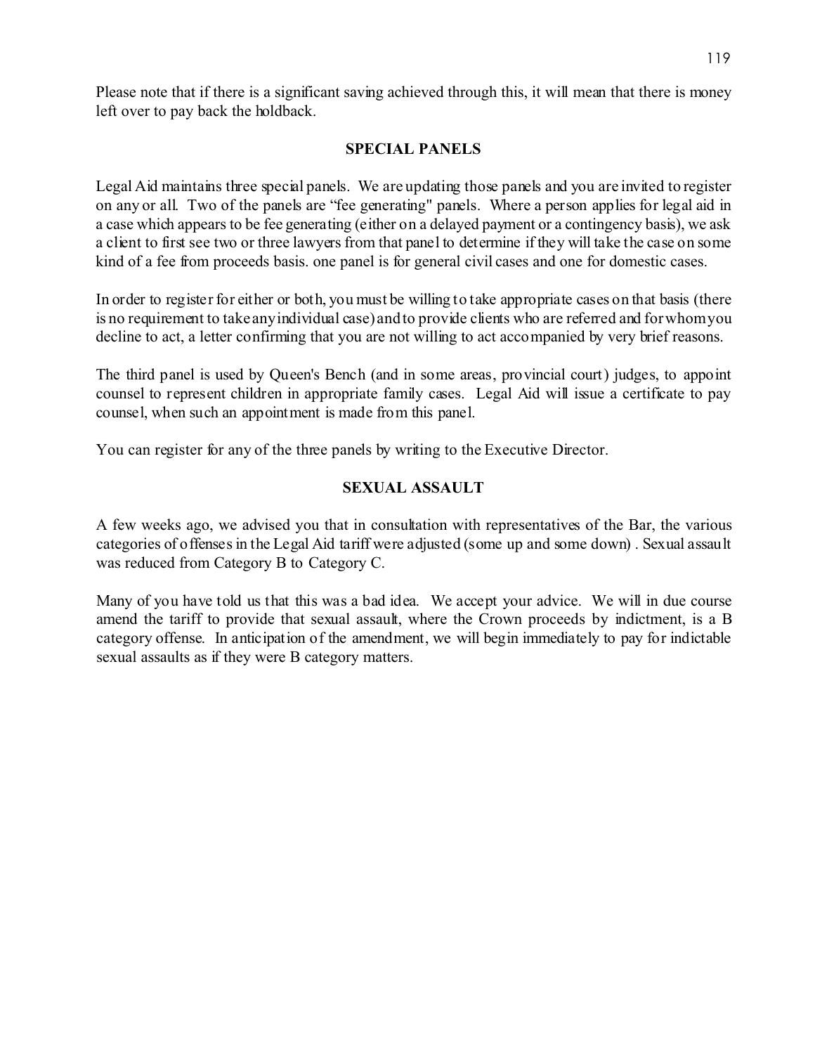Please note that if there is a significant saving achieved through this, it will mean that there is money left over to pay back the holdback.

## SPECIAL PANELS

Legal Aid maintains three special panels. We are updating those panels and you are invited to register on any or all. Two of the panels are "fee generating" panels. Where a person applies for legal aid in a case which appears to be fee generating (either on a delayed payment or a contingency basis), we ask a client to first see two or three lawyers from that panel to determine if they will take the case on some kind of a fee from proceeds basis. one panel is for general civil cases and one for domestic cases.

In order to register for either or both, you must be willing to take appropriate cases on that basis (there is no requirement to take any individual case) and to provide clients who are referred and for whom you decline to act, a letter confirming that you are not willing to act accompanied by very brief reasons.

The third panel is used by Queen's Bench (and in some areas, provincial court) judges, to appoint counsel to represent children in appropriate family cases. Legal Aid will issue a certificate to pay counsel, when such an appointment is made from this panel.

You can register for any of the three panels by writing to the Executive Director.

## SEXUAL ASSAULT

A few weeks ago, we advised you that in consultation with representatives of the Bar, the various categories of offenses in the Legal Aid tariff were adjusted (some up and some down) . Sexual assault was reduced from Category B to Category C.

Many of you have told us that this was a bad idea. We accept your advice. We will in due course amend the tariff to provide that sexual assault, where the Crown proceeds by indictment, is a B category offense. In anticipation of the amendment, we will begin immediately to pay for indictable sexual assaults as if they were B category matters.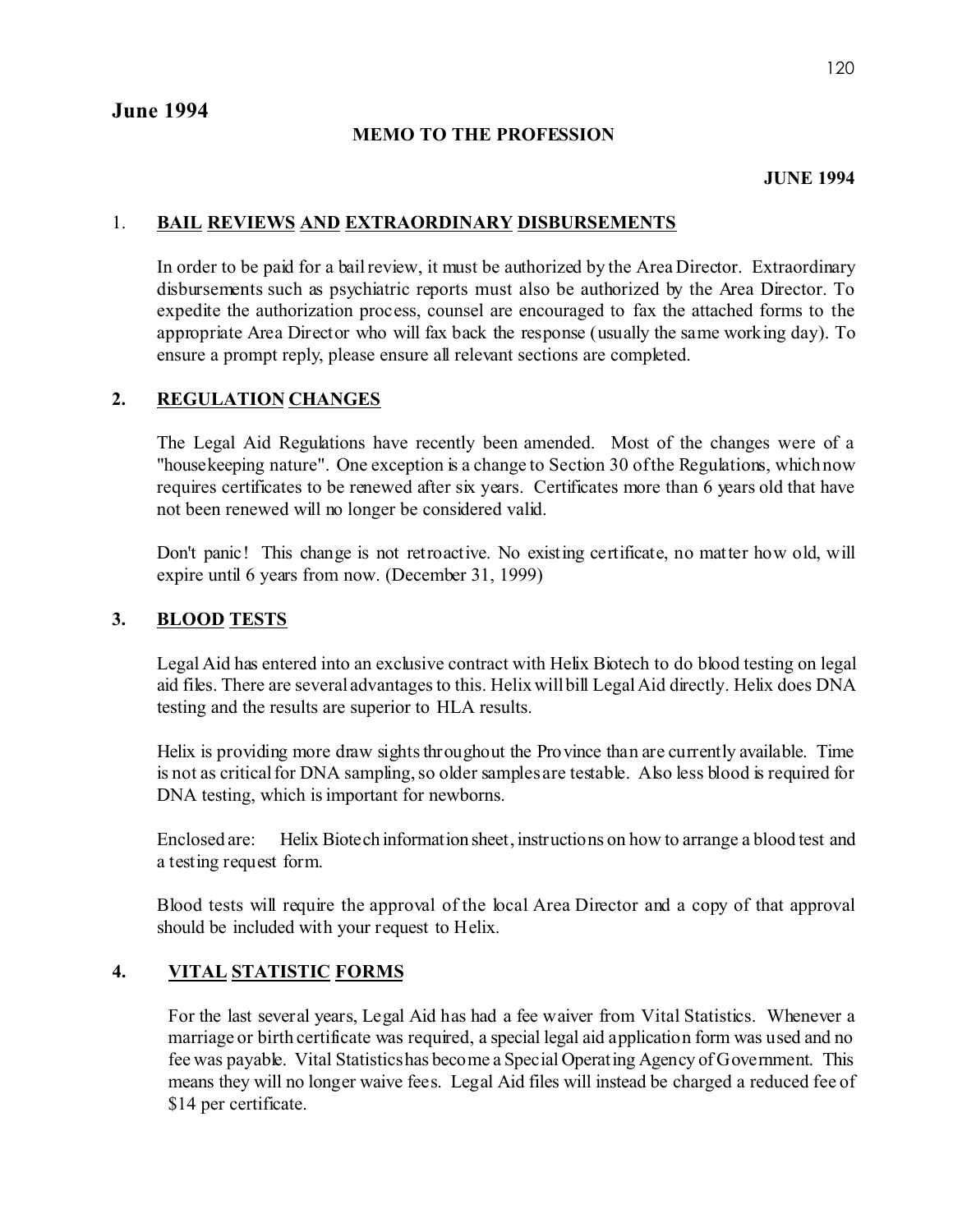# June 1994

## MEMO TO THE PROFESSION

**JUNE 1994**

### 1. BAIL REVIEWS AND EXTRAORDINARY DISBURSEMENTS

In order to be paid for a bail review, it must be authorized by the Area Director. Extraordinary disbursements such as psychiatric reports must also be authorized by the Area Director. To expedite the authorization process, counsel are encouraged to fax the attached forms to the appropriate Area Director who will fax back the response (usually the same working day). To ensure a prompt reply, please ensure all relevant sections are completed.

### 2. REGULATION CHANGES

The Legal Aid Regulations have recently been amended. Most of the changes were of a "housekeeping nature". One exception is a change to Section 30 of the Regulations, which now requires certificates to be renewed after six years. Certificates more than 6 years old that have not been renewed will no longer be considered valid.

Don't panic! This change is not retroactive. No existing certificate, no matter how old, will expire until 6 years from now. (December 31, 1999)

### 3. BLOOD TESTS

Legal Aid has entered into an exclusive contract with Helix Biotech to do blood testing on legal aid files. There are several advantages to this. Helix will bill Legal Aid directly. Helix does DNA testing and the results are superior to HLA results.

Helix is providing more draw sights throughout the Province than are currently available. Time is not as critical for DNA sampling, so older samples are testable. Also less blood is required for DNA testing, which is important for newborns.

Enclosed are: Helix Biotech information sheet, instructions on how to arrange a blood test and a testing request form.

Blood tests will require the approval of the local Area Director and a copy of that approval should be included with your request to Helix.

### 4. VITAL STATISTIC FORMS

For the last several years, Legal Aid has had a fee waiver from Vital Statistics. Whenever a marriage or birth certificate was required, a special legal aid application form was used and no fee was payable. Vital Statistics has become a Special Operating Agency of Government. This means they will no longer waive fees. Legal Aid files will instead be charged a reduced fee of $14 per certificate.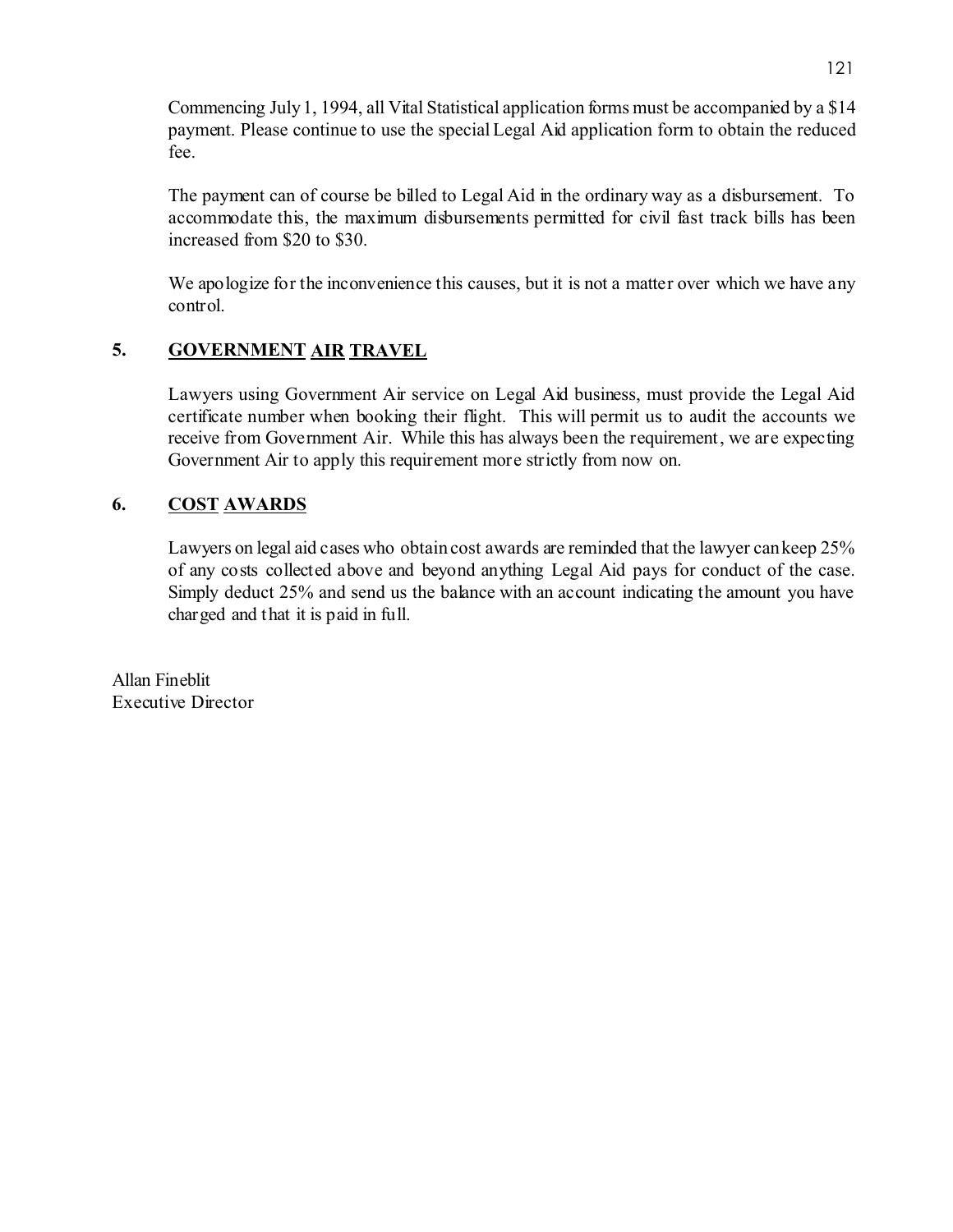Commencing July 1, 1994, all Vital Statistical application forms must be accompanied by a $14 payment. Please continue to use the special Legal Aid application form to obtain the reduced fee.

The payment can of course be billed to Legal Aid in the ordinary way as a disbursement. To accommodate this, the maximum disbursements permitted for civil fast track bills has been increased from $20 to $30.

We apologize for the inconvenience this causes, but it is not a matter over which we have any control.

## 5. GOVERNMENT AIR TRAVEL

Lawyers using Government Air service on Legal Aid business, must provide the Legal Aid certificate number when booking their flight. This will permit us to audit the accounts we receive from Government Air. While this has always been the requirement, we are expecting Government Air to apply this requirement more strictly from now on.

## 6. COST AWARDS

Lawyers on legal aid cases who obtain cost awards are reminded that the lawyer can keep 25% of any costs collected above and beyond anything Legal Aid pays for conduct of the case. Simply deduct 25% and send us the balance with an account indicating the amount you have charged and that it is paid in full.

Allan Fineblit
Executive Director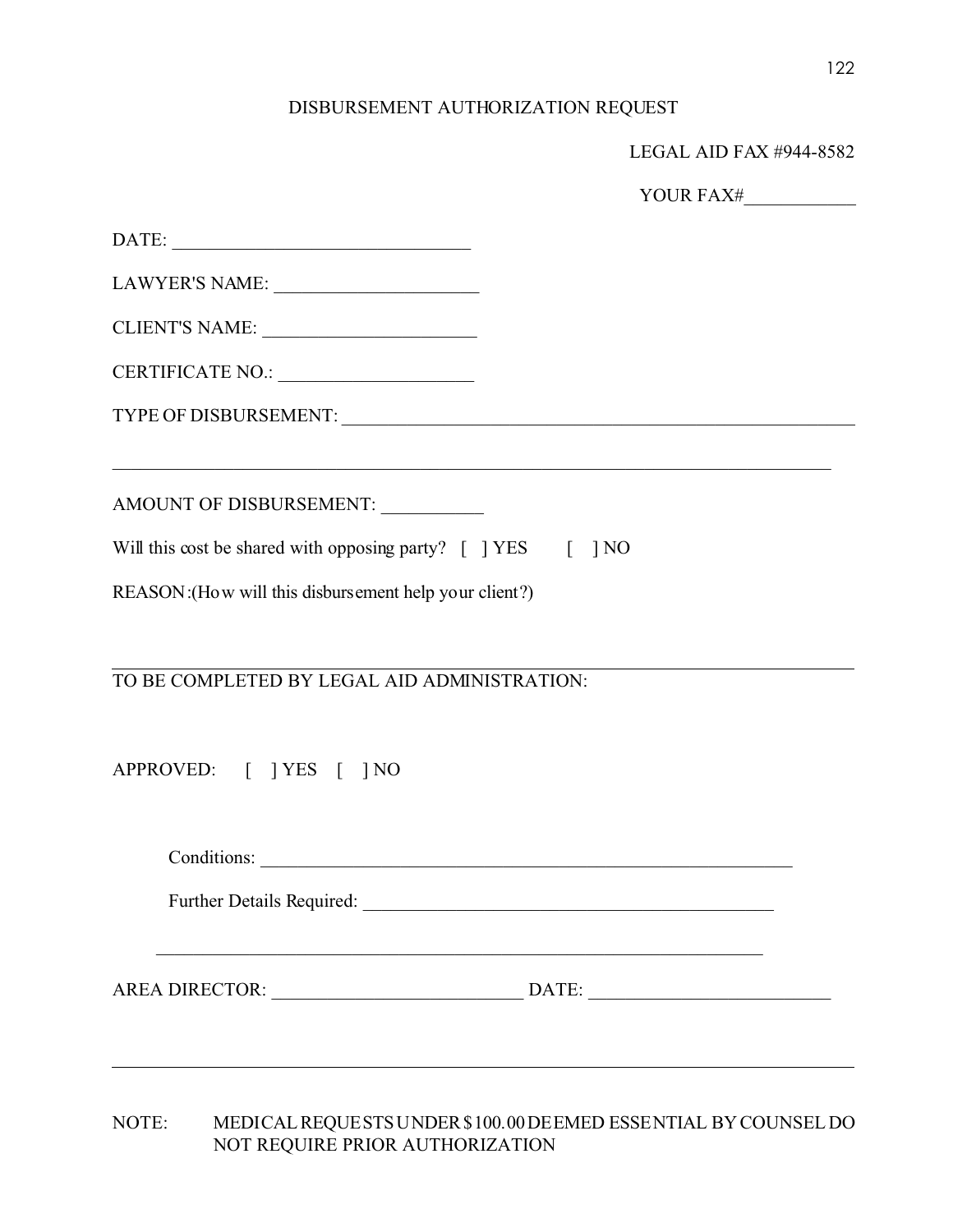# DISBURSEMENT AUTHORIZATION REQUEST

LEGAL AID FAX #944-8582

YOUR FAX#____________

DATE: ________________________________

LAWYER'S NAME: ______________________

CLIENT'S NAME: ______________________

CERTIFICATE NO.: ____________________

TYPE OF DISBURSEMENT: ________________________________________________________

________________________________________________________________________________

AMOUNT OF DISBURSEMENT: ___________

Will this cost be shared with opposing party? [ ] YES [ ] NO

REASON:(How will this disbursement help your client?)

---

TO BE COMPLETED BY LEGAL AID ADMINISTRATION:

APPROVED: [ ] YES [ ] NO

Conditions: ___________________________________________________________

Further Details Required: _____________________________________________

_____________________________________________________________________

AREA DIRECTOR: ___________________________ DATE: __________________________

---

NOTE: MEDICAL REQUESTS UNDER $100.00 DEEMED ESSENTIAL BY COUNSEL DO NOT REQUIRE PRIOR AUTHORIZATION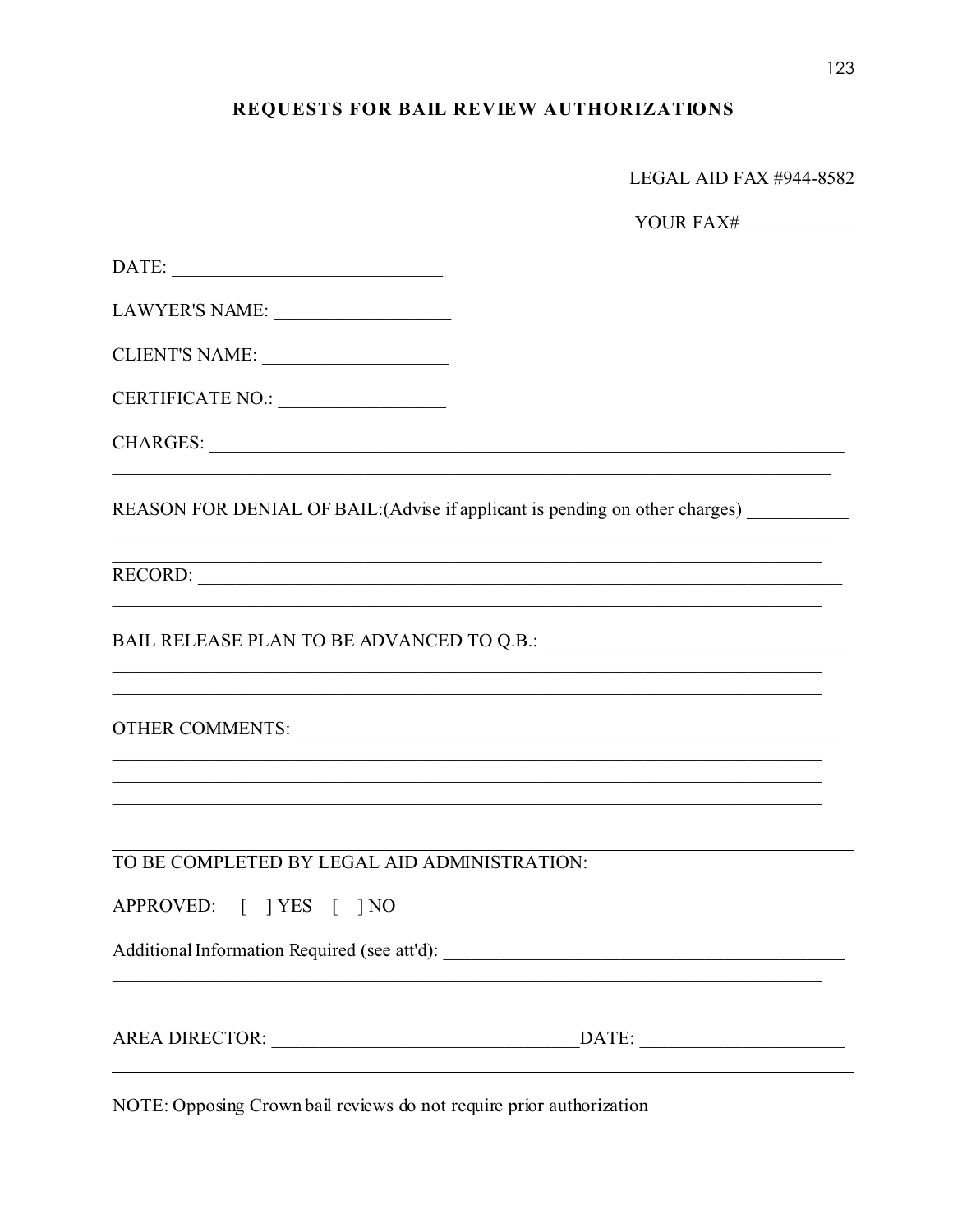# REQUESTS FOR BAIL REVIEW AUTHORIZATIONS

LEGAL AID FAX #944-8582

YOUR FAX# ____________

DATE: ____________________________

LAWYER'S NAME: __________________

CLIENT'S NAME: ___________________

CERTIFICATE NO.: _________________

CHARGES: ______________________________________________________________________
______________________________________________________________________________

REASON FOR DENIAL OF BAIL:(Advise if applicant is pending on other charges) ___________
______________________________________________________________________________
______________________________________________________________________________

RECORD: ______________________________________________________________________
______________________________________________________________________________

BAIL RELEASE PLAN TO BE ADVANCED TO Q.B.: __________________________________
______________________________________________________________________________
______________________________________________________________________________

OTHER COMMENTS: ______________________________________________________________
______________________________________________________________________________
______________________________________________________________________________
______________________________________________________________________________

---

TO BE COMPLETED BY LEGAL AID ADMINISTRATION:

APPROVED: [ ] YES [ ] NO

Additional Information Required (see att'd): ____________________________________________
______________________________________________________________________________

AREA DIRECTOR: ________________________________DATE: _____________________

---

NOTE: Opposing Crown bail reviews do not require prior authorization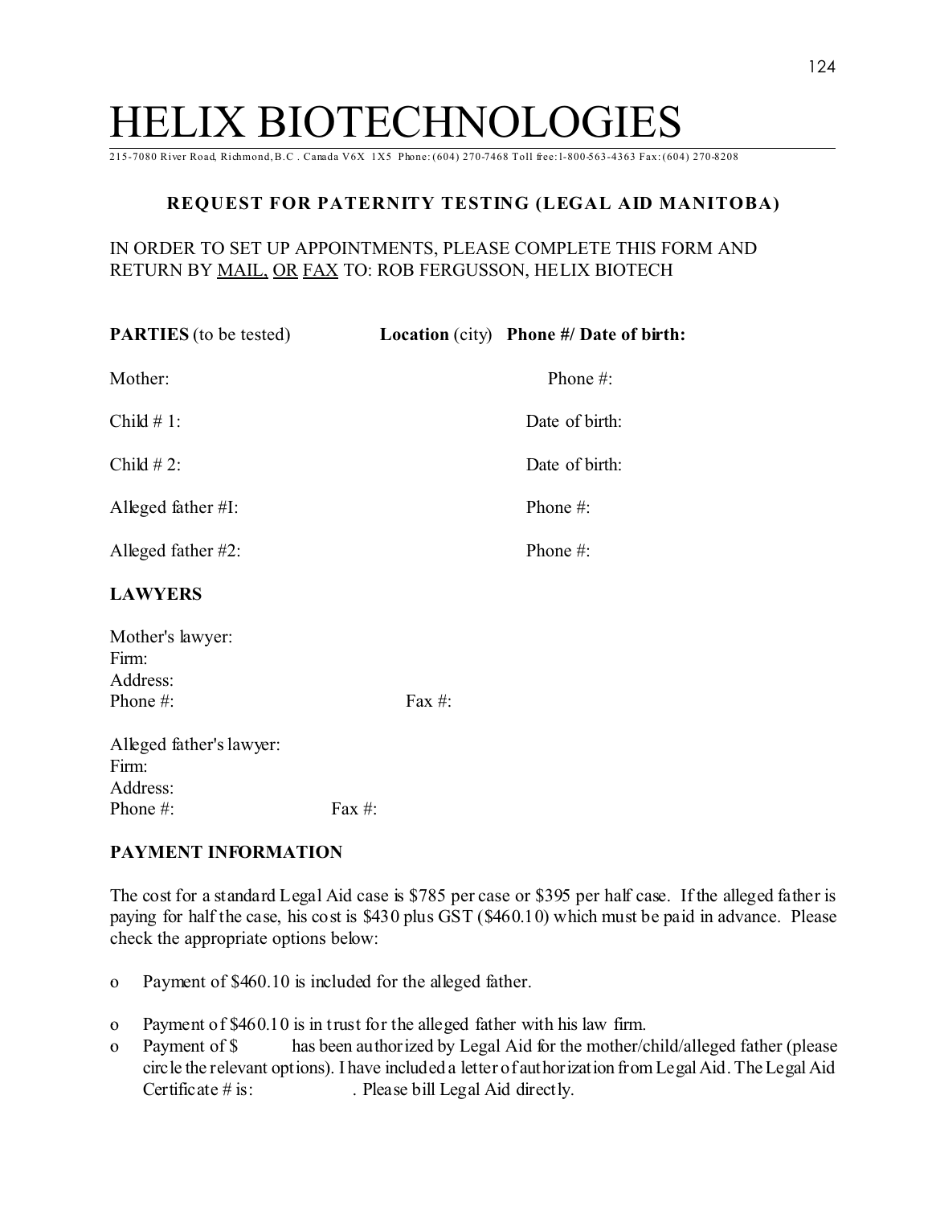# HELIX BIOTECHNOLOGIES

215-7080 River Road, Richmond, B.C . Canada V6X 1X5 Phone: (604) 270-7468 Toll free: 1-800-563-4363 Fax: (604) 270-8208

## REQUEST FOR PATERNITY TESTING (LEGAL AID MANITOBA)

IN ORDER TO SET UP APPOINTMENTS, PLEASE COMPLETE THIS FORM AND RETURN BY MAIL, OR FAX TO: ROB FERGUSSON, HELIX BIOTECH

| **PARTIES** (to be tested) | **Location** (city) | **Phone #/ Date of birth:** |
|---|---|---|
| Mother: | | Phone #: |
| Child # 1: | | Date of birth: |
| Child # 2: | | Date of birth: |
| Alleged father #I: | | Phone #: |
| Alleged father #2: | | Phone #: |

**LAWYERS**

Mother's lawyer:
Firm:
Address:
Phone #: Fax #:

Alleged father's lawyer:
Firm:
Address:
Phone #: Fax #:

**PAYMENT INFORMATION**

The cost for a standard Legal Aid case is $785 per case or $395 per half case. If the alleged father is paying for half the case, his cost is $430 plus GST ($460.10) which must be paid in advance. Please check the appropriate options below:

- o Payment of $460.10 is included for the alleged father.
- o Payment of $460.10 is in trust for the alleged father with his law firm.
- o Payment of $ has been authorized by Legal Aid for the mother/child/alleged father (please circle the relevant options). I have included a letter of authorization from Legal Aid. The Legal Aid Certificate # is: . Please bill Legal Aid directly.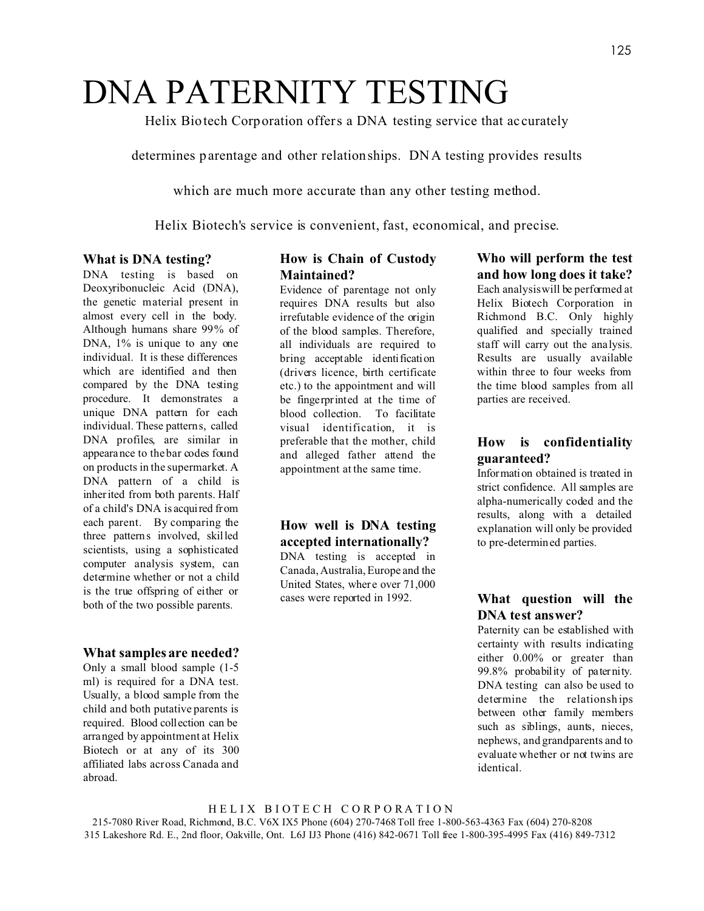# DNA PATERNITY TESTING

Helix Biotech Corporation offers a DNA testing service that accurately determines parentage and other relationships. DNA testing provides results which are much more accurate than any other testing method. Helix Biotech's service is convenient, fast, economical, and precise.

### What is DNA testing?

DNA testing is based on Deoxyribonucleic Acid (DNA), the genetic material present in almost every cell in the body. Although humans share 99% of DNA, 1% is unique to any one individual. It is these differences which are identified and then compared by the DNA testing procedure. It demonstrates a unique DNA pattern for each individual. These patterns, called DNA profiles, are similar in appearance to the bar codes found on products in the supermarket. A DNA pattern of a child is inherited from both parents. Half of a child's DNA is acquired from each parent. By comparing the three patterns involved, skilled scientists, using a sophisticated computer analysis system, can determine whether or not a child is the true offspring of either or both of the two possible parents.

### What samples are needed?

Only a small blood sample (1-5 ml) is required for a DNA test. Usually, a blood sample from the child and both putative parents is required. Blood collection can be arranged by appointment at Helix Biotech or at any of its 300 affiliated labs across Canada and abroad.

### How is Chain of Custody Maintained?

Evidence of parentage not only requires DNA results but also irrefutable evidence of the origin of the blood samples. Therefore, all individuals are required to bring acceptable identification (drivers licence, birth certificate etc.) to the appointment and will be fingerprinted at the time of blood collection. To facilitate visual identification, it is preferable that the mother, child and alleged father attend the appointment at the same time.

### How well is DNA testing accepted internationally?

DNA testing is accepted in Canada, Australia, Europe and the United States, where over 71,000 cases were reported in 1992.

### Who will perform the test and how long does it take?

Each analysis will be performed at Helix Biotech Corporation in Richmond B.C. Only highly qualified and specially trained staff will carry out the analysis. Results are usually available within three to four weeks from the time blood samples from all parties are received.

### How is confidentiality guaranteed?

Information obtained is treated in strict confidence. All samples are alpha-numerically coded and the results, along with a detailed explanation will only be provided to pre-determined parties.

### What question will the DNA test answer?

Paternity can be established with certainty with results indicating either 0.00% or greater than 99.8% probability of paternity. DNA testing can also be used to determine the relationships between other family members such as siblings, aunts, nieces, nephews, and grandparents and to evaluate whether or not twins are identical.

HELIX BIOTECH CORPORATION

215-7080 River Road, Richmond, B.C. V6X IX5 Phone (604) 270-7468 Toll free 1-800-563-4363 Fax (604) 270-8208

315 Lakeshore Rd. E., 2nd floor, Oakville, Ont. L6J IJ3 Phone (416) 842-0671 Toll free 1-800-395-4995 Fax (416) 849-7312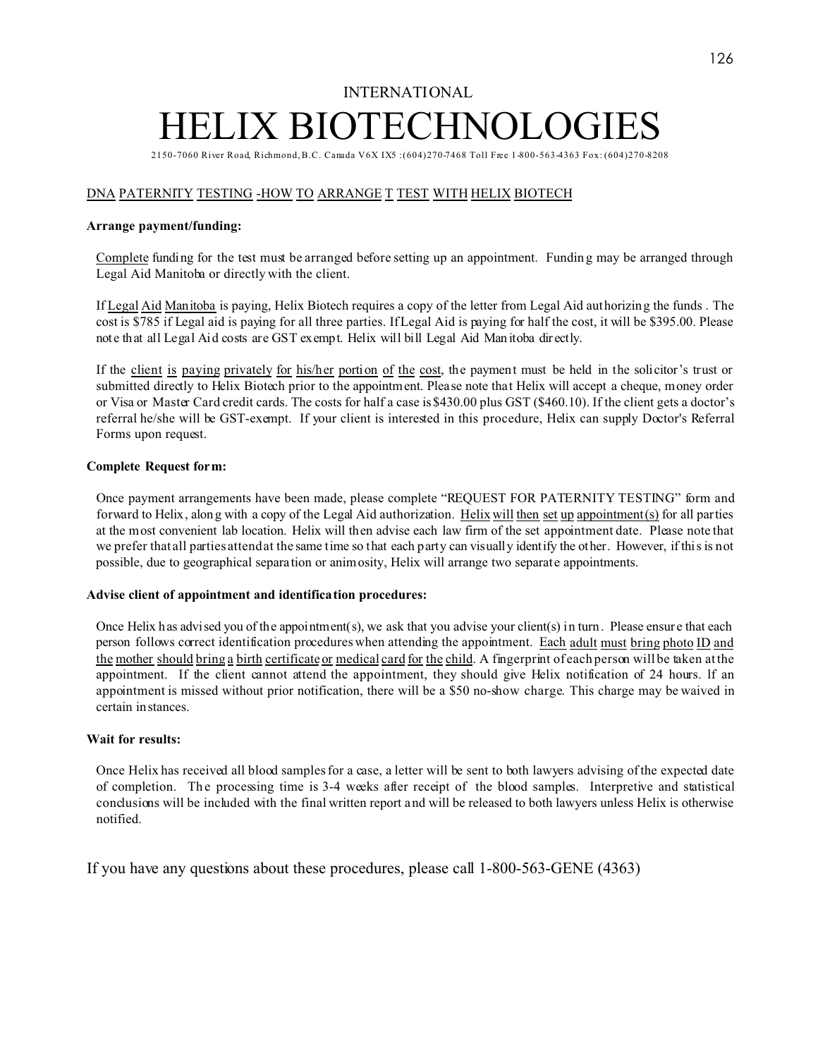INTERNATIONAL

# HELIX BIOTECHNOLOGIES

2150-7060 River Road, Richmond, B.C. Canada V6X IX5 :(604)270-7468 Toll Free 1-800-563-4363 Fox: (604)270-8208

## DNA PATERNITY TESTING -HOW TO ARRANGE T TEST WITH HELIX BIOTECH

**Arrange payment/funding:**

Complete funding for the test must be arranged before setting up an appointment. Funding may be arranged through Legal Aid Manitoba or directly with the client.

If Legal Aid Manitoba is paying, Helix Biotech requires a copy of the letter from Legal Aid authorizing the funds . The cost is $785 if Legal aid is paying for all three parties. If Legal Aid is paying for half the cost, it will be $395.00. Please note that all Legal Aid costs are GST exempt. Helix will bill Legal Aid Manitoba directly.

If the client is paying privately for his/her portion of the cost, the payment must be held in the solicitor's trust or submitted directly to Helix Biotech prior to the appointment. Please note that Helix will accept a cheque, money order or Visa or Master Card credit cards. The costs for half a case is $430.00 plus GST ($460.10). If the client gets a doctor's referral he/she will be GST-exempt. If your client is interested in this procedure, Helix can supply Doctor's Referral Forms upon request.

**Complete Request form:**

Once payment arrangements have been made, please complete "REQUEST FOR PATERNITY TESTING" form and forward to Helix, along with a copy of the Legal Aid authorization. Helix will then set up appointment(s) for all parties at the most convenient lab location. Helix will then advise each law firm of the set appointment date. Please note that we prefer that all parties attend at the same time so that each party can visually identify the other. However, if this is not possible, due to geographical separation or animosity, Helix will arrange two separate appointments.

**Advise client of appointment and identification procedures:**

Once Helix has advised you of the appointment(s), we ask that you advise your client(s) in turn. Please ensure that each person follows correct identification procedures when attending the appointment. Each adult must bring photo ID and the mother should bring a birth certificate or medical card for the child. A fingerprint of each person will be taken at the appointment. If the client cannot attend the appointment, they should give Helix notification of 24 hours. If an appointment is missed without prior notification, there will be a $50 no-show charge. This charge may be waived in certain instances.

**Wait for results:**

Once Helix has received all blood samples for a case, a letter will be sent to both lawyers advising of the expected date of completion. The processing time is 3-4 weeks after receipt of the blood samples. Interpretive and statistical conclusions will be included with the final written report and will be released to both lawyers unless Helix is otherwise notified.

If you have any questions about these procedures, please call 1-800-563-GENE (4363)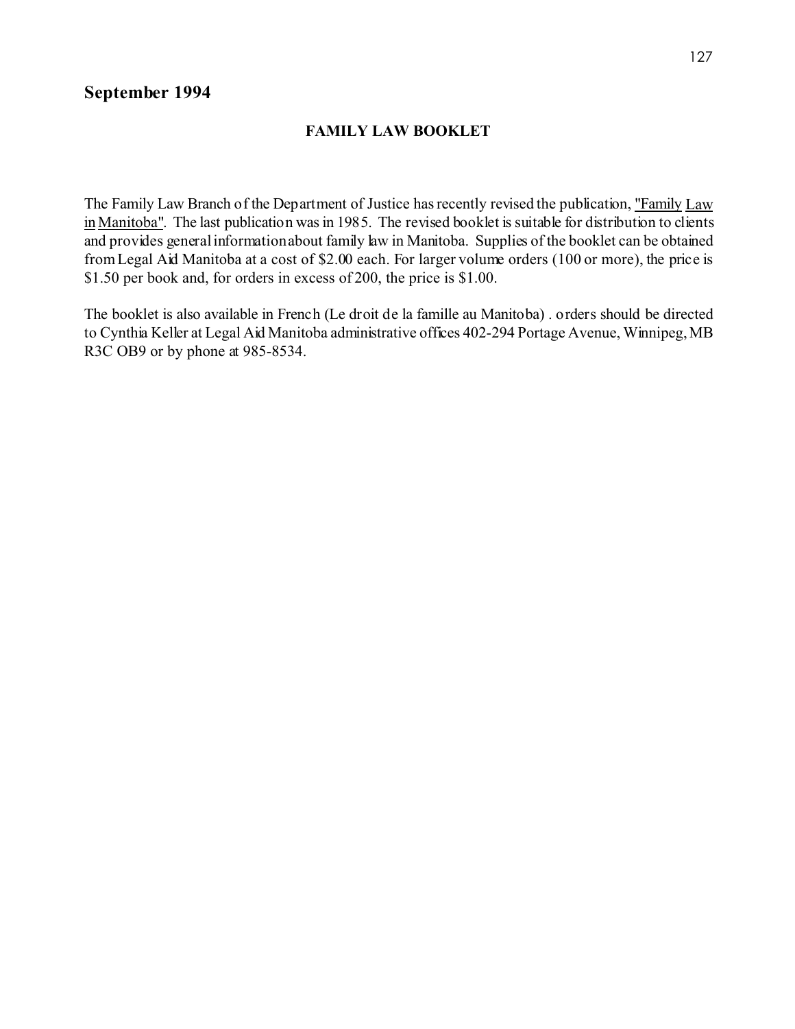## September 1994

### FAMILY LAW BOOKLET

The Family Law Branch of the Department of Justice has recently revised the publication, "Family Law in Manitoba". The last publication was in 1985. The revised booklet is suitable for distribution to clients and provides general information about family law in Manitoba. Supplies of the booklet can be obtained from Legal Aid Manitoba at a cost of $2.00 each. For larger volume orders (100 or more), the price is $1.50 per book and, for orders in excess of 200, the price is $1.00.

The booklet is also available in French (Le droit de la famille au Manitoba) . orders should be directed to Cynthia Keller at Legal Aid Manitoba administrative offices 402-294 Portage Avenue, Winnipeg, MB R3C OB9 or by phone at 985-8534.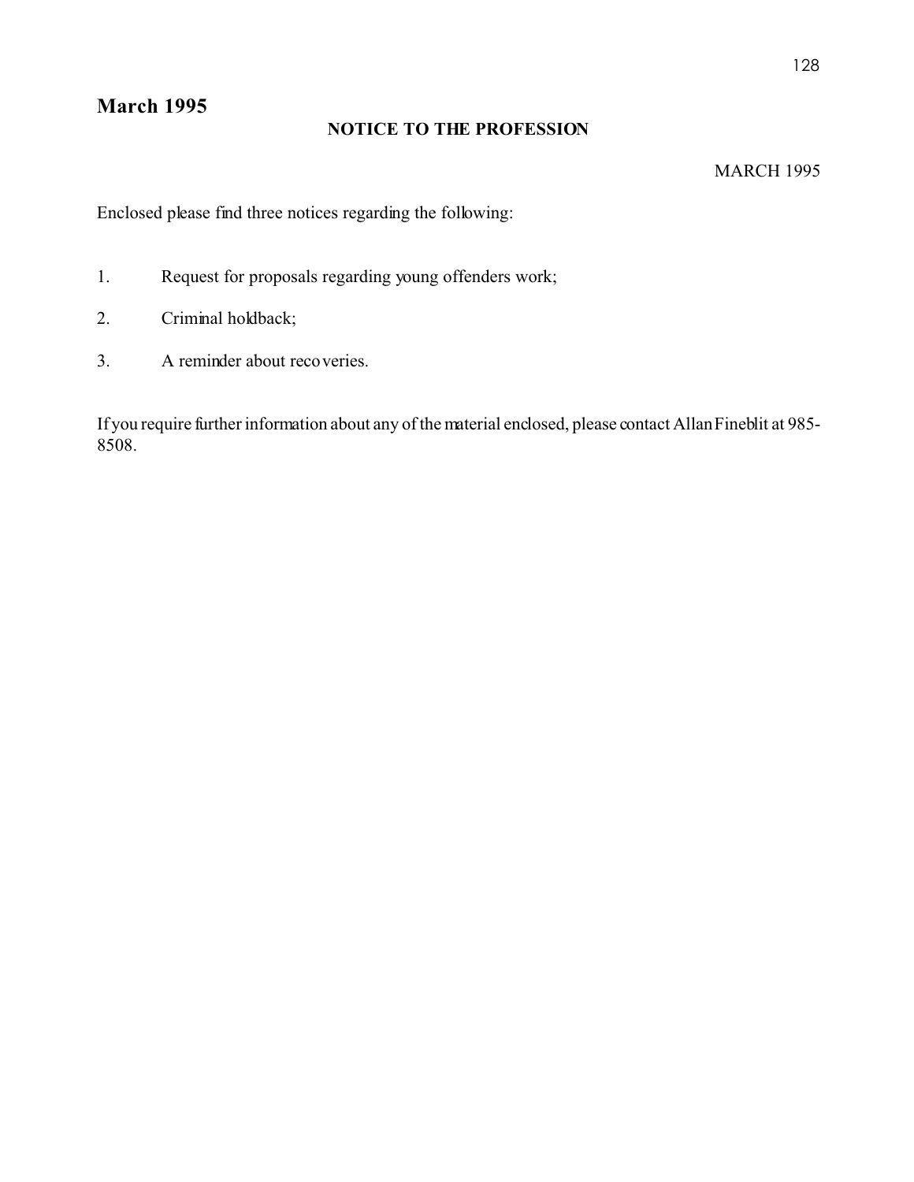## March 1995

### NOTICE TO THE PROFESSION

MARCH 1995

Enclosed please find three notices regarding the following:

1. Request for proposals regarding young offenders work;
2. Criminal holdback;
3. A reminder about recoveries.

If you require further information about any of the material enclosed, please contact Allan Fineblit at 985-8508.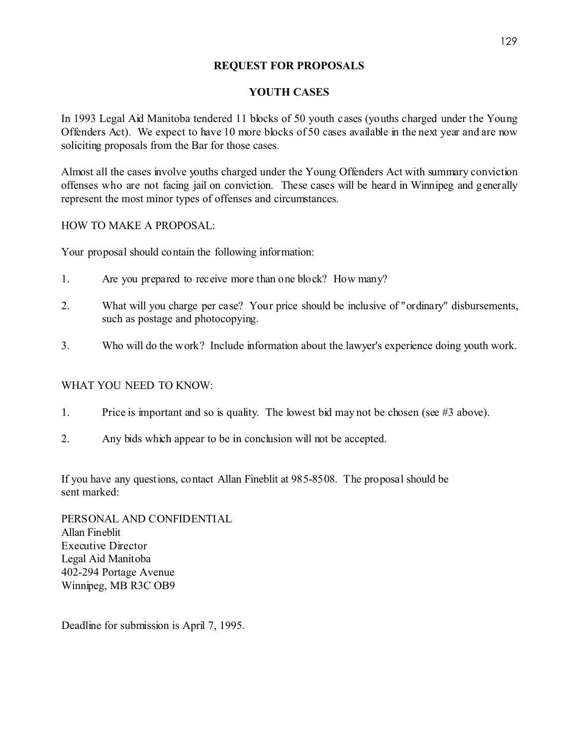**REQUEST FOR PROPOSALS**

**YOUTH CASES**

In 1993 Legal Aid Manitoba tendered 11 blocks of 50 youth cases (youths charged under the Young Offenders Act). We expect to have 10 more blocks of 50 cases available in the next year and are now soliciting proposals from the Bar for those cases.

Almost all the cases involve youths charged under the Young Offenders Act with summary conviction offenses who are not facing jail on conviction. These cases will be heard in Winnipeg and generally represent the most minor types of offenses and circumstances.

HOW TO MAKE A PROPOSAL:

Your proposal should contain the following information:

1. Are you prepared to receive more than one block? How many?
2. What will you charge per case? Your price should be inclusive of "ordinary" disbursements, such as postage and photocopying.
3. Who will do the work? Include information about the lawyer's experience doing youth work.

WHAT YOU NEED TO KNOW:

1. Price is important and so is quality. The lowest bid may not be chosen (see #3 above).
2. Any bids which appear to be in conclusion will not be accepted.

If you have any questions, contact Allan Fineblit at 985-8508. The proposal should be sent marked:

PERSONAL AND CONFIDENTIAL
Allan Fineblit
Executive Director
Legal Aid Manitoba
402-294 Portage Avenue
Winnipeg, MB R3C OB9

Deadline for submission is April 7, 1995.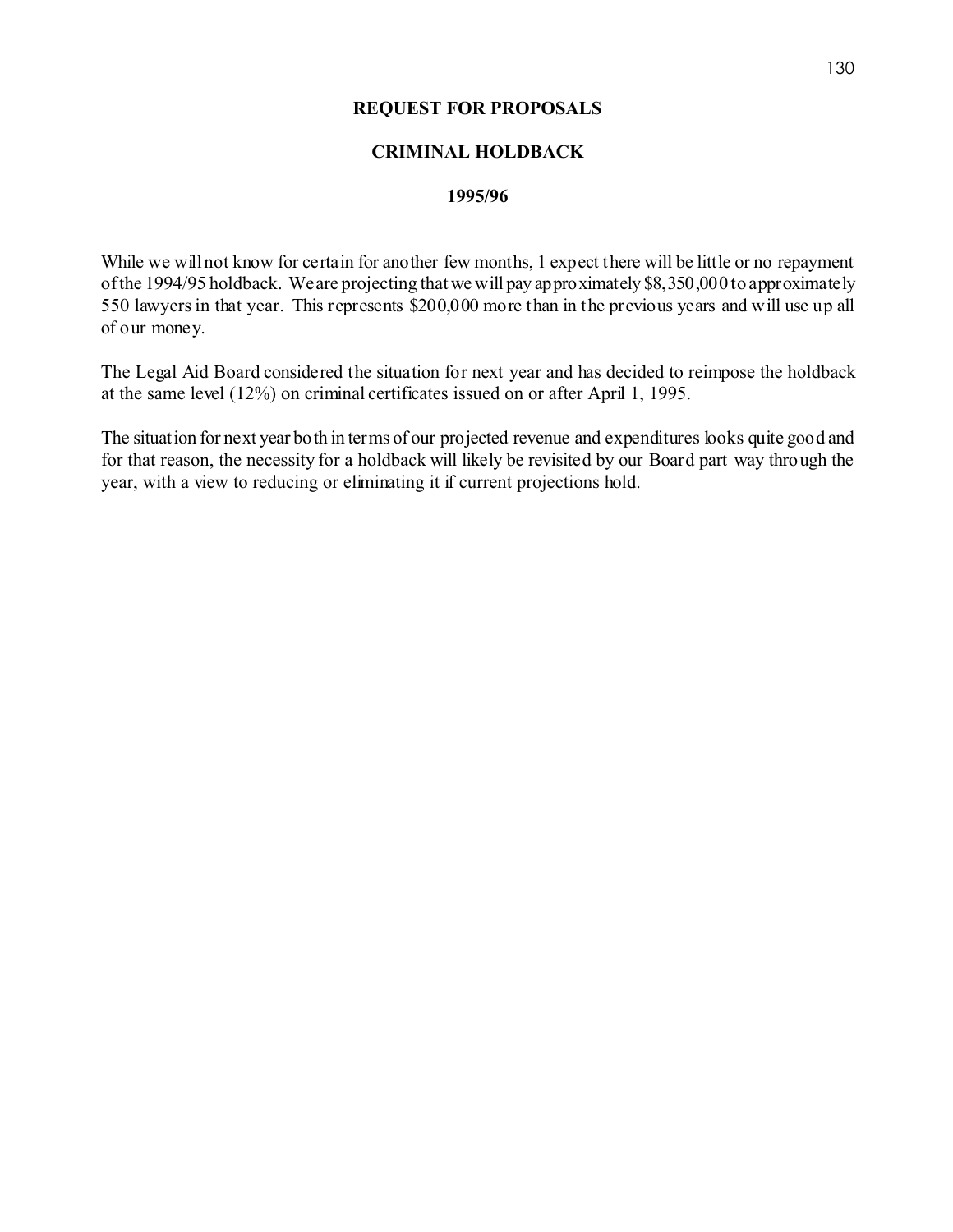**REQUEST FOR PROPOSALS**

**CRIMINAL HOLDBACK**

**1995/96**

While we will not know for certain for another few months, 1 expect there will be little or no repayment of the 1994/95 holdback. We are projecting that we will pay approximately $8,350,000 to approximately 550 lawyers in that year. This represents $200,000 more than in the previous years and will use up all of our money.

The Legal Aid Board considered the situation for next year and has decided to reimpose the holdback at the same level (12%) on criminal certificates issued on or after April 1, 1995.

The situation for next year both in terms of our projected revenue and expenditures looks quite good and for that reason, the necessity for a holdback will likely be revisited by our Board part way through the year, with a view to reducing or eliminating it if current projections hold.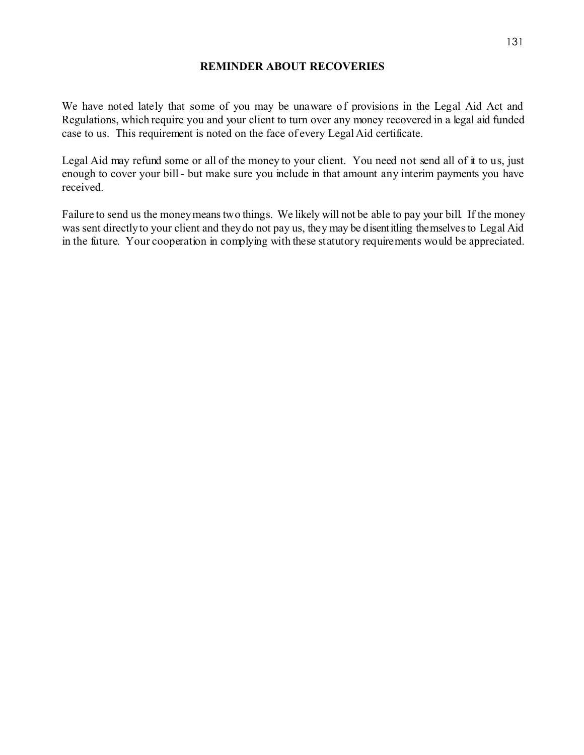# REMINDER ABOUT RECOVERIES

We have noted lately that some of you may be unaware of provisions in the Legal Aid Act and Regulations, which require you and your client to turn over any money recovered in a legal aid funded case to us. This requirement is noted on the face of every Legal Aid certificate.

Legal Aid may refund some or all of the money to your client. You need not send all of it to us, just enough to cover your bill - but make sure you include in that amount any interim payments you have received.

Failure to send us the money means two things. We likely will not be able to pay your bill. If the money was sent directly to your client and they do not pay us, they may be disentitling themselves to Legal Aid in the future. Your cooperation in complying with these statutory requirements would be appreciated.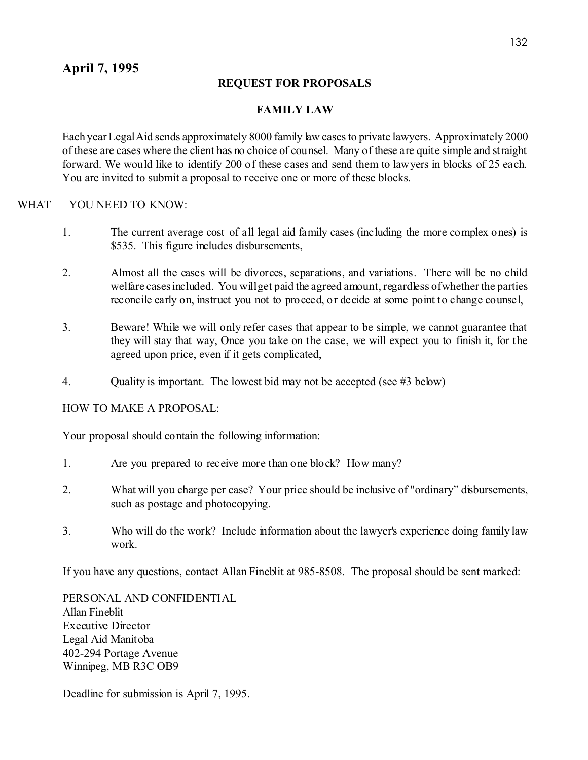**April 7, 1995**

**REQUEST FOR PROPOSALS**

**FAMILY LAW**

Each year Legal Aid sends approximately 8000 family law cases to private lawyers. Approximately 2000 of these are cases where the client has no choice of counsel. Many of these are quite simple and straight forward. We would like to identify 200 of these cases and send them to lawyers in blocks of 25 each. You are invited to submit a proposal to receive one or more of these blocks.

WHAT YOU NEED TO KNOW:

1. The current average cost of all legal aid family cases (including the more complex ones) is $535. This figure includes disbursements,

2. Almost all the cases will be divorces, separations, and variations. There will be no child welfare cases included. You will get paid the agreed amount, regardless of whether the parties reconcile early on, instruct you not to proceed, or decide at some point to change counsel,

3. Beware! While we will only refer cases that appear to be simple, we cannot guarantee that they will stay that way, Once you take on the case, we will expect you to finish it, for the agreed upon price, even if it gets complicated,

4. Quality is important. The lowest bid may not be accepted (see #3 below)

HOW TO MAKE A PROPOSAL:

Your proposal should contain the following information:

1. Are you prepared to receive more than one block? How many?

2. What will you charge per case? Your price should be inclusive of "ordinary" disbursements, such as postage and photocopying.

3. Who will do the work? Include information about the lawyer's experience doing family law work.

If you have any questions, contact Allan Fineblit at 985-8508. The proposal should be sent marked:

PERSONAL AND CONFIDENTIAL
Allan Fineblit
Executive Director
Legal Aid Manitoba
402-294 Portage Avenue
Winnipeg, MB R3C OB9

Deadline for submission is April 7, 1995.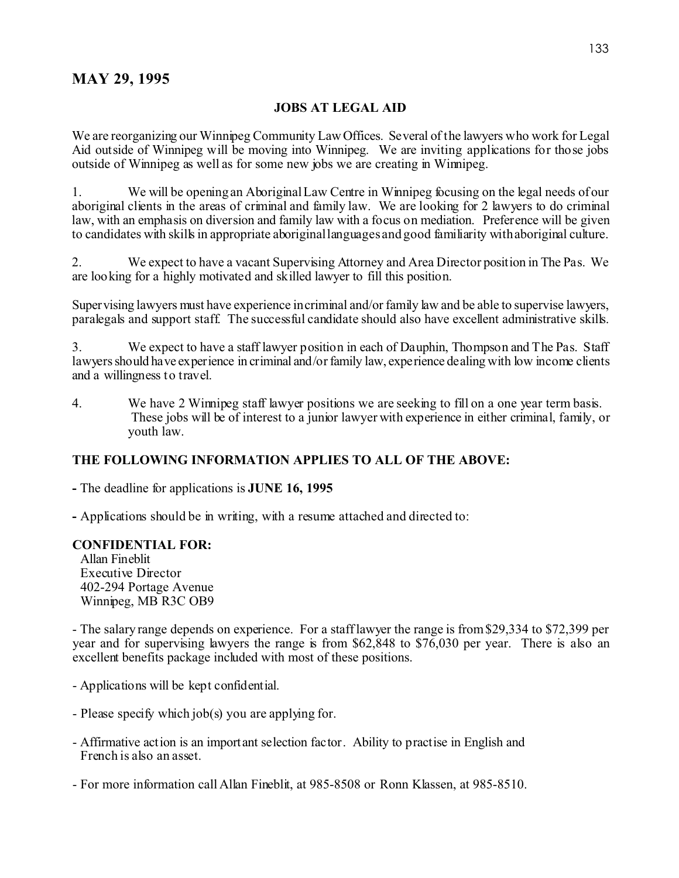## MAY 29, 1995

### JOBS AT LEGAL AID

We are reorganizing our Winnipeg Community Law Offices. Several of the lawyers who work for Legal Aid outside of Winnipeg will be moving into Winnipeg. We are inviting applications for those jobs outside of Winnipeg as well as for some new jobs we are creating in Winnipeg.

1. We will be opening an Aboriginal Law Centre in Winnipeg focusing on the legal needs of our aboriginal clients in the areas of criminal and family law. We are looking for 2 lawyers to do criminal law, with an emphasis on diversion and family law with a focus on mediation. Preference will be given to candidates with skills in appropriate aboriginal languages and good familiarity with aboriginal culture.

2. We expect to have a vacant Supervising Attorney and Area Director position in The Pas. We are looking for a highly motivated and skilled lawyer to fill this position.

Supervising lawyers must have experience in criminal and/or family law and be able to supervise lawyers, paralegals and support staff. The successful candidate should also have excellent administrative skills.

3. We expect to have a staff lawyer position in each of Dauphin, Thompson and The Pas. Staff lawyers should have experience in criminal and/or family law, experience dealing with low income clients and a willingness to travel.

4. We have 2 Winnipeg staff lawyer positions we are seeking to fill on a one year term basis. These jobs will be of interest to a junior lawyer with experience in either criminal, family, or youth law.

### THE FOLLOWING INFORMATION APPLIES TO ALL OF THE ABOVE:

- The deadline for applications is **JUNE 16, 1995**

- Applications should be in writing, with a resume attached and directed to:

**CONFIDENTIAL FOR:**
Allan Fineblit
Executive Director
402-294 Portage Avenue
Winnipeg, MB R3C OB9

- The salary range depends on experience. For a staff lawyer the range is from $29,334 to $72,399 per year and for supervising lawyers the range is from $62,848 to $76,030 per year. There is also an excellent benefits package included with most of these positions.

- Applications will be kept confidential.

- Please specify which job(s) you are applying for.

- Affirmative action is an important selection factor. Ability to practise in English and French is also an asset.

- For more information call Allan Fineblit, at 985-8508 or Ronn Klassen, at 985-8510.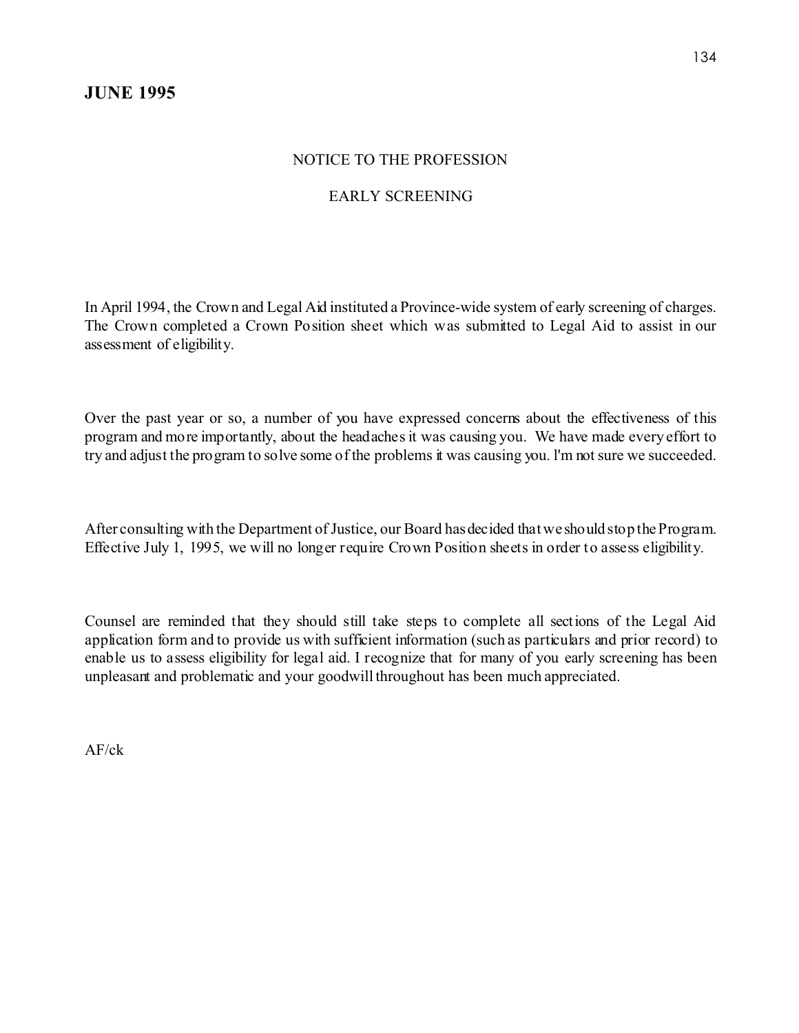## JUNE 1995

NOTICE TO THE PROFESSION

EARLY SCREENING

In April 1994, the Crown and Legal Aid instituted a Province-wide system of early screening of charges. The Crown completed a Crown Position sheet which was submitted to Legal Aid to assist in our assessment of eligibility.

Over the past year or so, a number of you have expressed concerns about the effectiveness of this program and more importantly, about the headaches it was causing you. We have made every effort to try and adjust the program to solve some of the problems it was causing you. I'm not sure we succeeded.

After consulting with the Department of Justice, our Board has decided that we should stop the Program. Effective July 1, 1995, we will no longer require Crown Position sheets in order to assess eligibility.

Counsel are reminded that they should still take steps to complete all sections of the Legal Aid application form and to provide us with sufficient information (such as particulars and prior record) to enable us to assess eligibility for legal aid. I recognize that for many of you early screening has been unpleasant and problematic and your goodwill throughout has been much appreciated.

AF/ck